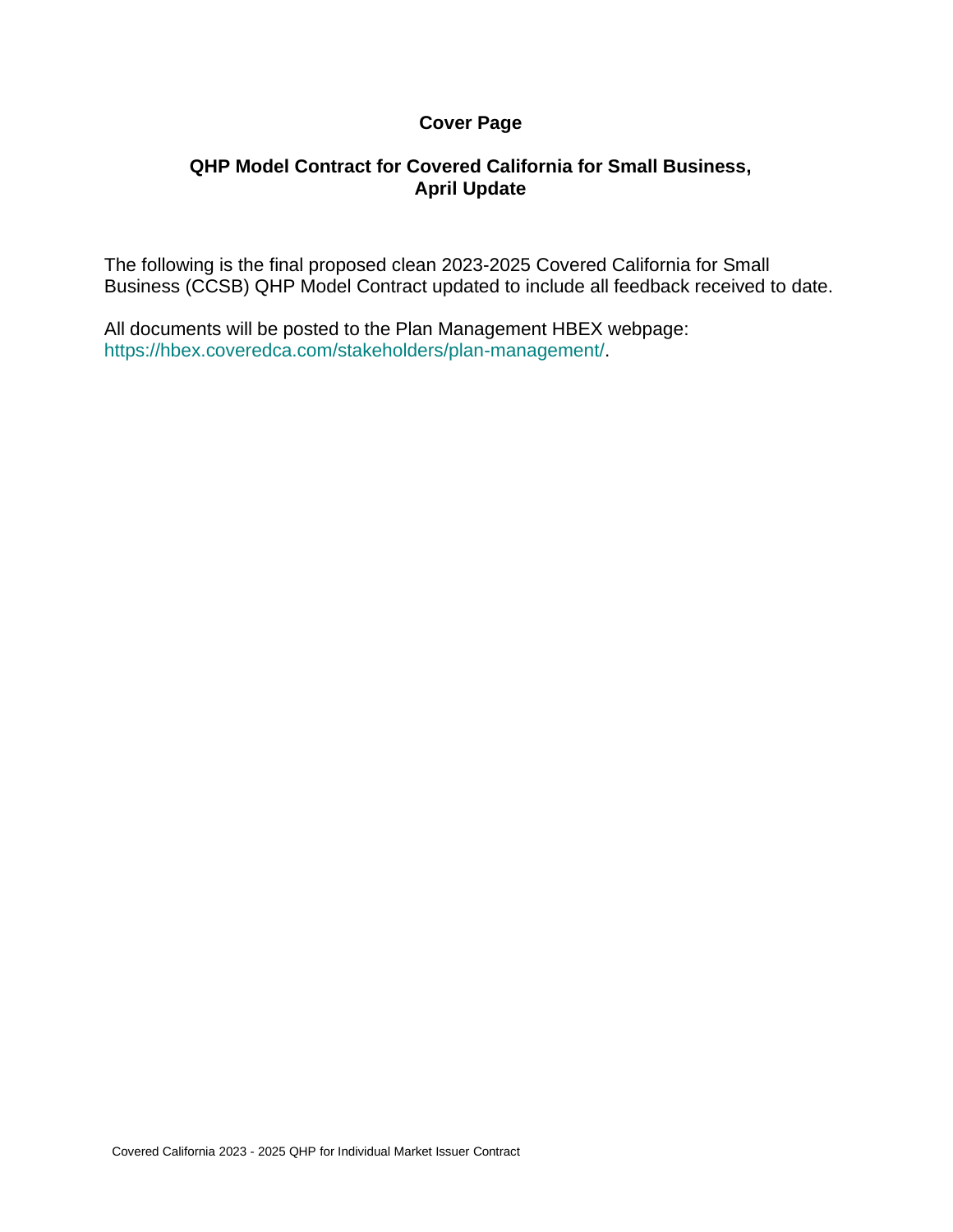# Cover Page

## QHP Model Contract for Covered California for Small Business, April Update

The following is the final proposed clean 2023-2025 Covered California for Small Business (CCSB) QHP Model Contract updated to include all feedback received to date.

All documents will be posted to the Plan Management HBEX webpage: https://hbex.coveredca.com/stakeholders/plan-management/.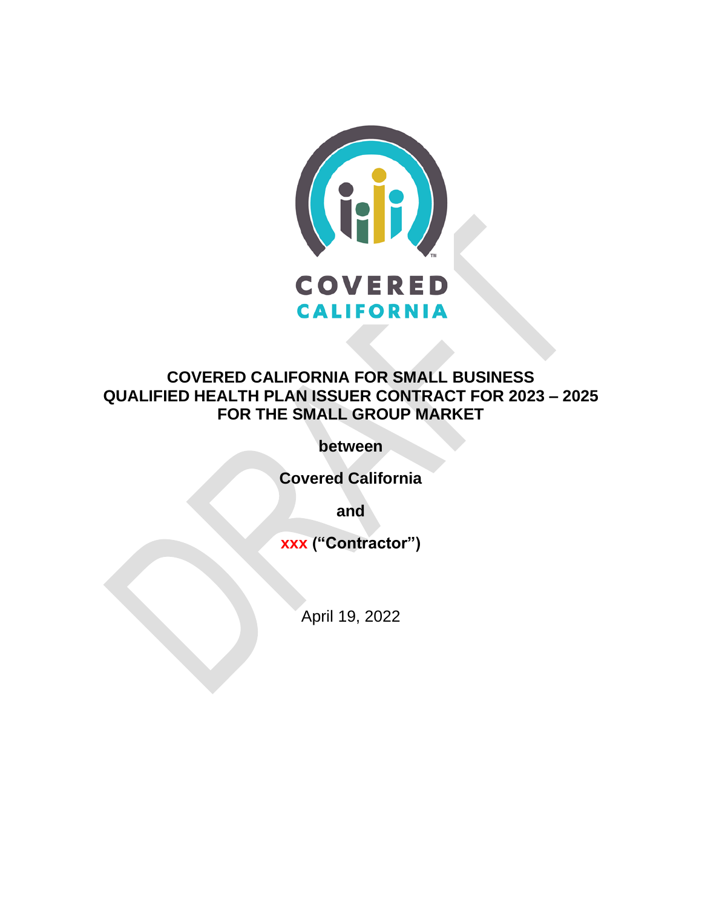# COVERED CALIFORNIA FOR SMALL BUSINESS QUALIFIED HEALTH PLAN ISSUER CONTRACT FOR 2023 – 2025 FOR THE SMALL GROUP MARKET

**between**

**Covered California**

**and**

**xxx ("Contractor")**

April 19, 2022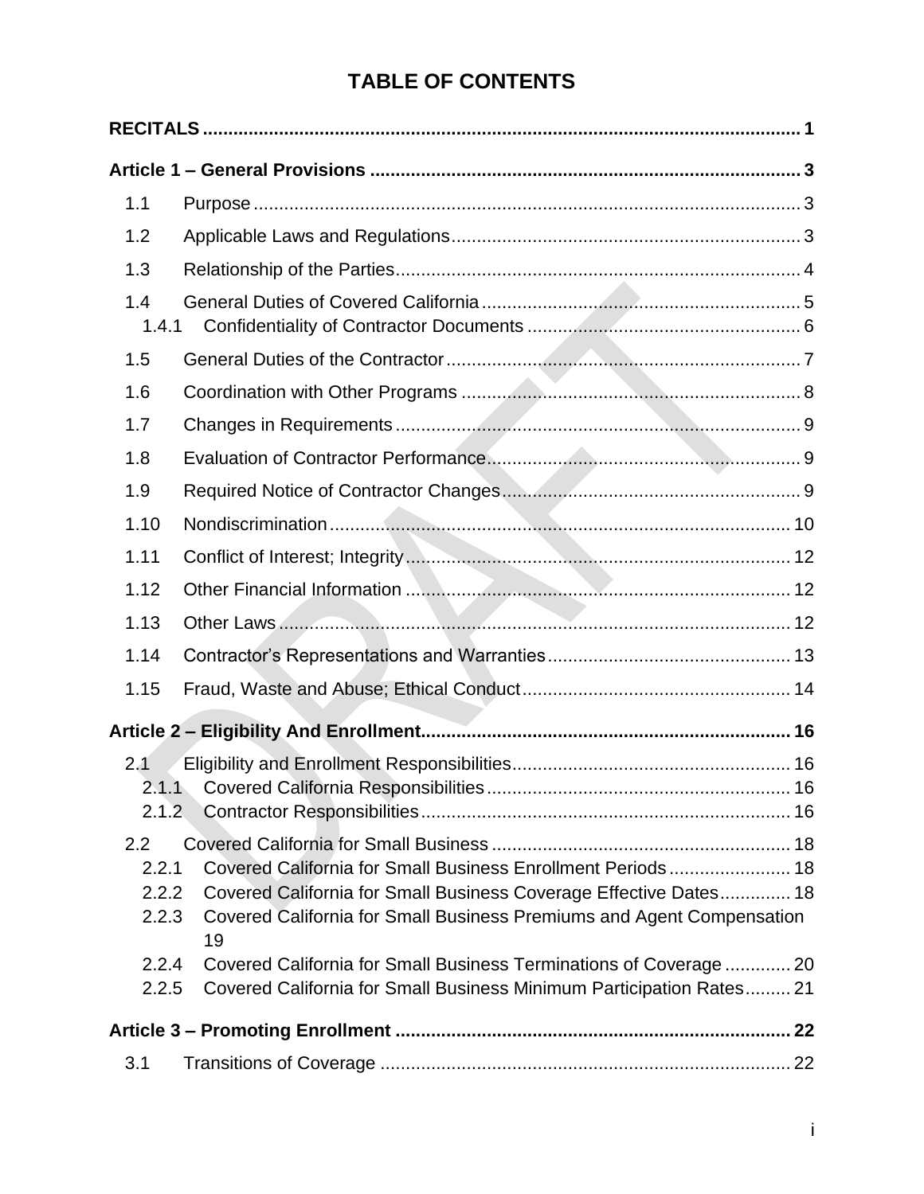# TABLE OF CONTENTS

**RECITALS** ..... 1

**Article 1 – General Provisions** ..... 3

- 1.1 Purpose ..... 3
- 1.2 Applicable Laws and Regulations ..... 3
- 1.3 Relationship of the Parties ..... 4
- 1.4 General Duties of Covered California ..... 5
  - 1.4.1 Confidentiality of Contractor Documents ..... 6
- 1.5 General Duties of the Contractor ..... 7
- 1.6 Coordination with Other Programs ..... 8
- 1.7 Changes in Requirements ..... 9
- 1.8 Evaluation of Contractor Performance ..... 9
- 1.9 Required Notice of Contractor Changes ..... 9
- 1.10 Nondiscrimination ..... 10
- 1.11 Conflict of Interest; Integrity ..... 12
- 1.12 Other Financial Information ..... 12
- 1.13 Other Laws ..... 12
- 1.14 Contractor's Representations and Warranties ..... 13
- 1.15 Fraud, Waste and Abuse; Ethical Conduct ..... 14

**Article 2 – Eligibility And Enrollment** ..... 16

- 2.1 Eligibility and Enrollment Responsibilities ..... 16
  - 2.1.1 Covered California Responsibilities ..... 16
  - 2.1.2 Contractor Responsibilities ..... 16
- 2.2 Covered California for Small Business ..... 18
  - 2.2.1 Covered California for Small Business Enrollment Periods ..... 18
  - 2.2.2 Covered California for Small Business Coverage Effective Dates ..... 18
  - 2.2.3 Covered California for Small Business Premiums and Agent Compensation ..... 19
  - 2.2.4 Covered California for Small Business Terminations of Coverage ..... 20
  - 2.2.5 Covered California for Small Business Minimum Participation Rates ..... 21

**Article 3 – Promoting Enrollment** ..... 22

- 3.1 Transitions of Coverage ..... 22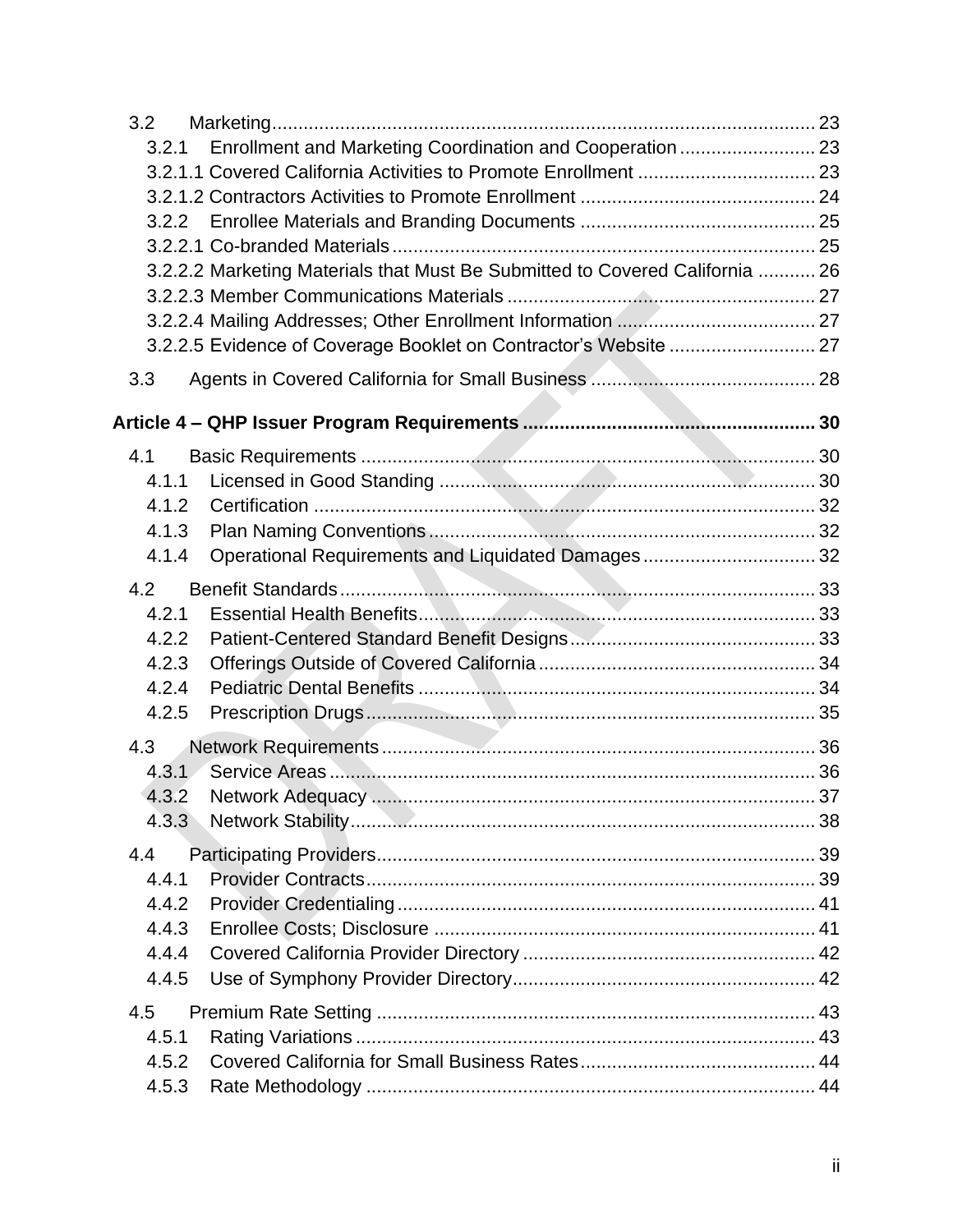3.2 Marketing .......... 23

3.2.1 Enrollment and Marketing Coordination and Cooperation .......... 23

3.2.1.1 Covered California Activities to Promote Enrollment .......... 23

3.2.1.2 Contractors Activities to Promote Enrollment .......... 24

3.2.2 Enrollee Materials and Branding Documents .......... 25

3.2.2.1 Co-branded Materials .......... 25

3.2.2.2 Marketing Materials that Must Be Submitted to Covered California .......... 26

3.2.2.3 Member Communications Materials .......... 27

3.2.2.4 Mailing Addresses; Other Enrollment Information .......... 27

3.2.2.5 Evidence of Coverage Booklet on Contractor's Website .......... 27

3.3 Agents in Covered California for Small Business .......... 28

**Article 4 – QHP Issuer Program Requirements .......... 30**

4.1 Basic Requirements .......... 30

4.1.1 Licensed in Good Standing .......... 30

4.1.2 Certification .......... 32

4.1.3 Plan Naming Conventions .......... 32

4.1.4 Operational Requirements and Liquidated Damages .......... 32

4.2 Benefit Standards .......... 33

4.2.1 Essential Health Benefits .......... 33

4.2.2 Patient-Centered Standard Benefit Designs .......... 33

4.2.3 Offerings Outside of Covered California .......... 34

4.2.4 Pediatric Dental Benefits .......... 34

4.2.5 Prescription Drugs .......... 35

4.3 Network Requirements .......... 36

4.3.1 Service Areas .......... 36

4.3.2 Network Adequacy .......... 37

4.3.3 Network Stability .......... 38

4.4 Participating Providers .......... 39

4.4.1 Provider Contracts .......... 39

4.4.2 Provider Credentialing .......... 41

4.4.3 Enrollee Costs; Disclosure .......... 41

4.4.4 Covered California Provider Directory .......... 42

4.4.5 Use of Symphony Provider Directory .......... 42

4.5 Premium Rate Setting .......... 43

4.5.1 Rating Variations .......... 43

4.5.2 Covered California for Small Business Rates .......... 44

4.5.3 Rate Methodology .......... 44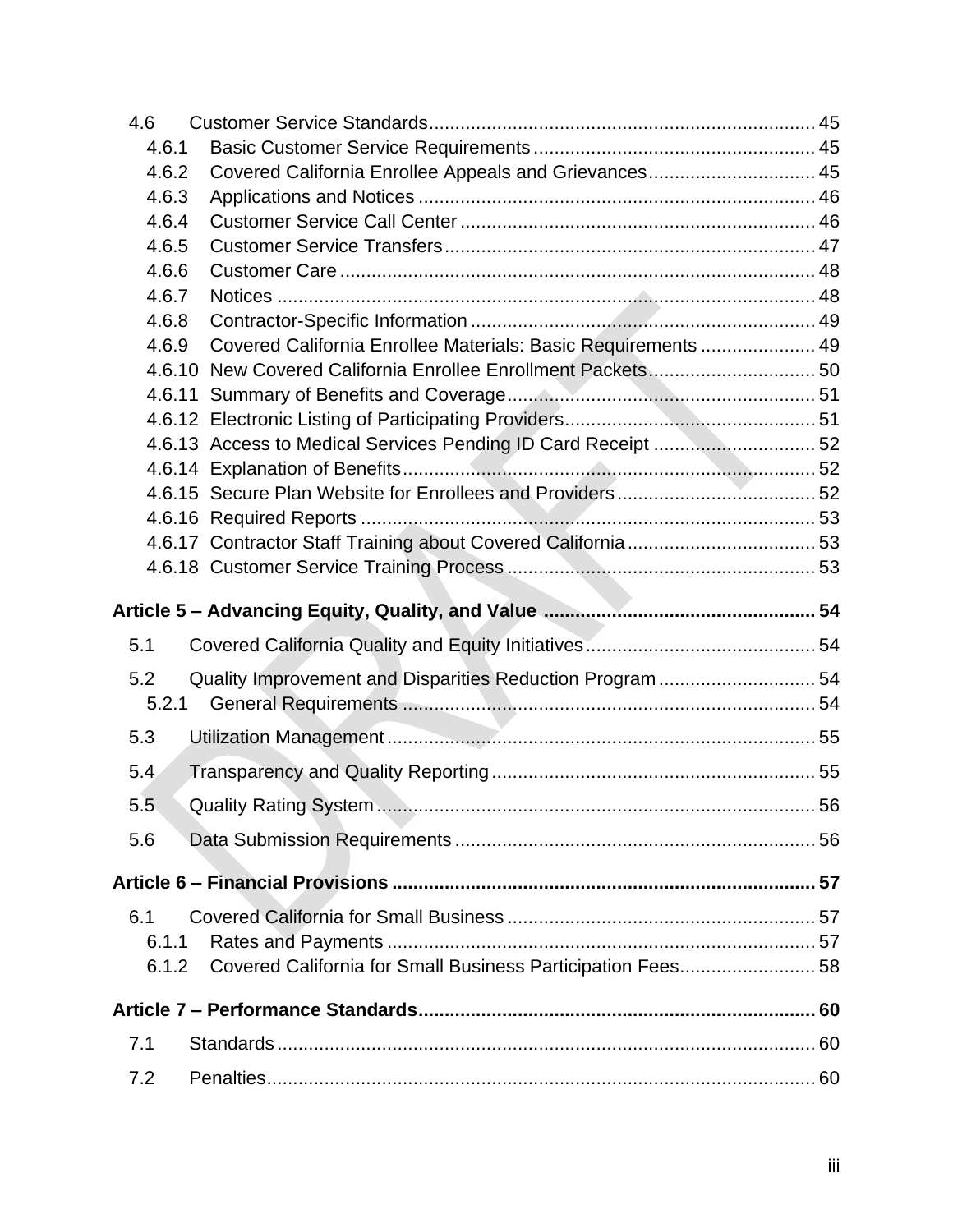4.6 Customer Service Standards ... 45
- 4.6.1 Basic Customer Service Requirements ... 45
- 4.6.2 Covered California Enrollee Appeals and Grievances ... 45
- 4.6.3 Applications and Notices ... 46
- 4.6.4 Customer Service Call Center ... 46
- 4.6.5 Customer Service Transfers ... 47
- 4.6.6 Customer Care ... 48
- 4.6.7 Notices ... 48
- 4.6.8 Contractor-Specific Information ... 49
- 4.6.9 Covered California Enrollee Materials: Basic Requirements ... 49
- 4.6.10 New Covered California Enrollee Enrollment Packets ... 50
- 4.6.11 Summary of Benefits and Coverage ... 51
- 4.6.12 Electronic Listing of Participating Providers ... 51
- 4.6.13 Access to Medical Services Pending ID Card Receipt ... 52
- 4.6.14 Explanation of Benefits ... 52
- 4.6.15 Secure Plan Website for Enrollees and Providers ... 52
- 4.6.16 Required Reports ... 53
- 4.6.17 Contractor Staff Training about Covered California ... 53
- 4.6.18 Customer Service Training Process ... 53

**Article 5 – Advancing Equity, Quality, and Value ... 54**

5.1 Covered California Quality and Equity Initiatives ... 54

5.2 Quality Improvement and Disparities Reduction Program ... 54
- 5.2.1 General Requirements ... 54

5.3 Utilization Management ... 55

5.4 Transparency and Quality Reporting ... 55

5.5 Quality Rating System ... 56

5.6 Data Submission Requirements ... 56

**Article 6 – Financial Provisions ... 57**

6.1 Covered California for Small Business ... 57
- 6.1.1 Rates and Payments ... 57
- 6.1.2 Covered California for Small Business Participation Fees ... 58

**Article 7 – Performance Standards ... 60**

7.1 Standards ... 60

7.2 Penalties ... 60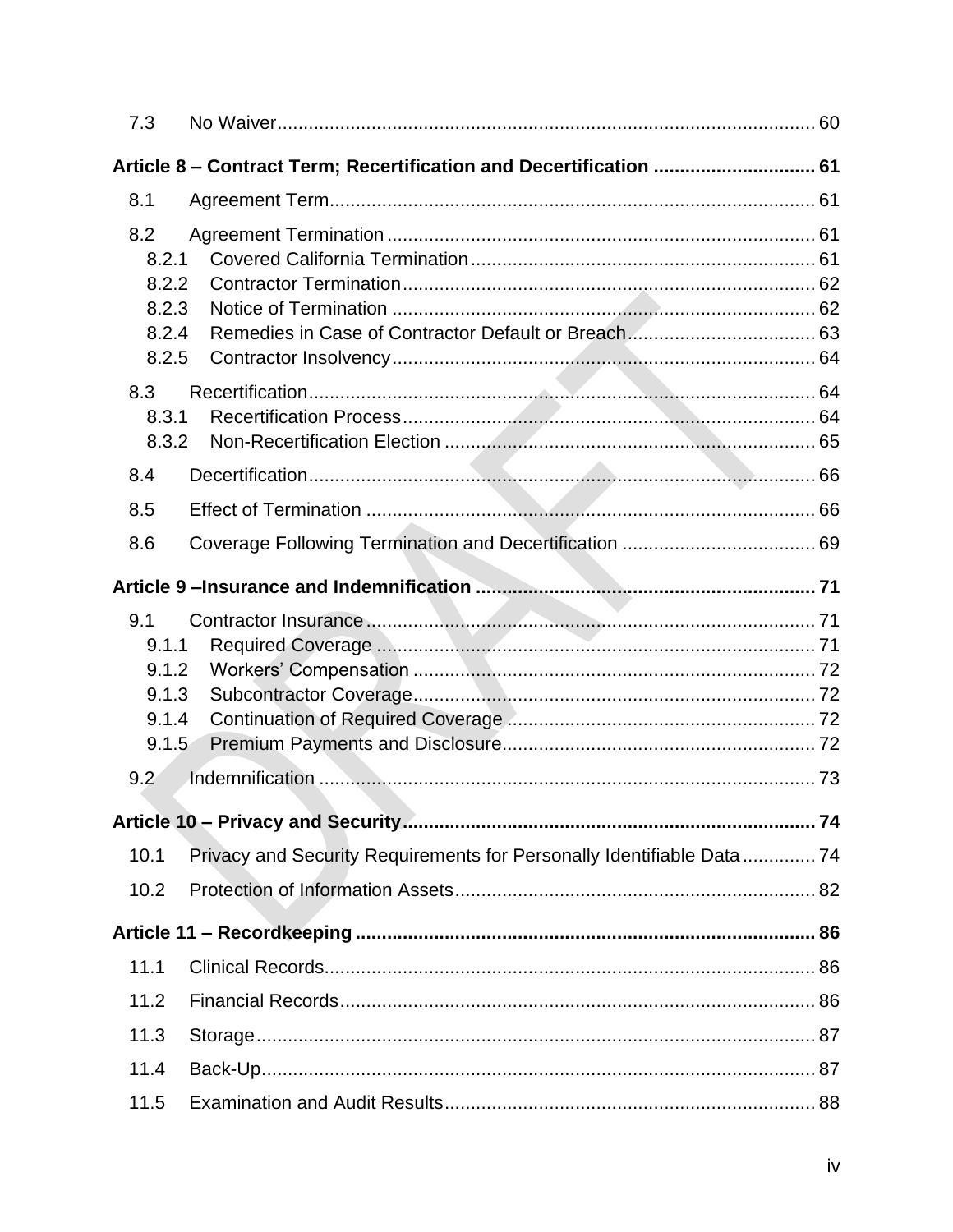7.3 No Waiver ..... 60

**Article 8 – Contract Term; Recertification and Decertification ..... 61**

8.1 Agreement Term ..... 61

8.2 Agreement Termination ..... 61

8.2.1 Covered California Termination ..... 61

8.2.2 Contractor Termination ..... 62

8.2.3 Notice of Termination ..... 62

8.2.4 Remedies in Case of Contractor Default or Breach ..... 63

8.2.5 Contractor Insolvency ..... 64

8.3 Recertification ..... 64

8.3.1 Recertification Process ..... 64

8.3.2 Non-Recertification Election ..... 65

8.4 Decertification ..... 66

8.5 Effect of Termination ..... 66

8.6 Coverage Following Termination and Decertification ..... 69

**Article 9 –Insurance and Indemnification ..... 71**

9.1 Contractor Insurance ..... 71

9.1.1 Required Coverage ..... 71

9.1.2 Workers' Compensation ..... 72

9.1.3 Subcontractor Coverage ..... 72

9.1.4 Continuation of Required Coverage ..... 72

9.1.5 Premium Payments and Disclosure ..... 72

9.2 Indemnification ..... 73

**Article 10 – Privacy and Security ..... 74**

10.1 Privacy and Security Requirements for Personally Identifiable Data ..... 74

10.2 Protection of Information Assets ..... 82

**Article 11 – Recordkeeping ..... 86**

11.1 Clinical Records ..... 86

11.2 Financial Records ..... 86

11.3 Storage ..... 87

11.4 Back-Up ..... 87

11.5 Examination and Audit Results ..... 88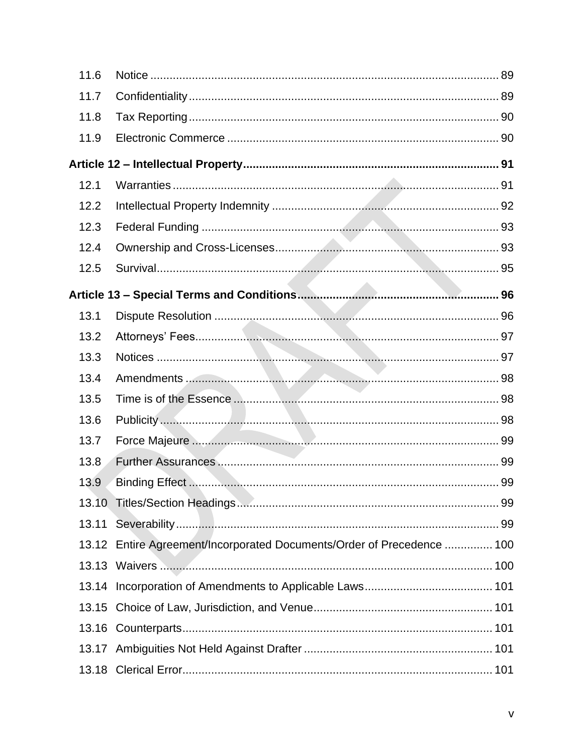| | | |
|---|---|---|
| 11.6 | Notice | 89 |
| 11.7 | Confidentiality | 89 |
| 11.8 | Tax Reporting | 90 |
| 11.9 | Electronic Commerce | 90 |
| **Article 12 – Intellectual Property** | | **91** |
| 12.1 | Warranties | 91 |
| 12.2 | Intellectual Property Indemnity | 92 |
| 12.3 | Federal Funding | 93 |
| 12.4 | Ownership and Cross-Licenses | 93 |
| 12.5 | Survival | 95 |
| **Article 13 – Special Terms and Conditions** | | **96** |
| 13.1 | Dispute Resolution | 96 |
| 13.2 | Attorneys' Fees | 97 |
| 13.3 | Notices | 97 |
| 13.4 | Amendments | 98 |
| 13.5 | Time is of the Essence | 98 |
| 13.6 | Publicity | 98 |
| 13.7 | Force Majeure | 99 |
| 13.8 | Further Assurances | 99 |
| 13.9 | Binding Effect | 99 |
| 13.10 | Titles/Section Headings | 99 |
| 13.11 | Severability | 99 |
| 13.12 | Entire Agreement/Incorporated Documents/Order of Precedence | 100 |
| 13.13 | Waivers | 100 |
| 13.14 | Incorporation of Amendments to Applicable Laws | 101 |
| 13.15 | Choice of Law, Jurisdiction, and Venue | 101 |
| 13.16 | Counterparts | 101 |
| 13.17 | Ambiguities Not Held Against Drafter | 101 |
| 13.18 | Clerical Error | 101 |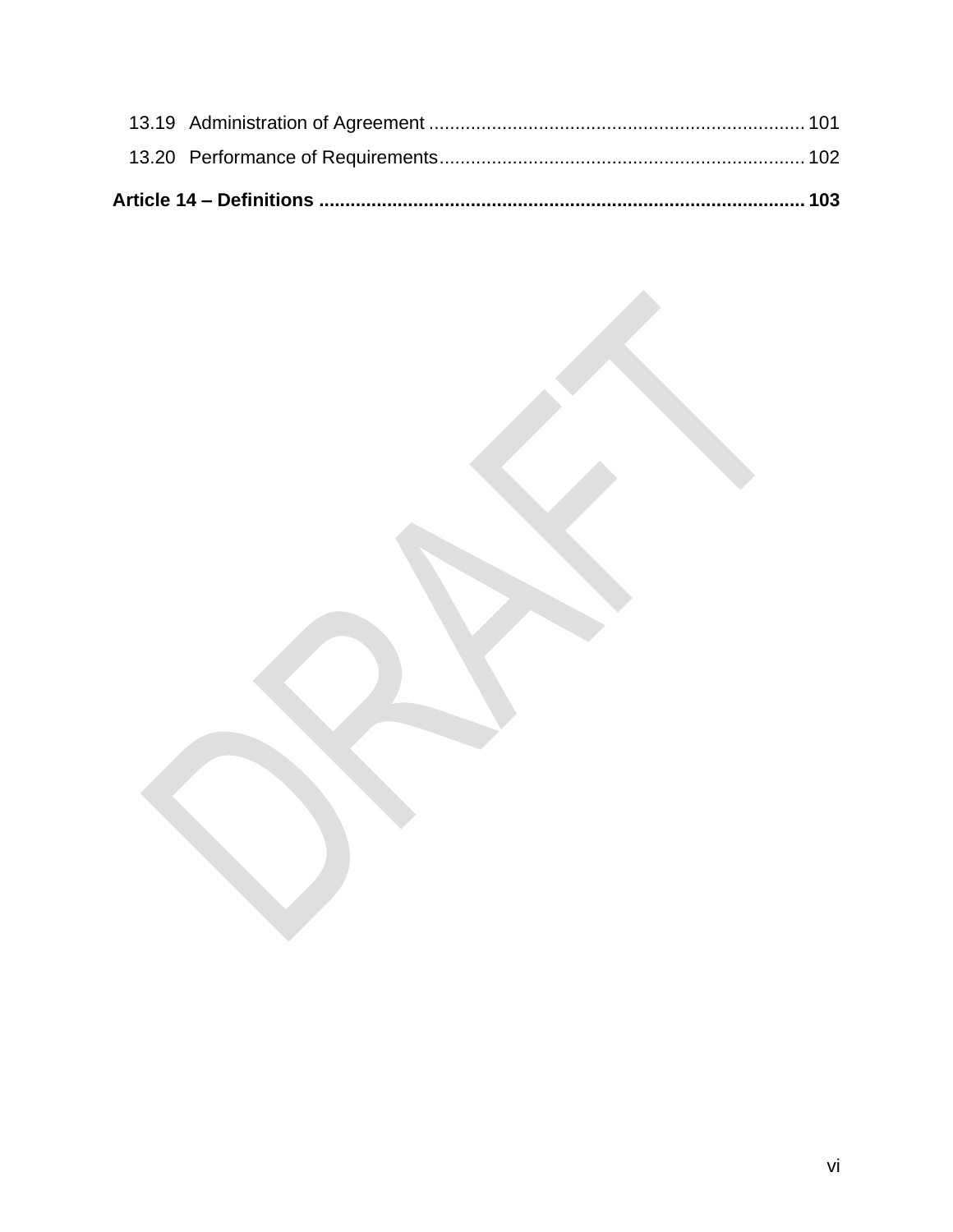13.19 Administration of Agreement ........................................................................ 101

13.20 Performance of Requirements...................................................................... 102

**Article 14 – Definitions ........................................................................................... 103**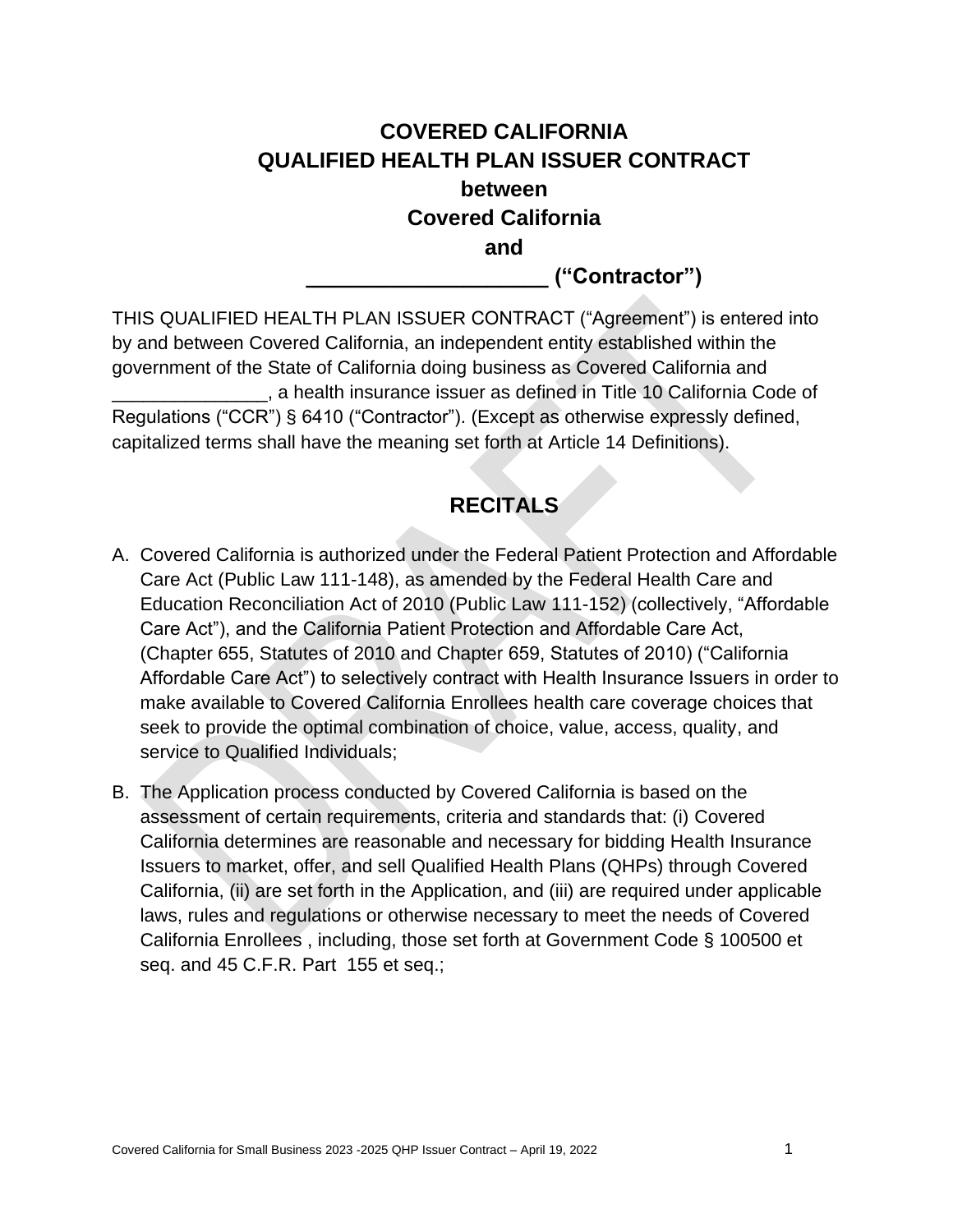# COVERED CALIFORNIA
# QUALIFIED HEALTH PLAN ISSUER CONTRACT
# between
# Covered California
# and
# ____________________ ("Contractor")

THIS QUALIFIED HEALTH PLAN ISSUER CONTRACT ("Agreement") is entered into by and between Covered California, an independent entity established within the government of the State of California doing business as Covered California and _______________, a health insurance issuer as defined in Title 10 California Code of Regulations ("CCR") § 6410 ("Contractor"). (Except as otherwise expressly defined, capitalized terms shall have the meaning set forth at Article 14 Definitions).

## RECITALS

A. Covered California is authorized under the Federal Patient Protection and Affordable Care Act (Public Law 111-148), as amended by the Federal Health Care and Education Reconciliation Act of 2010 (Public Law 111-152) (collectively, "Affordable Care Act"), and the California Patient Protection and Affordable Care Act, (Chapter 655, Statutes of 2010 and Chapter 659, Statutes of 2010) ("California Affordable Care Act") to selectively contract with Health Insurance Issuers in order to make available to Covered California Enrollees health care coverage choices that seek to provide the optimal combination of choice, value, access, quality, and service to Qualified Individuals;

B. The Application process conducted by Covered California is based on the assessment of certain requirements, criteria and standards that: (i) Covered California determines are reasonable and necessary for bidding Health Insurance Issuers to market, offer, and sell Qualified Health Plans (QHPs) through Covered California, (ii) are set forth in the Application, and (iii) are required under applicable laws, rules and regulations or otherwise necessary to meet the needs of Covered California Enrollees , including, those set forth at Government Code § 100500 et seq. and 45 C.F.R. Part 155 et seq.;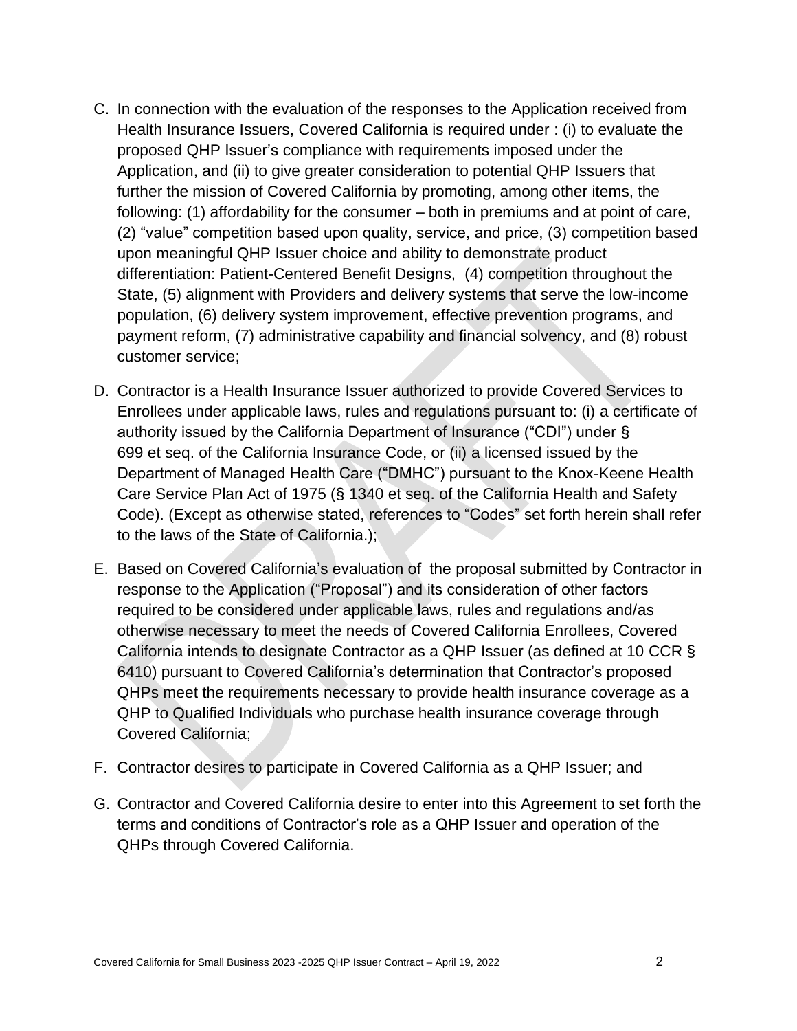C. In connection with the evaluation of the responses to the Application received from Health Insurance Issuers, Covered California is required under : (i) to evaluate the proposed QHP Issuer's compliance with requirements imposed under the Application, and (ii) to give greater consideration to potential QHP Issuers that further the mission of Covered California by promoting, among other items, the following: (1) affordability for the consumer – both in premiums and at point of care, (2) "value" competition based upon quality, service, and price, (3) competition based upon meaningful QHP Issuer choice and ability to demonstrate product differentiation: Patient-Centered Benefit Designs, (4) competition throughout the State, (5) alignment with Providers and delivery systems that serve the low-income population, (6) delivery system improvement, effective prevention programs, and payment reform, (7) administrative capability and financial solvency, and (8) robust customer service;

D. Contractor is a Health Insurance Issuer authorized to provide Covered Services to Enrollees under applicable laws, rules and regulations pursuant to: (i) a certificate of authority issued by the California Department of Insurance ("CDI") under § 699 et seq. of the California Insurance Code, or (ii) a licensed issued by the Department of Managed Health Care ("DMHC") pursuant to the Knox-Keene Health Care Service Plan Act of 1975 (§ 1340 et seq. of the California Health and Safety Code). (Except as otherwise stated, references to "Codes" set forth herein shall refer to the laws of the State of California.);

E. Based on Covered California's evaluation of the proposal submitted by Contractor in response to the Application ("Proposal") and its consideration of other factors required to be considered under applicable laws, rules and regulations and/as otherwise necessary to meet the needs of Covered California Enrollees, Covered California intends to designate Contractor as a QHP Issuer (as defined at 10 CCR § 6410) pursuant to Covered California's determination that Contractor's proposed QHPs meet the requirements necessary to provide health insurance coverage as a QHP to Qualified Individuals who purchase health insurance coverage through Covered California;

F. Contractor desires to participate in Covered California as a QHP Issuer; and

G. Contractor and Covered California desire to enter into this Agreement to set forth the terms and conditions of Contractor's role as a QHP Issuer and operation of the QHPs through Covered California.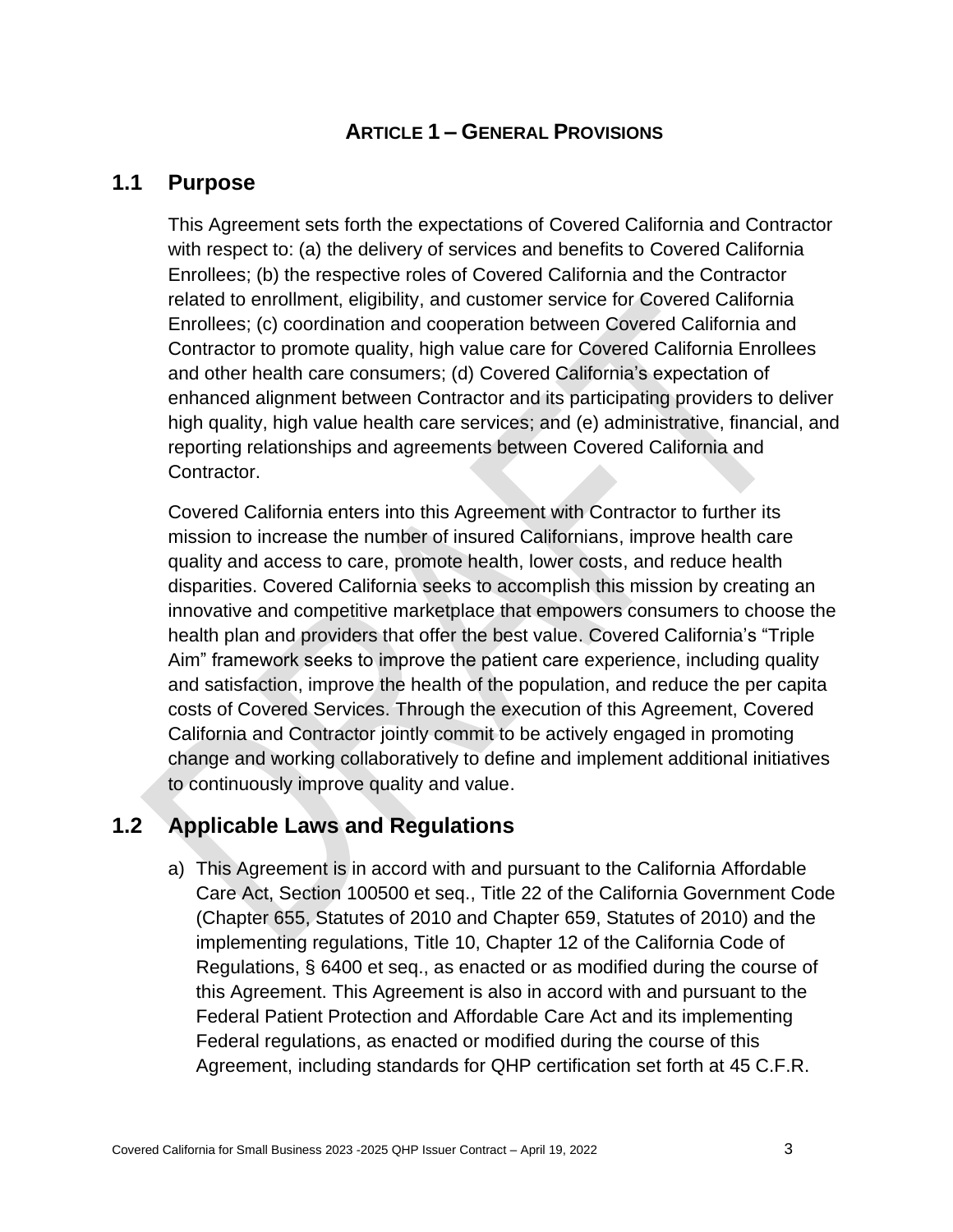# ARTICLE 1 – GENERAL PROVISIONS

## 1.1 Purpose

This Agreement sets forth the expectations of Covered California and Contractor with respect to: (a) the delivery of services and benefits to Covered California Enrollees; (b) the respective roles of Covered California and the Contractor related to enrollment, eligibility, and customer service for Covered California Enrollees; (c) coordination and cooperation between Covered California and Contractor to promote quality, high value care for Covered California Enrollees and other health care consumers; (d) Covered California's expectation of enhanced alignment between Contractor and its participating providers to deliver high quality, high value health care services; and (e) administrative, financial, and reporting relationships and agreements between Covered California and Contractor.

Covered California enters into this Agreement with Contractor to further its mission to increase the number of insured Californians, improve health care quality and access to care, promote health, lower costs, and reduce health disparities. Covered California seeks to accomplish this mission by creating an innovative and competitive marketplace that empowers consumers to choose the health plan and providers that offer the best value. Covered California's "Triple Aim" framework seeks to improve the patient care experience, including quality and satisfaction, improve the health of the population, and reduce the per capita costs of Covered Services. Through the execution of this Agreement, Covered California and Contractor jointly commit to be actively engaged in promoting change and working collaboratively to define and implement additional initiatives to continuously improve quality and value.

## 1.2 Applicable Laws and Regulations

a) This Agreement is in accord with and pursuant to the California Affordable Care Act, Section 100500 et seq., Title 22 of the California Government Code (Chapter 655, Statutes of 2010 and Chapter 659, Statutes of 2010) and the implementing regulations, Title 10, Chapter 12 of the California Code of Regulations, § 6400 et seq., as enacted or as modified during the course of this Agreement. This Agreement is also in accord with and pursuant to the Federal Patient Protection and Affordable Care Act and its implementing Federal regulations, as enacted or modified during the course of this Agreement, including standards for QHP certification set forth at 45 C.F.R.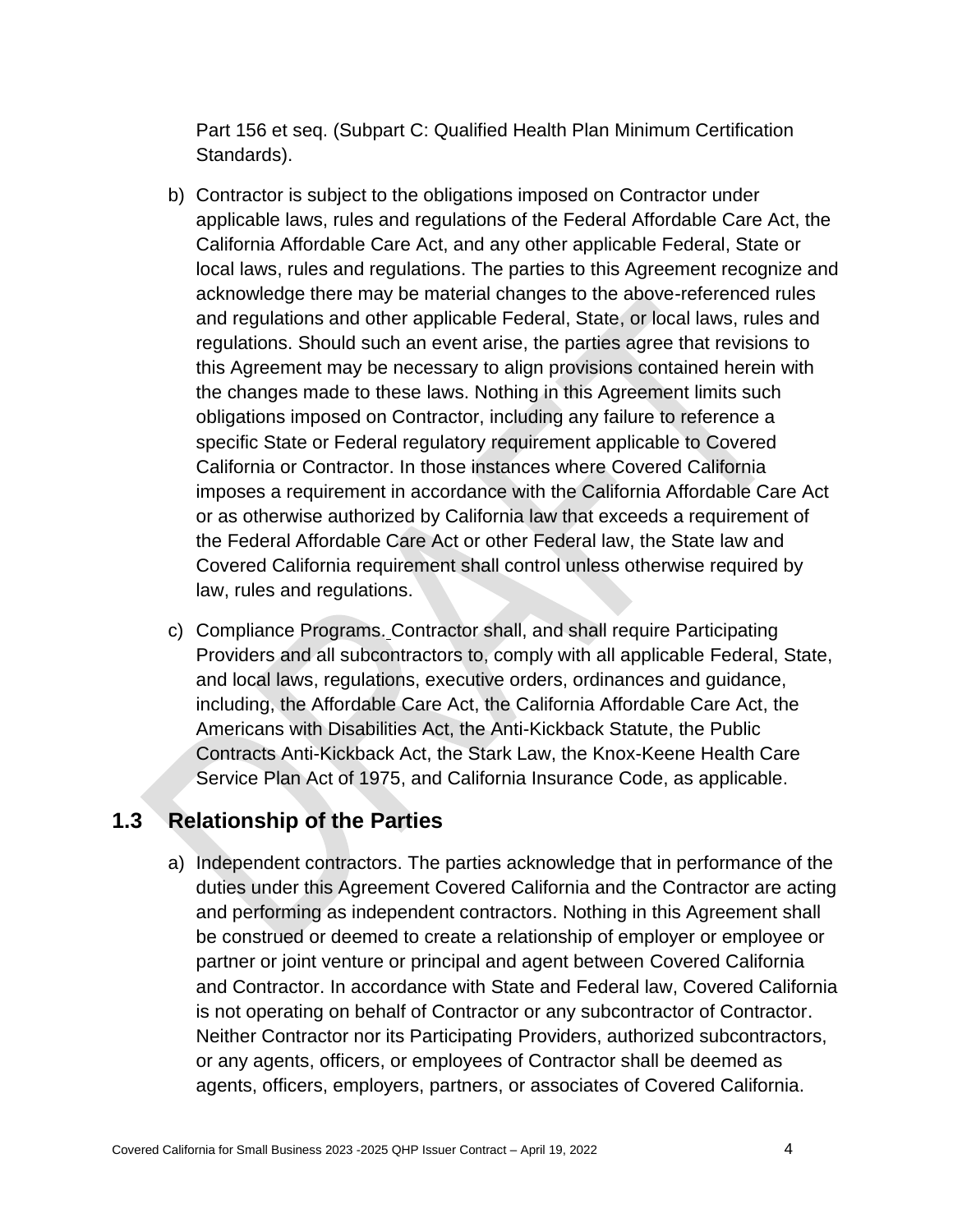Part 156 et seq. (Subpart C: Qualified Health Plan Minimum Certification Standards).

b) Contractor is subject to the obligations imposed on Contractor under applicable laws, rules and regulations of the Federal Affordable Care Act, the California Affordable Care Act, and any other applicable Federal, State or local laws, rules and regulations. The parties to this Agreement recognize and acknowledge there may be material changes to the above-referenced rules and regulations and other applicable Federal, State, or local laws, rules and regulations. Should such an event arise, the parties agree that revisions to this Agreement may be necessary to align provisions contained herein with the changes made to these laws. Nothing in this Agreement limits such obligations imposed on Contractor, including any failure to reference a specific State or Federal regulatory requirement applicable to Covered California or Contractor. In those instances where Covered California imposes a requirement in accordance with the California Affordable Care Act or as otherwise authorized by California law that exceeds a requirement of the Federal Affordable Care Act or other Federal law, the State law and Covered California requirement shall control unless otherwise required by law, rules and regulations.

c) Compliance Programs. Contractor shall, and shall require Participating Providers and all subcontractors to, comply with all applicable Federal, State, and local laws, regulations, executive orders, ordinances and guidance, including, the Affordable Care Act, the California Affordable Care Act, the Americans with Disabilities Act, the Anti-Kickback Statute, the Public Contracts Anti-Kickback Act, the Stark Law, the Knox-Keene Health Care Service Plan Act of 1975, and California Insurance Code, as applicable.

## 1.3 Relationship of the Parties

a) Independent contractors. The parties acknowledge that in performance of the duties under this Agreement Covered California and the Contractor are acting and performing as independent contractors. Nothing in this Agreement shall be construed or deemed to create a relationship of employer or employee or partner or joint venture or principal and agent between Covered California and Contractor. In accordance with State and Federal law, Covered California is not operating on behalf of Contractor or any subcontractor of Contractor. Neither Contractor nor its Participating Providers, authorized subcontractors, or any agents, officers, or employees of Contractor shall be deemed as agents, officers, employers, partners, or associates of Covered California.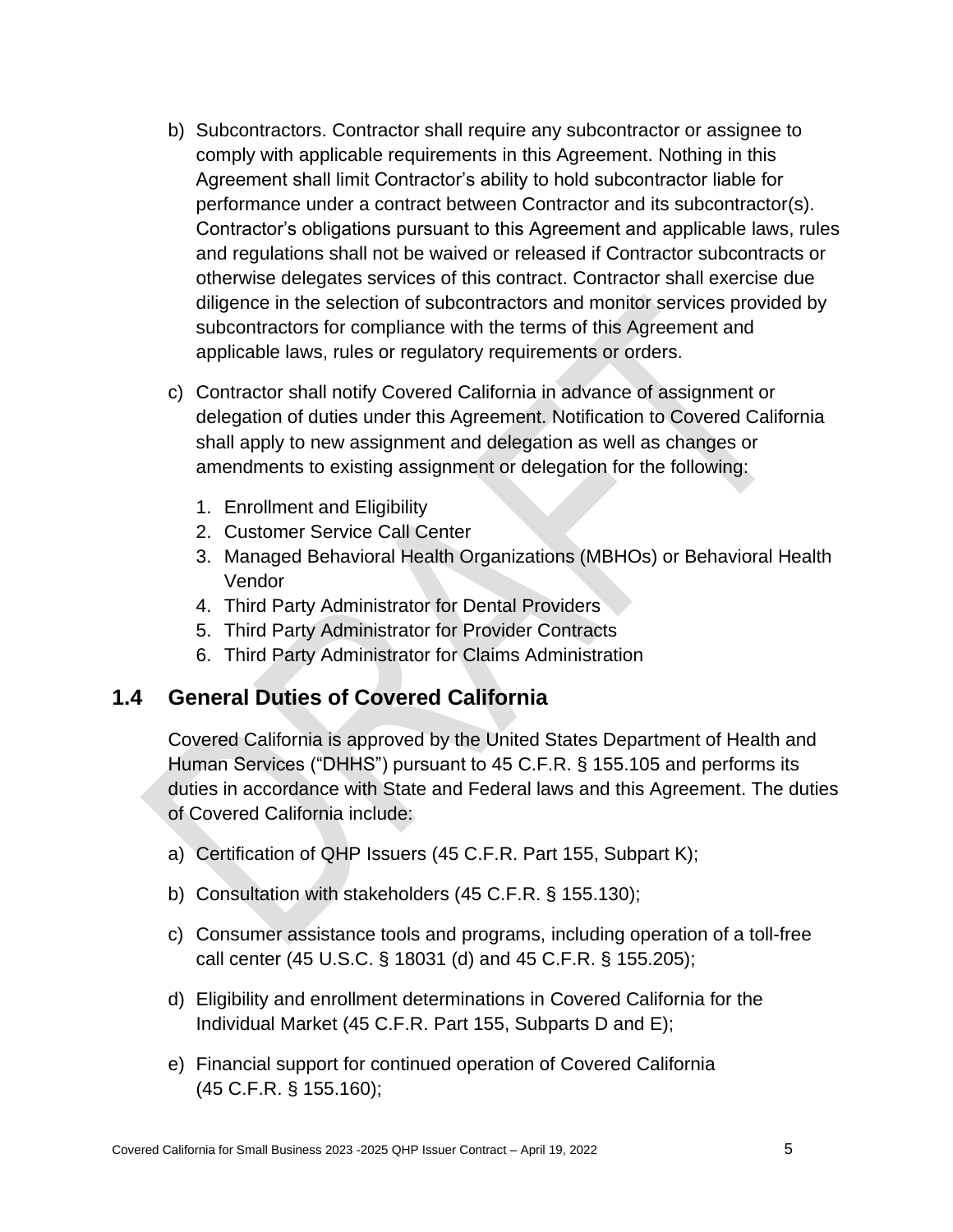b) Subcontractors. Contractor shall require any subcontractor or assignee to comply with applicable requirements in this Agreement. Nothing in this Agreement shall limit Contractor's ability to hold subcontractor liable for performance under a contract between Contractor and its subcontractor(s). Contractor's obligations pursuant to this Agreement and applicable laws, rules and regulations shall not be waived or released if Contractor subcontracts or otherwise delegates services of this contract. Contractor shall exercise due diligence in the selection of subcontractors and monitor services provided by subcontractors for compliance with the terms of this Agreement and applicable laws, rules or regulatory requirements or orders.

c) Contractor shall notify Covered California in advance of assignment or delegation of duties under this Agreement. Notification to Covered California shall apply to new assignment and delegation as well as changes or amendments to existing assignment or delegation for the following:

   1. Enrollment and Eligibility
   2. Customer Service Call Center
   3. Managed Behavioral Health Organizations (MBHOs) or Behavioral Health Vendor
   4. Third Party Administrator for Dental Providers
   5. Third Party Administrator for Provider Contracts
   6. Third Party Administrator for Claims Administration

## 1.4 General Duties of Covered California

Covered California is approved by the United States Department of Health and Human Services ("DHHS") pursuant to 45 C.F.R. § 155.105 and performs its duties in accordance with State and Federal laws and this Agreement. The duties of Covered California include:

a) Certification of QHP Issuers (45 C.F.R. Part 155, Subpart K);

b) Consultation with stakeholders (45 C.F.R. § 155.130);

c) Consumer assistance tools and programs, including operation of a toll-free call center (45 U.S.C. § 18031 (d) and 45 C.F.R. § 155.205);

d) Eligibility and enrollment determinations in Covered California for the Individual Market (45 C.F.R. Part 155, Subparts D and E);

e) Financial support for continued operation of Covered California (45 C.F.R. § 155.160);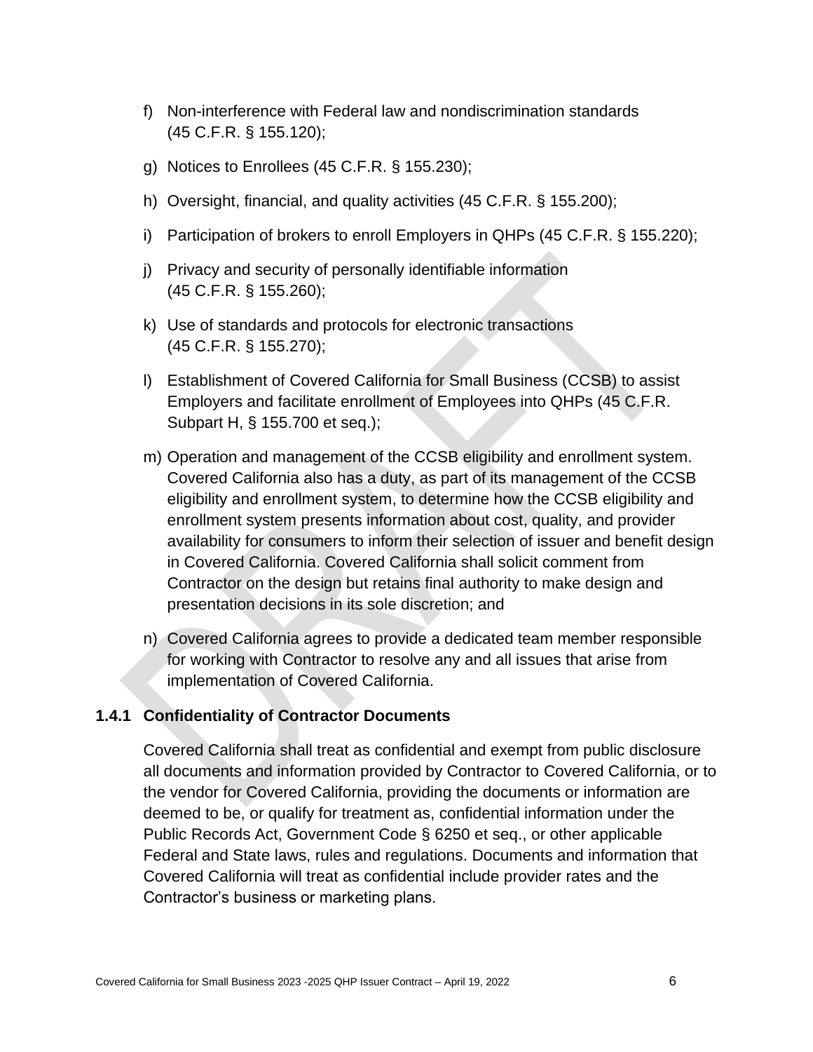f) Non-interference with Federal law and nondiscrimination standards (45 C.F.R. § 155.120);

g) Notices to Enrollees (45 C.F.R. § 155.230);

h) Oversight, financial, and quality activities (45 C.F.R. § 155.200);

i) Participation of brokers to enroll Employers in QHPs (45 C.F.R. § 155.220);

j) Privacy and security of personally identifiable information (45 C.F.R. § 155.260);

k) Use of standards and protocols for electronic transactions (45 C.F.R. § 155.270);

l) Establishment of Covered California for Small Business (CCSB) to assist Employers and facilitate enrollment of Employees into QHPs (45 C.F.R. Subpart H, § 155.700 et seq.);

m) Operation and management of the CCSB eligibility and enrollment system. Covered California also has a duty, as part of its management of the CCSB eligibility and enrollment system, to determine how the CCSB eligibility and enrollment system presents information about cost, quality, and provider availability for consumers to inform their selection of issuer and benefit design in Covered California. Covered California shall solicit comment from Contractor on the design but retains final authority to make design and presentation decisions in its sole discretion; and

n) Covered California agrees to provide a dedicated team member responsible for working with Contractor to resolve any and all issues that arise from implementation of Covered California.

### 1.4.1 Confidentiality of Contractor Documents

Covered California shall treat as confidential and exempt from public disclosure all documents and information provided by Contractor to Covered California, or to the vendor for Covered California, providing the documents or information are deemed to be, or qualify for treatment as, confidential information under the Public Records Act, Government Code § 6250 et seq., or other applicable Federal and State laws, rules and regulations. Documents and information that Covered California will treat as confidential include provider rates and the Contractor's business or marketing plans.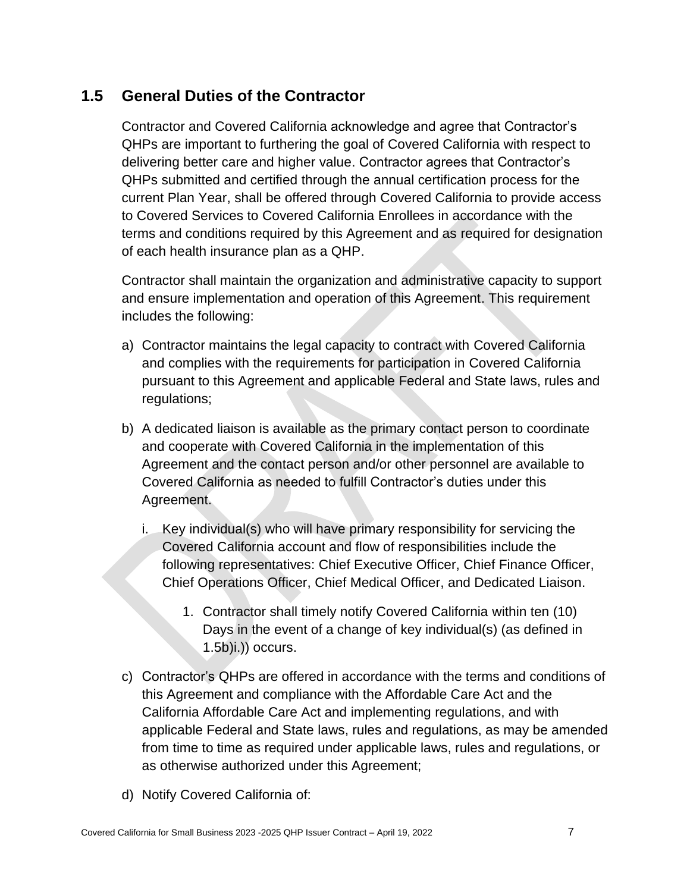## 1.5 General Duties of the Contractor

Contractor and Covered California acknowledge and agree that Contractor's QHPs are important to furthering the goal of Covered California with respect to delivering better care and higher value. Contractor agrees that Contractor's QHPs submitted and certified through the annual certification process for the current Plan Year, shall be offered through Covered California to provide access to Covered Services to Covered California Enrollees in accordance with the terms and conditions required by this Agreement and as required for designation of each health insurance plan as a QHP.

Contractor shall maintain the organization and administrative capacity to support and ensure implementation and operation of this Agreement. This requirement includes the following:

a) Contractor maintains the legal capacity to contract with Covered California and complies with the requirements for participation in Covered California pursuant to this Agreement and applicable Federal and State laws, rules and regulations;

b) A dedicated liaison is available as the primary contact person to coordinate and cooperate with Covered California in the implementation of this Agreement and the contact person and/or other personnel are available to Covered California as needed to fulfill Contractor's duties under this Agreement.

   i. Key individual(s) who will have primary responsibility for servicing the Covered California account and flow of responsibilities include the following representatives: Chief Executive Officer, Chief Finance Officer, Chief Operations Officer, Chief Medical Officer, and Dedicated Liaison.

      1. Contractor shall timely notify Covered California within ten (10) Days in the event of a change of key individual(s) (as defined in 1.5b)i.)) occurs.

c) Contractor's QHPs are offered in accordance with the terms and conditions of this Agreement and compliance with the Affordable Care Act and the California Affordable Care Act and implementing regulations, and with applicable Federal and State laws, rules and regulations, as may be amended from time to time as required under applicable laws, rules and regulations, or as otherwise authorized under this Agreement;

d) Notify Covered California of: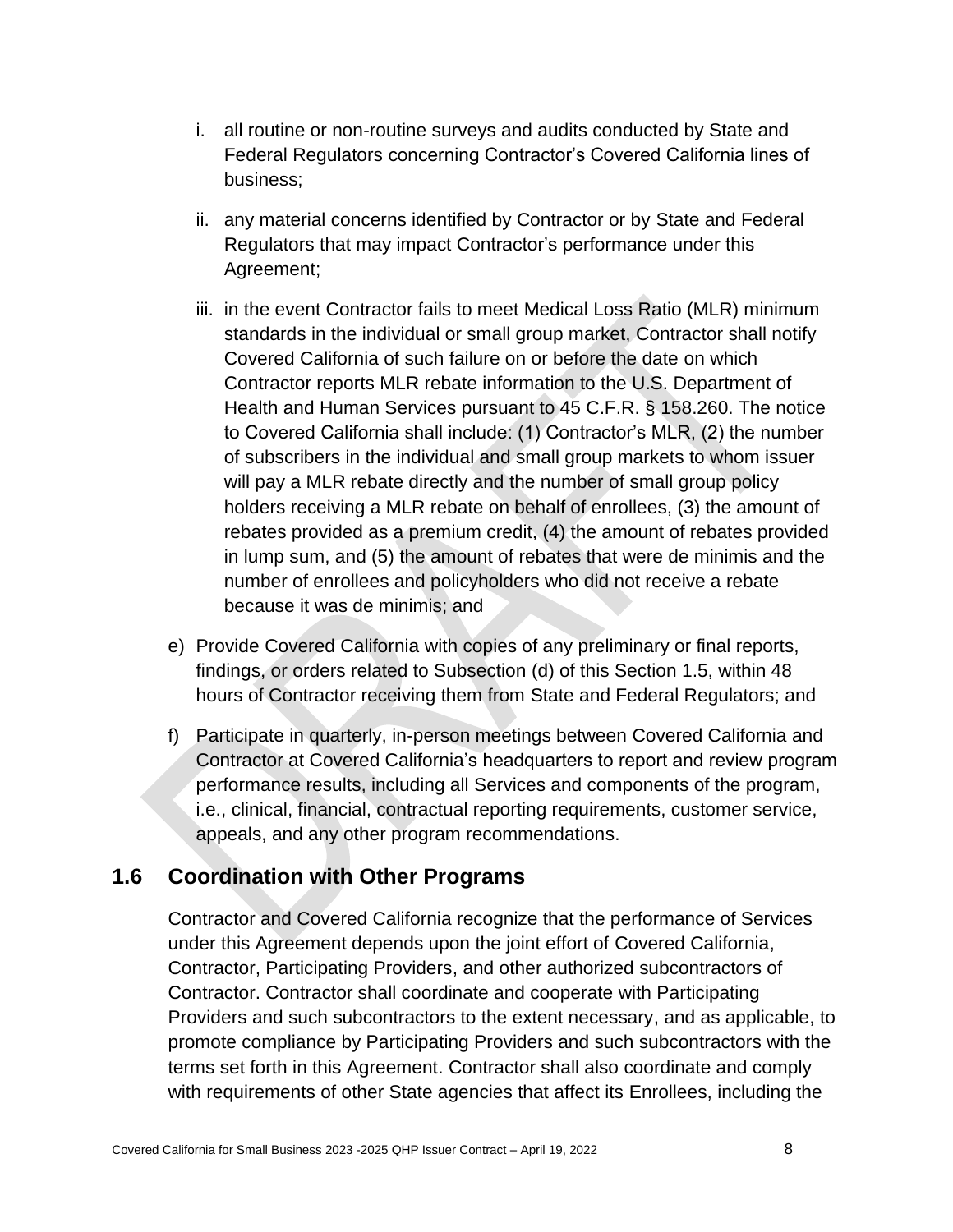i. all routine or non-routine surveys and audits conducted by State and Federal Regulators concerning Contractor's Covered California lines of business;

ii. any material concerns identified by Contractor or by State and Federal Regulators that may impact Contractor's performance under this Agreement;

iii. in the event Contractor fails to meet Medical Loss Ratio (MLR) minimum standards in the individual or small group market, Contractor shall notify Covered California of such failure on or before the date on which Contractor reports MLR rebate information to the U.S. Department of Health and Human Services pursuant to 45 C.F.R. § 158.260. The notice to Covered California shall include: (1) Contractor's MLR, (2) the number of subscribers in the individual and small group markets to whom issuer will pay a MLR rebate directly and the number of small group policy holders receiving a MLR rebate on behalf of enrollees, (3) the amount of rebates provided as a premium credit, (4) the amount of rebates provided in lump sum, and (5) the amount of rebates that were de minimis and the number of enrollees and policyholders who did not receive a rebate because it was de minimis; and

e) Provide Covered California with copies of any preliminary or final reports, findings, or orders related to Subsection (d) of this Section 1.5, within 48 hours of Contractor receiving them from State and Federal Regulators; and

f) Participate in quarterly, in-person meetings between Covered California and Contractor at Covered California's headquarters to report and review program performance results, including all Services and components of the program, i.e., clinical, financial, contractual reporting requirements, customer service, appeals, and any other program recommendations.

## 1.6 Coordination with Other Programs

Contractor and Covered California recognize that the performance of Services under this Agreement depends upon the joint effort of Covered California, Contractor, Participating Providers, and other authorized subcontractors of Contractor. Contractor shall coordinate and cooperate with Participating Providers and such subcontractors to the extent necessary, and as applicable, to promote compliance by Participating Providers and such subcontractors with the terms set forth in this Agreement. Contractor shall also coordinate and comply with requirements of other State agencies that affect its Enrollees, including the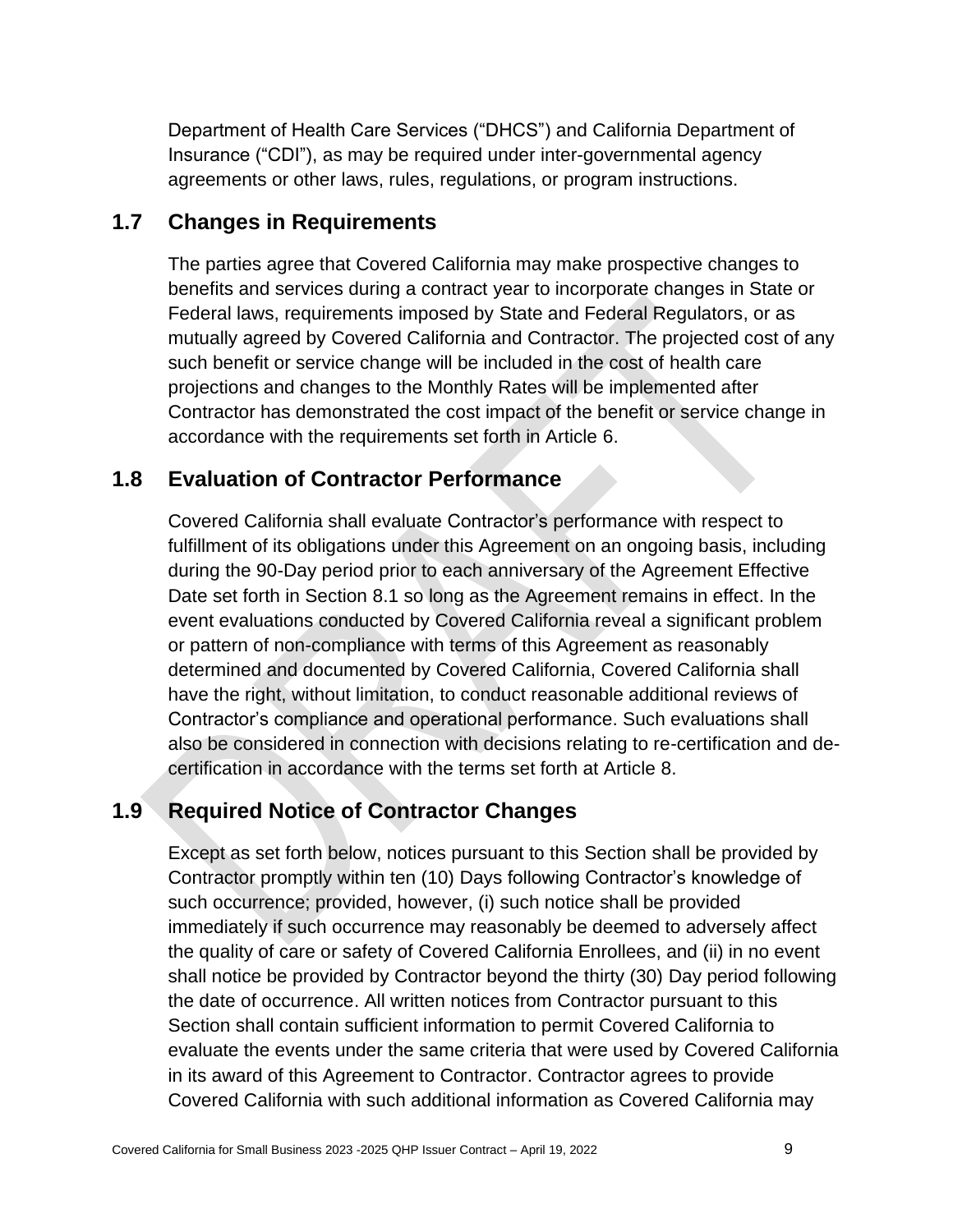Department of Health Care Services ("DHCS") and California Department of Insurance ("CDI"), as may be required under inter-governmental agency agreements or other laws, rules, regulations, or program instructions.

## 1.7 Changes in Requirements

The parties agree that Covered California may make prospective changes to benefits and services during a contract year to incorporate changes in State or Federal laws, requirements imposed by State and Federal Regulators, or as mutually agreed by Covered California and Contractor. The projected cost of any such benefit or service change will be included in the cost of health care projections and changes to the Monthly Rates will be implemented after Contractor has demonstrated the cost impact of the benefit or service change in accordance with the requirements set forth in Article 6.

## 1.8 Evaluation of Contractor Performance

Covered California shall evaluate Contractor's performance with respect to fulfillment of its obligations under this Agreement on an ongoing basis, including during the 90-Day period prior to each anniversary of the Agreement Effective Date set forth in Section 8.1 so long as the Agreement remains in effect. In the event evaluations conducted by Covered California reveal a significant problem or pattern of non-compliance with terms of this Agreement as reasonably determined and documented by Covered California, Covered California shall have the right, without limitation, to conduct reasonable additional reviews of Contractor's compliance and operational performance. Such evaluations shall also be considered in connection with decisions relating to re-certification and de-certification in accordance with the terms set forth at Article 8.

## 1.9 Required Notice of Contractor Changes

Except as set forth below, notices pursuant to this Section shall be provided by Contractor promptly within ten (10) Days following Contractor's knowledge of such occurrence; provided, however, (i) such notice shall be provided immediately if such occurrence may reasonably be deemed to adversely affect the quality of care or safety of Covered California Enrollees, and (ii) in no event shall notice be provided by Contractor beyond the thirty (30) Day period following the date of occurrence. All written notices from Contractor pursuant to this Section shall contain sufficient information to permit Covered California to evaluate the events under the same criteria that were used by Covered California in its award of this Agreement to Contractor. Contractor agrees to provide Covered California with such additional information as Covered California may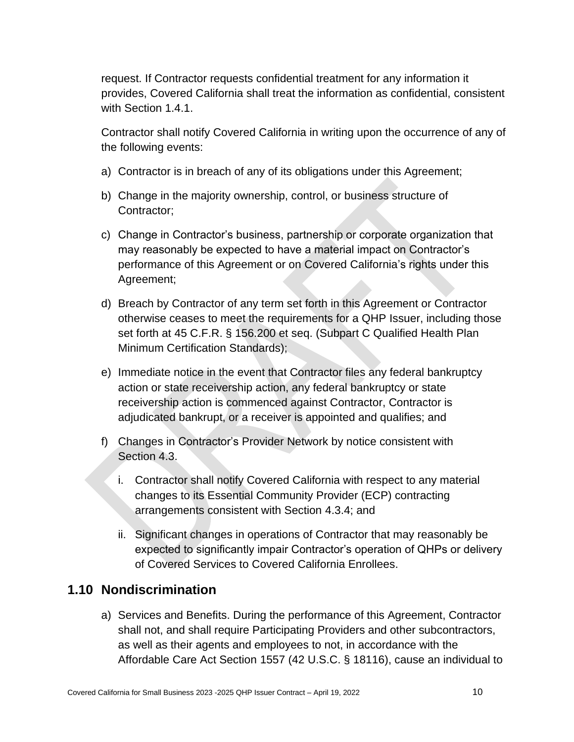request. If Contractor requests confidential treatment for any information it provides, Covered California shall treat the information as confidential, consistent with Section 1.4.1.

Contractor shall notify Covered California in writing upon the occurrence of any of the following events:

a) Contractor is in breach of any of its obligations under this Agreement;

b) Change in the majority ownership, control, or business structure of Contractor;

c) Change in Contractor's business, partnership or corporate organization that may reasonably be expected to have a material impact on Contractor's performance of this Agreement or on Covered California's rights under this Agreement;

d) Breach by Contractor of any term set forth in this Agreement or Contractor otherwise ceases to meet the requirements for a QHP Issuer, including those set forth at 45 C.F.R. § 156.200 et seq. (Subpart C Qualified Health Plan Minimum Certification Standards);

e) Immediate notice in the event that Contractor files any federal bankruptcy action or state receivership action, any federal bankruptcy or state receivership action is commenced against Contractor, Contractor is adjudicated bankrupt, or a receiver is appointed and qualifies; and

f) Changes in Contractor's Provider Network by notice consistent with Section 4.3.

   i. Contractor shall notify Covered California with respect to any material changes to its Essential Community Provider (ECP) contracting arrangements consistent with Section 4.3.4; and

   ii. Significant changes in operations of Contractor that may reasonably be expected to significantly impair Contractor's operation of QHPs or delivery of Covered Services to Covered California Enrollees.

## 1.10 Nondiscrimination

a) Services and Benefits. During the performance of this Agreement, Contractor shall not, and shall require Participating Providers and other subcontractors, as well as their agents and employees to not, in accordance with the Affordable Care Act Section 1557 (42 U.S.C. § 18116), cause an individual to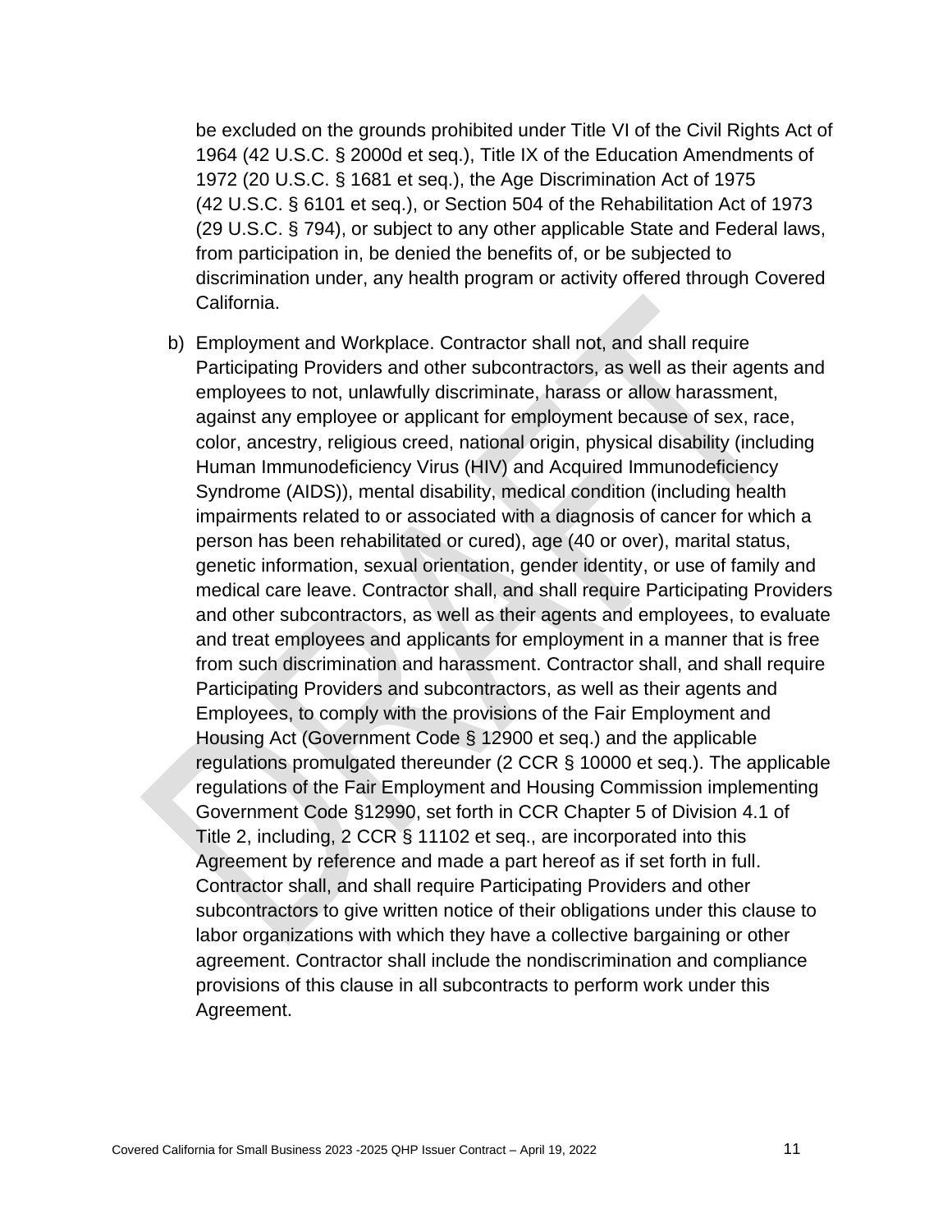be excluded on the grounds prohibited under Title VI of the Civil Rights Act of 1964 (42 U.S.C. § 2000d et seq.), Title IX of the Education Amendments of 1972 (20 U.S.C. § 1681 et seq.), the Age Discrimination Act of 1975 (42 U.S.C. § 6101 et seq.), or Section 504 of the Rehabilitation Act of 1973 (29 U.S.C. § 794), or subject to any other applicable State and Federal laws, from participation in, be denied the benefits of, or be subjected to discrimination under, any health program or activity offered through Covered California.

b) Employment and Workplace. Contractor shall not, and shall require Participating Providers and other subcontractors, as well as their agents and employees to not, unlawfully discriminate, harass or allow harassment, against any employee or applicant for employment because of sex, race, color, ancestry, religious creed, national origin, physical disability (including Human Immunodeficiency Virus (HIV) and Acquired Immunodeficiency Syndrome (AIDS)), mental disability, medical condition (including health impairments related to or associated with a diagnosis of cancer for which a person has been rehabilitated or cured), age (40 or over), marital status, genetic information, sexual orientation, gender identity, or use of family and medical care leave. Contractor shall, and shall require Participating Providers and other subcontractors, as well as their agents and employees, to evaluate and treat employees and applicants for employment in a manner that is free from such discrimination and harassment. Contractor shall, and shall require Participating Providers and subcontractors, as well as their agents and Employees, to comply with the provisions of the Fair Employment and Housing Act (Government Code § 12900 et seq.) and the applicable regulations promulgated thereunder (2 CCR § 10000 et seq.). The applicable regulations of the Fair Employment and Housing Commission implementing Government Code §12990, set forth in CCR Chapter 5 of Division 4.1 of Title 2, including, 2 CCR § 11102 et seq., are incorporated into this Agreement by reference and made a part hereof as if set forth in full. Contractor shall, and shall require Participating Providers and other subcontractors to give written notice of their obligations under this clause to labor organizations with which they have a collective bargaining or other agreement. Contractor shall include the nondiscrimination and compliance provisions of this clause in all subcontracts to perform work under this Agreement.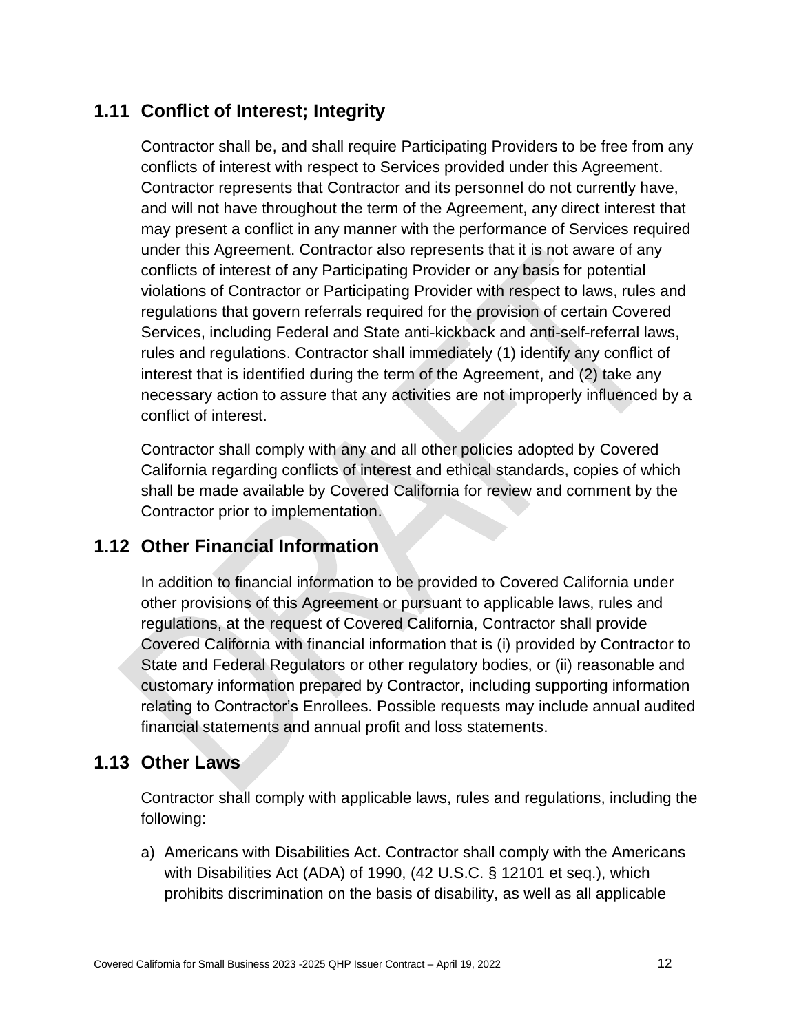## 1.11 Conflict of Interest; Integrity

Contractor shall be, and shall require Participating Providers to be free from any conflicts of interest with respect to Services provided under this Agreement. Contractor represents that Contractor and its personnel do not currently have, and will not have throughout the term of the Agreement, any direct interest that may present a conflict in any manner with the performance of Services required under this Agreement. Contractor also represents that it is not aware of any conflicts of interest of any Participating Provider or any basis for potential violations of Contractor or Participating Provider with respect to laws, rules and regulations that govern referrals required for the provision of certain Covered Services, including Federal and State anti-kickback and anti-self-referral laws, rules and regulations. Contractor shall immediately (1) identify any conflict of interest that is identified during the term of the Agreement, and (2) take any necessary action to assure that any activities are not improperly influenced by a conflict of interest.

Contractor shall comply with any and all other policies adopted by Covered California regarding conflicts of interest and ethical standards, copies of which shall be made available by Covered California for review and comment by the Contractor prior to implementation.

## 1.12 Other Financial Information

In addition to financial information to be provided to Covered California under other provisions of this Agreement or pursuant to applicable laws, rules and regulations, at the request of Covered California, Contractor shall provide Covered California with financial information that is (i) provided by Contractor to State and Federal Regulators or other regulatory bodies, or (ii) reasonable and customary information prepared by Contractor, including supporting information relating to Contractor's Enrollees. Possible requests may include annual audited financial statements and annual profit and loss statements.

## 1.13 Other Laws

Contractor shall comply with applicable laws, rules and regulations, including the following:

a) Americans with Disabilities Act. Contractor shall comply with the Americans with Disabilities Act (ADA) of 1990, (42 U.S.C. § 12101 et seq.), which prohibits discrimination on the basis of disability, as well as all applicable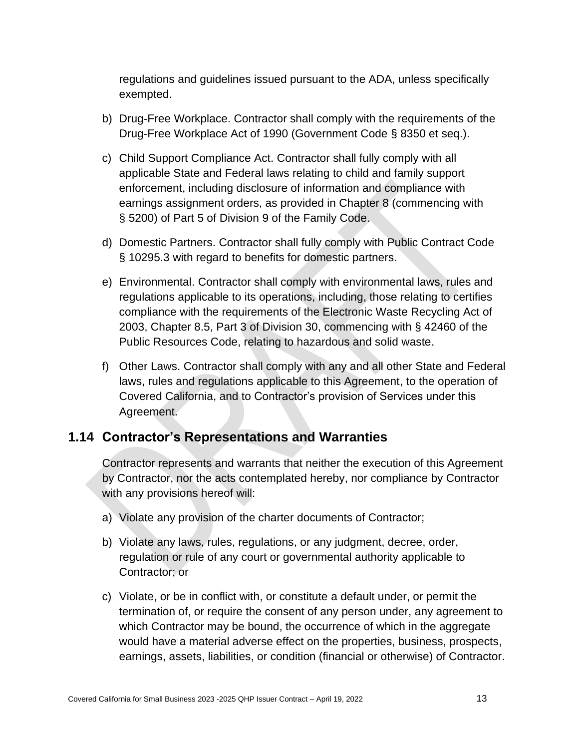regulations and guidelines issued pursuant to the ADA, unless specifically exempted.

b) Drug-Free Workplace. Contractor shall comply with the requirements of the Drug-Free Workplace Act of 1990 (Government Code § 8350 et seq.).

c) Child Support Compliance Act. Contractor shall fully comply with all applicable State and Federal laws relating to child and family support enforcement, including disclosure of information and compliance with earnings assignment orders, as provided in Chapter 8 (commencing with § 5200) of Part 5 of Division 9 of the Family Code.

d) Domestic Partners. Contractor shall fully comply with Public Contract Code § 10295.3 with regard to benefits for domestic partners.

e) Environmental. Contractor shall comply with environmental laws, rules and regulations applicable to its operations, including, those relating to certifies compliance with the requirements of the Electronic Waste Recycling Act of 2003, Chapter 8.5, Part 3 of Division 30, commencing with § 42460 of the Public Resources Code, relating to hazardous and solid waste.

f) Other Laws. Contractor shall comply with any and all other State and Federal laws, rules and regulations applicable to this Agreement, to the operation of Covered California, and to Contractor's provision of Services under this Agreement.

## 1.14 Contractor's Representations and Warranties

Contractor represents and warrants that neither the execution of this Agreement by Contractor, nor the acts contemplated hereby, nor compliance by Contractor with any provisions hereof will:

a) Violate any provision of the charter documents of Contractor;

b) Violate any laws, rules, regulations, or any judgment, decree, order, regulation or rule of any court or governmental authority applicable to Contractor; or

c) Violate, or be in conflict with, or constitute a default under, or permit the termination of, or require the consent of any person under, any agreement to which Contractor may be bound, the occurrence of which in the aggregate would have a material adverse effect on the properties, business, prospects, earnings, assets, liabilities, or condition (financial or otherwise) of Contractor.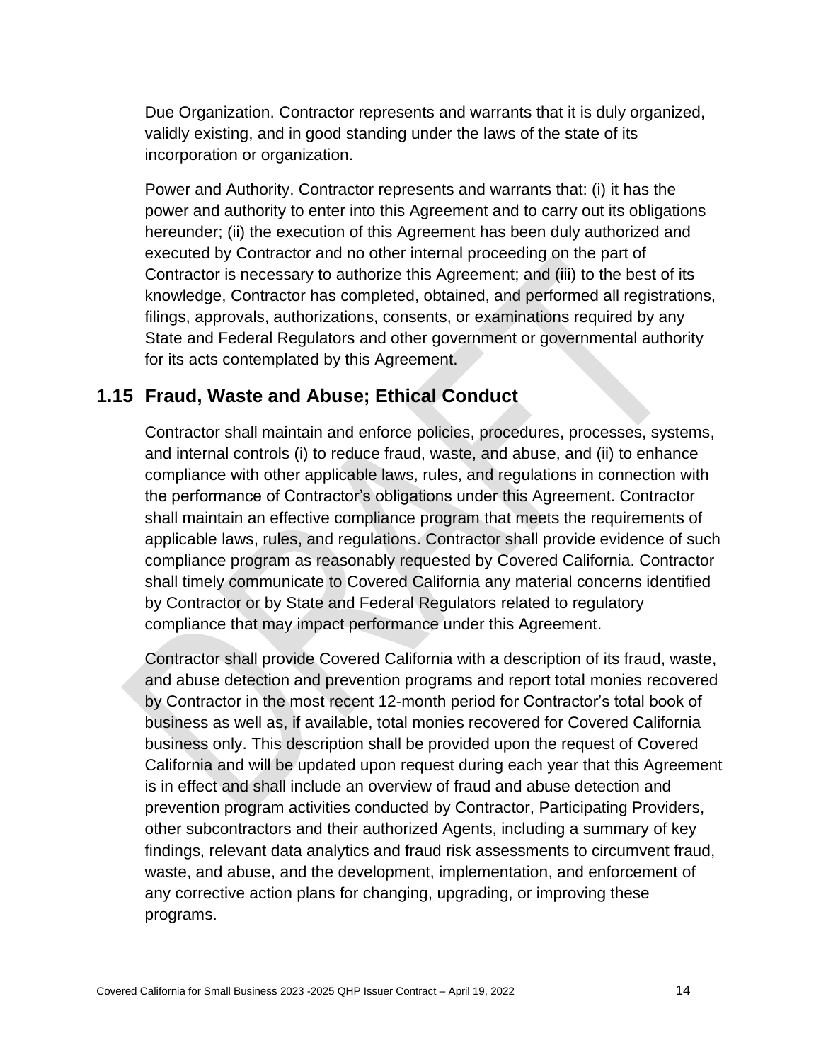Due Organization. Contractor represents and warrants that it is duly organized, validly existing, and in good standing under the laws of the state of its incorporation or organization.

Power and Authority. Contractor represents and warrants that: (i) it has the power and authority to enter into this Agreement and to carry out its obligations hereunder; (ii) the execution of this Agreement has been duly authorized and executed by Contractor and no other internal proceeding on the part of Contractor is necessary to authorize this Agreement; and (iii) to the best of its knowledge, Contractor has completed, obtained, and performed all registrations, filings, approvals, authorizations, consents, or examinations required by any State and Federal Regulators and other government or governmental authority for its acts contemplated by this Agreement.

## 1.15 Fraud, Waste and Abuse; Ethical Conduct

Contractor shall maintain and enforce policies, procedures, processes, systems, and internal controls (i) to reduce fraud, waste, and abuse, and (ii) to enhance compliance with other applicable laws, rules, and regulations in connection with the performance of Contractor's obligations under this Agreement. Contractor shall maintain an effective compliance program that meets the requirements of applicable laws, rules, and regulations. Contractor shall provide evidence of such compliance program as reasonably requested by Covered California. Contractor shall timely communicate to Covered California any material concerns identified by Contractor or by State and Federal Regulators related to regulatory compliance that may impact performance under this Agreement.

Contractor shall provide Covered California with a description of its fraud, waste, and abuse detection and prevention programs and report total monies recovered by Contractor in the most recent 12-month period for Contractor's total book of business as well as, if available, total monies recovered for Covered California business only. This description shall be provided upon the request of Covered California and will be updated upon request during each year that this Agreement is in effect and shall include an overview of fraud and abuse detection and prevention program activities conducted by Contractor, Participating Providers, other subcontractors and their authorized Agents, including a summary of key findings, relevant data analytics and fraud risk assessments to circumvent fraud, waste, and abuse, and the development, implementation, and enforcement of any corrective action plans for changing, upgrading, or improving these programs.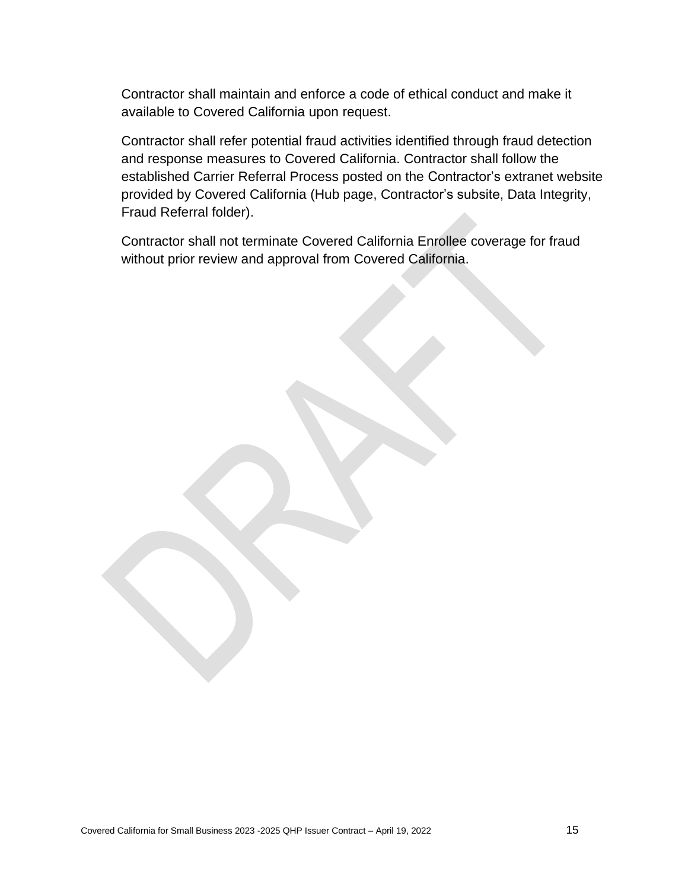Contractor shall maintain and enforce a code of ethical conduct and make it available to Covered California upon request.

Contractor shall refer potential fraud activities identified through fraud detection and response measures to Covered California. Contractor shall follow the established Carrier Referral Process posted on the Contractor's extranet website provided by Covered California (Hub page, Contractor's subsite, Data Integrity, Fraud Referral folder).

Contractor shall not terminate Covered California Enrollee coverage for fraud without prior review and approval from Covered California.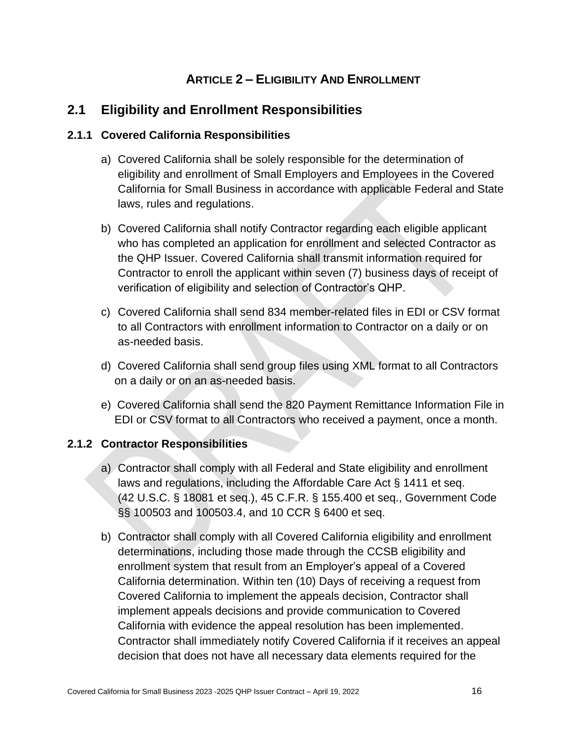# Article 2 – Eligibility And Enrollment

## 2.1 Eligibility and Enrollment Responsibilities

### 2.1.1 Covered California Responsibilities

a) Covered California shall be solely responsible for the determination of eligibility and enrollment of Small Employers and Employees in the Covered California for Small Business in accordance with applicable Federal and State laws, rules and regulations.

b) Covered California shall notify Contractor regarding each eligible applicant who has completed an application for enrollment and selected Contractor as the QHP Issuer. Covered California shall transmit information required for Contractor to enroll the applicant within seven (7) business days of receipt of verification of eligibility and selection of Contractor's QHP.

c) Covered California shall send 834 member-related files in EDI or CSV format to all Contractors with enrollment information to Contractor on a daily or on as-needed basis.

d) Covered California shall send group files using XML format to all Contractors on a daily or on an as-needed basis.

e) Covered California shall send the 820 Payment Remittance Information File in EDI or CSV format to all Contractors who received a payment, once a month.

### 2.1.2 Contractor Responsibilities

a) Contractor shall comply with all Federal and State eligibility and enrollment laws and regulations, including the Affordable Care Act § 1411 et seq. (42 U.S.C. § 18081 et seq.), 45 C.F.R. § 155.400 et seq., Government Code §§ 100503 and 100503.4, and 10 CCR § 6400 et seq.

b) Contractor shall comply with all Covered California eligibility and enrollment determinations, including those made through the CCSB eligibility and enrollment system that result from an Employer's appeal of a Covered California determination. Within ten (10) Days of receiving a request from Covered California to implement the appeals decision, Contractor shall implement appeals decisions and provide communication to Covered California with evidence the appeal resolution has been implemented. Contractor shall immediately notify Covered California if it receives an appeal decision that does not have all necessary data elements required for the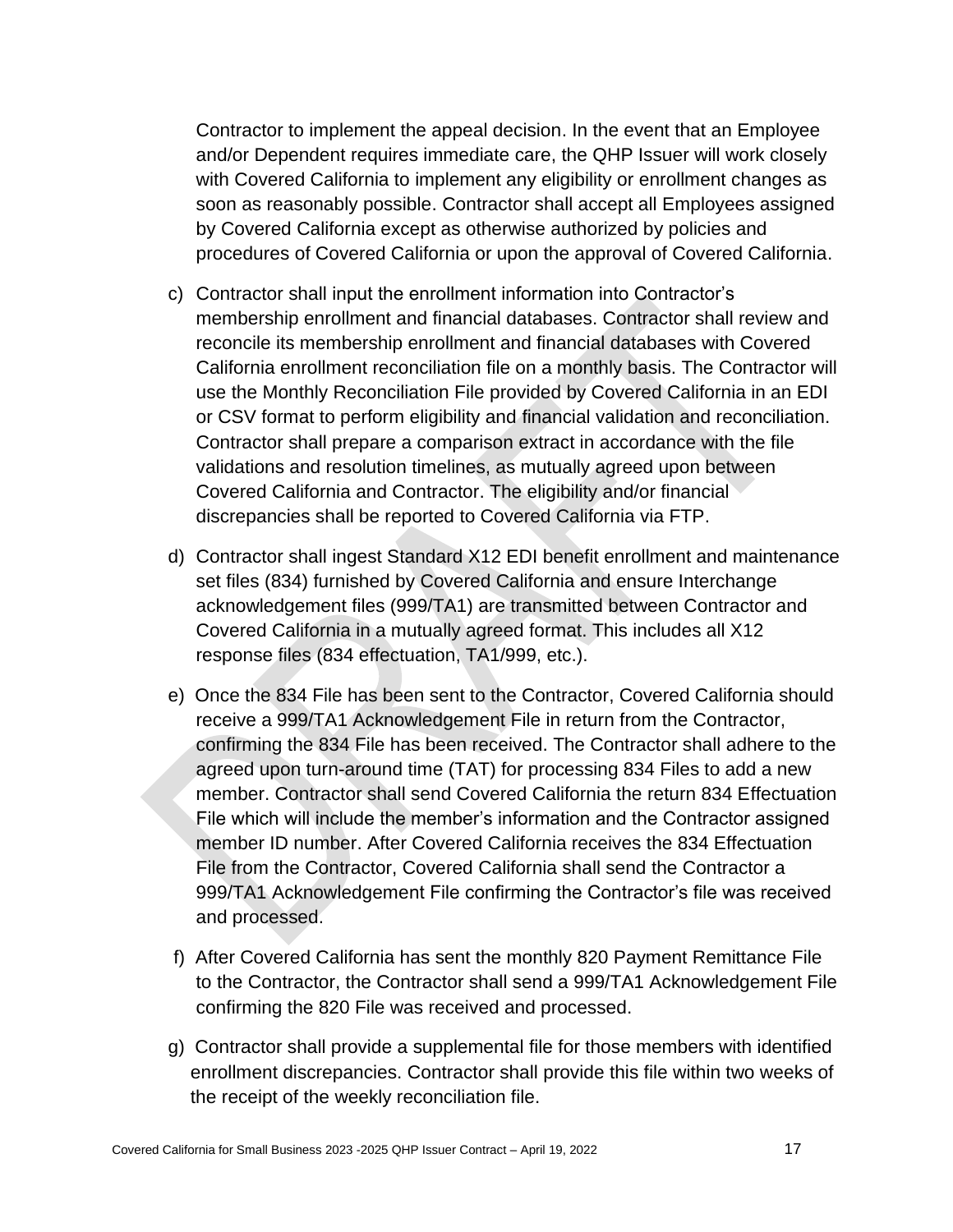Contractor to implement the appeal decision. In the event that an Employee and/or Dependent requires immediate care, the QHP Issuer will work closely with Covered California to implement any eligibility or enrollment changes as soon as reasonably possible. Contractor shall accept all Employees assigned by Covered California except as otherwise authorized by policies and procedures of Covered California or upon the approval of Covered California.

c) Contractor shall input the enrollment information into Contractor's membership enrollment and financial databases. Contractor shall review and reconcile its membership enrollment and financial databases with Covered California enrollment reconciliation file on a monthly basis. The Contractor will use the Monthly Reconciliation File provided by Covered California in an EDI or CSV format to perform eligibility and financial validation and reconciliation. Contractor shall prepare a comparison extract in accordance with the file validations and resolution timelines, as mutually agreed upon between Covered California and Contractor. The eligibility and/or financial discrepancies shall be reported to Covered California via FTP.

d) Contractor shall ingest Standard X12 EDI benefit enrollment and maintenance set files (834) furnished by Covered California and ensure Interchange acknowledgement files (999/TA1) are transmitted between Contractor and Covered California in a mutually agreed format. This includes all X12 response files (834 effectuation, TA1/999, etc.).

e) Once the 834 File has been sent to the Contractor, Covered California should receive a 999/TA1 Acknowledgement File in return from the Contractor, confirming the 834 File has been received. The Contractor shall adhere to the agreed upon turn-around time (TAT) for processing 834 Files to add a new member. Contractor shall send Covered California the return 834 Effectuation File which will include the member's information and the Contractor assigned member ID number. After Covered California receives the 834 Effectuation File from the Contractor, Covered California shall send the Contractor a 999/TA1 Acknowledgement File confirming the Contractor's file was received and processed.

f) After Covered California has sent the monthly 820 Payment Remittance File to the Contractor, the Contractor shall send a 999/TA1 Acknowledgement File confirming the 820 File was received and processed.

g) Contractor shall provide a supplemental file for those members with identified enrollment discrepancies. Contractor shall provide this file within two weeks of the receipt of the weekly reconciliation file.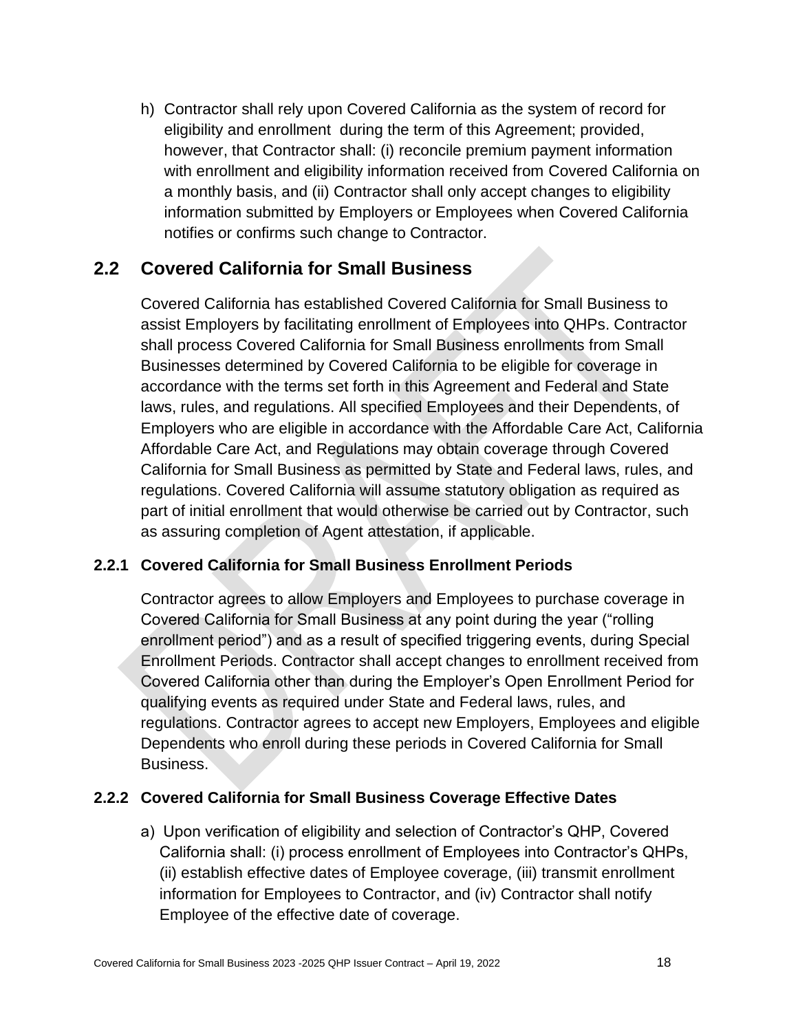h) Contractor shall rely upon Covered California as the system of record for eligibility and enrollment during the term of this Agreement; provided, however, that Contractor shall: (i) reconcile premium payment information with enrollment and eligibility information received from Covered California on a monthly basis, and (ii) Contractor shall only accept changes to eligibility information submitted by Employers or Employees when Covered California notifies or confirms such change to Contractor.

## 2.2 Covered California for Small Business

Covered California has established Covered California for Small Business to assist Employers by facilitating enrollment of Employees into QHPs. Contractor shall process Covered California for Small Business enrollments from Small Businesses determined by Covered California to be eligible for coverage in accordance with the terms set forth in this Agreement and Federal and State laws, rules, and regulations. All specified Employees and their Dependents, of Employers who are eligible in accordance with the Affordable Care Act, California Affordable Care Act, and Regulations may obtain coverage through Covered California for Small Business as permitted by State and Federal laws, rules, and regulations. Covered California will assume statutory obligation as required as part of initial enrollment that would otherwise be carried out by Contractor, such as assuring completion of Agent attestation, if applicable.

### 2.2.1 Covered California for Small Business Enrollment Periods

Contractor agrees to allow Employers and Employees to purchase coverage in Covered California for Small Business at any point during the year ("rolling enrollment period") and as a result of specified triggering events, during Special Enrollment Periods. Contractor shall accept changes to enrollment received from Covered California other than during the Employer's Open Enrollment Period for qualifying events as required under State and Federal laws, rules, and regulations. Contractor agrees to accept new Employers, Employees and eligible Dependents who enroll during these periods in Covered California for Small Business.

### 2.2.2 Covered California for Small Business Coverage Effective Dates

a) Upon verification of eligibility and selection of Contractor's QHP, Covered California shall: (i) process enrollment of Employees into Contractor's QHPs, (ii) establish effective dates of Employee coverage, (iii) transmit enrollment information for Employees to Contractor, and (iv) Contractor shall notify Employee of the effective date of coverage.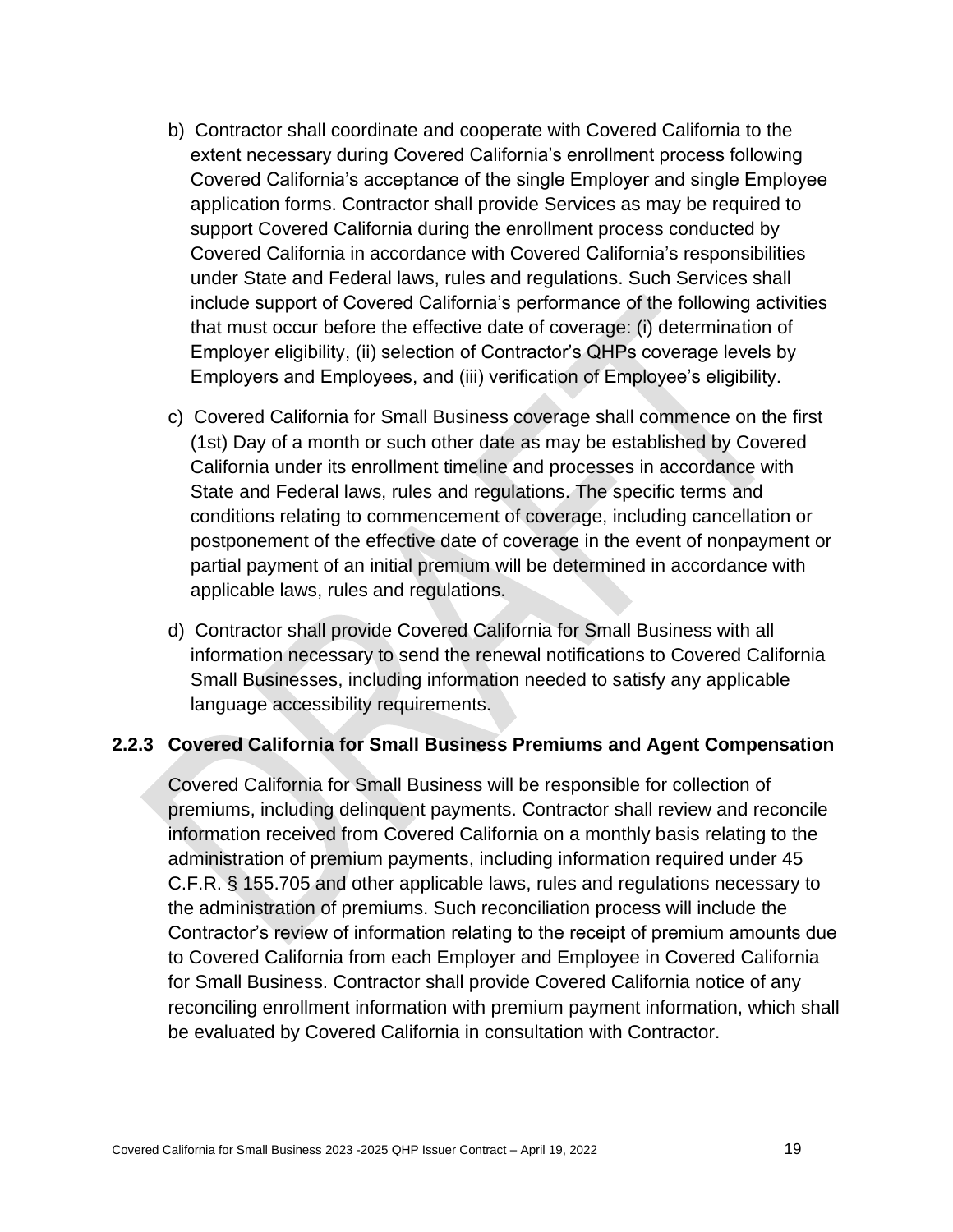b) Contractor shall coordinate and cooperate with Covered California to the extent necessary during Covered California's enrollment process following Covered California's acceptance of the single Employer and single Employee application forms. Contractor shall provide Services as may be required to support Covered California during the enrollment process conducted by Covered California in accordance with Covered California's responsibilities under State and Federal laws, rules and regulations. Such Services shall include support of Covered California's performance of the following activities that must occur before the effective date of coverage: (i) determination of Employer eligibility, (ii) selection of Contractor's QHPs coverage levels by Employers and Employees, and (iii) verification of Employee's eligibility.

c) Covered California for Small Business coverage shall commence on the first (1st) Day of a month or such other date as may be established by Covered California under its enrollment timeline and processes in accordance with State and Federal laws, rules and regulations. The specific terms and conditions relating to commencement of coverage, including cancellation or postponement of the effective date of coverage in the event of nonpayment or partial payment of an initial premium will be determined in accordance with applicable laws, rules and regulations.

d) Contractor shall provide Covered California for Small Business with all information necessary to send the renewal notifications to Covered California Small Businesses, including information needed to satisfy any applicable language accessibility requirements.

### 2.2.3 Covered California for Small Business Premiums and Agent Compensation

Covered California for Small Business will be responsible for collection of premiums, including delinquent payments. Contractor shall review and reconcile information received from Covered California on a monthly basis relating to the administration of premium payments, including information required under 45 C.F.R. § 155.705 and other applicable laws, rules and regulations necessary to the administration of premiums. Such reconciliation process will include the Contractor's review of information relating to the receipt of premium amounts due to Covered California from each Employer and Employee in Covered California for Small Business. Contractor shall provide Covered California notice of any reconciling enrollment information with premium payment information, which shall be evaluated by Covered California in consultation with Contractor.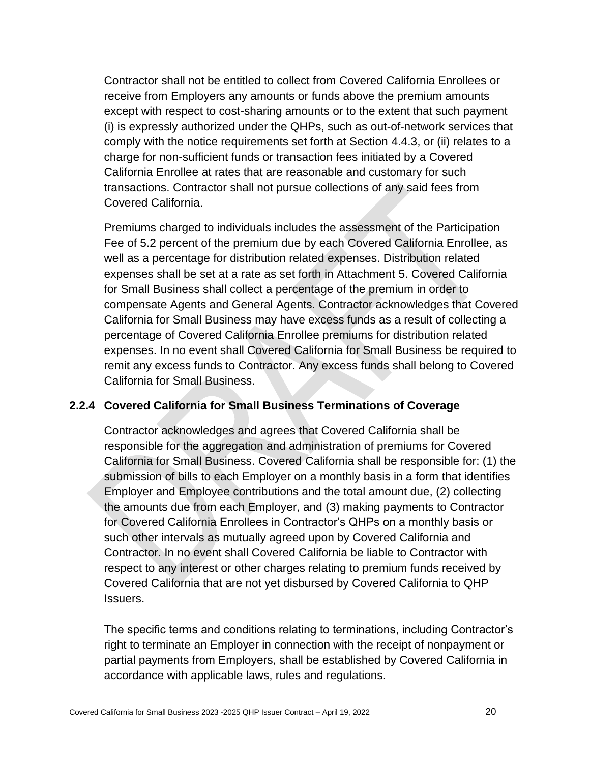Contractor shall not be entitled to collect from Covered California Enrollees or receive from Employers any amounts or funds above the premium amounts except with respect to cost-sharing amounts or to the extent that such payment (i) is expressly authorized under the QHPs, such as out-of-network services that comply with the notice requirements set forth at Section 4.4.3, or (ii) relates to a charge for non-sufficient funds or transaction fees initiated by a Covered California Enrollee at rates that are reasonable and customary for such transactions. Contractor shall not pursue collections of any said fees from Covered California.

Premiums charged to individuals includes the assessment of the Participation Fee of 5.2 percent of the premium due by each Covered California Enrollee, as well as a percentage for distribution related expenses. Distribution related expenses shall be set at a rate as set forth in Attachment 5. Covered California for Small Business shall collect a percentage of the premium in order to compensate Agents and General Agents. Contractor acknowledges that Covered California for Small Business may have excess funds as a result of collecting a percentage of Covered California Enrollee premiums for distribution related expenses. In no event shall Covered California for Small Business be required to remit any excess funds to Contractor. Any excess funds shall belong to Covered California for Small Business.

### 2.2.4 Covered California for Small Business Terminations of Coverage

Contractor acknowledges and agrees that Covered California shall be responsible for the aggregation and administration of premiums for Covered California for Small Business. Covered California shall be responsible for: (1) the submission of bills to each Employer on a monthly basis in a form that identifies Employer and Employee contributions and the total amount due, (2) collecting the amounts due from each Employer, and (3) making payments to Contractor for Covered California Enrollees in Contractor's QHPs on a monthly basis or such other intervals as mutually agreed upon by Covered California and Contractor. In no event shall Covered California be liable to Contractor with respect to any interest or other charges relating to premium funds received by Covered California that are not yet disbursed by Covered California to QHP Issuers.

The specific terms and conditions relating to terminations, including Contractor's right to terminate an Employer in connection with the receipt of nonpayment or partial payments from Employers, shall be established by Covered California in accordance with applicable laws, rules and regulations.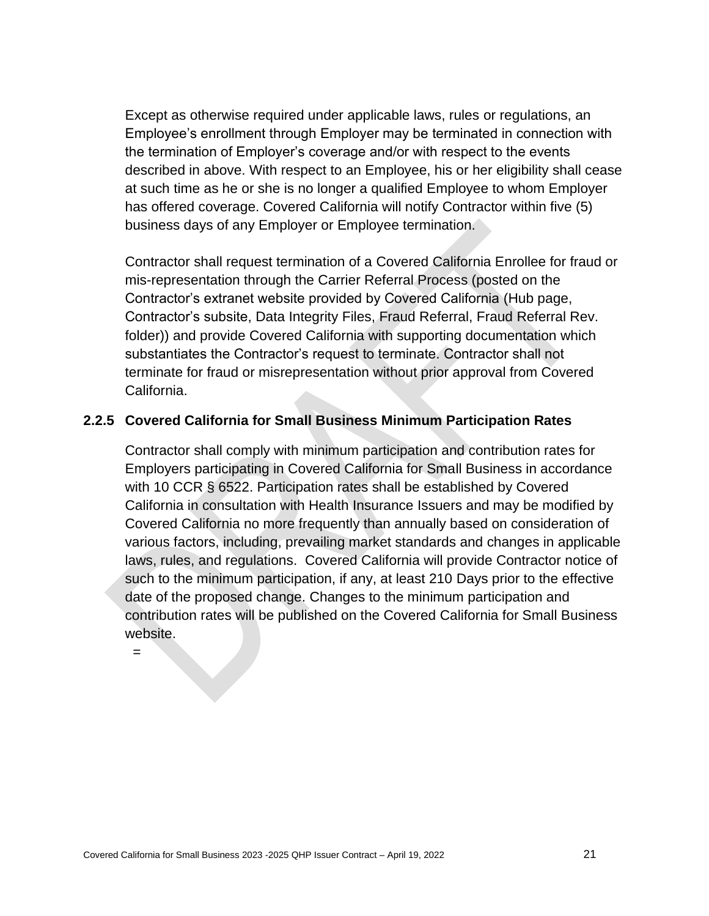Except as otherwise required under applicable laws, rules or regulations, an Employee's enrollment through Employer may be terminated in connection with the termination of Employer's coverage and/or with respect to the events described in above. With respect to an Employee, his or her eligibility shall cease at such time as he or she is no longer a qualified Employee to whom Employer has offered coverage. Covered California will notify Contractor within five (5) business days of any Employer or Employee termination.

Contractor shall request termination of a Covered California Enrollee for fraud or mis-representation through the Carrier Referral Process (posted on the Contractor's extranet website provided by Covered California (Hub page, Contractor's subsite, Data Integrity Files, Fraud Referral, Fraud Referral Rev. folder)) and provide Covered California with supporting documentation which substantiates the Contractor's request to terminate. Contractor shall not terminate for fraud or misrepresentation without prior approval from Covered California.

### 2.2.5 Covered California for Small Business Minimum Participation Rates

Contractor shall comply with minimum participation and contribution rates for Employers participating in Covered California for Small Business in accordance with 10 CCR § 6522. Participation rates shall be established by Covered California in consultation with Health Insurance Issuers and may be modified by Covered California no more frequently than annually based on consideration of various factors, including, prevailing market standards and changes in applicable laws, rules, and regulations. Covered California will provide Contractor notice of such to the minimum participation, if any, at least 210 Days prior to the effective date of the proposed change. Changes to the minimum participation and contribution rates will be published on the Covered California for Small Business website.

=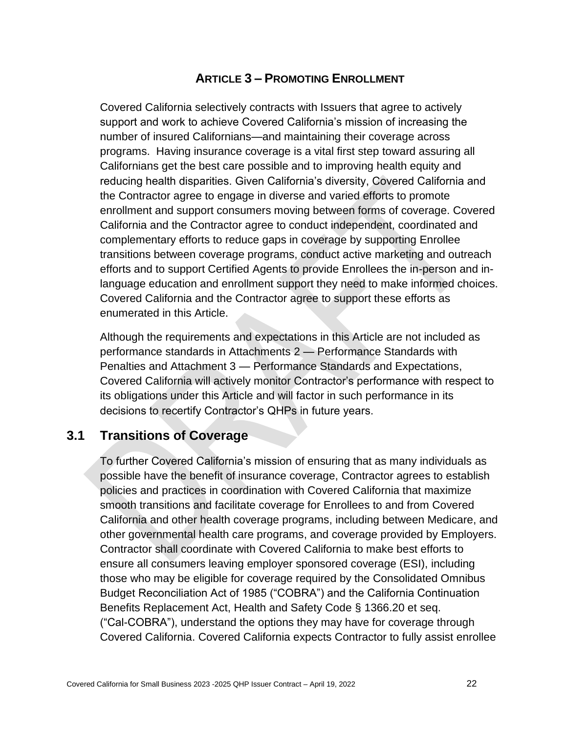# Article 3 – Promoting Enrollment

Covered California selectively contracts with Issuers that agree to actively support and work to achieve Covered California's mission of increasing the number of insured Californians—and maintaining their coverage across programs. Having insurance coverage is a vital first step toward assuring all Californians get the best care possible and to improving health equity and reducing health disparities. Given California's diversity, Covered California and the Contractor agree to engage in diverse and varied efforts to promote enrollment and support consumers moving between forms of coverage. Covered California and the Contractor agree to conduct independent, coordinated and complementary efforts to reduce gaps in coverage by supporting Enrollee transitions between coverage programs, conduct active marketing and outreach efforts and to support Certified Agents to provide Enrollees the in-person and in-language education and enrollment support they need to make informed choices. Covered California and the Contractor agree to support these efforts as enumerated in this Article.

Although the requirements and expectations in this Article are not included as performance standards in Attachments 2 — Performance Standards with Penalties and Attachment 3 — Performance Standards and Expectations, Covered California will actively monitor Contractor's performance with respect to its obligations under this Article and will factor in such performance in its decisions to recertify Contractor's QHPs in future years.

## 3.1 Transitions of Coverage

To further Covered California's mission of ensuring that as many individuals as possible have the benefit of insurance coverage, Contractor agrees to establish policies and practices in coordination with Covered California that maximize smooth transitions and facilitate coverage for Enrollees to and from Covered California and other health coverage programs, including between Medicare, and other governmental health care programs, and coverage provided by Employers. Contractor shall coordinate with Covered California to make best efforts to ensure all consumers leaving employer sponsored coverage (ESI), including those who may be eligible for coverage required by the Consolidated Omnibus Budget Reconciliation Act of 1985 ("COBRA") and the California Continuation Benefits Replacement Act, Health and Safety Code § 1366.20 et seq. ("Cal-COBRA"), understand the options they may have for coverage through Covered California. Covered California expects Contractor to fully assist enrollee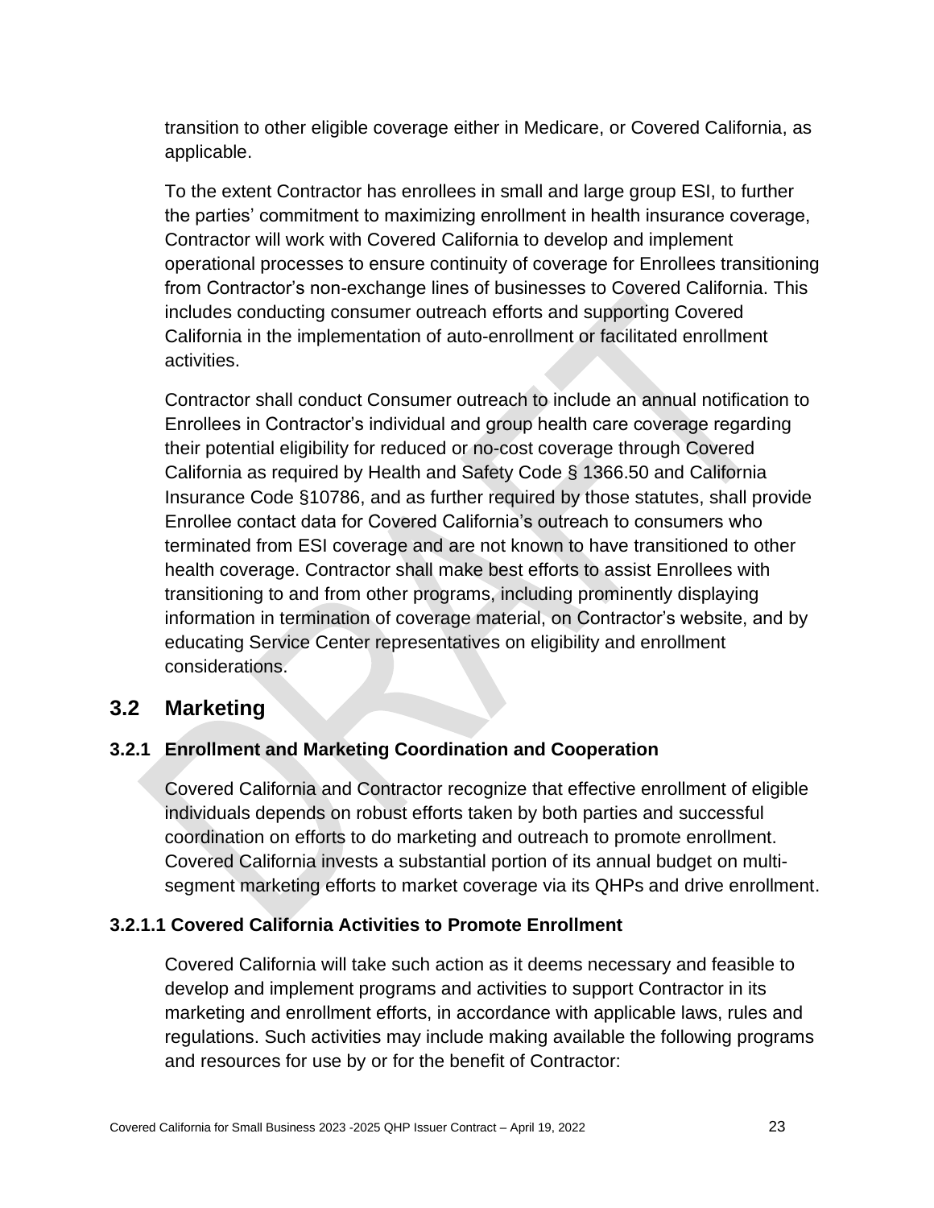transition to other eligible coverage either in Medicare, or Covered California, as applicable.

To the extent Contractor has enrollees in small and large group ESI, to further the parties' commitment to maximizing enrollment in health insurance coverage, Contractor will work with Covered California to develop and implement operational processes to ensure continuity of coverage for Enrollees transitioning from Contractor's non-exchange lines of businesses to Covered California. This includes conducting consumer outreach efforts and supporting Covered California in the implementation of auto-enrollment or facilitated enrollment activities.

Contractor shall conduct Consumer outreach to include an annual notification to Enrollees in Contractor's individual and group health care coverage regarding their potential eligibility for reduced or no-cost coverage through Covered California as required by Health and Safety Code § 1366.50 and California Insurance Code §10786, and as further required by those statutes, shall provide Enrollee contact data for Covered California's outreach to consumers who terminated from ESI coverage and are not known to have transitioned to other health coverage. Contractor shall make best efforts to assist Enrollees with transitioning to and from other programs, including prominently displaying information in termination of coverage material, on Contractor's website, and by educating Service Center representatives on eligibility and enrollment considerations.

## 3.2 Marketing

### 3.2.1 Enrollment and Marketing Coordination and Cooperation

Covered California and Contractor recognize that effective enrollment of eligible individuals depends on robust efforts taken by both parties and successful coordination on efforts to do marketing and outreach to promote enrollment. Covered California invests a substantial portion of its annual budget on multi-segment marketing efforts to market coverage via its QHPs and drive enrollment.

#### 3.2.1.1 Covered California Activities to Promote Enrollment

Covered California will take such action as it deems necessary and feasible to develop and implement programs and activities to support Contractor in its marketing and enrollment efforts, in accordance with applicable laws, rules and regulations. Such activities may include making available the following programs and resources for use by or for the benefit of Contractor: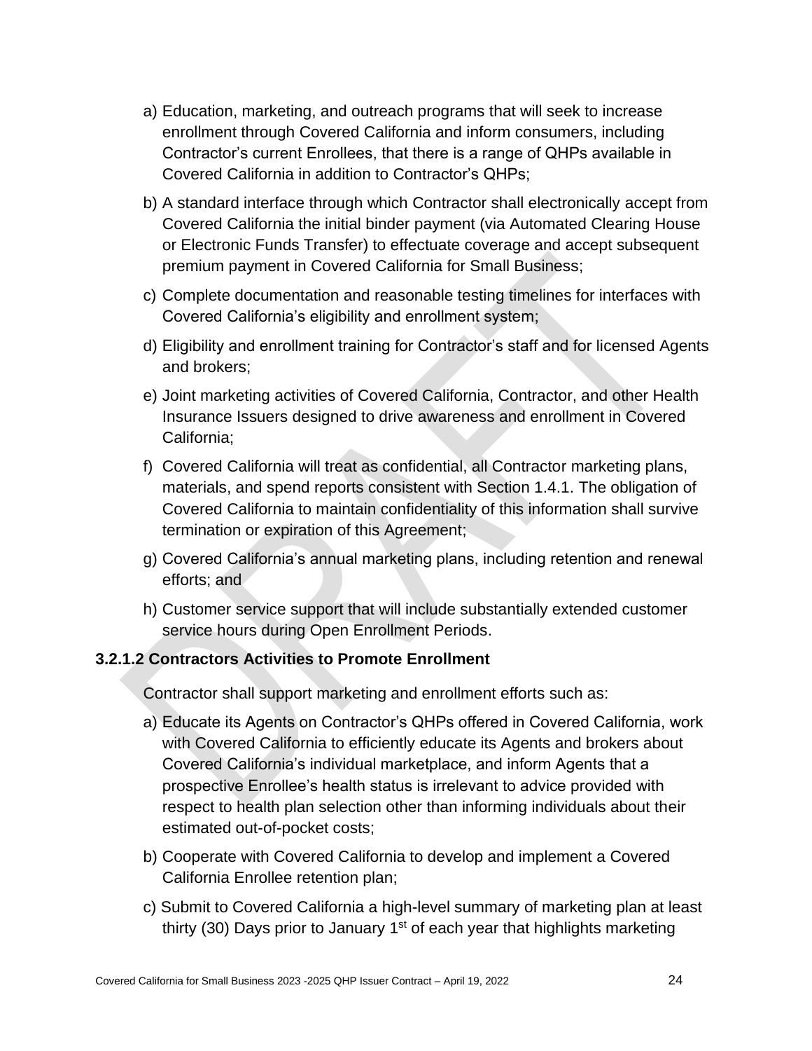a) Education, marketing, and outreach programs that will seek to increase enrollment through Covered California and inform consumers, including Contractor's current Enrollees, that there is a range of QHPs available in Covered California in addition to Contractor's QHPs;

b) A standard interface through which Contractor shall electronically accept from Covered California the initial binder payment (via Automated Clearing House or Electronic Funds Transfer) to effectuate coverage and accept subsequent premium payment in Covered California for Small Business;

c) Complete documentation and reasonable testing timelines for interfaces with Covered California's eligibility and enrollment system;

d) Eligibility and enrollment training for Contractor's staff and for licensed Agents and brokers;

e) Joint marketing activities of Covered California, Contractor, and other Health Insurance Issuers designed to drive awareness and enrollment in Covered California;

f) Covered California will treat as confidential, all Contractor marketing plans, materials, and spend reports consistent with Section 1.4.1. The obligation of Covered California to maintain confidentiality of this information shall survive termination or expiration of this Agreement;

g) Covered California's annual marketing plans, including retention and renewal efforts; and

h) Customer service support that will include substantially extended customer service hours during Open Enrollment Periods.

### 3.2.1.2 Contractors Activities to Promote Enrollment

Contractor shall support marketing and enrollment efforts such as:

a) Educate its Agents on Contractor's QHPs offered in Covered California, work with Covered California to efficiently educate its Agents and brokers about Covered California's individual marketplace, and inform Agents that a prospective Enrollee's health status is irrelevant to advice provided with respect to health plan selection other than informing individuals about their estimated out-of-pocket costs;

b) Cooperate with Covered California to develop and implement a Covered California Enrollee retention plan;

c) Submit to Covered California a high-level summary of marketing plan at least thirty (30) Days prior to January 1st of each year that highlights marketing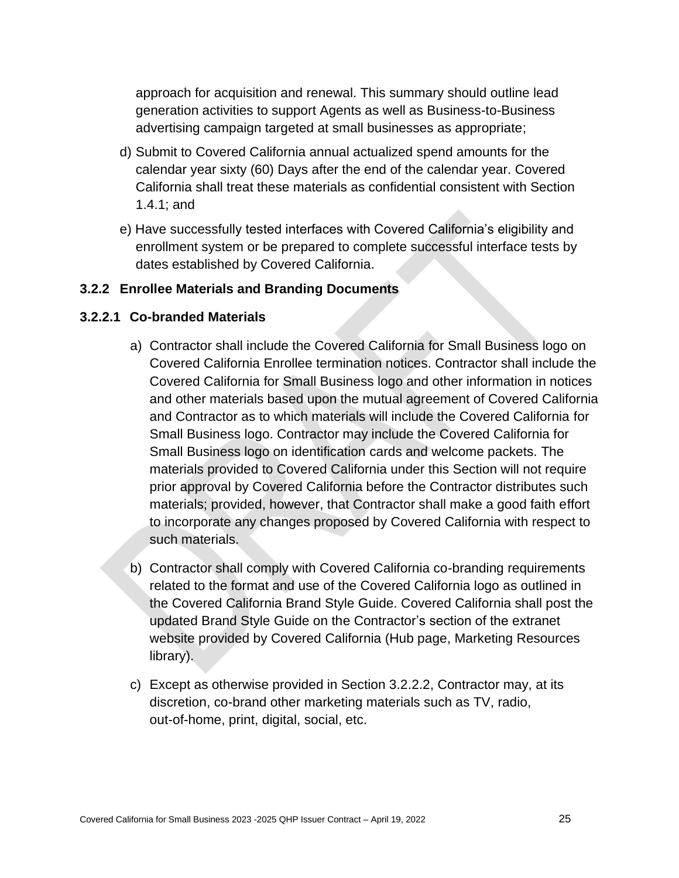approach for acquisition and renewal. This summary should outline lead generation activities to support Agents as well as Business-to-Business advertising campaign targeted at small businesses as appropriate;

d) Submit to Covered California annual actualized spend amounts for the calendar year sixty (60) Days after the end of the calendar year. Covered California shall treat these materials as confidential consistent with Section 1.4.1; and

e) Have successfully tested interfaces with Covered California's eligibility and enrollment system or be prepared to complete successful interface tests by dates established by Covered California.

### 3.2.2 Enrollee Materials and Branding Documents

#### 3.2.2.1 Co-branded Materials

a) Contractor shall include the Covered California for Small Business logo on Covered California Enrollee termination notices. Contractor shall include the Covered California for Small Business logo and other information in notices and other materials based upon the mutual agreement of Covered California and Contractor as to which materials will include the Covered California for Small Business logo. Contractor may include the Covered California for Small Business logo on identification cards and welcome packets. The materials provided to Covered California under this Section will not require prior approval by Covered California before the Contractor distributes such materials; provided, however, that Contractor shall make a good faith effort to incorporate any changes proposed by Covered California with respect to such materials.

b) Contractor shall comply with Covered California co-branding requirements related to the format and use of the Covered California logo as outlined in the Covered California Brand Style Guide. Covered California shall post the updated Brand Style Guide on the Contractor's section of the extranet website provided by Covered California (Hub page, Marketing Resources library).

c) Except as otherwise provided in Section 3.2.2.2, Contractor may, at its discretion, co-brand other marketing materials such as TV, radio, out-of-home, print, digital, social, etc.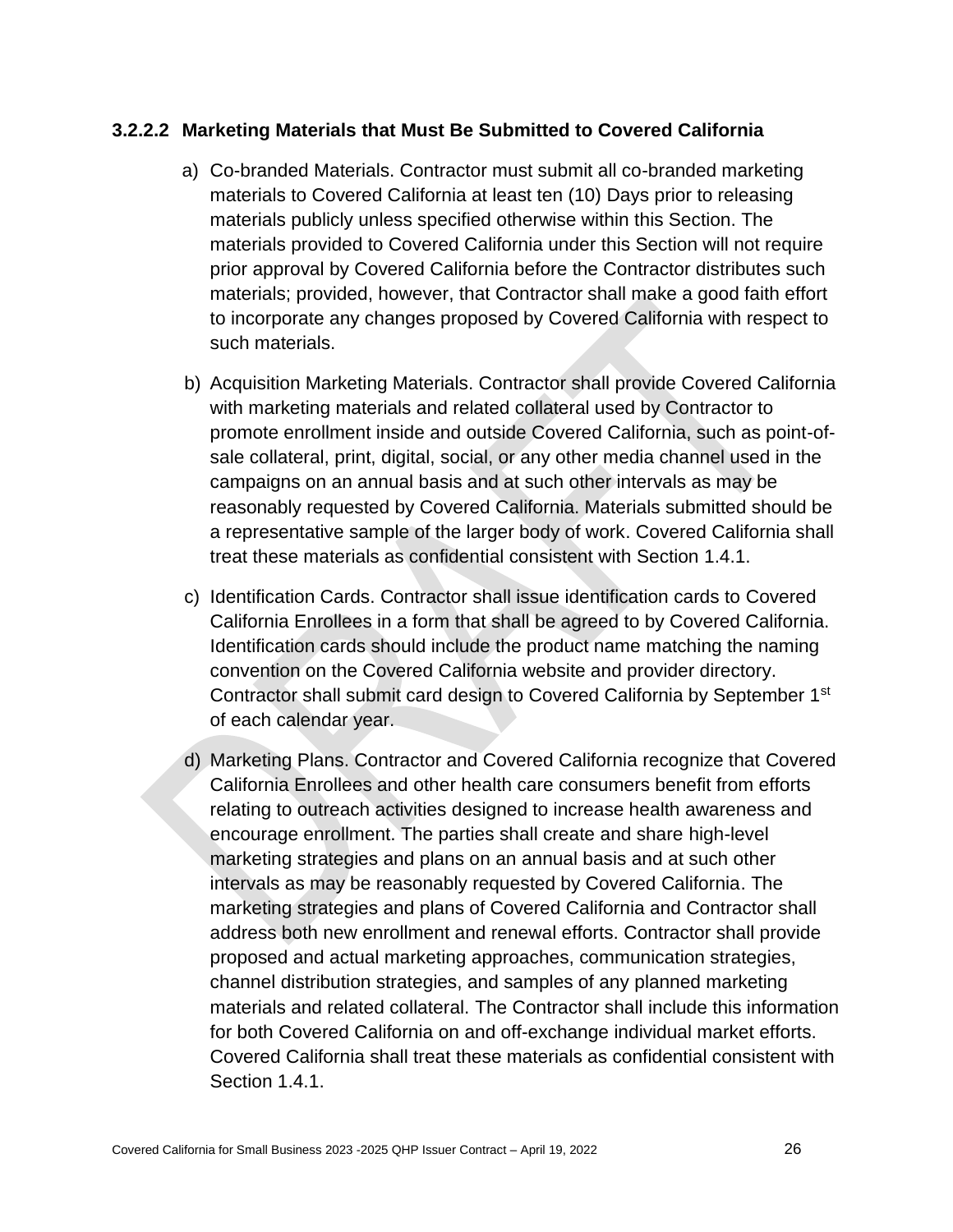### 3.2.2.2 Marketing Materials that Must Be Submitted to Covered California

a) Co-branded Materials. Contractor must submit all co-branded marketing materials to Covered California at least ten (10) Days prior to releasing materials publicly unless specified otherwise within this Section. The materials provided to Covered California under this Section will not require prior approval by Covered California before the Contractor distributes such materials; provided, however, that Contractor shall make a good faith effort to incorporate any changes proposed by Covered California with respect to such materials.

b) Acquisition Marketing Materials. Contractor shall provide Covered California with marketing materials and related collateral used by Contractor to promote enrollment inside and outside Covered California, such as point-of-sale collateral, print, digital, social, or any other media channel used in the campaigns on an annual basis and at such other intervals as may be reasonably requested by Covered California. Materials submitted should be a representative sample of the larger body of work. Covered California shall treat these materials as confidential consistent with Section 1.4.1.

c) Identification Cards. Contractor shall issue identification cards to Covered California Enrollees in a form that shall be agreed to by Covered California. Identification cards should include the product name matching the naming convention on the Covered California website and provider directory. Contractor shall submit card design to Covered California by September 1st of each calendar year.

d) Marketing Plans. Contractor and Covered California recognize that Covered California Enrollees and other health care consumers benefit from efforts relating to outreach activities designed to increase health awareness and encourage enrollment. The parties shall create and share high-level marketing strategies and plans on an annual basis and at such other intervals as may be reasonably requested by Covered California. The marketing strategies and plans of Covered California and Contractor shall address both new enrollment and renewal efforts. Contractor shall provide proposed and actual marketing approaches, communication strategies, channel distribution strategies, and samples of any planned marketing materials and related collateral. The Contractor shall include this information for both Covered California on and off-exchange individual market efforts. Covered California shall treat these materials as confidential consistent with Section 1.4.1.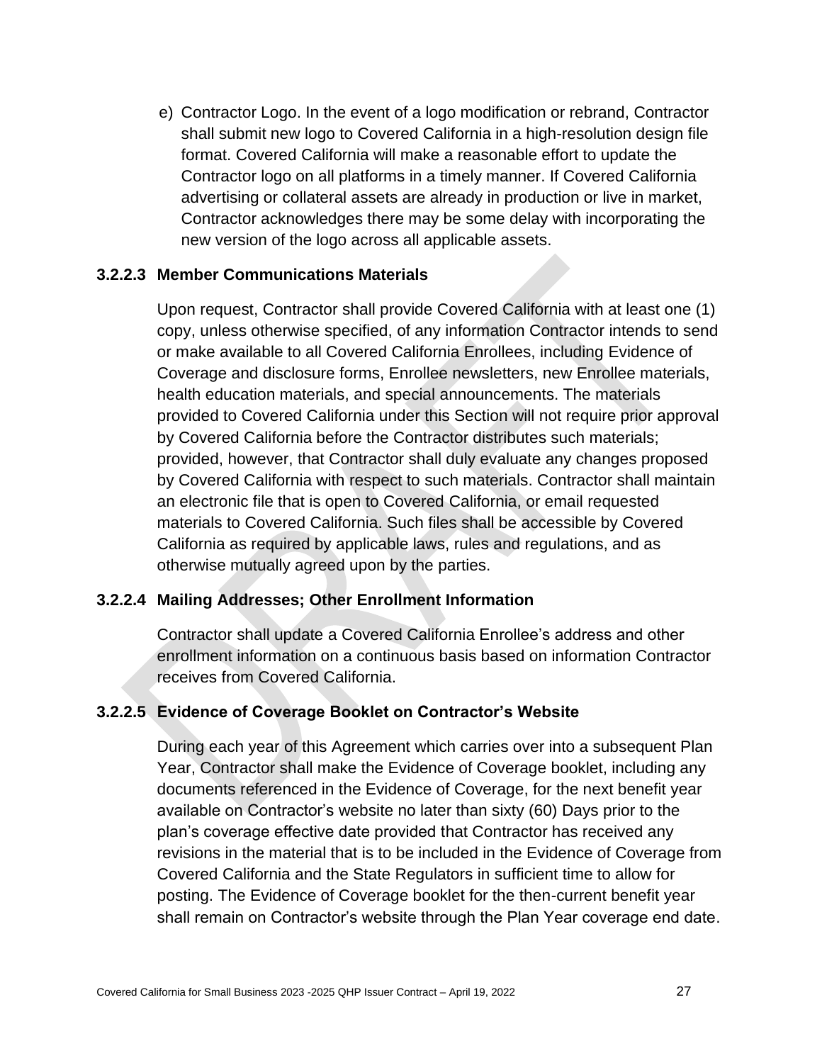e) Contractor Logo. In the event of a logo modification or rebrand, Contractor shall submit new logo to Covered California in a high-resolution design file format. Covered California will make a reasonable effort to update the Contractor logo on all platforms in a timely manner. If Covered California advertising or collateral assets are already in production or live in market, Contractor acknowledges there may be some delay with incorporating the new version of the logo across all applicable assets.

#### 3.2.2.3 Member Communications Materials

Upon request, Contractor shall provide Covered California with at least one (1) copy, unless otherwise specified, of any information Contractor intends to send or make available to all Covered California Enrollees, including Evidence of Coverage and disclosure forms, Enrollee newsletters, new Enrollee materials, health education materials, and special announcements. The materials provided to Covered California under this Section will not require prior approval by Covered California before the Contractor distributes such materials; provided, however, that Contractor shall duly evaluate any changes proposed by Covered California with respect to such materials. Contractor shall maintain an electronic file that is open to Covered California, or email requested materials to Covered California. Such files shall be accessible by Covered California as required by applicable laws, rules and regulations, and as otherwise mutually agreed upon by the parties.

#### 3.2.2.4 Mailing Addresses; Other Enrollment Information

Contractor shall update a Covered California Enrollee's address and other enrollment information on a continuous basis based on information Contractor receives from Covered California.

#### 3.2.2.5 Evidence of Coverage Booklet on Contractor's Website

During each year of this Agreement which carries over into a subsequent Plan Year, Contractor shall make the Evidence of Coverage booklet, including any documents referenced in the Evidence of Coverage, for the next benefit year available on Contractor's website no later than sixty (60) Days prior to the plan's coverage effective date provided that Contractor has received any revisions in the material that is to be included in the Evidence of Coverage from Covered California and the State Regulators in sufficient time to allow for posting. The Evidence of Coverage booklet for the then-current benefit year shall remain on Contractor's website through the Plan Year coverage end date.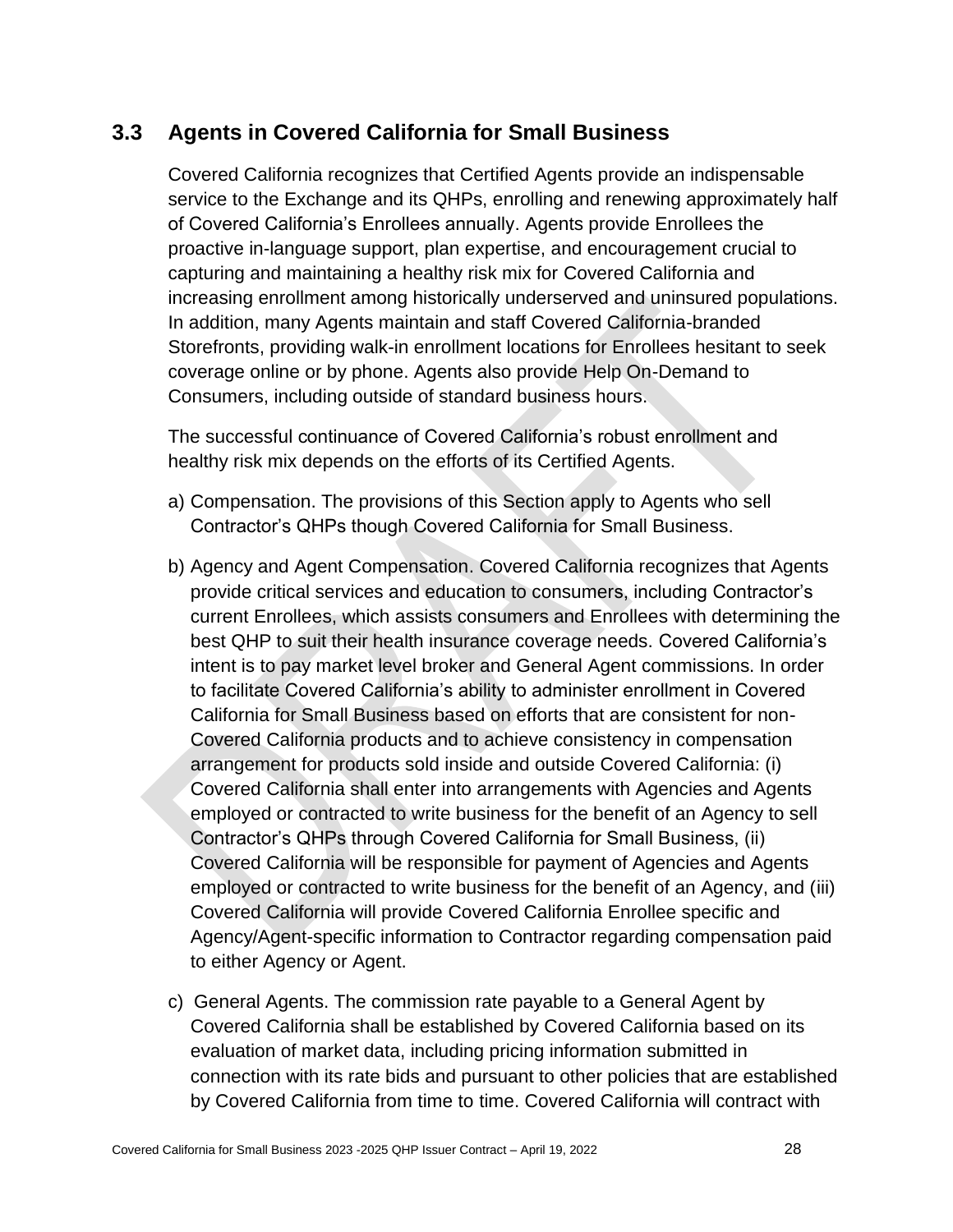## 3.3 Agents in Covered California for Small Business

Covered California recognizes that Certified Agents provide an indispensable service to the Exchange and its QHPs, enrolling and renewing approximately half of Covered California's Enrollees annually. Agents provide Enrollees the proactive in-language support, plan expertise, and encouragement crucial to capturing and maintaining a healthy risk mix for Covered California and increasing enrollment among historically underserved and uninsured populations. In addition, many Agents maintain and staff Covered California-branded Storefronts, providing walk-in enrollment locations for Enrollees hesitant to seek coverage online or by phone. Agents also provide Help On-Demand to Consumers, including outside of standard business hours.

The successful continuance of Covered California's robust enrollment and healthy risk mix depends on the efforts of its Certified Agents.

a) Compensation. The provisions of this Section apply to Agents who sell Contractor's QHPs though Covered California for Small Business.

b) Agency and Agent Compensation. Covered California recognizes that Agents provide critical services and education to consumers, including Contractor's current Enrollees, which assists consumers and Enrollees with determining the best QHP to suit their health insurance coverage needs. Covered California's intent is to pay market level broker and General Agent commissions. In order to facilitate Covered California's ability to administer enrollment in Covered California for Small Business based on efforts that are consistent for non-Covered California products and to achieve consistency in compensation arrangement for products sold inside and outside Covered California: (i) Covered California shall enter into arrangements with Agencies and Agents employed or contracted to write business for the benefit of an Agency to sell Contractor's QHPs through Covered California for Small Business, (ii) Covered California will be responsible for payment of Agencies and Agents employed or contracted to write business for the benefit of an Agency, and (iii) Covered California will provide Covered California Enrollee specific and Agency/Agent-specific information to Contractor regarding compensation paid to either Agency or Agent.

c) General Agents. The commission rate payable to a General Agent by Covered California shall be established by Covered California based on its evaluation of market data, including pricing information submitted in connection with its rate bids and pursuant to other policies that are established by Covered California from time to time. Covered California will contract with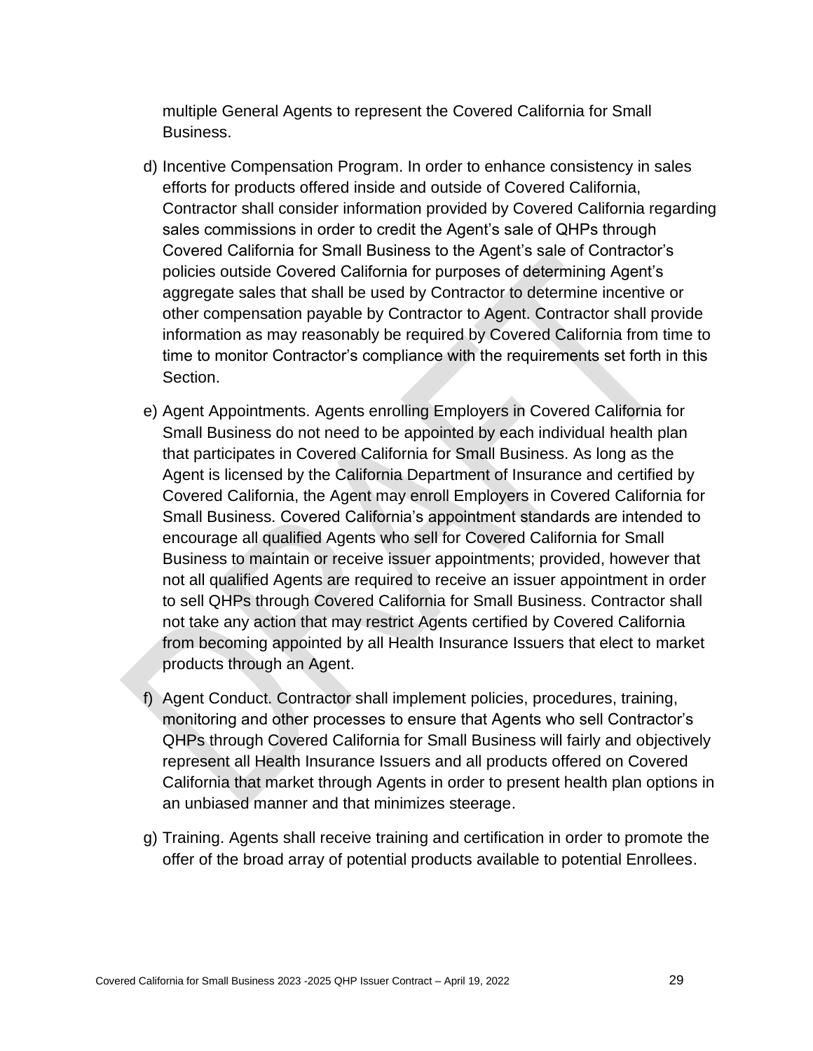multiple General Agents to represent the Covered California for Small Business.

d) Incentive Compensation Program. In order to enhance consistency in sales efforts for products offered inside and outside of Covered California, Contractor shall consider information provided by Covered California regarding sales commissions in order to credit the Agent's sale of QHPs through Covered California for Small Business to the Agent's sale of Contractor's policies outside Covered California for purposes of determining Agent's aggregate sales that shall be used by Contractor to determine incentive or other compensation payable by Contractor to Agent. Contractor shall provide information as may reasonably be required by Covered California from time to time to monitor Contractor's compliance with the requirements set forth in this Section.

e) Agent Appointments. Agents enrolling Employers in Covered California for Small Business do not need to be appointed by each individual health plan that participates in Covered California for Small Business. As long as the Agent is licensed by the California Department of Insurance and certified by Covered California, the Agent may enroll Employers in Covered California for Small Business. Covered California's appointment standards are intended to encourage all qualified Agents who sell for Covered California for Small Business to maintain or receive issuer appointments; provided, however that not all qualified Agents are required to receive an issuer appointment in order to sell QHPs through Covered California for Small Business. Contractor shall not take any action that may restrict Agents certified by Covered California from becoming appointed by all Health Insurance Issuers that elect to market products through an Agent.

f) Agent Conduct. Contractor shall implement policies, procedures, training, monitoring and other processes to ensure that Agents who sell Contractor's QHPs through Covered California for Small Business will fairly and objectively represent all Health Insurance Issuers and all products offered on Covered California that market through Agents in order to present health plan options in an unbiased manner and that minimizes steerage.

g) Training. Agents shall receive training and certification in order to promote the offer of the broad array of potential products available to potential Enrollees.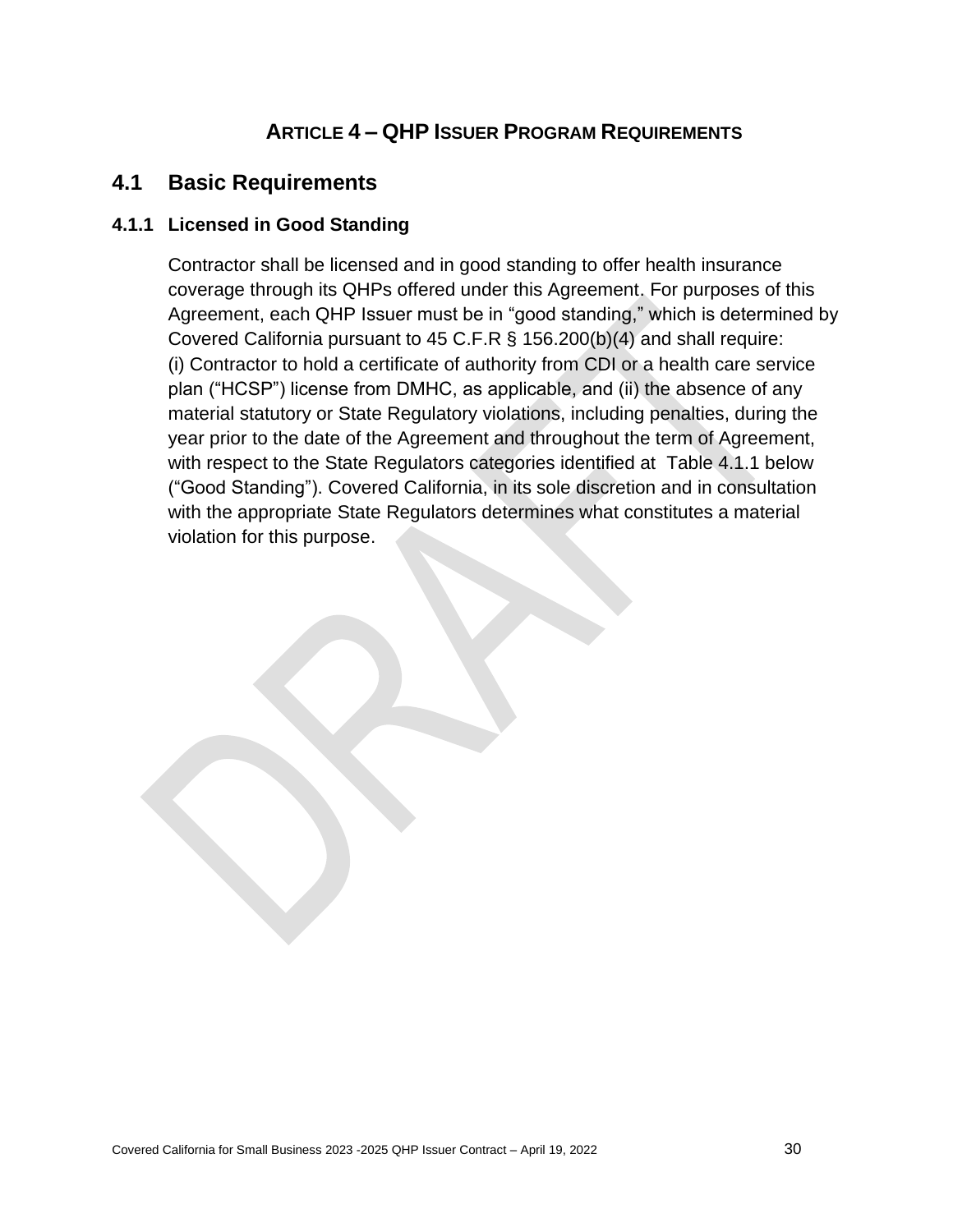# ARTICLE 4 – QHP ISSUER PROGRAM REQUIREMENTS

## 4.1 Basic Requirements

### 4.1.1 Licensed in Good Standing

Contractor shall be licensed and in good standing to offer health insurance coverage through its QHPs offered under this Agreement. For purposes of this Agreement, each QHP Issuer must be in "good standing," which is determined by Covered California pursuant to 45 C.F.R § 156.200(b)(4) and shall require: (i) Contractor to hold a certificate of authority from CDI or a health care service plan ("HCSP") license from DMHC, as applicable, and (ii) the absence of any material statutory or State Regulatory violations, including penalties, during the year prior to the date of the Agreement and throughout the term of Agreement, with respect to the State Regulators categories identified at Table 4.1.1 below ("Good Standing"). Covered California, in its sole discretion and in consultation with the appropriate State Regulators determines what constitutes a material violation for this purpose.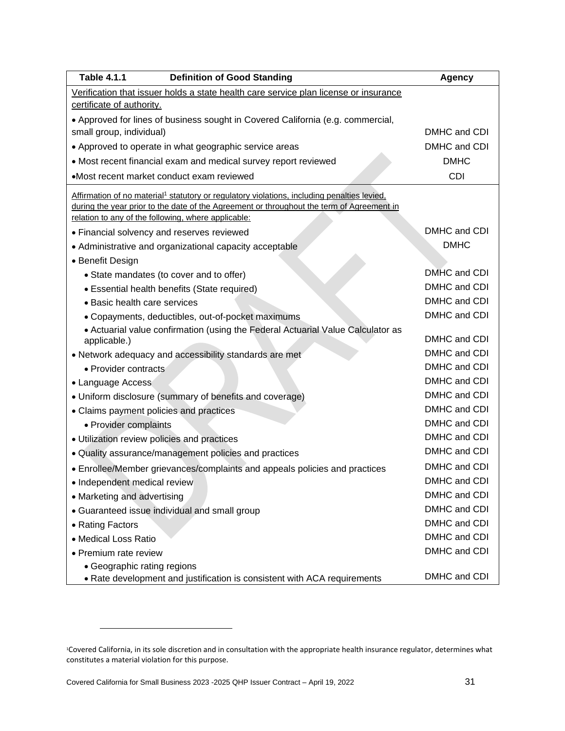| Table 4.1.1 Definition of Good Standing | Agency |
|---|---|
| Verification that issuer holds a state health care service plan license or insurance certificate of authority. | |
| • Approved for lines of business sought in Covered California (e.g. commercial, small group, individual) | DMHC and CDI |
| • Approved to operate in what geographic service areas | DMHC and CDI |
| • Most recent financial exam and medical survey report reviewed | DMHC |
| •Most recent market conduct exam reviewed | CDI |
| Affirmation of no material[1] statutory or regulatory violations, including penalties levied, during the year prior to the date of the Agreement or throughout the term of Agreement in relation to any of the following, where applicable: | |
| • Financial solvency and reserves reviewed | DMHC and CDI |
| • Administrative and organizational capacity acceptable | DMHC |
| • Benefit Design | |
| • State mandates (to cover and to offer) | DMHC and CDI |
| • Essential health benefits (State required) | DMHC and CDI |
| • Basic health care services | DMHC and CDI |
| • Copayments, deductibles, out-of-pocket maximums | DMHC and CDI |
| • Actuarial value confirmation (using the Federal Actuarial Value Calculator as applicable.) | DMHC and CDI |
| • Network adequacy and accessibility standards are met | DMHC and CDI |
| • Provider contracts | DMHC and CDI |
| • Language Access | DMHC and CDI |
| • Uniform disclosure (summary of benefits and coverage) | DMHC and CDI |
| • Claims payment policies and practices | DMHC and CDI |
| • Provider complaints | DMHC and CDI |
| • Utilization review policies and practices | DMHC and CDI |
| • Quality assurance/management policies and practices | DMHC and CDI |
| • Enrollee/Member grievances/complaints and appeals policies and practices | DMHC and CDI |
| • Independent medical review | DMHC and CDI |
| • Marketing and advertising | DMHC and CDI |
| • Guaranteed issue individual and small group | DMHC and CDI |
| • Rating Factors | DMHC and CDI |
| • Medical Loss Ratio | DMHC and CDI |
| • Premium rate review | DMHC and CDI |
| • Geographic rating regions<br>• Rate development and justification is consistent with ACA requirements | DMHC and CDI |

[1] Covered California, in its sole discretion and in consultation with the appropriate health insurance regulator, determines what constitutes a material violation for this purpose.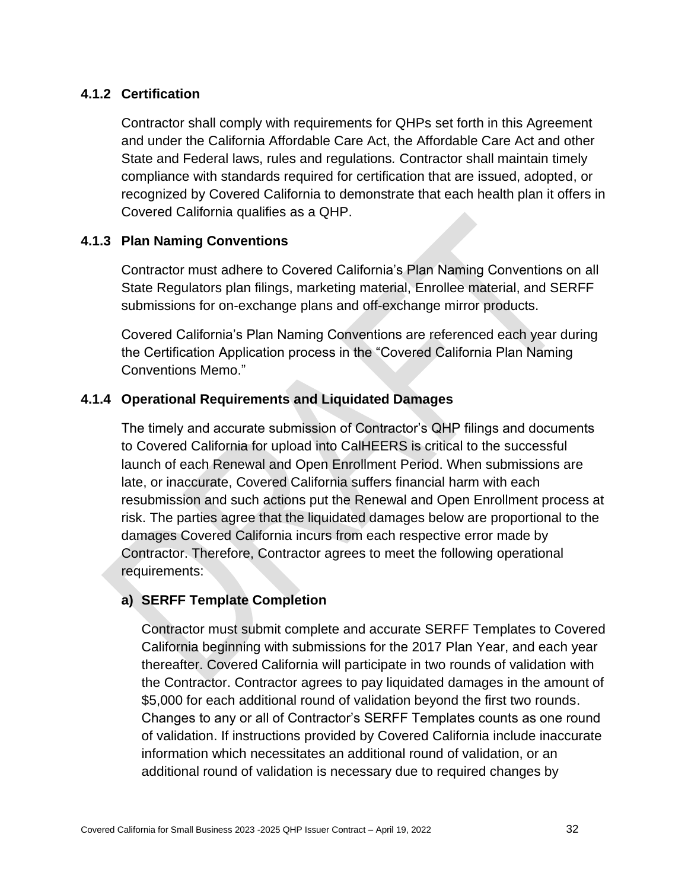### 4.1.2 Certification

Contractor shall comply with requirements for QHPs set forth in this Agreement and under the California Affordable Care Act, the Affordable Care Act and other State and Federal laws, rules and regulations. Contractor shall maintain timely compliance with standards required for certification that are issued, adopted, or recognized by Covered California to demonstrate that each health plan it offers in Covered California qualifies as a QHP.

### 4.1.3 Plan Naming Conventions

Contractor must adhere to Covered California's Plan Naming Conventions on all State Regulators plan filings, marketing material, Enrollee material, and SERFF submissions for on-exchange plans and off-exchange mirror products.

Covered California's Plan Naming Conventions are referenced each year during the Certification Application process in the "Covered California Plan Naming Conventions Memo."

### 4.1.4 Operational Requirements and Liquidated Damages

The timely and accurate submission of Contractor's QHP filings and documents to Covered California for upload into CalHEERS is critical to the successful launch of each Renewal and Open Enrollment Period. When submissions are late, or inaccurate, Covered California suffers financial harm with each resubmission and such actions put the Renewal and Open Enrollment process at risk. The parties agree that the liquidated damages below are proportional to the damages Covered California incurs from each respective error made by Contractor. Therefore, Contractor agrees to meet the following operational requirements:

#### a) SERFF Template Completion

Contractor must submit complete and accurate SERFF Templates to Covered California beginning with submissions for the 2017 Plan Year, and each year thereafter. Covered California will participate in two rounds of validation with the Contractor. Contractor agrees to pay liquidated damages in the amount of $5,000 for each additional round of validation beyond the first two rounds. Changes to any or all of Contractor's SERFF Templates counts as one round of validation. If instructions provided by Covered California include inaccurate information which necessitates an additional round of validation, or an additional round of validation is necessary due to required changes by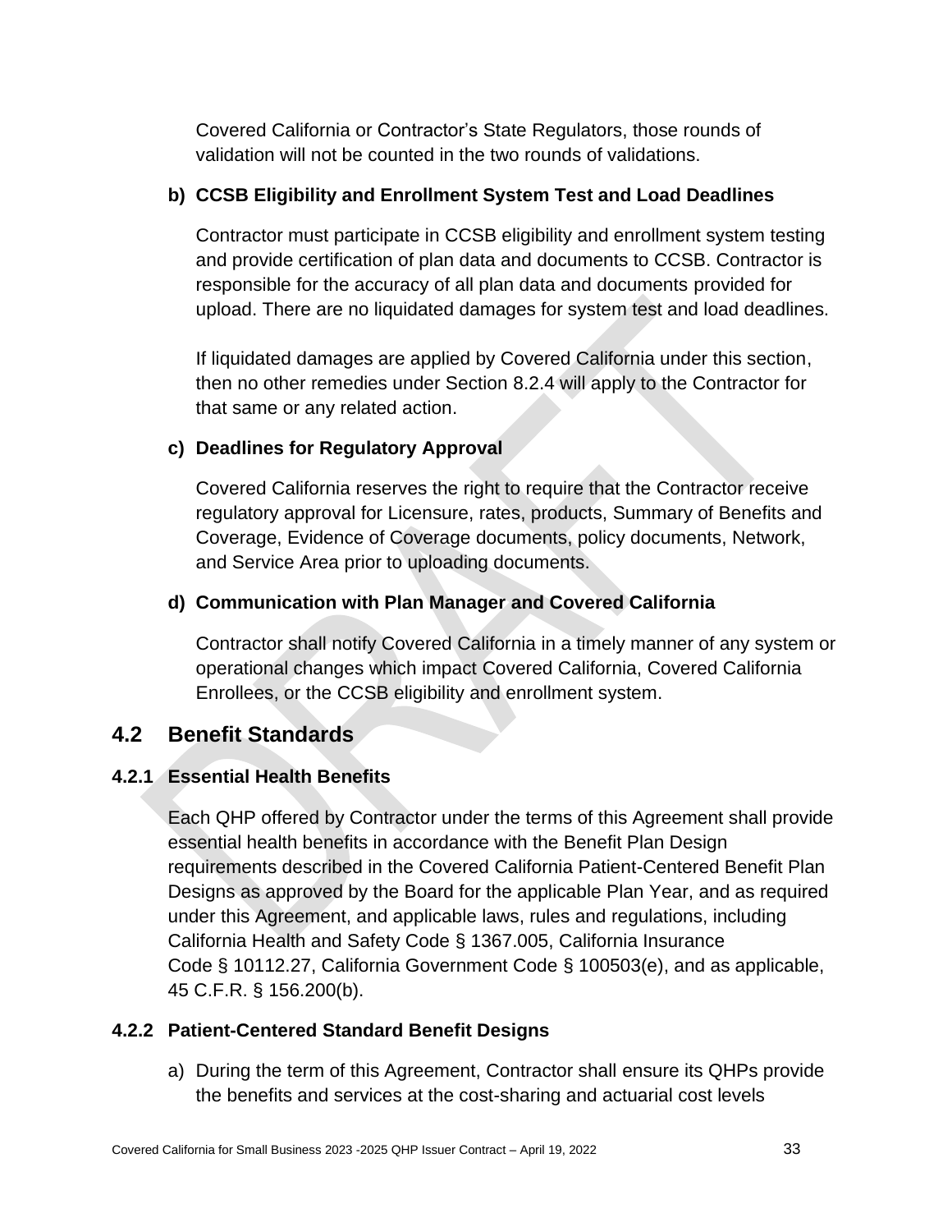Covered California or Contractor's State Regulators, those rounds of validation will not be counted in the two rounds of validations.

**b) CCSB Eligibility and Enrollment System Test and Load Deadlines**

Contractor must participate in CCSB eligibility and enrollment system testing and provide certification of plan data and documents to CCSB. Contractor is responsible for the accuracy of all plan data and documents provided for upload. There are no liquidated damages for system test and load deadlines.

If liquidated damages are applied by Covered California under this section, then no other remedies under Section 8.2.4 will apply to the Contractor for that same or any related action.

**c) Deadlines for Regulatory Approval**

Covered California reserves the right to require that the Contractor receive regulatory approval for Licensure, rates, products, Summary of Benefits and Coverage, Evidence of Coverage documents, policy documents, Network, and Service Area prior to uploading documents.

**d) Communication with Plan Manager and Covered California**

Contractor shall notify Covered California in a timely manner of any system or operational changes which impact Covered California, Covered California Enrollees, or the CCSB eligibility and enrollment system.

## 4.2 Benefit Standards

### 4.2.1 Essential Health Benefits

Each QHP offered by Contractor under the terms of this Agreement shall provide essential health benefits in accordance with the Benefit Plan Design requirements described in the Covered California Patient-Centered Benefit Plan Designs as approved by the Board for the applicable Plan Year, and as required under this Agreement, and applicable laws, rules and regulations, including California Health and Safety Code § 1367.005, California Insurance Code § 10112.27, California Government Code § 100503(e), and as applicable, 45 C.F.R. § 156.200(b).

### 4.2.2 Patient-Centered Standard Benefit Designs

a) During the term of this Agreement, Contractor shall ensure its QHPs provide the benefits and services at the cost-sharing and actuarial cost levels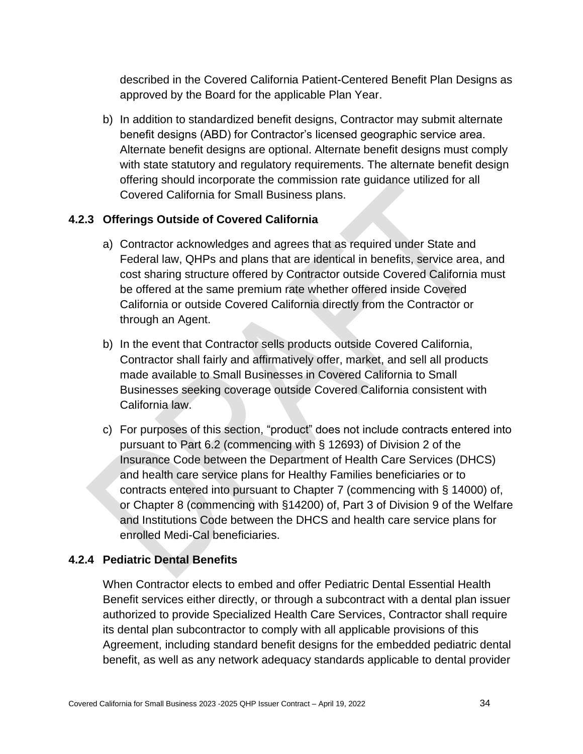described in the Covered California Patient-Centered Benefit Plan Designs as approved by the Board for the applicable Plan Year.

b) In addition to standardized benefit designs, Contractor may submit alternate benefit designs (ABD) for Contractor's licensed geographic service area. Alternate benefit designs are optional. Alternate benefit designs must comply with state statutory and regulatory requirements. The alternate benefit design offering should incorporate the commission rate guidance utilized for all Covered California for Small Business plans.

### 4.2.3 Offerings Outside of Covered California

a) Contractor acknowledges and agrees that as required under State and Federal law, QHPs and plans that are identical in benefits, service area, and cost sharing structure offered by Contractor outside Covered California must be offered at the same premium rate whether offered inside Covered California or outside Covered California directly from the Contractor or through an Agent.

b) In the event that Contractor sells products outside Covered California, Contractor shall fairly and affirmatively offer, market, and sell all products made available to Small Businesses in Covered California to Small Businesses seeking coverage outside Covered California consistent with California law.

c) For purposes of this section, "product" does not include contracts entered into pursuant to Part 6.2 (commencing with § 12693) of Division 2 of the Insurance Code between the Department of Health Care Services (DHCS) and health care service plans for Healthy Families beneficiaries or to contracts entered into pursuant to Chapter 7 (commencing with § 14000) of, or Chapter 8 (commencing with §14200) of, Part 3 of Division 9 of the Welfare and Institutions Code between the DHCS and health care service plans for enrolled Medi-Cal beneficiaries.

### 4.2.4 Pediatric Dental Benefits

When Contractor elects to embed and offer Pediatric Dental Essential Health Benefit services either directly, or through a subcontract with a dental plan issuer authorized to provide Specialized Health Care Services, Contractor shall require its dental plan subcontractor to comply with all applicable provisions of this Agreement, including standard benefit designs for the embedded pediatric dental benefit, as well as any network adequacy standards applicable to dental provider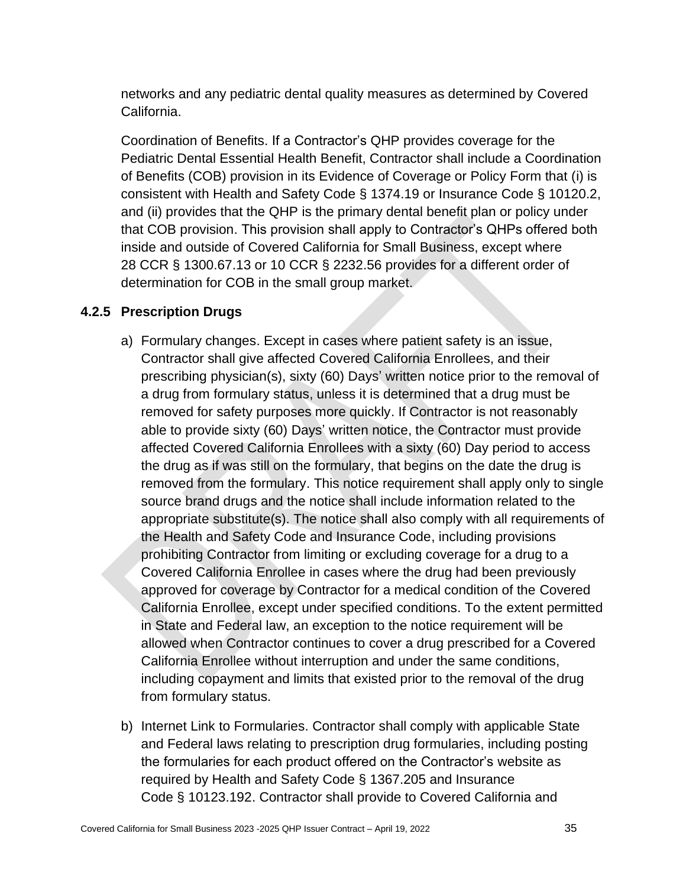networks and any pediatric dental quality measures as determined by Covered California.

Coordination of Benefits. If a Contractor's QHP provides coverage for the Pediatric Dental Essential Health Benefit, Contractor shall include a Coordination of Benefits (COB) provision in its Evidence of Coverage or Policy Form that (i) is consistent with Health and Safety Code § 1374.19 or Insurance Code § 10120.2, and (ii) provides that the QHP is the primary dental benefit plan or policy under that COB provision. This provision shall apply to Contractor's QHPs offered both inside and outside of Covered California for Small Business, except where 28 CCR § 1300.67.13 or 10 CCR § 2232.56 provides for a different order of determination for COB in the small group market.

### 4.2.5 Prescription Drugs

a) Formulary changes. Except in cases where patient safety is an issue, Contractor shall give affected Covered California Enrollees, and their prescribing physician(s), sixty (60) Days' written notice prior to the removal of a drug from formulary status, unless it is determined that a drug must be removed for safety purposes more quickly. If Contractor is not reasonably able to provide sixty (60) Days' written notice, the Contractor must provide affected Covered California Enrollees with a sixty (60) Day period to access the drug as if was still on the formulary, that begins on the date the drug is removed from the formulary. This notice requirement shall apply only to single source brand drugs and the notice shall include information related to the appropriate substitute(s). The notice shall also comply with all requirements of the Health and Safety Code and Insurance Code, including provisions prohibiting Contractor from limiting or excluding coverage for a drug to a Covered California Enrollee in cases where the drug had been previously approved for coverage by Contractor for a medical condition of the Covered California Enrollee, except under specified conditions. To the extent permitted in State and Federal law, an exception to the notice requirement will be allowed when Contractor continues to cover a drug prescribed for a Covered California Enrollee without interruption and under the same conditions, including copayment and limits that existed prior to the removal of the drug from formulary status.

b) Internet Link to Formularies. Contractor shall comply with applicable State and Federal laws relating to prescription drug formularies, including posting the formularies for each product offered on the Contractor's website as required by Health and Safety Code § 1367.205 and Insurance Code § 10123.192. Contractor shall provide to Covered California and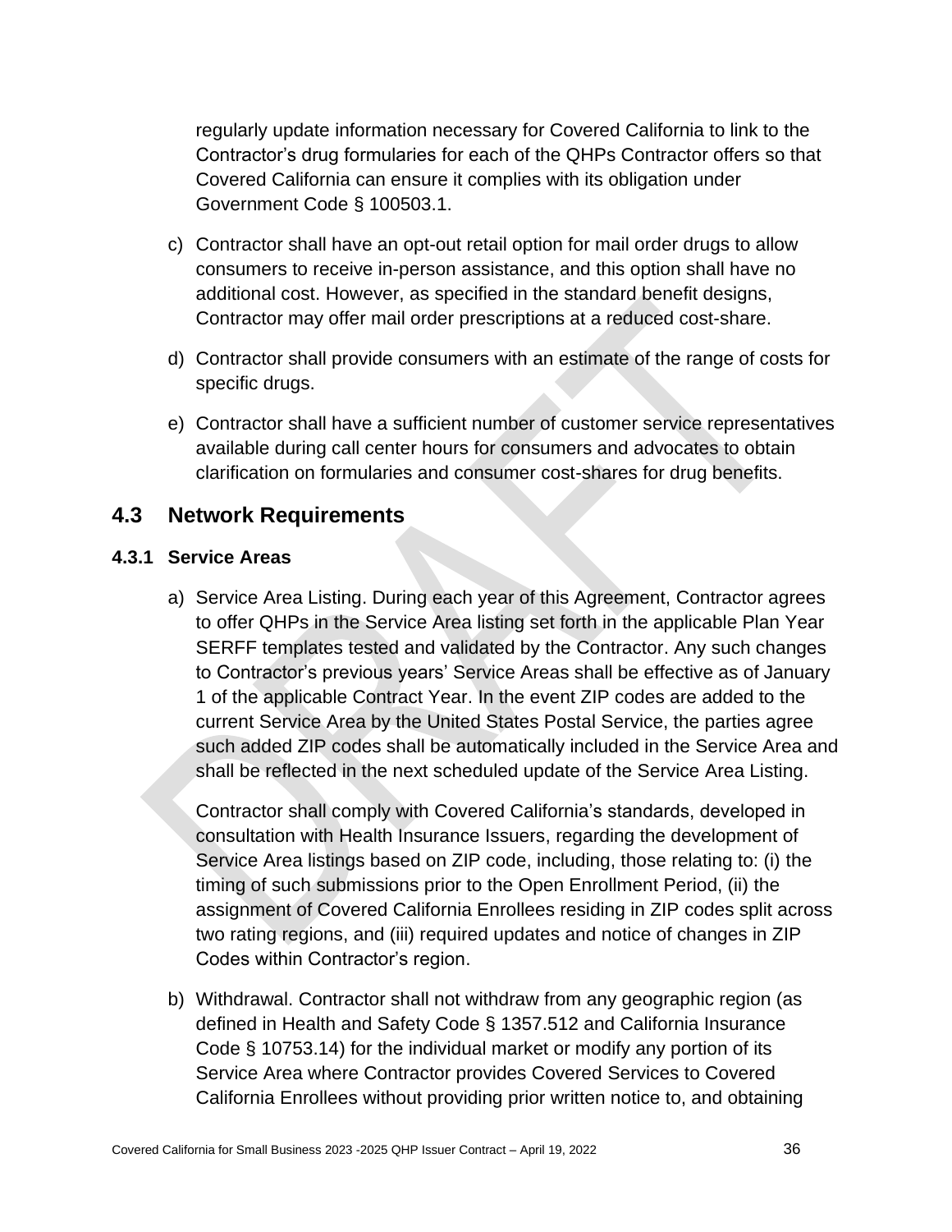regularly update information necessary for Covered California to link to the Contractor's drug formularies for each of the QHPs Contractor offers so that Covered California can ensure it complies with its obligation under Government Code § 100503.1.

c) Contractor shall have an opt-out retail option for mail order drugs to allow consumers to receive in-person assistance, and this option shall have no additional cost. However, as specified in the standard benefit designs, Contractor may offer mail order prescriptions at a reduced cost-share.

d) Contractor shall provide consumers with an estimate of the range of costs for specific drugs.

e) Contractor shall have a sufficient number of customer service representatives available during call center hours for consumers and advocates to obtain clarification on formularies and consumer cost-shares for drug benefits.

## 4.3 Network Requirements

### 4.3.1 Service Areas

a) Service Area Listing. During each year of this Agreement, Contractor agrees to offer QHPs in the Service Area listing set forth in the applicable Plan Year SERFF templates tested and validated by the Contractor. Any such changes to Contractor's previous years' Service Areas shall be effective as of January 1 of the applicable Contract Year. In the event ZIP codes are added to the current Service Area by the United States Postal Service, the parties agree such added ZIP codes shall be automatically included in the Service Area and shall be reflected in the next scheduled update of the Service Area Listing.

   Contractor shall comply with Covered California's standards, developed in consultation with Health Insurance Issuers, regarding the development of Service Area listings based on ZIP code, including, those relating to: (i) the timing of such submissions prior to the Open Enrollment Period, (ii) the assignment of Covered California Enrollees residing in ZIP codes split across two rating regions, and (iii) required updates and notice of changes in ZIP Codes within Contractor's region.

b) Withdrawal. Contractor shall not withdraw from any geographic region (as defined in Health and Safety Code § 1357.512 and California Insurance Code § 10753.14) for the individual market or modify any portion of its Service Area where Contractor provides Covered Services to Covered California Enrollees without providing prior written notice to, and obtaining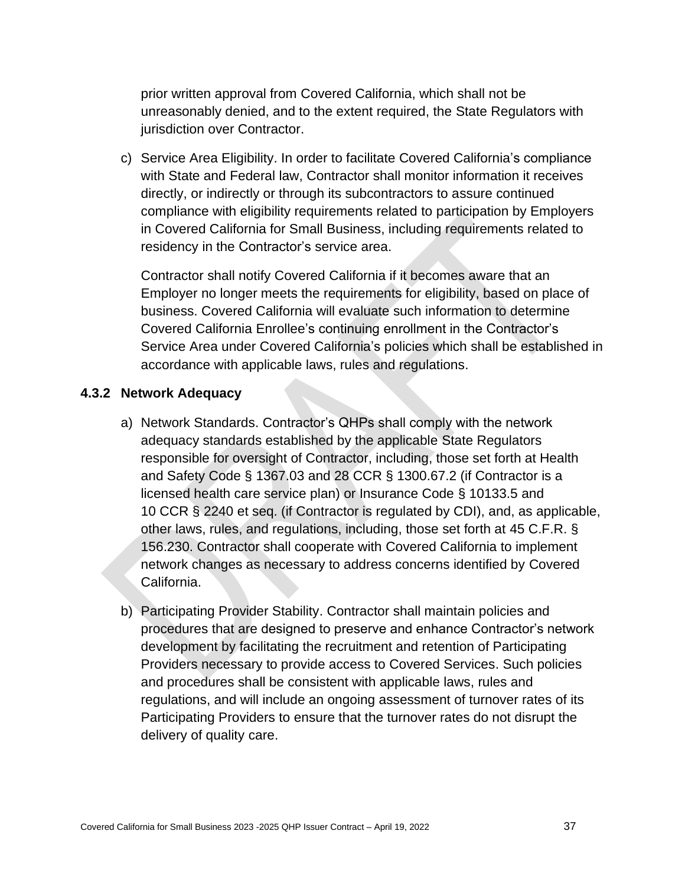prior written approval from Covered California, which shall not be unreasonably denied, and to the extent required, the State Regulators with jurisdiction over Contractor.

c) Service Area Eligibility. In order to facilitate Covered California's compliance with State and Federal law, Contractor shall monitor information it receives directly, or indirectly or through its subcontractors to assure continued compliance with eligibility requirements related to participation by Employers in Covered California for Small Business, including requirements related to residency in the Contractor's service area.

   Contractor shall notify Covered California if it becomes aware that an Employer no longer meets the requirements for eligibility, based on place of business. Covered California will evaluate such information to determine Covered California Enrollee's continuing enrollment in the Contractor's Service Area under Covered California's policies which shall be established in accordance with applicable laws, rules and regulations.

### 4.3.2 Network Adequacy

a) Network Standards. Contractor's QHPs shall comply with the network adequacy standards established by the applicable State Regulators responsible for oversight of Contractor, including, those set forth at Health and Safety Code § 1367.03 and 28 CCR § 1300.67.2 (if Contractor is a licensed health care service plan) or Insurance Code § 10133.5 and 10 CCR § 2240 et seq. (if Contractor is regulated by CDI), and, as applicable, other laws, rules, and regulations, including, those set forth at 45 C.F.R. § 156.230. Contractor shall cooperate with Covered California to implement network changes as necessary to address concerns identified by Covered California.

b) Participating Provider Stability. Contractor shall maintain policies and procedures that are designed to preserve and enhance Contractor's network development by facilitating the recruitment and retention of Participating Providers necessary to provide access to Covered Services. Such policies and procedures shall be consistent with applicable laws, rules and regulations, and will include an ongoing assessment of turnover rates of its Participating Providers to ensure that the turnover rates do not disrupt the delivery of quality care.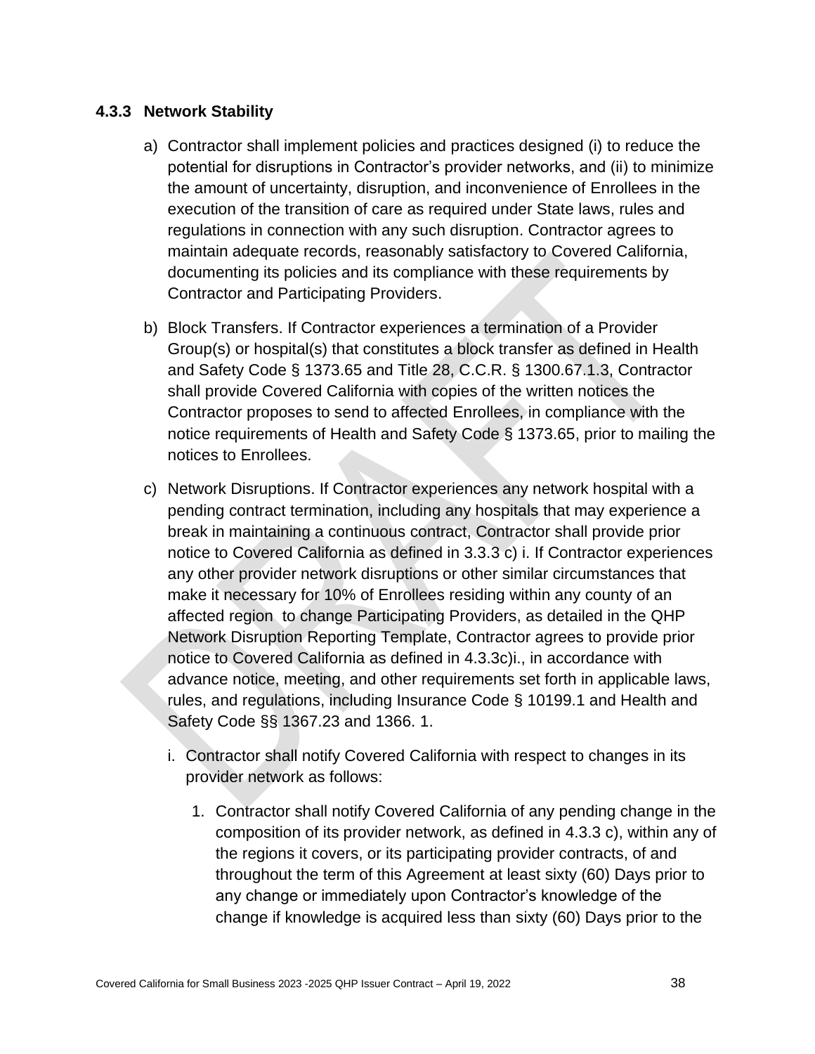### 4.3.3 Network Stability

a) Contractor shall implement policies and practices designed (i) to reduce the potential for disruptions in Contractor's provider networks, and (ii) to minimize the amount of uncertainty, disruption, and inconvenience of Enrollees in the execution of the transition of care as required under State laws, rules and regulations in connection with any such disruption. Contractor agrees to maintain adequate records, reasonably satisfactory to Covered California, documenting its policies and its compliance with these requirements by Contractor and Participating Providers.

b) Block Transfers. If Contractor experiences a termination of a Provider Group(s) or hospital(s) that constitutes a block transfer as defined in Health and Safety Code § 1373.65 and Title 28, C.C.R. § 1300.67.1.3, Contractor shall provide Covered California with copies of the written notices the Contractor proposes to send to affected Enrollees, in compliance with the notice requirements of Health and Safety Code § 1373.65, prior to mailing the notices to Enrollees.

c) Network Disruptions. If Contractor experiences any network hospital with a pending contract termination, including any hospitals that may experience a break in maintaining a continuous contract, Contractor shall provide prior notice to Covered California as defined in 3.3.3 c) i. If Contractor experiences any other provider network disruptions or other similar circumstances that make it necessary for 10% of Enrollees residing within any county of an affected region to change Participating Providers, as detailed in the QHP Network Disruption Reporting Template, Contractor agrees to provide prior notice to Covered California as defined in 4.3.3c)i., in accordance with advance notice, meeting, and other requirements set forth in applicable laws, rules, and regulations, including Insurance Code § 10199.1 and Health and Safety Code §§ 1367.23 and 1366. 1.

   i. Contractor shall notify Covered California with respect to changes in its provider network as follows:

      1. Contractor shall notify Covered California of any pending change in the composition of its provider network, as defined in 4.3.3 c), within any of the regions it covers, or its participating provider contracts, of and throughout the term of this Agreement at least sixty (60) Days prior to any change or immediately upon Contractor's knowledge of the change if knowledge is acquired less than sixty (60) Days prior to the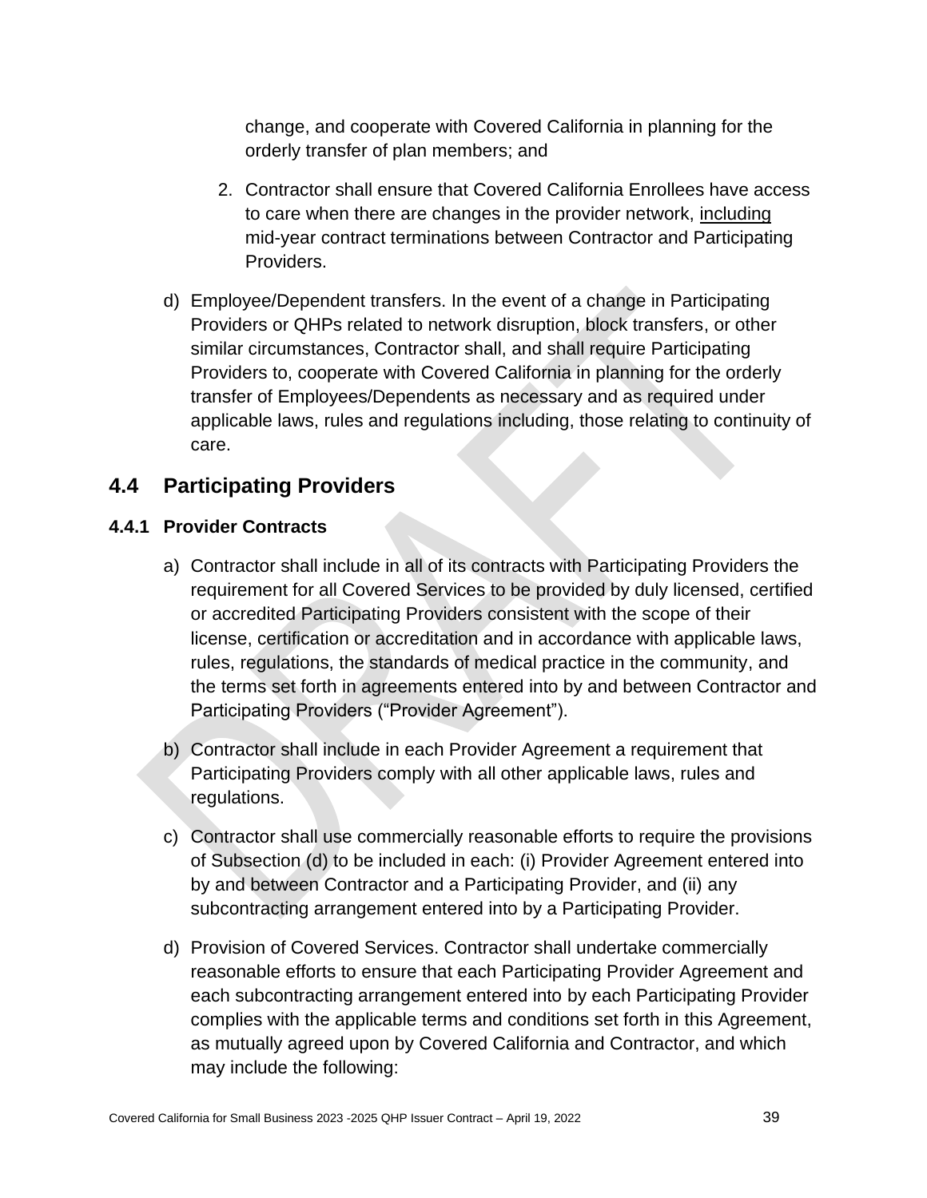change, and cooperate with Covered California in planning for the orderly transfer of plan members; and

2. Contractor shall ensure that Covered California Enrollees have access to care when there are changes in the provider network, including mid-year contract terminations between Contractor and Participating Providers.

d) Employee/Dependent transfers. In the event of a change in Participating Providers or QHPs related to network disruption, block transfers, or other similar circumstances, Contractor shall, and shall require Participating Providers to, cooperate with Covered California in planning for the orderly transfer of Employees/Dependents as necessary and as required under applicable laws, rules and regulations including, those relating to continuity of care.

## 4.4 Participating Providers

### 4.4.1 Provider Contracts

a) Contractor shall include in all of its contracts with Participating Providers the requirement for all Covered Services to be provided by duly licensed, certified or accredited Participating Providers consistent with the scope of their license, certification or accreditation and in accordance with applicable laws, rules, regulations, the standards of medical practice in the community, and the terms set forth in agreements entered into by and between Contractor and Participating Providers ("Provider Agreement").

b) Contractor shall include in each Provider Agreement a requirement that Participating Providers comply with all other applicable laws, rules and regulations.

c) Contractor shall use commercially reasonable efforts to require the provisions of Subsection (d) to be included in each: (i) Provider Agreement entered into by and between Contractor and a Participating Provider, and (ii) any subcontracting arrangement entered into by a Participating Provider.

d) Provision of Covered Services. Contractor shall undertake commercially reasonable efforts to ensure that each Participating Provider Agreement and each subcontracting arrangement entered into by each Participating Provider complies with the applicable terms and conditions set forth in this Agreement, as mutually agreed upon by Covered California and Contractor, and which may include the following: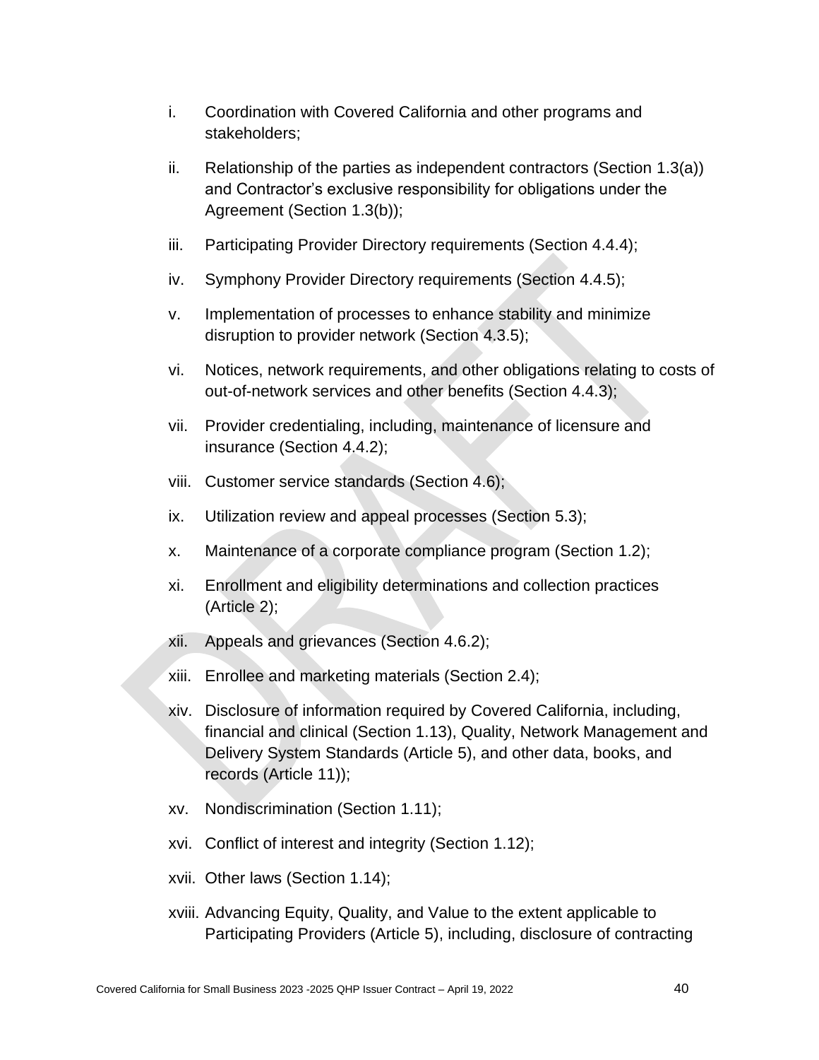i. Coordination with Covered California and other programs and stakeholders;

ii. Relationship of the parties as independent contractors (Section 1.3(a)) and Contractor's exclusive responsibility for obligations under the Agreement (Section 1.3(b));

iii. Participating Provider Directory requirements (Section 4.4.4);

iv. Symphony Provider Directory requirements (Section 4.4.5);

v. Implementation of processes to enhance stability and minimize disruption to provider network (Section 4.3.5);

vi. Notices, network requirements, and other obligations relating to costs of out-of-network services and other benefits (Section 4.4.3);

vii. Provider credentialing, including, maintenance of licensure and insurance (Section 4.4.2);

viii. Customer service standards (Section 4.6);

ix. Utilization review and appeal processes (Section 5.3);

x. Maintenance of a corporate compliance program (Section 1.2);

xi. Enrollment and eligibility determinations and collection practices (Article 2);

xii. Appeals and grievances (Section 4.6.2);

xiii. Enrollee and marketing materials (Section 2.4);

xiv. Disclosure of information required by Covered California, including, financial and clinical (Section 1.13), Quality, Network Management and Delivery System Standards (Article 5), and other data, books, and records (Article 11));

xv. Nondiscrimination (Section 1.11);

xvi. Conflict of interest and integrity (Section 1.12);

xvii. Other laws (Section 1.14);

xviii. Advancing Equity, Quality, and Value to the extent applicable to Participating Providers (Article 5), including, disclosure of contracting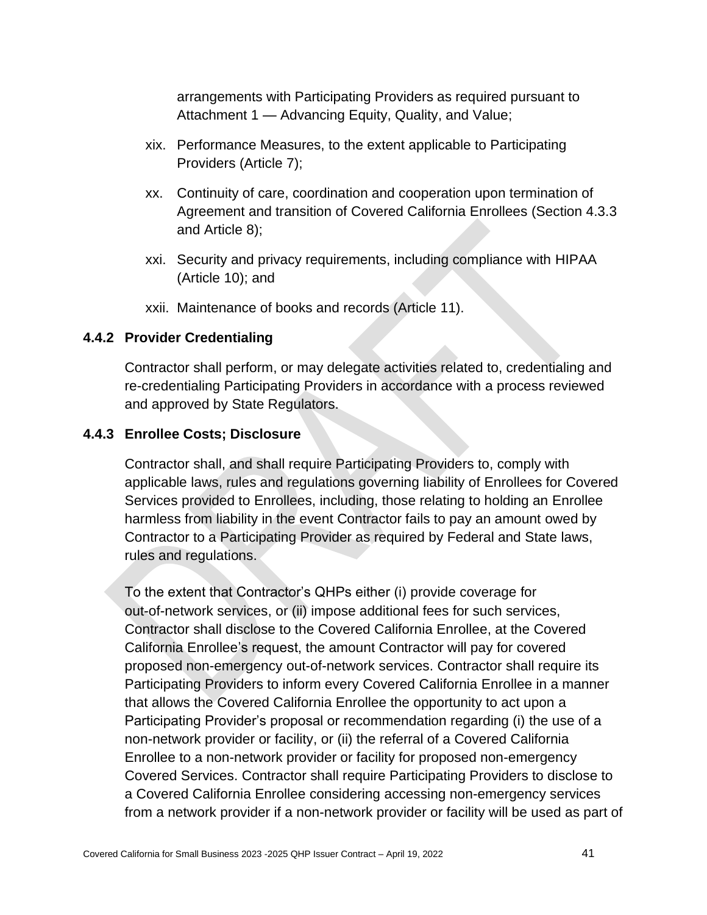arrangements with Participating Providers as required pursuant to Attachment 1 — Advancing Equity, Quality, and Value;

xix. Performance Measures, to the extent applicable to Participating Providers (Article 7);

xx. Continuity of care, coordination and cooperation upon termination of Agreement and transition of Covered California Enrollees (Section 4.3.3 and Article 8);

xxi. Security and privacy requirements, including compliance with HIPAA (Article 10); and

xxii. Maintenance of books and records (Article 11).

### 4.4.2 Provider Credentialing

Contractor shall perform, or may delegate activities related to, credentialing and re-credentialing Participating Providers in accordance with a process reviewed and approved by State Regulators.

### 4.4.3 Enrollee Costs; Disclosure

Contractor shall, and shall require Participating Providers to, comply with applicable laws, rules and regulations governing liability of Enrollees for Covered Services provided to Enrollees, including, those relating to holding an Enrollee harmless from liability in the event Contractor fails to pay an amount owed by Contractor to a Participating Provider as required by Federal and State laws, rules and regulations.

To the extent that Contractor's QHPs either (i) provide coverage for out-of-network services, or (ii) impose additional fees for such services, Contractor shall disclose to the Covered California Enrollee, at the Covered California Enrollee's request, the amount Contractor will pay for covered proposed non-emergency out-of-network services. Contractor shall require its Participating Providers to inform every Covered California Enrollee in a manner that allows the Covered California Enrollee the opportunity to act upon a Participating Provider's proposal or recommendation regarding (i) the use of a non-network provider or facility, or (ii) the referral of a Covered California Enrollee to a non-network provider or facility for proposed non-emergency Covered Services. Contractor shall require Participating Providers to disclose to a Covered California Enrollee considering accessing non-emergency services from a network provider if a non-network provider or facility will be used as part of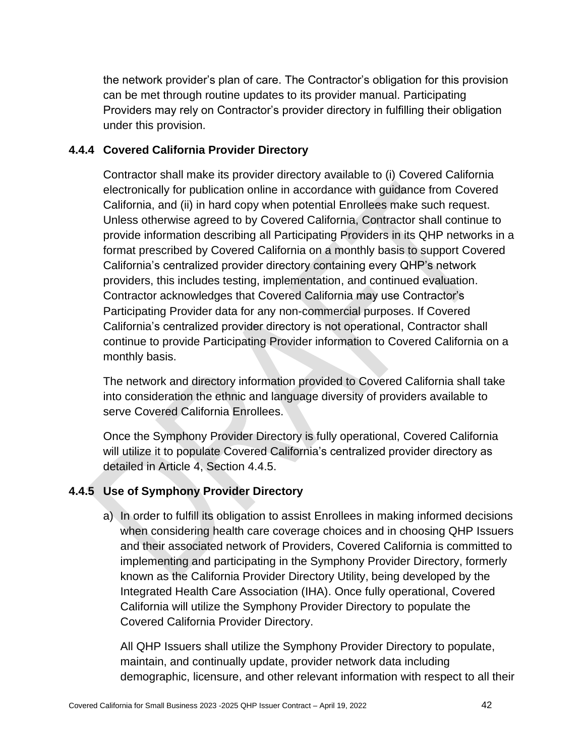the network provider's plan of care. The Contractor's obligation for this provision can be met through routine updates to its provider manual. Participating Providers may rely on Contractor's provider directory in fulfilling their obligation under this provision.

### 4.4.4 Covered California Provider Directory

Contractor shall make its provider directory available to (i) Covered California electronically for publication online in accordance with guidance from Covered California, and (ii) in hard copy when potential Enrollees make such request. Unless otherwise agreed to by Covered California, Contractor shall continue to provide information describing all Participating Providers in its QHP networks in a format prescribed by Covered California on a monthly basis to support Covered California's centralized provider directory containing every QHP's network providers, this includes testing, implementation, and continued evaluation. Contractor acknowledges that Covered California may use Contractor's Participating Provider data for any non-commercial purposes. If Covered California's centralized provider directory is not operational, Contractor shall continue to provide Participating Provider information to Covered California on a monthly basis.

The network and directory information provided to Covered California shall take into consideration the ethnic and language diversity of providers available to serve Covered California Enrollees.

Once the Symphony Provider Directory is fully operational, Covered California will utilize it to populate Covered California's centralized provider directory as detailed in Article 4, Section 4.4.5.

### 4.4.5 Use of Symphony Provider Directory

a) In order to fulfill its obligation to assist Enrollees in making informed decisions when considering health care coverage choices and in choosing QHP Issuers and their associated network of Providers, Covered California is committed to implementing and participating in the Symphony Provider Directory, formerly known as the California Provider Directory Utility, being developed by the Integrated Health Care Association (IHA). Once fully operational, Covered California will utilize the Symphony Provider Directory to populate the Covered California Provider Directory.

   All QHP Issuers shall utilize the Symphony Provider Directory to populate, maintain, and continually update, provider network data including demographic, licensure, and other relevant information with respect to all their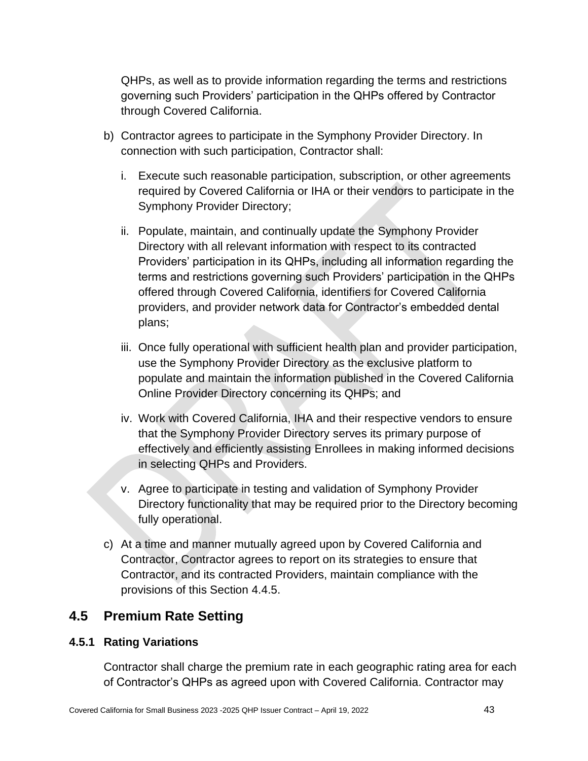QHPs, as well as to provide information regarding the terms and restrictions governing such Providers' participation in the QHPs offered by Contractor through Covered California.

b) Contractor agrees to participate in the Symphony Provider Directory. In connection with such participation, Contractor shall:

   i. Execute such reasonable participation, subscription, or other agreements required by Covered California or IHA or their vendors to participate in the Symphony Provider Directory;

   ii. Populate, maintain, and continually update the Symphony Provider Directory with all relevant information with respect to its contracted Providers' participation in its QHPs, including all information regarding the terms and restrictions governing such Providers' participation in the QHPs offered through Covered California, identifiers for Covered California providers, and provider network data for Contractor's embedded dental plans;

   iii. Once fully operational with sufficient health plan and provider participation, use the Symphony Provider Directory as the exclusive platform to populate and maintain the information published in the Covered California Online Provider Directory concerning its QHPs; and

   iv. Work with Covered California, IHA and their respective vendors to ensure that the Symphony Provider Directory serves its primary purpose of effectively and efficiently assisting Enrollees in making informed decisions in selecting QHPs and Providers.

   v. Agree to participate in testing and validation of Symphony Provider Directory functionality that may be required prior to the Directory becoming fully operational.

c) At a time and manner mutually agreed upon by Covered California and Contractor, Contractor agrees to report on its strategies to ensure that Contractor, and its contracted Providers, maintain compliance with the provisions of this Section 4.4.5.

## 4.5 Premium Rate Setting

### 4.5.1 Rating Variations

Contractor shall charge the premium rate in each geographic rating area for each of Contractor's QHPs as agreed upon with Covered California. Contractor may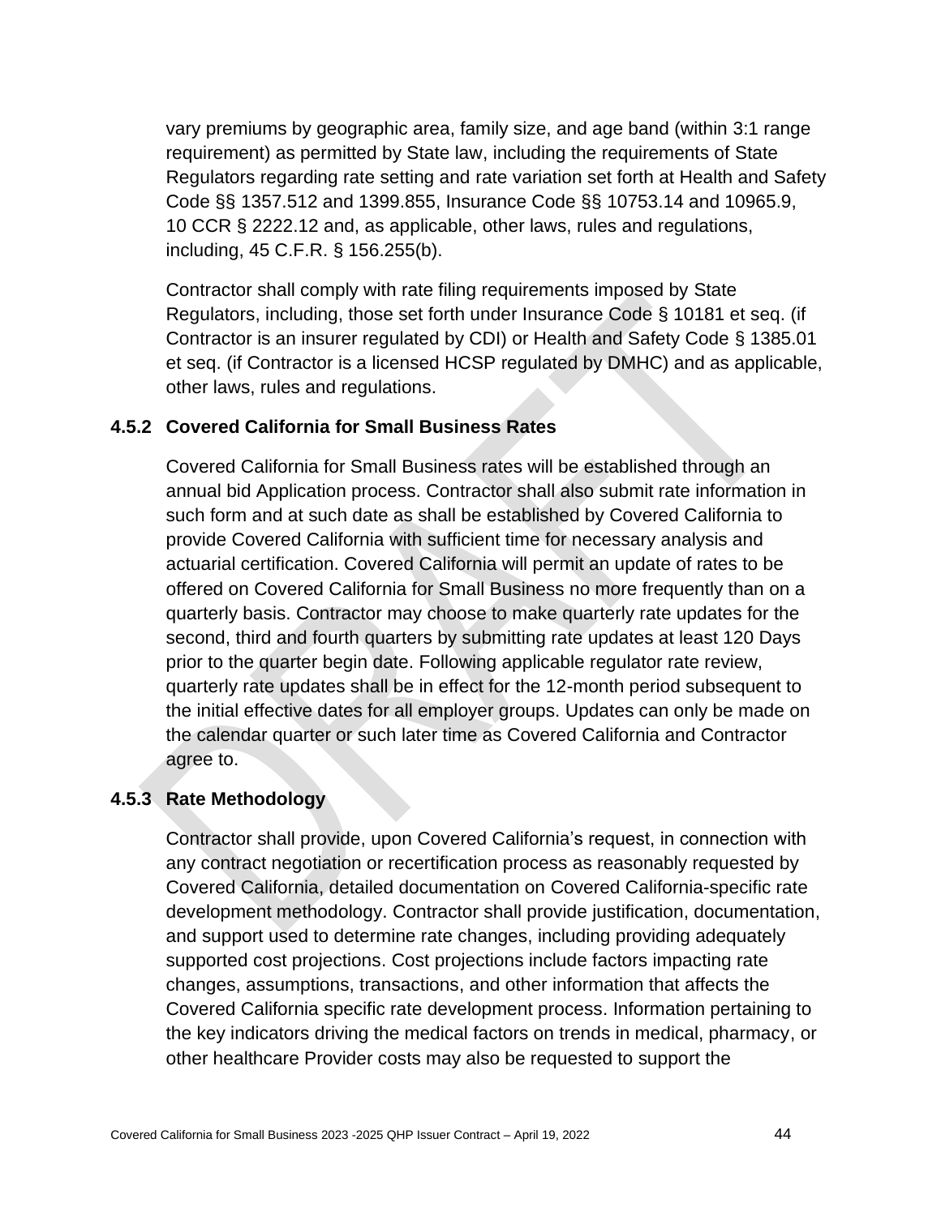vary premiums by geographic area, family size, and age band (within 3:1 range requirement) as permitted by State law, including the requirements of State Regulators regarding rate setting and rate variation set forth at Health and Safety Code §§ 1357.512 and 1399.855, Insurance Code §§ 10753.14 and 10965.9, 10 CCR § 2222.12 and, as applicable, other laws, rules and regulations, including, 45 C.F.R. § 156.255(b).

Contractor shall comply with rate filing requirements imposed by State Regulators, including, those set forth under Insurance Code § 10181 et seq. (if Contractor is an insurer regulated by CDI) or Health and Safety Code § 1385.01 et seq. (if Contractor is a licensed HCSP regulated by DMHC) and as applicable, other laws, rules and regulations.

### 4.5.2 Covered California for Small Business Rates

Covered California for Small Business rates will be established through an annual bid Application process. Contractor shall also submit rate information in such form and at such date as shall be established by Covered California to provide Covered California with sufficient time for necessary analysis and actuarial certification. Covered California will permit an update of rates to be offered on Covered California for Small Business no more frequently than on a quarterly basis. Contractor may choose to make quarterly rate updates for the second, third and fourth quarters by submitting rate updates at least 120 Days prior to the quarter begin date. Following applicable regulator rate review, quarterly rate updates shall be in effect for the 12-month period subsequent to the initial effective dates for all employer groups. Updates can only be made on the calendar quarter or such later time as Covered California and Contractor agree to.

### 4.5.3 Rate Methodology

Contractor shall provide, upon Covered California's request, in connection with any contract negotiation or recertification process as reasonably requested by Covered California, detailed documentation on Covered California-specific rate development methodology. Contractor shall provide justification, documentation, and support used to determine rate changes, including providing adequately supported cost projections. Cost projections include factors impacting rate changes, assumptions, transactions, and other information that affects the Covered California specific rate development process. Information pertaining to the key indicators driving the medical factors on trends in medical, pharmacy, or other healthcare Provider costs may also be requested to support the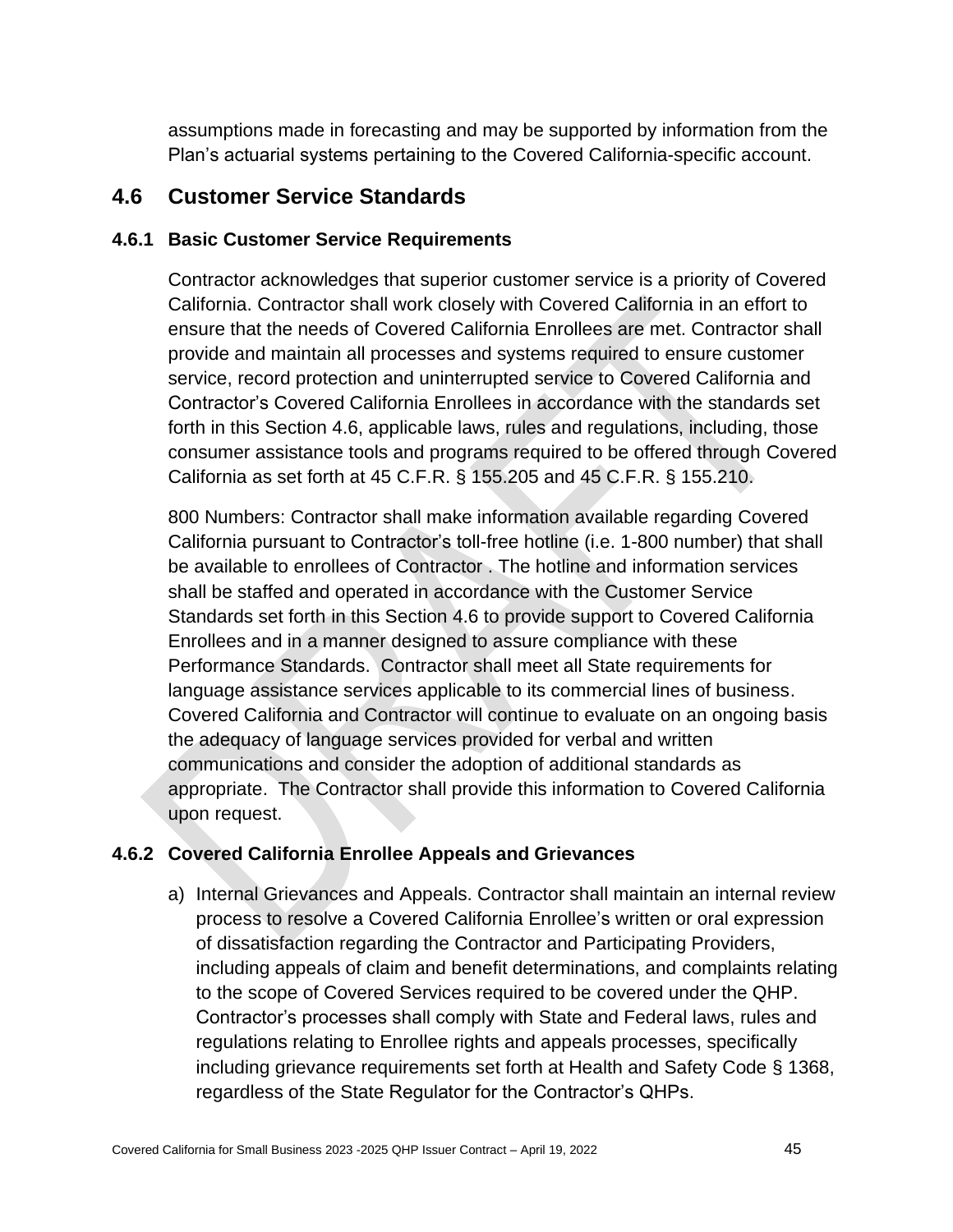assumptions made in forecasting and may be supported by information from the Plan's actuarial systems pertaining to the Covered California-specific account.

## 4.6 Customer Service Standards

### 4.6.1 Basic Customer Service Requirements

Contractor acknowledges that superior customer service is a priority of Covered California. Contractor shall work closely with Covered California in an effort to ensure that the needs of Covered California Enrollees are met. Contractor shall provide and maintain all processes and systems required to ensure customer service, record protection and uninterrupted service to Covered California and Contractor's Covered California Enrollees in accordance with the standards set forth in this Section 4.6, applicable laws, rules and regulations, including, those consumer assistance tools and programs required to be offered through Covered California as set forth at 45 C.F.R. § 155.205 and 45 C.F.R. § 155.210.

800 Numbers: Contractor shall make information available regarding Covered California pursuant to Contractor's toll-free hotline (i.e. 1-800 number) that shall be available to enrollees of Contractor . The hotline and information services shall be staffed and operated in accordance with the Customer Service Standards set forth in this Section 4.6 to provide support to Covered California Enrollees and in a manner designed to assure compliance with these Performance Standards. Contractor shall meet all State requirements for language assistance services applicable to its commercial lines of business. Covered California and Contractor will continue to evaluate on an ongoing basis the adequacy of language services provided for verbal and written communications and consider the adoption of additional standards as appropriate. The Contractor shall provide this information to Covered California upon request.

### 4.6.2 Covered California Enrollee Appeals and Grievances

a) Internal Grievances and Appeals. Contractor shall maintain an internal review process to resolve a Covered California Enrollee's written or oral expression of dissatisfaction regarding the Contractor and Participating Providers, including appeals of claim and benefit determinations, and complaints relating to the scope of Covered Services required to be covered under the QHP. Contractor's processes shall comply with State and Federal laws, rules and regulations relating to Enrollee rights and appeals processes, specifically including grievance requirements set forth at Health and Safety Code § 1368, regardless of the State Regulator for the Contractor's QHPs.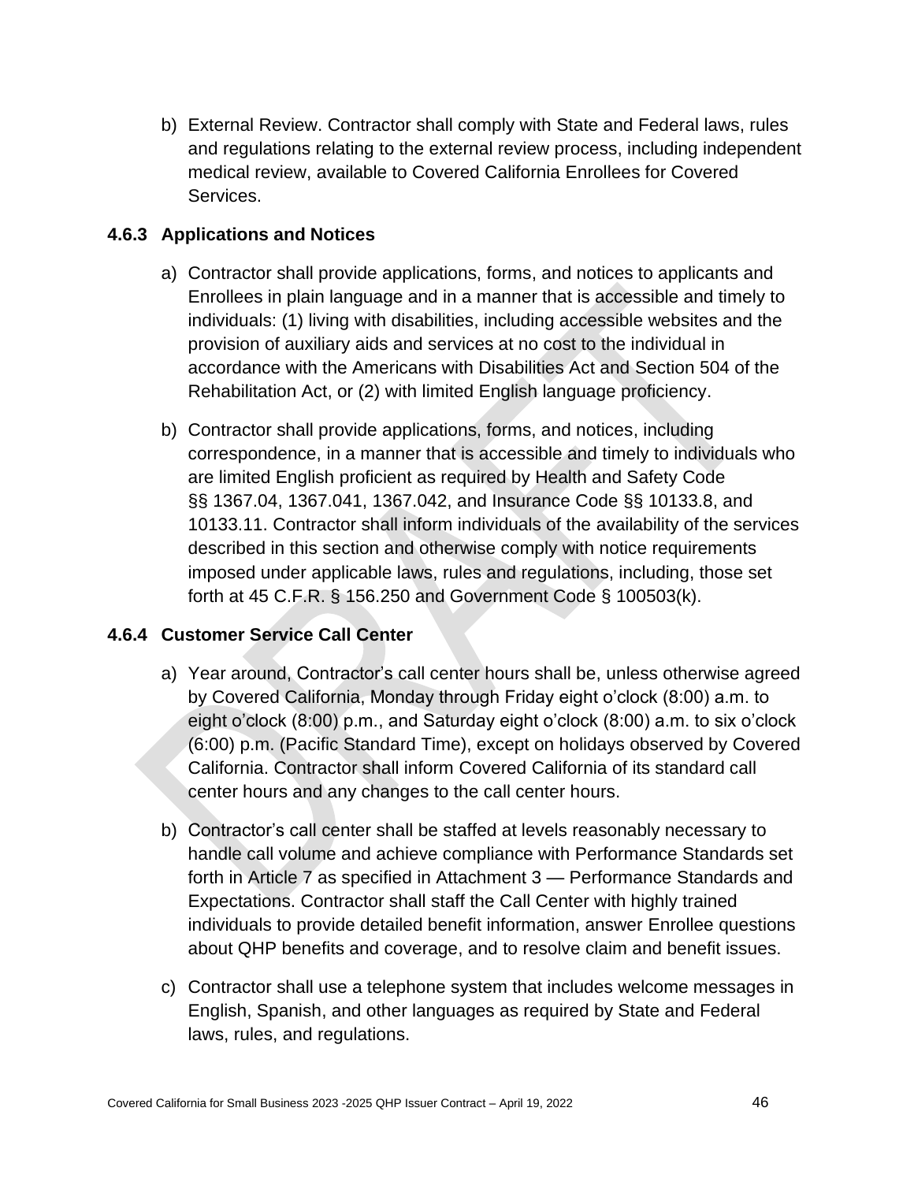b) External Review. Contractor shall comply with State and Federal laws, rules and regulations relating to the external review process, including independent medical review, available to Covered California Enrollees for Covered Services.

### 4.6.3 Applications and Notices

a) Contractor shall provide applications, forms, and notices to applicants and Enrollees in plain language and in a manner that is accessible and timely to individuals: (1) living with disabilities, including accessible websites and the provision of auxiliary aids and services at no cost to the individual in accordance with the Americans with Disabilities Act and Section 504 of the Rehabilitation Act, or (2) with limited English language proficiency.

b) Contractor shall provide applications, forms, and notices, including correspondence, in a manner that is accessible and timely to individuals who are limited English proficient as required by Health and Safety Code §§ 1367.04, 1367.041, 1367.042, and Insurance Code §§ 10133.8, and 10133.11. Contractor shall inform individuals of the availability of the services described in this section and otherwise comply with notice requirements imposed under applicable laws, rules and regulations, including, those set forth at 45 C.F.R. § 156.250 and Government Code § 100503(k).

### 4.6.4 Customer Service Call Center

a) Year around, Contractor's call center hours shall be, unless otherwise agreed by Covered California, Monday through Friday eight o'clock (8:00) a.m. to eight o'clock (8:00) p.m., and Saturday eight o'clock (8:00) a.m. to six o'clock (6:00) p.m. (Pacific Standard Time), except on holidays observed by Covered California. Contractor shall inform Covered California of its standard call center hours and any changes to the call center hours.

b) Contractor's call center shall be staffed at levels reasonably necessary to handle call volume and achieve compliance with Performance Standards set forth in Article 7 as specified in Attachment 3 — Performance Standards and Expectations. Contractor shall staff the Call Center with highly trained individuals to provide detailed benefit information, answer Enrollee questions about QHP benefits and coverage, and to resolve claim and benefit issues.

c) Contractor shall use a telephone system that includes welcome messages in English, Spanish, and other languages as required by State and Federal laws, rules, and regulations.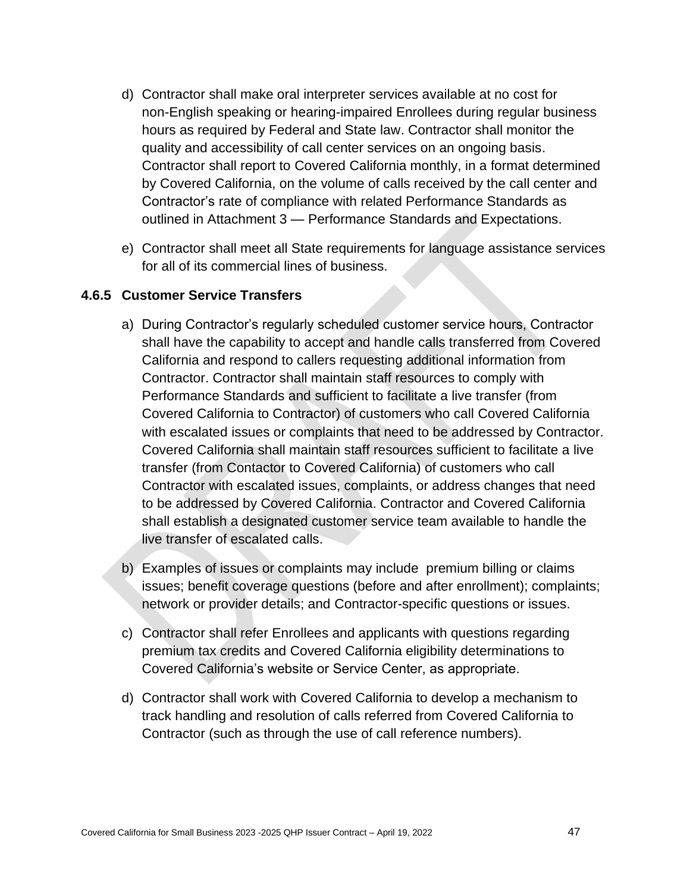d) Contractor shall make oral interpreter services available at no cost for non-English speaking or hearing-impaired Enrollees during regular business hours as required by Federal and State law. Contractor shall monitor the quality and accessibility of call center services on an ongoing basis. Contractor shall report to Covered California monthly, in a format determined by Covered California, on the volume of calls received by the call center and Contractor's rate of compliance with related Performance Standards as outlined in Attachment 3 — Performance Standards and Expectations.

e) Contractor shall meet all State requirements for language assistance services for all of its commercial lines of business.

### 4.6.5 Customer Service Transfers

a) During Contractor's regularly scheduled customer service hours, Contractor shall have the capability to accept and handle calls transferred from Covered California and respond to callers requesting additional information from Contractor. Contractor shall maintain staff resources to comply with Performance Standards and sufficient to facilitate a live transfer (from Covered California to Contractor) of customers who call Covered California with escalated issues or complaints that need to be addressed by Contractor. Covered California shall maintain staff resources sufficient to facilitate a live transfer (from Contactor to Covered California) of customers who call Contractor with escalated issues, complaints, or address changes that need to be addressed by Covered California. Contractor and Covered California shall establish a designated customer service team available to handle the live transfer of escalated calls.

b) Examples of issues or complaints may include premium billing or claims issues; benefit coverage questions (before and after enrollment); complaints; network or provider details; and Contractor-specific questions or issues.

c) Contractor shall refer Enrollees and applicants with questions regarding premium tax credits and Covered California eligibility determinations to Covered California's website or Service Center, as appropriate.

d) Contractor shall work with Covered California to develop a mechanism to track handling and resolution of calls referred from Covered California to Contractor (such as through the use of call reference numbers).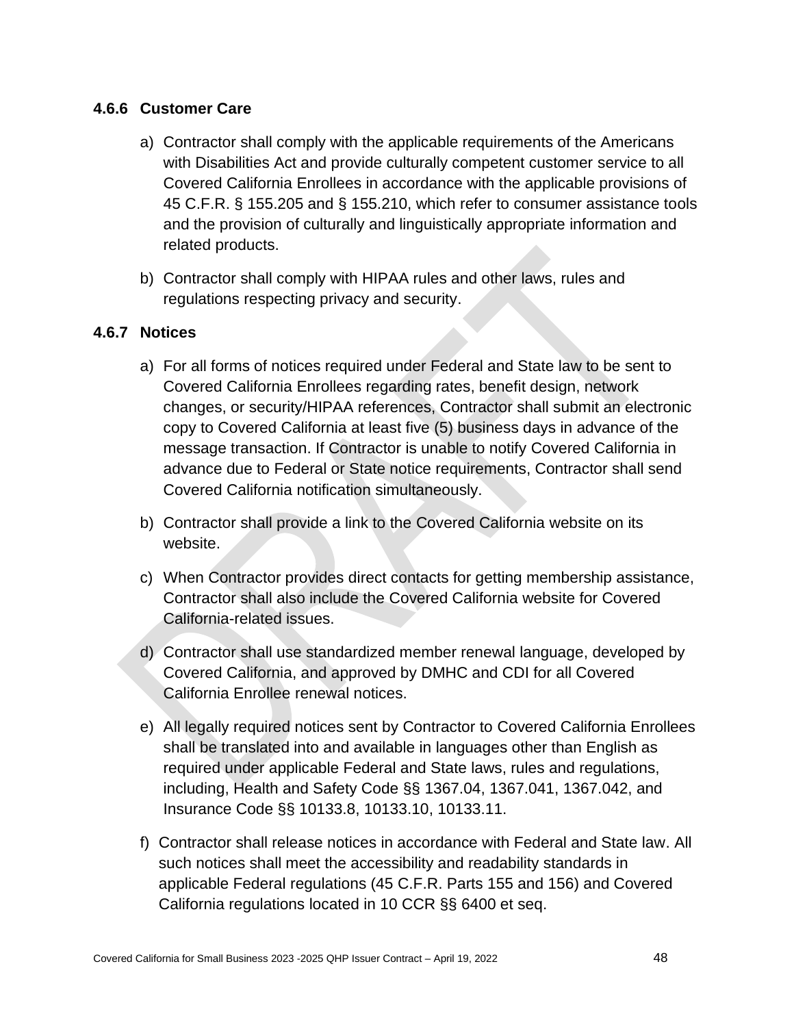### 4.6.6 Customer Care

a) Contractor shall comply with the applicable requirements of the Americans with Disabilities Act and provide culturally competent customer service to all Covered California Enrollees in accordance with the applicable provisions of 45 C.F.R. § 155.205 and § 155.210, which refer to consumer assistance tools and the provision of culturally and linguistically appropriate information and related products.

b) Contractor shall comply with HIPAA rules and other laws, rules and regulations respecting privacy and security.

### 4.6.7 Notices

a) For all forms of notices required under Federal and State law to be sent to Covered California Enrollees regarding rates, benefit design, network changes, or security/HIPAA references, Contractor shall submit an electronic copy to Covered California at least five (5) business days in advance of the message transaction. If Contractor is unable to notify Covered California in advance due to Federal or State notice requirements, Contractor shall send Covered California notification simultaneously.

b) Contractor shall provide a link to the Covered California website on its website.

c) When Contractor provides direct contacts for getting membership assistance, Contractor shall also include the Covered California website for Covered California-related issues.

d) Contractor shall use standardized member renewal language, developed by Covered California, and approved by DMHC and CDI for all Covered California Enrollee renewal notices.

e) All legally required notices sent by Contractor to Covered California Enrollees shall be translated into and available in languages other than English as required under applicable Federal and State laws, rules and regulations, including, Health and Safety Code §§ 1367.04, 1367.041, 1367.042, and Insurance Code §§ 10133.8, 10133.10, 10133.11.

f) Contractor shall release notices in accordance with Federal and State law. All such notices shall meet the accessibility and readability standards in applicable Federal regulations (45 C.F.R. Parts 155 and 156) and Covered California regulations located in 10 CCR §§ 6400 et seq.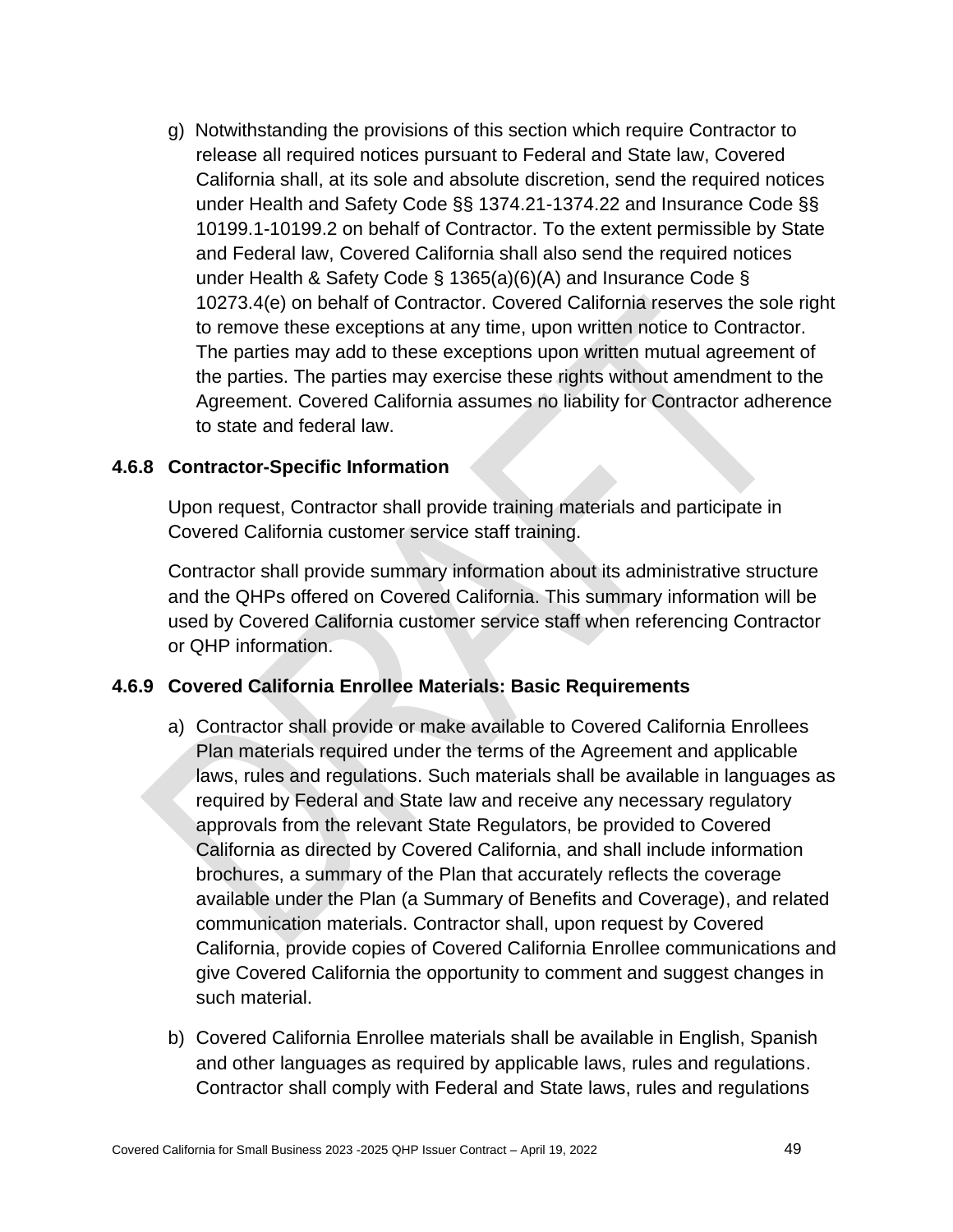g) Notwithstanding the provisions of this section which require Contractor to release all required notices pursuant to Federal and State law, Covered California shall, at its sole and absolute discretion, send the required notices under Health and Safety Code §§ 1374.21-1374.22 and Insurance Code §§ 10199.1-10199.2 on behalf of Contractor. To the extent permissible by State and Federal law, Covered California shall also send the required notices under Health & Safety Code § 1365(a)(6)(A) and Insurance Code § 10273.4(e) on behalf of Contractor. Covered California reserves the sole right to remove these exceptions at any time, upon written notice to Contractor. The parties may add to these exceptions upon written mutual agreement of the parties. The parties may exercise these rights without amendment to the Agreement. Covered California assumes no liability for Contractor adherence to state and federal law.

### 4.6.8 Contractor-Specific Information

Upon request, Contractor shall provide training materials and participate in Covered California customer service staff training.

Contractor shall provide summary information about its administrative structure and the QHPs offered on Covered California. This summary information will be used by Covered California customer service staff when referencing Contractor or QHP information.

### 4.6.9 Covered California Enrollee Materials: Basic Requirements

a) Contractor shall provide or make available to Covered California Enrollees Plan materials required under the terms of the Agreement and applicable laws, rules and regulations. Such materials shall be available in languages as required by Federal and State law and receive any necessary regulatory approvals from the relevant State Regulators, be provided to Covered California as directed by Covered California, and shall include information brochures, a summary of the Plan that accurately reflects the coverage available under the Plan (a Summary of Benefits and Coverage), and related communication materials. Contractor shall, upon request by Covered California, provide copies of Covered California Enrollee communications and give Covered California the opportunity to comment and suggest changes in such material.

b) Covered California Enrollee materials shall be available in English, Spanish and other languages as required by applicable laws, rules and regulations. Contractor shall comply with Federal and State laws, rules and regulations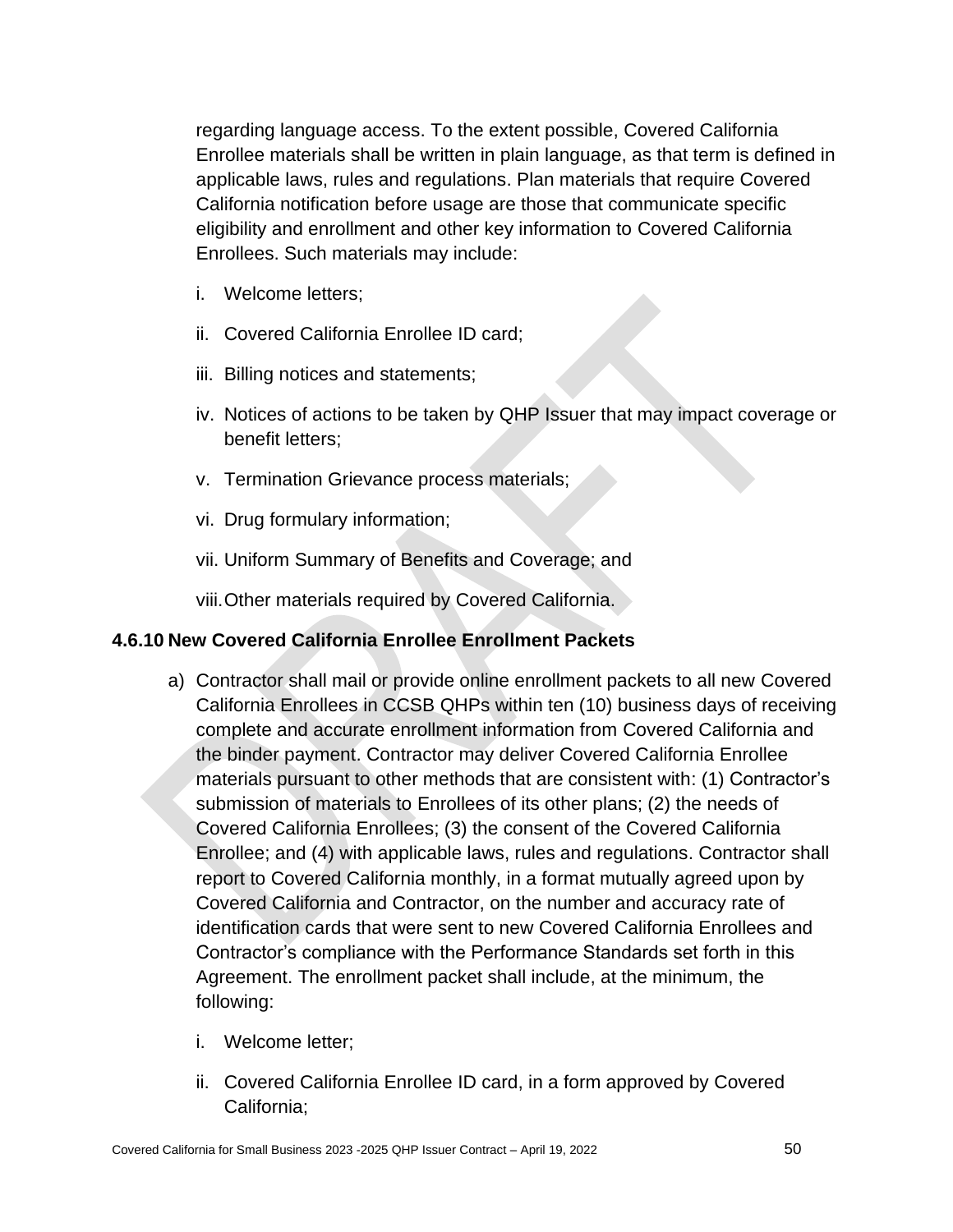regarding language access. To the extent possible, Covered California Enrollee materials shall be written in plain language, as that term is defined in applicable laws, rules and regulations. Plan materials that require Covered California notification before usage are those that communicate specific eligibility and enrollment and other key information to Covered California Enrollees. Such materials may include:

i. Welcome letters;

ii. Covered California Enrollee ID card;

iii. Billing notices and statements;

iv. Notices of actions to be taken by QHP Issuer that may impact coverage or benefit letters;

v. Termination Grievance process materials;

vi. Drug formulary information;

vii. Uniform Summary of Benefits and Coverage; and

viii. Other materials required by Covered California.

### 4.6.10 New Covered California Enrollee Enrollment Packets

a) Contractor shall mail or provide online enrollment packets to all new Covered California Enrollees in CCSB QHPs within ten (10) business days of receiving complete and accurate enrollment information from Covered California and the binder payment. Contractor may deliver Covered California Enrollee materials pursuant to other methods that are consistent with: (1) Contractor's submission of materials to Enrollees of its other plans; (2) the needs of Covered California Enrollees; (3) the consent of the Covered California Enrollee; and (4) with applicable laws, rules and regulations. Contractor shall report to Covered California monthly, in a format mutually agreed upon by Covered California and Contractor, on the number and accuracy rate of identification cards that were sent to new Covered California Enrollees and Contractor's compliance with the Performance Standards set forth in this Agreement. The enrollment packet shall include, at the minimum, the following:

   i. Welcome letter;

   ii. Covered California Enrollee ID card, in a form approved by Covered California;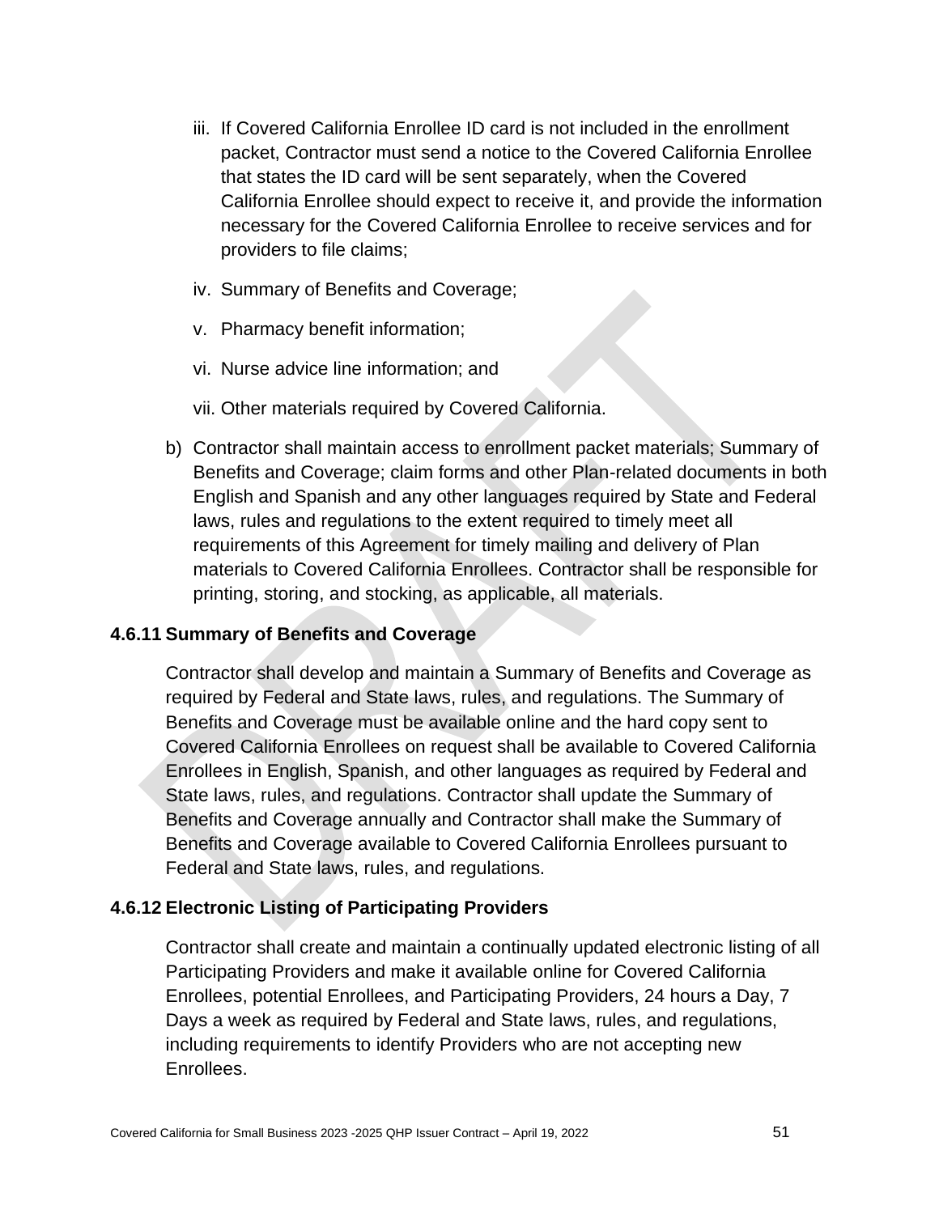iii. If Covered California Enrollee ID card is not included in the enrollment packet, Contractor must send a notice to the Covered California Enrollee that states the ID card will be sent separately, when the Covered California Enrollee should expect to receive it, and provide the information necessary for the Covered California Enrollee to receive services and for providers to file claims;

iv. Summary of Benefits and Coverage;

v. Pharmacy benefit information;

vi. Nurse advice line information; and

vii. Other materials required by Covered California.

b) Contractor shall maintain access to enrollment packet materials; Summary of Benefits and Coverage; claim forms and other Plan-related documents in both English and Spanish and any other languages required by State and Federal laws, rules and regulations to the extent required to timely meet all requirements of this Agreement for timely mailing and delivery of Plan materials to Covered California Enrollees. Contractor shall be responsible for printing, storing, and stocking, as applicable, all materials.

### 4.6.11 Summary of Benefits and Coverage

Contractor shall develop and maintain a Summary of Benefits and Coverage as required by Federal and State laws, rules, and regulations. The Summary of Benefits and Coverage must be available online and the hard copy sent to Covered California Enrollees on request shall be available to Covered California Enrollees in English, Spanish, and other languages as required by Federal and State laws, rules, and regulations. Contractor shall update the Summary of Benefits and Coverage annually and Contractor shall make the Summary of Benefits and Coverage available to Covered California Enrollees pursuant to Federal and State laws, rules, and regulations.

### 4.6.12 Electronic Listing of Participating Providers

Contractor shall create and maintain a continually updated electronic listing of all Participating Providers and make it available online for Covered California Enrollees, potential Enrollees, and Participating Providers, 24 hours a Day, 7 Days a week as required by Federal and State laws, rules, and regulations, including requirements to identify Providers who are not accepting new Enrollees.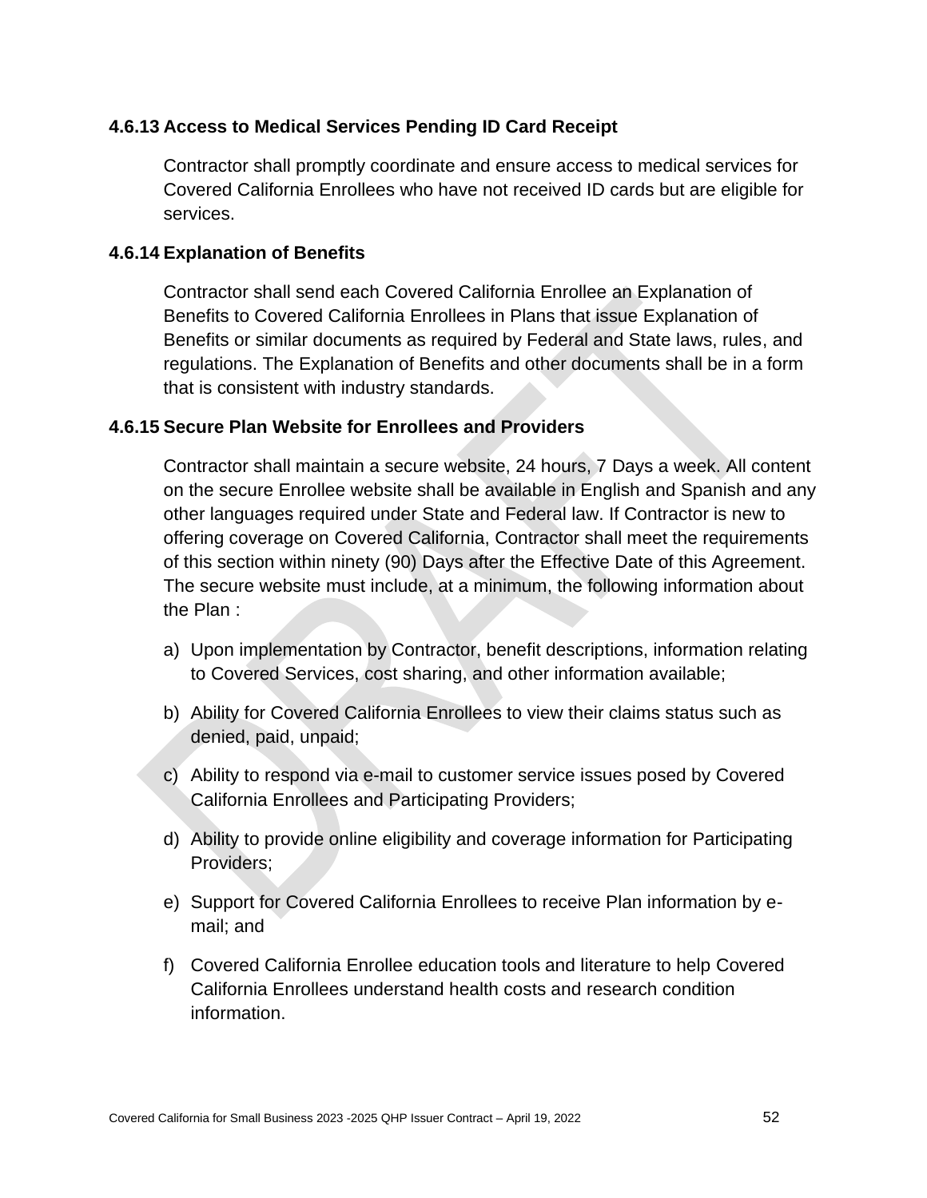### 4.6.13 Access to Medical Services Pending ID Card Receipt

Contractor shall promptly coordinate and ensure access to medical services for Covered California Enrollees who have not received ID cards but are eligible for services.

### 4.6.14 Explanation of Benefits

Contractor shall send each Covered California Enrollee an Explanation of Benefits to Covered California Enrollees in Plans that issue Explanation of Benefits or similar documents as required by Federal and State laws, rules, and regulations. The Explanation of Benefits and other documents shall be in a form that is consistent with industry standards.

### 4.6.15 Secure Plan Website for Enrollees and Providers

Contractor shall maintain a secure website, 24 hours, 7 Days a week. All content on the secure Enrollee website shall be available in English and Spanish and any other languages required under State and Federal law. If Contractor is new to offering coverage on Covered California, Contractor shall meet the requirements of this section within ninety (90) Days after the Effective Date of this Agreement. The secure website must include, at a minimum, the following information about the Plan :

a) Upon implementation by Contractor, benefit descriptions, information relating to Covered Services, cost sharing, and other information available;

b) Ability for Covered California Enrollees to view their claims status such as denied, paid, unpaid;

c) Ability to respond via e-mail to customer service issues posed by Covered California Enrollees and Participating Providers;

d) Ability to provide online eligibility and coverage information for Participating Providers;

e) Support for Covered California Enrollees to receive Plan information by e-mail; and

f) Covered California Enrollee education tools and literature to help Covered California Enrollees understand health costs and research condition information.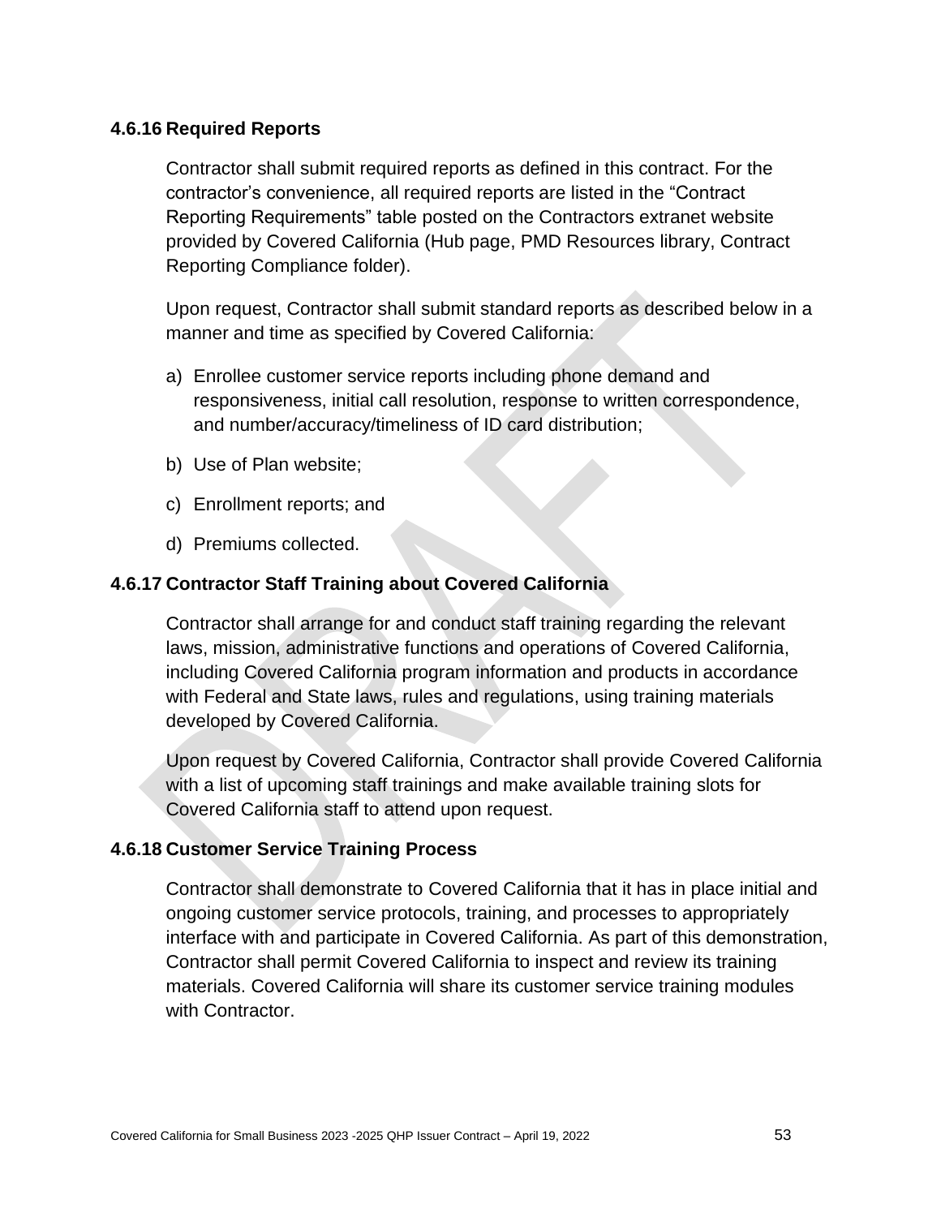### 4.6.16 Required Reports

Contractor shall submit required reports as defined in this contract. For the contractor's convenience, all required reports are listed in the "Contract Reporting Requirements" table posted on the Contractors extranet website provided by Covered California (Hub page, PMD Resources library, Contract Reporting Compliance folder).

Upon request, Contractor shall submit standard reports as described below in a manner and time as specified by Covered California:

a) Enrollee customer service reports including phone demand and responsiveness, initial call resolution, response to written correspondence, and number/accuracy/timeliness of ID card distribution;

b) Use of Plan website;

c) Enrollment reports; and

d) Premiums collected.

### 4.6.17 Contractor Staff Training about Covered California

Contractor shall arrange for and conduct staff training regarding the relevant laws, mission, administrative functions and operations of Covered California, including Covered California program information and products in accordance with Federal and State laws, rules and regulations, using training materials developed by Covered California.

Upon request by Covered California, Contractor shall provide Covered California with a list of upcoming staff trainings and make available training slots for Covered California staff to attend upon request.

### 4.6.18 Customer Service Training Process

Contractor shall demonstrate to Covered California that it has in place initial and ongoing customer service protocols, training, and processes to appropriately interface with and participate in Covered California. As part of this demonstration, Contractor shall permit Covered California to inspect and review its training materials. Covered California will share its customer service training modules with Contractor.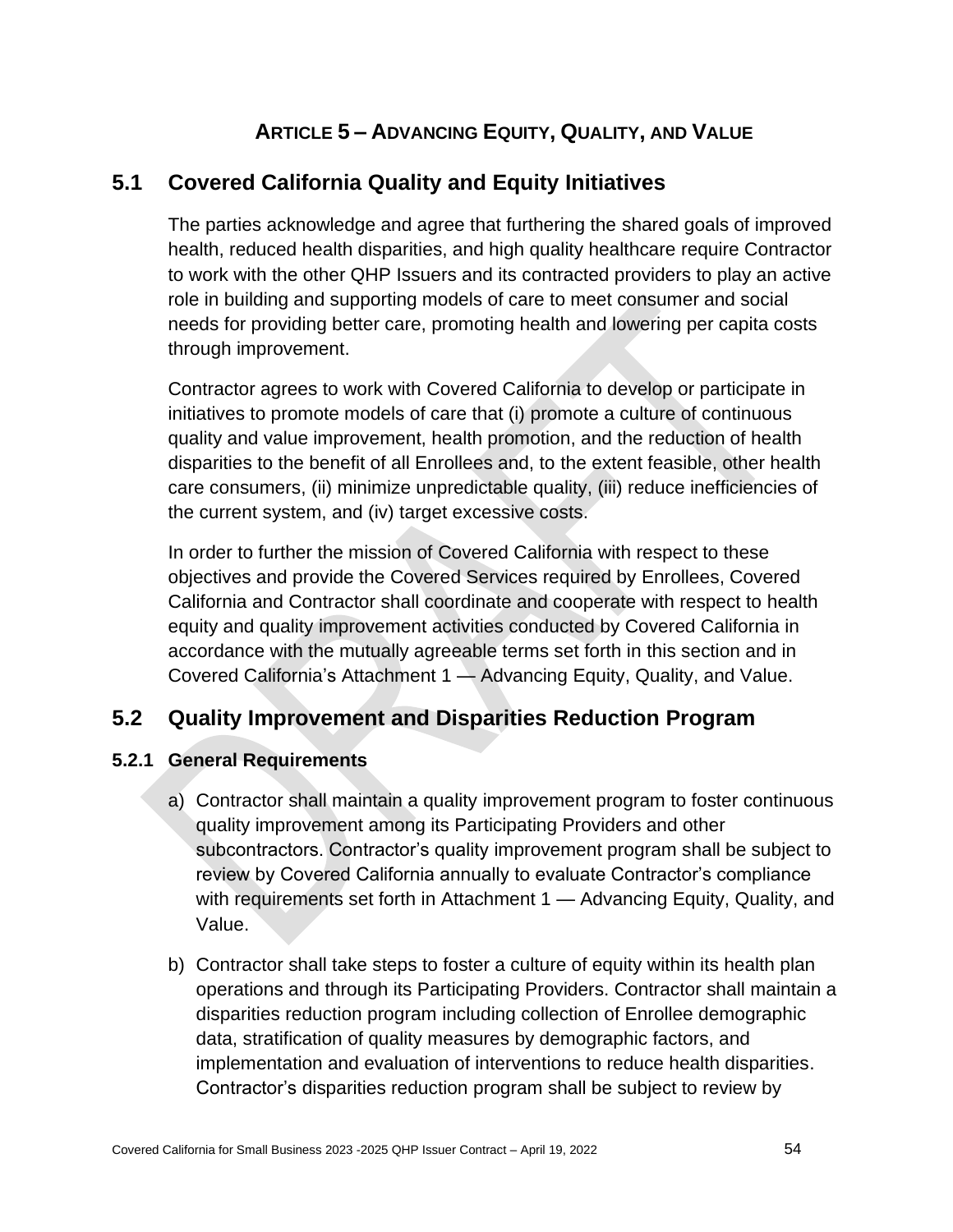# ARTICLE 5 – ADVANCING EQUITY, QUALITY, AND VALUE

## 5.1 Covered California Quality and Equity Initiatives

The parties acknowledge and agree that furthering the shared goals of improved health, reduced health disparities, and high quality healthcare require Contractor to work with the other QHP Issuers and its contracted providers to play an active role in building and supporting models of care to meet consumer and social needs for providing better care, promoting health and lowering per capita costs through improvement.

Contractor agrees to work with Covered California to develop or participate in initiatives to promote models of care that (i) promote a culture of continuous quality and value improvement, health promotion, and the reduction of health disparities to the benefit of all Enrollees and, to the extent feasible, other health care consumers, (ii) minimize unpredictable quality, (iii) reduce inefficiencies of the current system, and (iv) target excessive costs.

In order to further the mission of Covered California with respect to these objectives and provide the Covered Services required by Enrollees, Covered California and Contractor shall coordinate and cooperate with respect to health equity and quality improvement activities conducted by Covered California in accordance with the mutually agreeable terms set forth in this section and in Covered California's Attachment 1 — Advancing Equity, Quality, and Value.

## 5.2 Quality Improvement and Disparities Reduction Program

### 5.2.1 General Requirements

a) Contractor shall maintain a quality improvement program to foster continuous quality improvement among its Participating Providers and other subcontractors. Contractor's quality improvement program shall be subject to review by Covered California annually to evaluate Contractor's compliance with requirements set forth in Attachment 1 — Advancing Equity, Quality, and Value.

b) Contractor shall take steps to foster a culture of equity within its health plan operations and through its Participating Providers. Contractor shall maintain a disparities reduction program including collection of Enrollee demographic data, stratification of quality measures by demographic factors, and implementation and evaluation of interventions to reduce health disparities. Contractor's disparities reduction program shall be subject to review by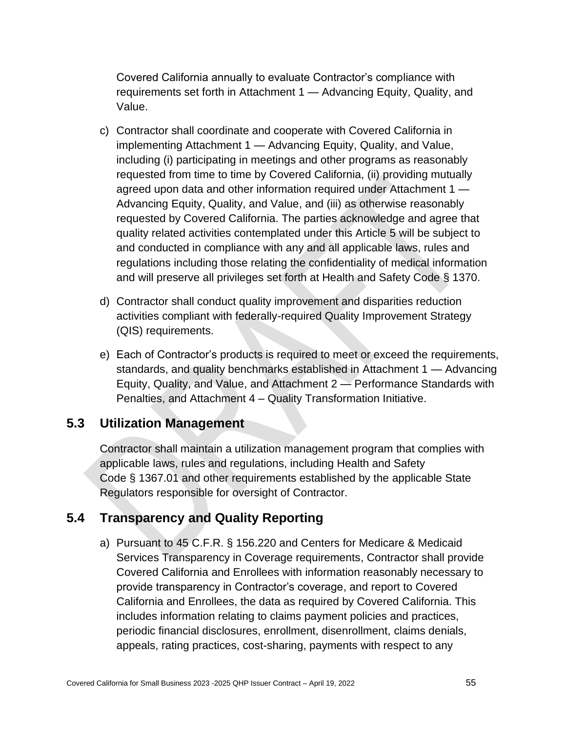Covered California annually to evaluate Contractor's compliance with requirements set forth in Attachment 1 — Advancing Equity, Quality, and Value.

c) Contractor shall coordinate and cooperate with Covered California in implementing Attachment 1 — Advancing Equity, Quality, and Value, including (i) participating in meetings and other programs as reasonably requested from time to time by Covered California, (ii) providing mutually agreed upon data and other information required under Attachment 1 — Advancing Equity, Quality, and Value, and (iii) as otherwise reasonably requested by Covered California. The parties acknowledge and agree that quality related activities contemplated under this Article 5 will be subject to and conducted in compliance with any and all applicable laws, rules and regulations including those relating the confidentiality of medical information and will preserve all privileges set forth at Health and Safety Code § 1370.

d) Contractor shall conduct quality improvement and disparities reduction activities compliant with federally-required Quality Improvement Strategy (QIS) requirements.

e) Each of Contractor's products is required to meet or exceed the requirements, standards, and quality benchmarks established in Attachment 1 — Advancing Equity, Quality, and Value, and Attachment 2 — Performance Standards with Penalties, and Attachment 4 – Quality Transformation Initiative.

## 5.3 Utilization Management

Contractor shall maintain a utilization management program that complies with applicable laws, rules and regulations, including Health and Safety Code § 1367.01 and other requirements established by the applicable State Regulators responsible for oversight of Contractor.

## 5.4 Transparency and Quality Reporting

a) Pursuant to 45 C.F.R. § 156.220 and Centers for Medicare & Medicaid Services Transparency in Coverage requirements, Contractor shall provide Covered California and Enrollees with information reasonably necessary to provide transparency in Contractor's coverage, and report to Covered California and Enrollees, the data as required by Covered California. This includes information relating to claims payment policies and practices, periodic financial disclosures, enrollment, disenrollment, claims denials, appeals, rating practices, cost-sharing, payments with respect to any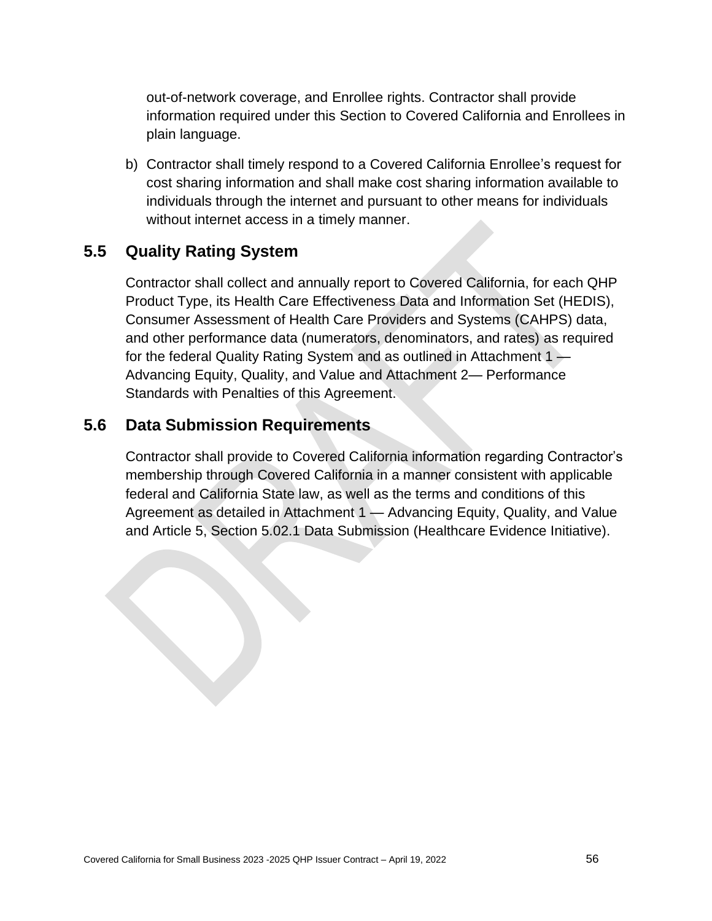out-of-network coverage, and Enrollee rights. Contractor shall provide information required under this Section to Covered California and Enrollees in plain language.

b) Contractor shall timely respond to a Covered California Enrollee's request for cost sharing information and shall make cost sharing information available to individuals through the internet and pursuant to other means for individuals without internet access in a timely manner.

## 5.5 Quality Rating System

Contractor shall collect and annually report to Covered California, for each QHP Product Type, its Health Care Effectiveness Data and Information Set (HEDIS), Consumer Assessment of Health Care Providers and Systems (CAHPS) data, and other performance data (numerators, denominators, and rates) as required for the federal Quality Rating System and as outlined in Attachment 1 — Advancing Equity, Quality, and Value and Attachment 2— Performance Standards with Penalties of this Agreement.

## 5.6 Data Submission Requirements

Contractor shall provide to Covered California information regarding Contractor's membership through Covered California in a manner consistent with applicable federal and California State law, as well as the terms and conditions of this Agreement as detailed in Attachment 1 — Advancing Equity, Quality, and Value and Article 5, Section 5.02.1 Data Submission (Healthcare Evidence Initiative).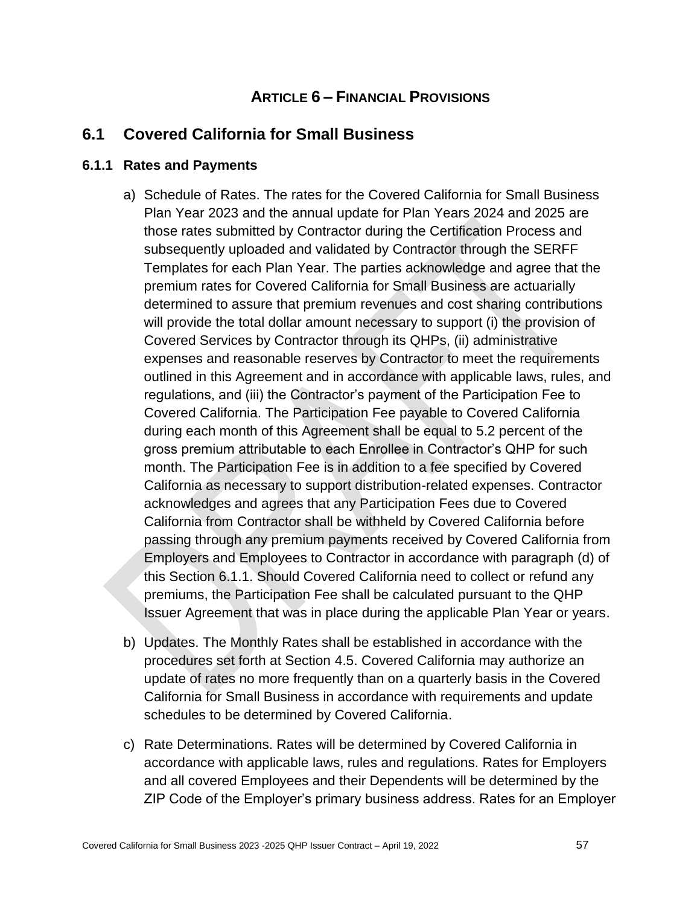# Article 6 – Financial Provisions

## 6.1 Covered California for Small Business

### 6.1.1 Rates and Payments

a) Schedule of Rates. The rates for the Covered California for Small Business Plan Year 2023 and the annual update for Plan Years 2024 and 2025 are those rates submitted by Contractor during the Certification Process and subsequently uploaded and validated by Contractor through the SERFF Templates for each Plan Year. The parties acknowledge and agree that the premium rates for Covered California for Small Business are actuarially determined to assure that premium revenues and cost sharing contributions will provide the total dollar amount necessary to support (i) the provision of Covered Services by Contractor through its QHPs, (ii) administrative expenses and reasonable reserves by Contractor to meet the requirements outlined in this Agreement and in accordance with applicable laws, rules, and regulations, and (iii) the Contractor's payment of the Participation Fee to Covered California. The Participation Fee payable to Covered California during each month of this Agreement shall be equal to 5.2 percent of the gross premium attributable to each Enrollee in Contractor's QHP for such month. The Participation Fee is in addition to a fee specified by Covered California as necessary to support distribution-related expenses. Contractor acknowledges and agrees that any Participation Fees due to Covered California from Contractor shall be withheld by Covered California before passing through any premium payments received by Covered California from Employers and Employees to Contractor in accordance with paragraph (d) of this Section 6.1.1. Should Covered California need to collect or refund any premiums, the Participation Fee shall be calculated pursuant to the QHP Issuer Agreement that was in place during the applicable Plan Year or years.

b) Updates. The Monthly Rates shall be established in accordance with the procedures set forth at Section 4.5. Covered California may authorize an update of rates no more frequently than on a quarterly basis in the Covered California for Small Business in accordance with requirements and update schedules to be determined by Covered California.

c) Rate Determinations. Rates will be determined by Covered California in accordance with applicable laws, rules and regulations. Rates for Employers and all covered Employees and their Dependents will be determined by the ZIP Code of the Employer's primary business address. Rates for an Employer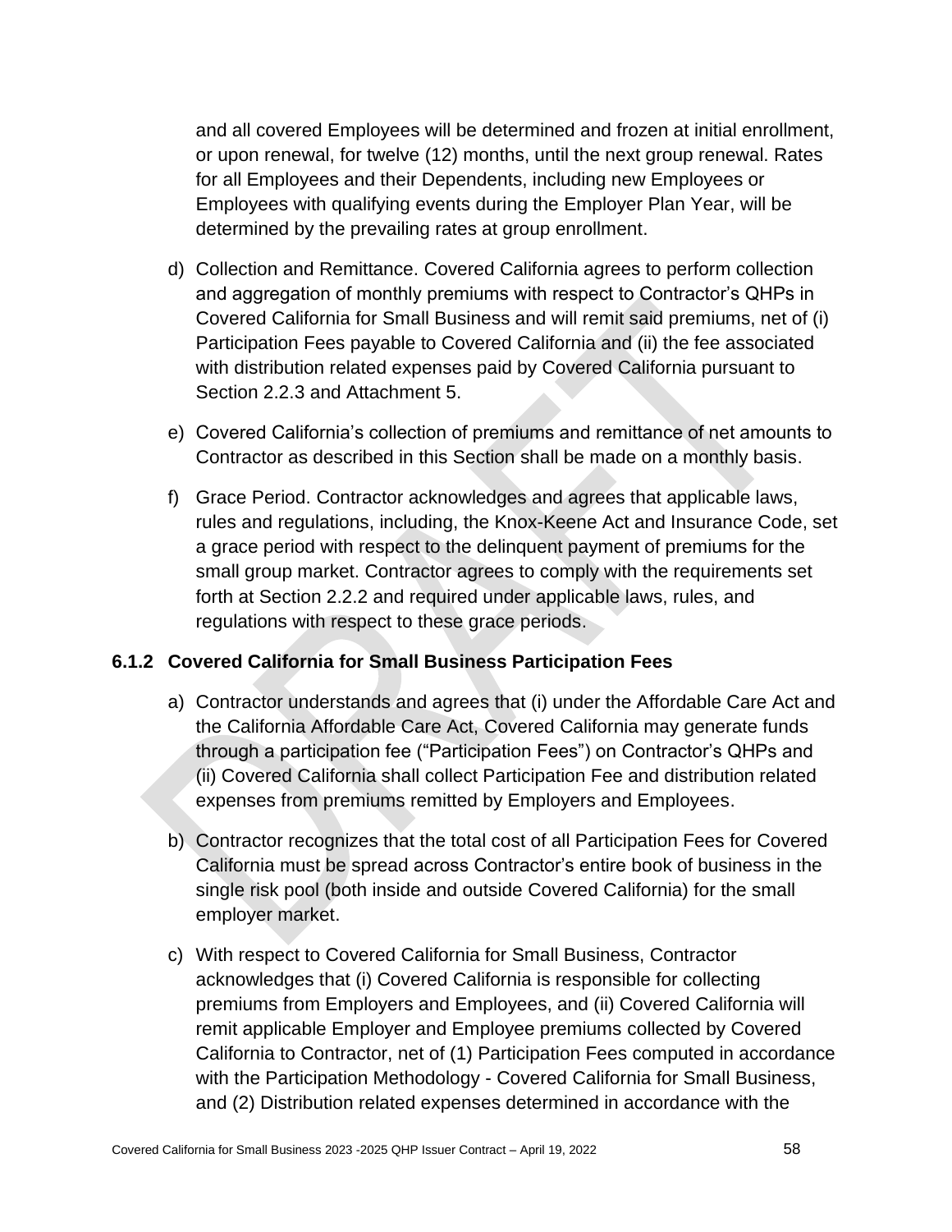and all covered Employees will be determined and frozen at initial enrollment, or upon renewal, for twelve (12) months, until the next group renewal. Rates for all Employees and their Dependents, including new Employees or Employees with qualifying events during the Employer Plan Year, will be determined by the prevailing rates at group enrollment.

d) Collection and Remittance. Covered California agrees to perform collection and aggregation of monthly premiums with respect to Contractor's QHPs in Covered California for Small Business and will remit said premiums, net of (i) Participation Fees payable to Covered California and (ii) the fee associated with distribution related expenses paid by Covered California pursuant to Section 2.2.3 and Attachment 5.

e) Covered California's collection of premiums and remittance of net amounts to Contractor as described in this Section shall be made on a monthly basis.

f) Grace Period. Contractor acknowledges and agrees that applicable laws, rules and regulations, including, the Knox-Keene Act and Insurance Code, set a grace period with respect to the delinquent payment of premiums for the small group market. Contractor agrees to comply with the requirements set forth at Section 2.2.2 and required under applicable laws, rules, and regulations with respect to these grace periods.

### 6.1.2 Covered California for Small Business Participation Fees

a) Contractor understands and agrees that (i) under the Affordable Care Act and the California Affordable Care Act, Covered California may generate funds through a participation fee ("Participation Fees") on Contractor's QHPs and (ii) Covered California shall collect Participation Fee and distribution related expenses from premiums remitted by Employers and Employees.

b) Contractor recognizes that the total cost of all Participation Fees for Covered California must be spread across Contractor's entire book of business in the single risk pool (both inside and outside Covered California) for the small employer market.

c) With respect to Covered California for Small Business, Contractor acknowledges that (i) Covered California is responsible for collecting premiums from Employers and Employees, and (ii) Covered California will remit applicable Employer and Employee premiums collected by Covered California to Contractor, net of (1) Participation Fees computed in accordance with the Participation Methodology - Covered California for Small Business, and (2) Distribution related expenses determined in accordance with the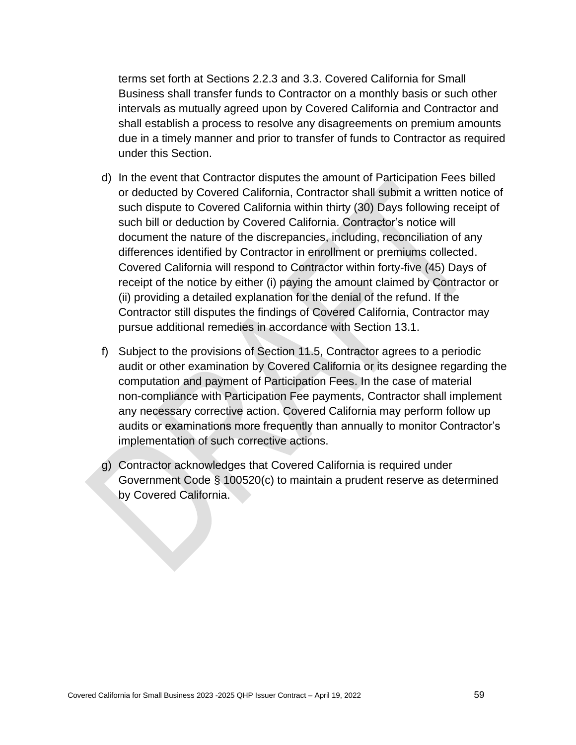terms set forth at Sections 2.2.3 and 3.3. Covered California for Small Business shall transfer funds to Contractor on a monthly basis or such other intervals as mutually agreed upon by Covered California and Contractor and shall establish a process to resolve any disagreements on premium amounts due in a timely manner and prior to transfer of funds to Contractor as required under this Section.

d) In the event that Contractor disputes the amount of Participation Fees billed or deducted by Covered California, Contractor shall submit a written notice of such dispute to Covered California within thirty (30) Days following receipt of such bill or deduction by Covered California. Contractor's notice will document the nature of the discrepancies, including, reconciliation of any differences identified by Contractor in enrollment or premiums collected. Covered California will respond to Contractor within forty-five (45) Days of receipt of the notice by either (i) paying the amount claimed by Contractor or (ii) providing a detailed explanation for the denial of the refund. If the Contractor still disputes the findings of Covered California, Contractor may pursue additional remedies in accordance with Section 13.1.

f) Subject to the provisions of Section 11.5, Contractor agrees to a periodic audit or other examination by Covered California or its designee regarding the computation and payment of Participation Fees. In the case of material non-compliance with Participation Fee payments, Contractor shall implement any necessary corrective action. Covered California may perform follow up audits or examinations more frequently than annually to monitor Contractor's implementation of such corrective actions.

g) Contractor acknowledges that Covered California is required under Government Code § 100520(c) to maintain a prudent reserve as determined by Covered California.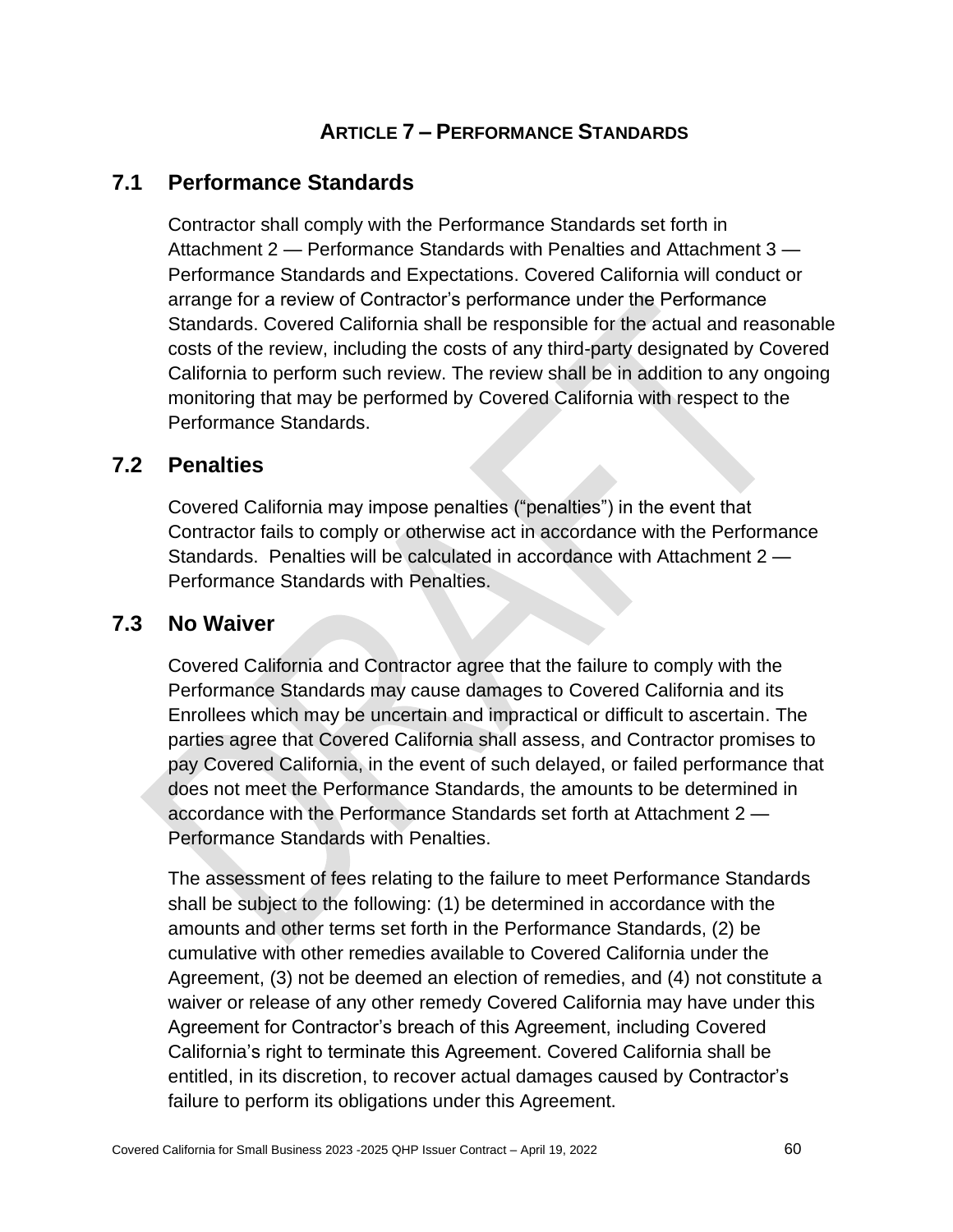# ARTICLE 7 – PERFORMANCE STANDARDS

## 7.1 Performance Standards

Contractor shall comply with the Performance Standards set forth in Attachment 2 — Performance Standards with Penalties and Attachment 3 — Performance Standards and Expectations. Covered California will conduct or arrange for a review of Contractor's performance under the Performance Standards. Covered California shall be responsible for the actual and reasonable costs of the review, including the costs of any third-party designated by Covered California to perform such review. The review shall be in addition to any ongoing monitoring that may be performed by Covered California with respect to the Performance Standards.

## 7.2 Penalties

Covered California may impose penalties ("penalties") in the event that Contractor fails to comply or otherwise act in accordance with the Performance Standards. Penalties will be calculated in accordance with Attachment 2 — Performance Standards with Penalties.

## 7.3 No Waiver

Covered California and Contractor agree that the failure to comply with the Performance Standards may cause damages to Covered California and its Enrollees which may be uncertain and impractical or difficult to ascertain. The parties agree that Covered California shall assess, and Contractor promises to pay Covered California, in the event of such delayed, or failed performance that does not meet the Performance Standards, the amounts to be determined in accordance with the Performance Standards set forth at Attachment 2 — Performance Standards with Penalties.

The assessment of fees relating to the failure to meet Performance Standards shall be subject to the following: (1) be determined in accordance with the amounts and other terms set forth in the Performance Standards, (2) be cumulative with other remedies available to Covered California under the Agreement, (3) not be deemed an election of remedies, and (4) not constitute a waiver or release of any other remedy Covered California may have under this Agreement for Contractor's breach of this Agreement, including Covered California's right to terminate this Agreement. Covered California shall be entitled, in its discretion, to recover actual damages caused by Contractor's failure to perform its obligations under this Agreement.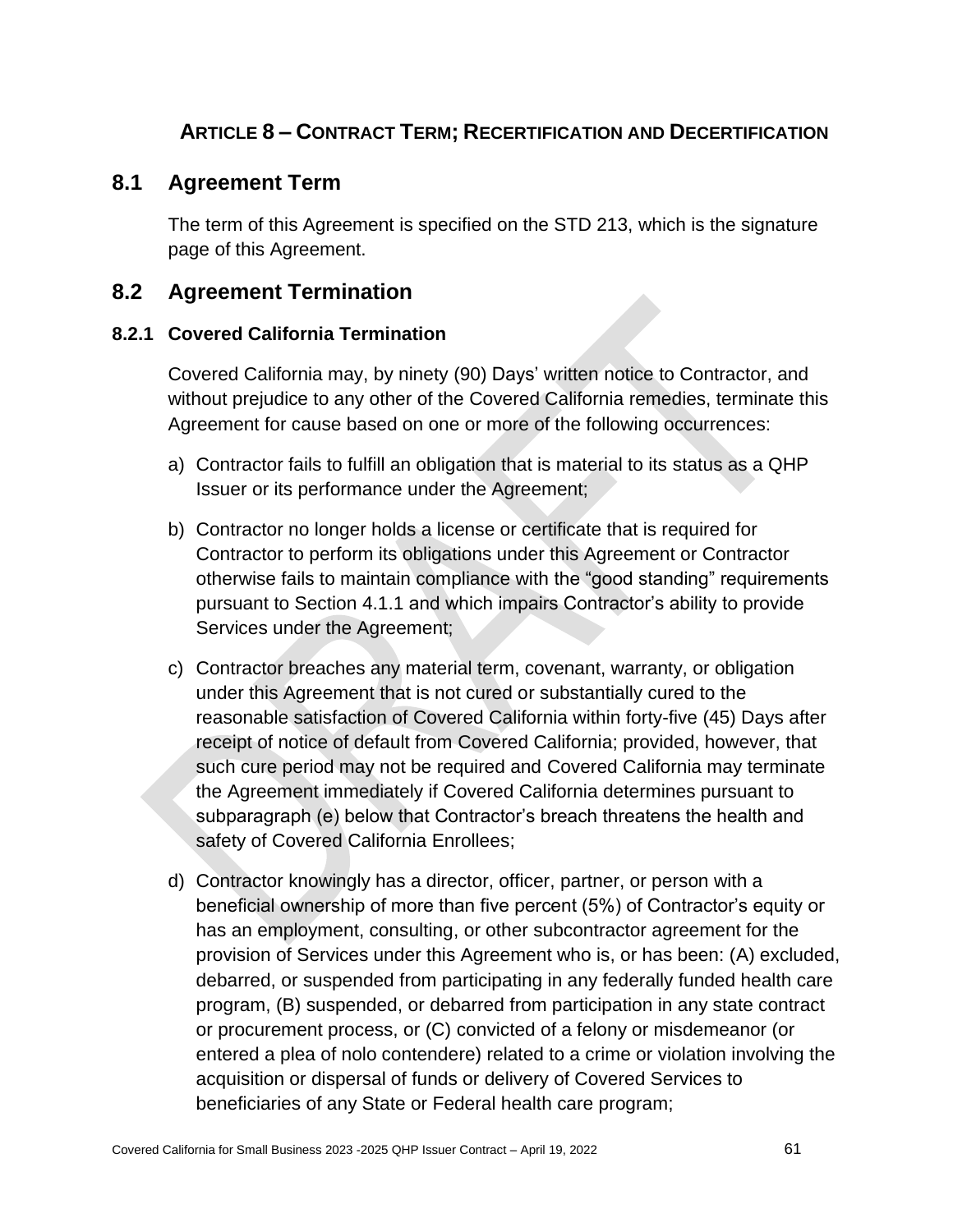## ARTICLE 8 – CONTRACT TERM; RECERTIFICATION AND DECERTIFICATION

## 8.1 Agreement Term

The term of this Agreement is specified on the STD 213, which is the signature page of this Agreement.

## 8.2 Agreement Termination

### 8.2.1 Covered California Termination

Covered California may, by ninety (90) Days' written notice to Contractor, and without prejudice to any other of the Covered California remedies, terminate this Agreement for cause based on one or more of the following occurrences:

a) Contractor fails to fulfill an obligation that is material to its status as a QHP Issuer or its performance under the Agreement;

b) Contractor no longer holds a license or certificate that is required for Contractor to perform its obligations under this Agreement or Contractor otherwise fails to maintain compliance with the "good standing" requirements pursuant to Section 4.1.1 and which impairs Contractor's ability to provide Services under the Agreement;

c) Contractor breaches any material term, covenant, warranty, or obligation under this Agreement that is not cured or substantially cured to the reasonable satisfaction of Covered California within forty-five (45) Days after receipt of notice of default from Covered California; provided, however, that such cure period may not be required and Covered California may terminate the Agreement immediately if Covered California determines pursuant to subparagraph (e) below that Contractor's breach threatens the health and safety of Covered California Enrollees;

d) Contractor knowingly has a director, officer, partner, or person with a beneficial ownership of more than five percent (5%) of Contractor's equity or has an employment, consulting, or other subcontractor agreement for the provision of Services under this Agreement who is, or has been: (A) excluded, debarred, or suspended from participating in any federally funded health care program, (B) suspended, or debarred from participation in any state contract or procurement process, or (C) convicted of a felony or misdemeanor (or entered a plea of nolo contendere) related to a crime or violation involving the acquisition or dispersal of funds or delivery of Covered Services to beneficiaries of any State or Federal health care program;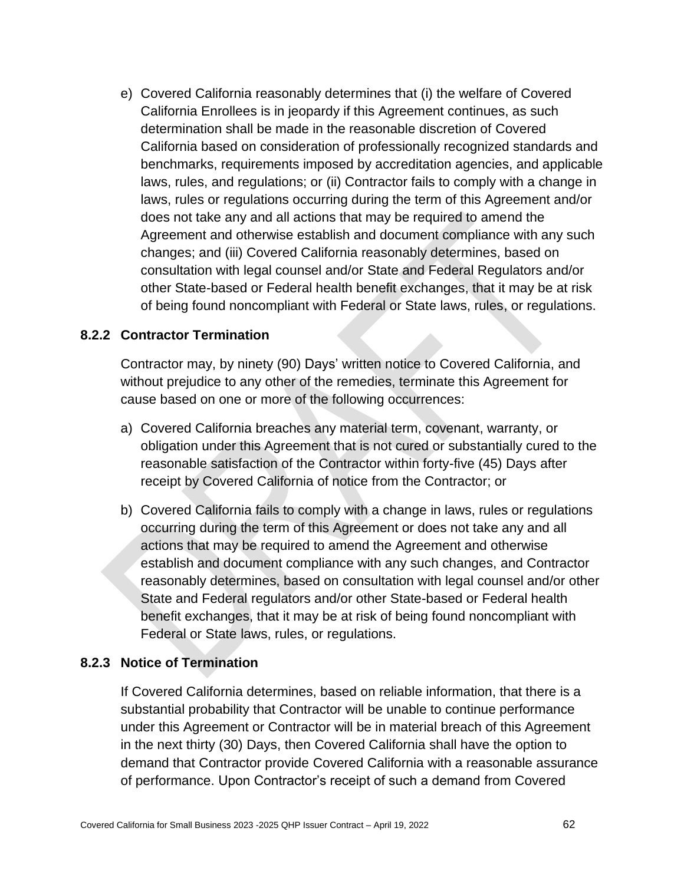e) Covered California reasonably determines that (i) the welfare of Covered California Enrollees is in jeopardy if this Agreement continues, as such determination shall be made in the reasonable discretion of Covered California based on consideration of professionally recognized standards and benchmarks, requirements imposed by accreditation agencies, and applicable laws, rules, and regulations; or (ii) Contractor fails to comply with a change in laws, rules or regulations occurring during the term of this Agreement and/or does not take any and all actions that may be required to amend the Agreement and otherwise establish and document compliance with any such changes; and (iii) Covered California reasonably determines, based on consultation with legal counsel and/or State and Federal Regulators and/or other State-based or Federal health benefit exchanges, that it may be at risk of being found noncompliant with Federal or State laws, rules, or regulations.

### 8.2.2 Contractor Termination

Contractor may, by ninety (90) Days' written notice to Covered California, and without prejudice to any other of the remedies, terminate this Agreement for cause based on one or more of the following occurrences:

a) Covered California breaches any material term, covenant, warranty, or obligation under this Agreement that is not cured or substantially cured to the reasonable satisfaction of the Contractor within forty-five (45) Days after receipt by Covered California of notice from the Contractor; or

b) Covered California fails to comply with a change in laws, rules or regulations occurring during the term of this Agreement or does not take any and all actions that may be required to amend the Agreement and otherwise establish and document compliance with any such changes, and Contractor reasonably determines, based on consultation with legal counsel and/or other State and Federal regulators and/or other State-based or Federal health benefit exchanges, that it may be at risk of being found noncompliant with Federal or State laws, rules, or regulations.

### 8.2.3 Notice of Termination

If Covered California determines, based on reliable information, that there is a substantial probability that Contractor will be unable to continue performance under this Agreement or Contractor will be in material breach of this Agreement in the next thirty (30) Days, then Covered California shall have the option to demand that Contractor provide Covered California with a reasonable assurance of performance. Upon Contractor's receipt of such a demand from Covered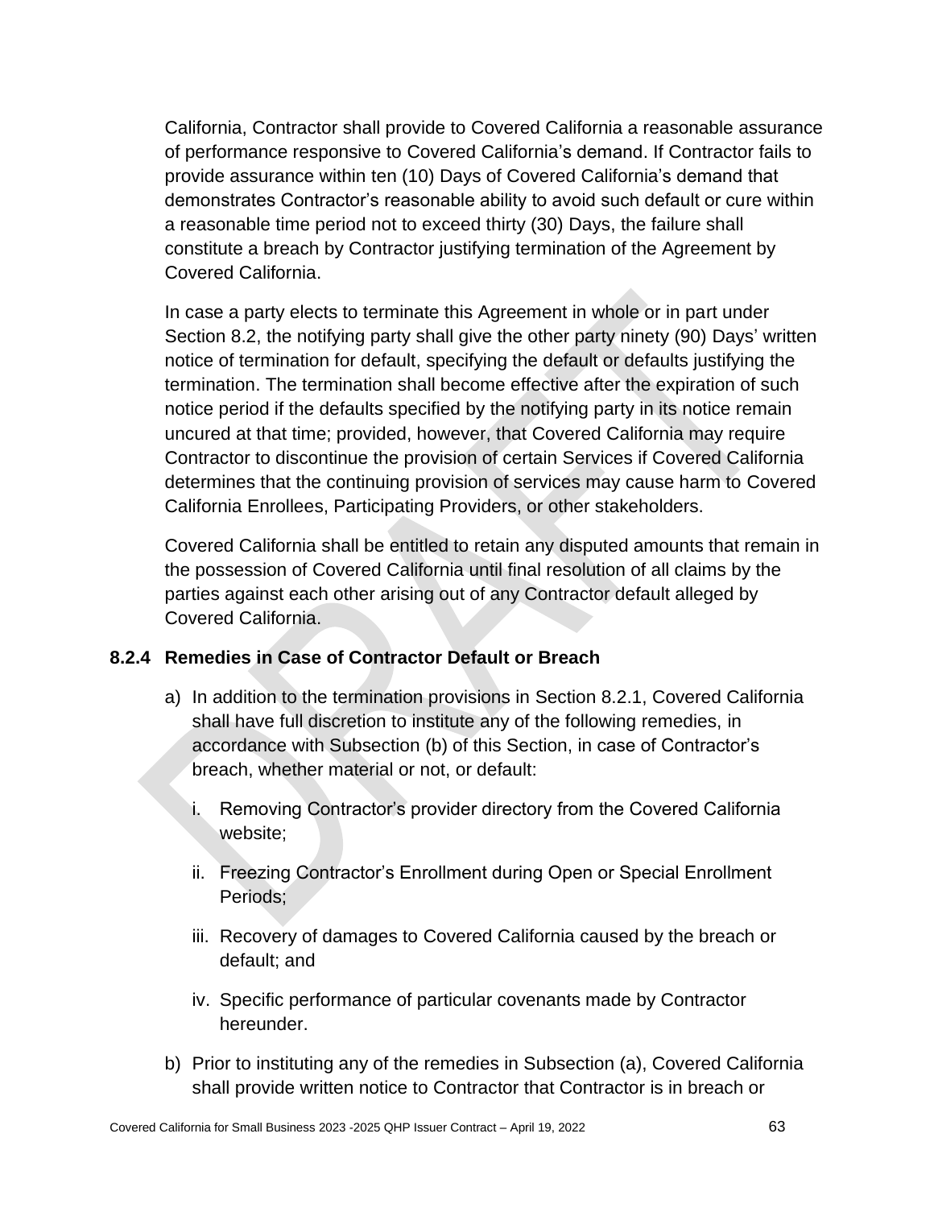California, Contractor shall provide to Covered California a reasonable assurance of performance responsive to Covered California's demand. If Contractor fails to provide assurance within ten (10) Days of Covered California's demand that demonstrates Contractor's reasonable ability to avoid such default or cure within a reasonable time period not to exceed thirty (30) Days, the failure shall constitute a breach by Contractor justifying termination of the Agreement by Covered California.

In case a party elects to terminate this Agreement in whole or in part under Section 8.2, the notifying party shall give the other party ninety (90) Days' written notice of termination for default, specifying the default or defaults justifying the termination. The termination shall become effective after the expiration of such notice period if the defaults specified by the notifying party in its notice remain uncured at that time; provided, however, that Covered California may require Contractor to discontinue the provision of certain Services if Covered California determines that the continuing provision of services may cause harm to Covered California Enrollees, Participating Providers, or other stakeholders.

Covered California shall be entitled to retain any disputed amounts that remain in the possession of Covered California until final resolution of all claims by the parties against each other arising out of any Contractor default alleged by Covered California.

### 8.2.4 Remedies in Case of Contractor Default or Breach

a) In addition to the termination provisions in Section 8.2.1, Covered California shall have full discretion to institute any of the following remedies, in accordance with Subsection (b) of this Section, in case of Contractor's breach, whether material or not, or default:

   i. Removing Contractor's provider directory from the Covered California website;

   ii. Freezing Contractor's Enrollment during Open or Special Enrollment Periods;

   iii. Recovery of damages to Covered California caused by the breach or default; and

   iv. Specific performance of particular covenants made by Contractor hereunder.

b) Prior to instituting any of the remedies in Subsection (a), Covered California shall provide written notice to Contractor that Contractor is in breach or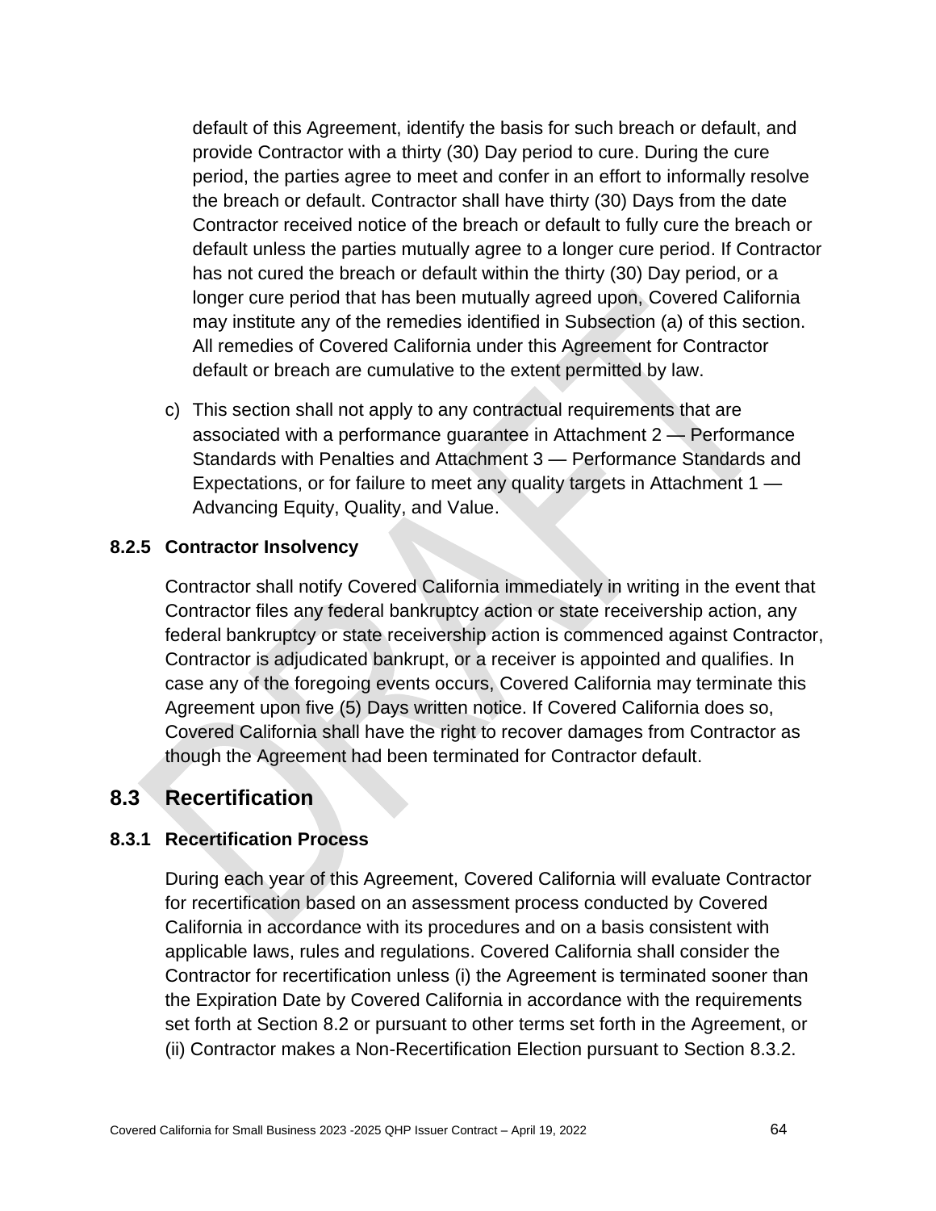default of this Agreement, identify the basis for such breach or default, and provide Contractor with a thirty (30) Day period to cure. During the cure period, the parties agree to meet and confer in an effort to informally resolve the breach or default. Contractor shall have thirty (30) Days from the date Contractor received notice of the breach or default to fully cure the breach or default unless the parties mutually agree to a longer cure period. If Contractor has not cured the breach or default within the thirty (30) Day period, or a longer cure period that has been mutually agreed upon, Covered California may institute any of the remedies identified in Subsection (a) of this section. All remedies of Covered California under this Agreement for Contractor default or breach are cumulative to the extent permitted by law.

c) This section shall not apply to any contractual requirements that are associated with a performance guarantee in Attachment 2 — Performance Standards with Penalties and Attachment 3 — Performance Standards and Expectations, or for failure to meet any quality targets in Attachment 1 — Advancing Equity, Quality, and Value.

### 8.2.5 Contractor Insolvency

Contractor shall notify Covered California immediately in writing in the event that Contractor files any federal bankruptcy action or state receivership action, any federal bankruptcy or state receivership action is commenced against Contractor, Contractor is adjudicated bankrupt, or a receiver is appointed and qualifies. In case any of the foregoing events occurs, Covered California may terminate this Agreement upon five (5) Days written notice. If Covered California does so, Covered California shall have the right to recover damages from Contractor as though the Agreement had been terminated for Contractor default.

## 8.3 Recertification

### 8.3.1 Recertification Process

During each year of this Agreement, Covered California will evaluate Contractor for recertification based on an assessment process conducted by Covered California in accordance with its procedures and on a basis consistent with applicable laws, rules and regulations. Covered California shall consider the Contractor for recertification unless (i) the Agreement is terminated sooner than the Expiration Date by Covered California in accordance with the requirements set forth at Section 8.2 or pursuant to other terms set forth in the Agreement, or (ii) Contractor makes a Non-Recertification Election pursuant to Section 8.3.2.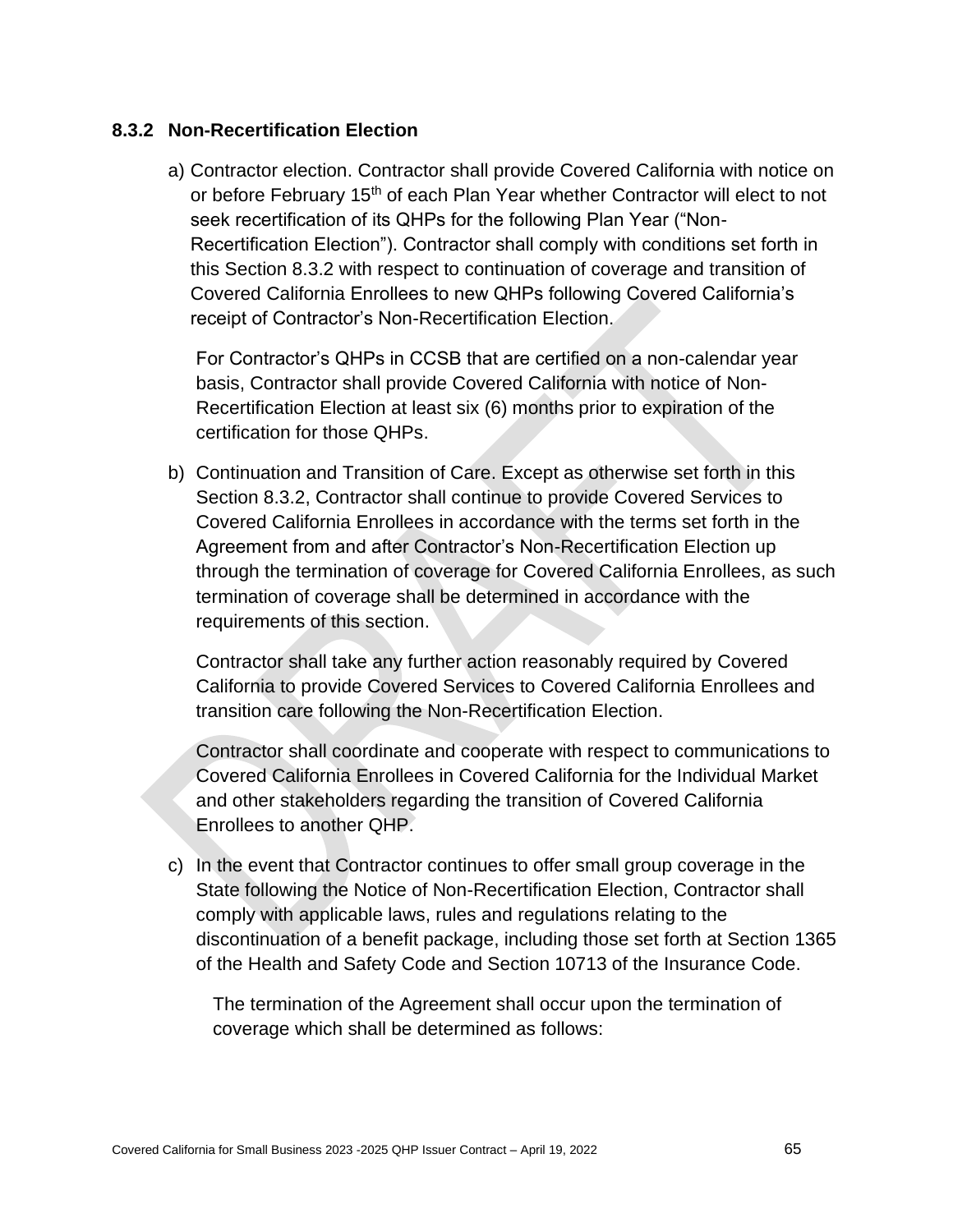### 8.3.2 Non-Recertification Election

a) Contractor election. Contractor shall provide Covered California with notice on or before February 15th of each Plan Year whether Contractor will elect to not seek recertification of its QHPs for the following Plan Year ("Non-Recertification Election"). Contractor shall comply with conditions set forth in this Section 8.3.2 with respect to continuation of coverage and transition of Covered California Enrollees to new QHPs following Covered California's receipt of Contractor's Non-Recertification Election.

   For Contractor's QHPs in CCSB that are certified on a non-calendar year basis, Contractor shall provide Covered California with notice of Non-Recertification Election at least six (6) months prior to expiration of the certification for those QHPs.

b) Continuation and Transition of Care. Except as otherwise set forth in this Section 8.3.2, Contractor shall continue to provide Covered Services to Covered California Enrollees in accordance with the terms set forth in the Agreement from and after Contractor's Non-Recertification Election up through the termination of coverage for Covered California Enrollees, as such termination of coverage shall be determined in accordance with the requirements of this section.

   Contractor shall take any further action reasonably required by Covered California to provide Covered Services to Covered California Enrollees and transition care following the Non-Recertification Election.

   Contractor shall coordinate and cooperate with respect to communications to Covered California Enrollees in Covered California for the Individual Market and other stakeholders regarding the transition of Covered California Enrollees to another QHP.

c) In the event that Contractor continues to offer small group coverage in the State following the Notice of Non-Recertification Election, Contractor shall comply with applicable laws, rules and regulations relating to the discontinuation of a benefit package, including those set forth at Section 1365 of the Health and Safety Code and Section 10713 of the Insurance Code.

   The termination of the Agreement shall occur upon the termination of coverage which shall be determined as follows: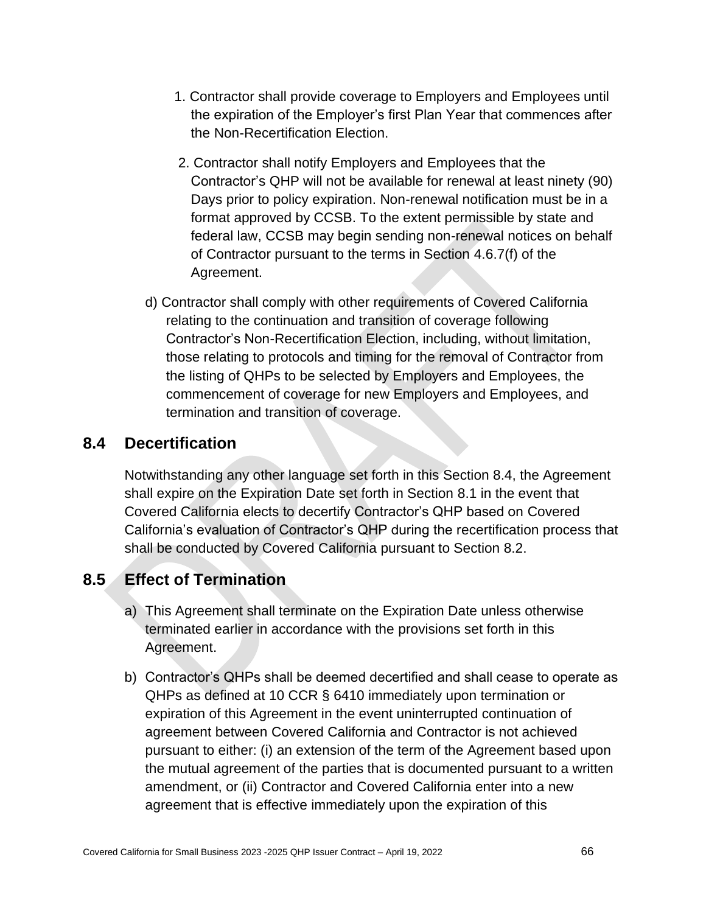1. Contractor shall provide coverage to Employers and Employees until the expiration of the Employer's first Plan Year that commences after the Non-Recertification Election.

2. Contractor shall notify Employers and Employees that the Contractor's QHP will not be available for renewal at least ninety (90) Days prior to policy expiration. Non-renewal notification must be in a format approved by CCSB. To the extent permissible by state and federal law, CCSB may begin sending non-renewal notices on behalf of Contractor pursuant to the terms in Section 4.6.7(f) of the Agreement.

d) Contractor shall comply with other requirements of Covered California relating to the continuation and transition of coverage following Contractor's Non-Recertification Election, including, without limitation, those relating to protocols and timing for the removal of Contractor from the listing of QHPs to be selected by Employers and Employees, the commencement of coverage for new Employers and Employees, and termination and transition of coverage.

## 8.4 Decertification

Notwithstanding any other language set forth in this Section 8.4, the Agreement shall expire on the Expiration Date set forth in Section 8.1 in the event that Covered California elects to decertify Contractor's QHP based on Covered California's evaluation of Contractor's QHP during the recertification process that shall be conducted by Covered California pursuant to Section 8.2.

## 8.5 Effect of Termination

a) This Agreement shall terminate on the Expiration Date unless otherwise terminated earlier in accordance with the provisions set forth in this Agreement.

b) Contractor's QHPs shall be deemed decertified and shall cease to operate as QHPs as defined at 10 CCR § 6410 immediately upon termination or expiration of this Agreement in the event uninterrupted continuation of agreement between Covered California and Contractor is not achieved pursuant to either: (i) an extension of the term of the Agreement based upon the mutual agreement of the parties that is documented pursuant to a written amendment, or (ii) Contractor and Covered California enter into a new agreement that is effective immediately upon the expiration of this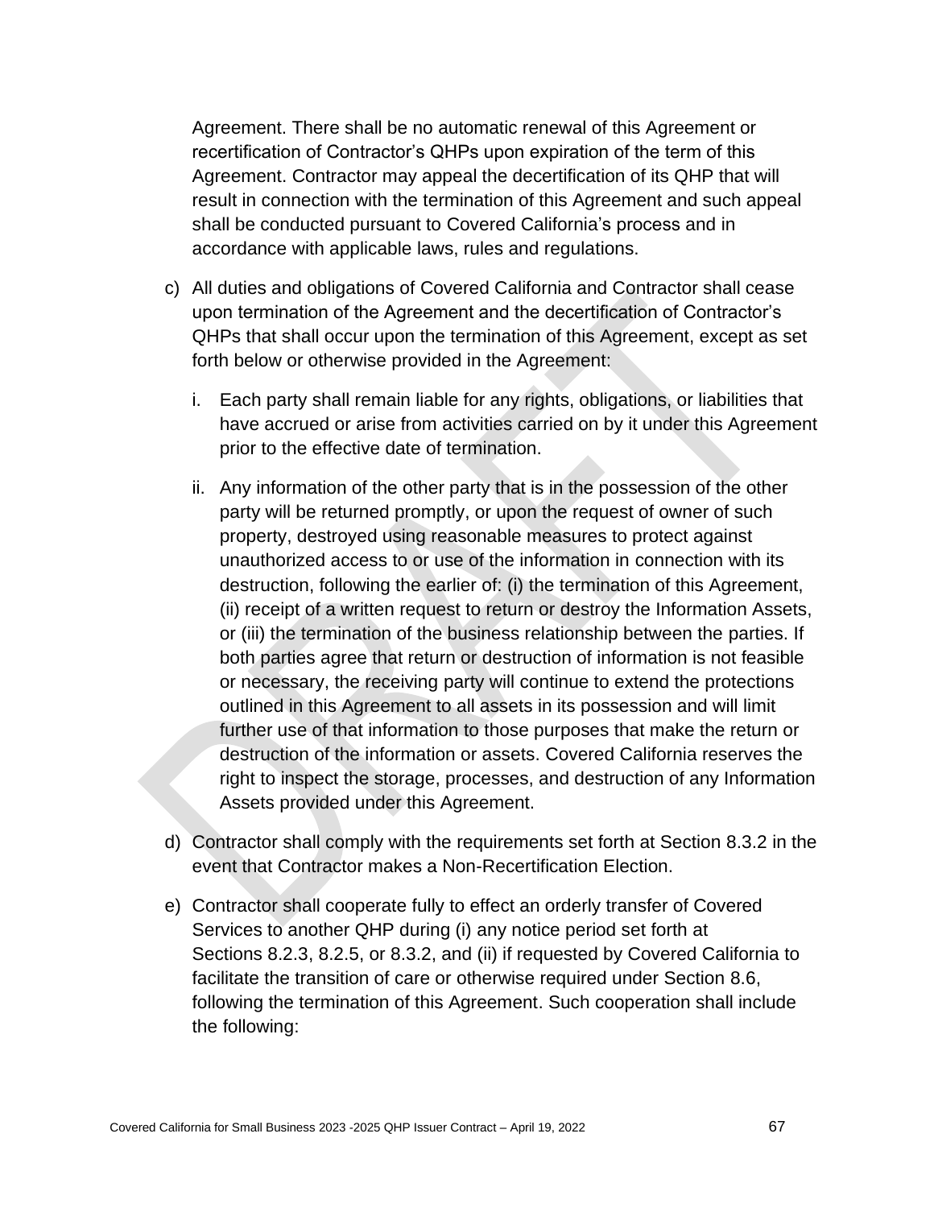Agreement. There shall be no automatic renewal of this Agreement or recertification of Contractor's QHPs upon expiration of the term of this Agreement. Contractor may appeal the decertification of its QHP that will result in connection with the termination of this Agreement and such appeal shall be conducted pursuant to Covered California's process and in accordance with applicable laws, rules and regulations.

c) All duties and obligations of Covered California and Contractor shall cease upon termination of the Agreement and the decertification of Contractor's QHPs that shall occur upon the termination of this Agreement, except as set forth below or otherwise provided in the Agreement:

   i. Each party shall remain liable for any rights, obligations, or liabilities that have accrued or arise from activities carried on by it under this Agreement prior to the effective date of termination.

   ii. Any information of the other party that is in the possession of the other party will be returned promptly, or upon the request of owner of such property, destroyed using reasonable measures to protect against unauthorized access to or use of the information in connection with its destruction, following the earlier of: (i) the termination of this Agreement, (ii) receipt of a written request to return or destroy the Information Assets, or (iii) the termination of the business relationship between the parties. If both parties agree that return or destruction of information is not feasible or necessary, the receiving party will continue to extend the protections outlined in this Agreement to all assets in its possession and will limit further use of that information to those purposes that make the return or destruction of the information or assets. Covered California reserves the right to inspect the storage, processes, and destruction of any Information Assets provided under this Agreement.

d) Contractor shall comply with the requirements set forth at Section 8.3.2 in the event that Contractor makes a Non-Recertification Election.

e) Contractor shall cooperate fully to effect an orderly transfer of Covered Services to another QHP during (i) any notice period set forth at Sections 8.2.3, 8.2.5, or 8.3.2, and (ii) if requested by Covered California to facilitate the transition of care or otherwise required under Section 8.6, following the termination of this Agreement. Such cooperation shall include the following: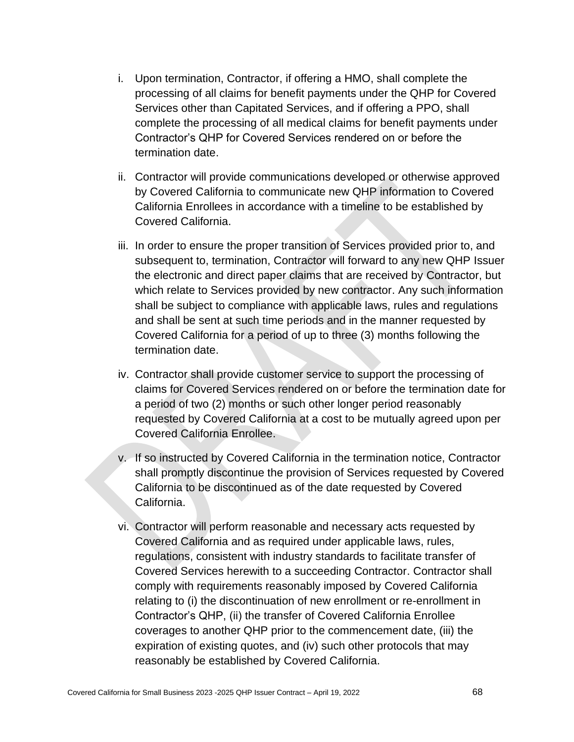i. Upon termination, Contractor, if offering a HMO, shall complete the processing of all claims for benefit payments under the QHP for Covered Services other than Capitated Services, and if offering a PPO, shall complete the processing of all medical claims for benefit payments under Contractor's QHP for Covered Services rendered on or before the termination date.

ii. Contractor will provide communications developed or otherwise approved by Covered California to communicate new QHP information to Covered California Enrollees in accordance with a timeline to be established by Covered California.

iii. In order to ensure the proper transition of Services provided prior to, and subsequent to, termination, Contractor will forward to any new QHP Issuer the electronic and direct paper claims that are received by Contractor, but which relate to Services provided by new contractor. Any such information shall be subject to compliance with applicable laws, rules and regulations and shall be sent at such time periods and in the manner requested by Covered California for a period of up to three (3) months following the termination date.

iv. Contractor shall provide customer service to support the processing of claims for Covered Services rendered on or before the termination date for a period of two (2) months or such other longer period reasonably requested by Covered California at a cost to be mutually agreed upon per Covered California Enrollee.

v. If so instructed by Covered California in the termination notice, Contractor shall promptly discontinue the provision of Services requested by Covered California to be discontinued as of the date requested by Covered California.

vi. Contractor will perform reasonable and necessary acts requested by Covered California and as required under applicable laws, rules, regulations, consistent with industry standards to facilitate transfer of Covered Services herewith to a succeeding Contractor. Contractor shall comply with requirements reasonably imposed by Covered California relating to (i) the discontinuation of new enrollment or re-enrollment in Contractor's QHP, (ii) the transfer of Covered California Enrollee coverages to another QHP prior to the commencement date, (iii) the expiration of existing quotes, and (iv) such other protocols that may reasonably be established by Covered California.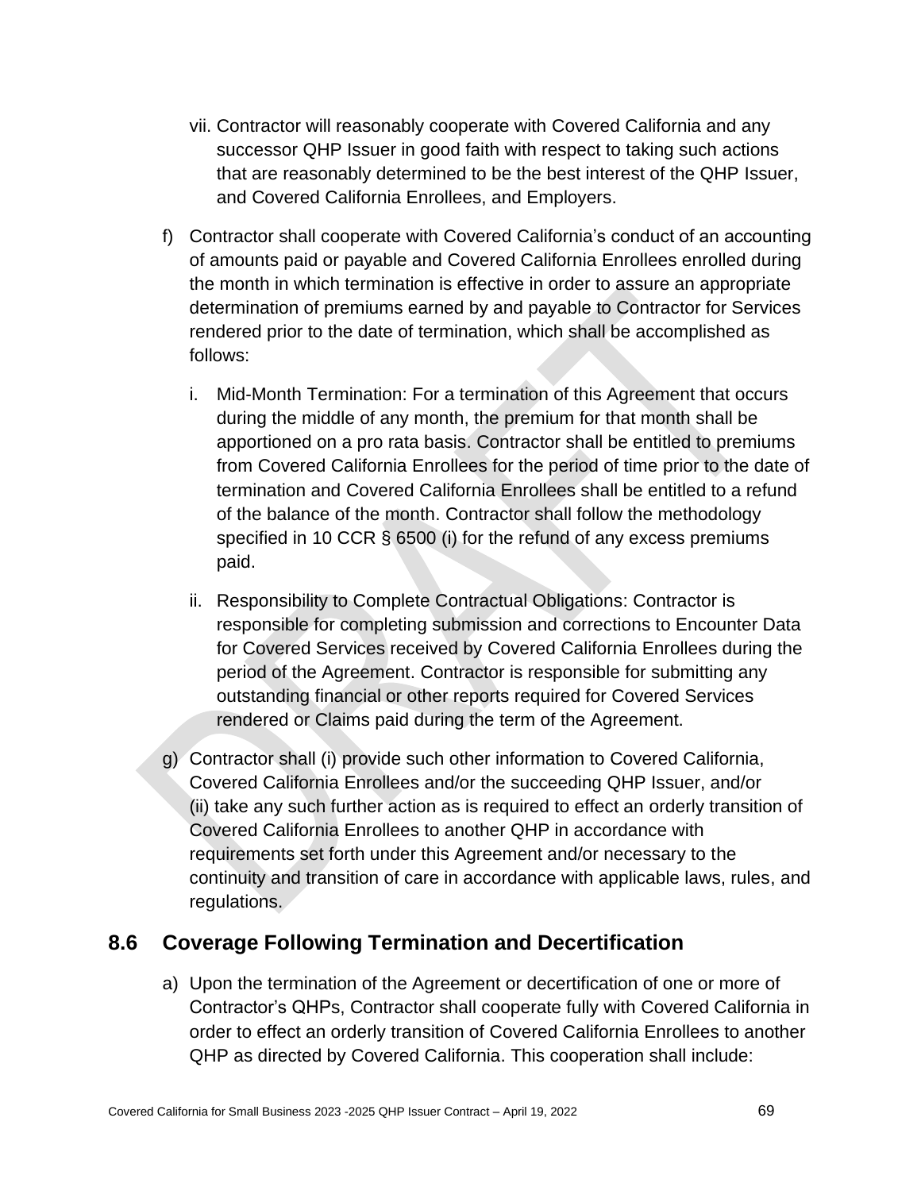vii. Contractor will reasonably cooperate with Covered California and any successor QHP Issuer in good faith with respect to taking such actions that are reasonably determined to be the best interest of the QHP Issuer, and Covered California Enrollees, and Employers.

f) Contractor shall cooperate with Covered California's conduct of an accounting of amounts paid or payable and Covered California Enrollees enrolled during the month in which termination is effective in order to assure an appropriate determination of premiums earned by and payable to Contractor for Services rendered prior to the date of termination, which shall be accomplished as follows:

   i. Mid-Month Termination: For a termination of this Agreement that occurs during the middle of any month, the premium for that month shall be apportioned on a pro rata basis. Contractor shall be entitled to premiums from Covered California Enrollees for the period of time prior to the date of termination and Covered California Enrollees shall be entitled to a refund of the balance of the month. Contractor shall follow the methodology specified in 10 CCR § 6500 (i) for the refund of any excess premiums paid.

   ii. Responsibility to Complete Contractual Obligations: Contractor is responsible for completing submission and corrections to Encounter Data for Covered Services received by Covered California Enrollees during the period of the Agreement. Contractor is responsible for submitting any outstanding financial or other reports required for Covered Services rendered or Claims paid during the term of the Agreement.

g) Contractor shall (i) provide such other information to Covered California, Covered California Enrollees and/or the succeeding QHP Issuer, and/or (ii) take any such further action as is required to effect an orderly transition of Covered California Enrollees to another QHP in accordance with requirements set forth under this Agreement and/or necessary to the continuity and transition of care in accordance with applicable laws, rules, and regulations.

## 8.6 Coverage Following Termination and Decertification

a) Upon the termination of the Agreement or decertification of one or more of Contractor's QHPs, Contractor shall cooperate fully with Covered California in order to effect an orderly transition of Covered California Enrollees to another QHP as directed by Covered California. This cooperation shall include: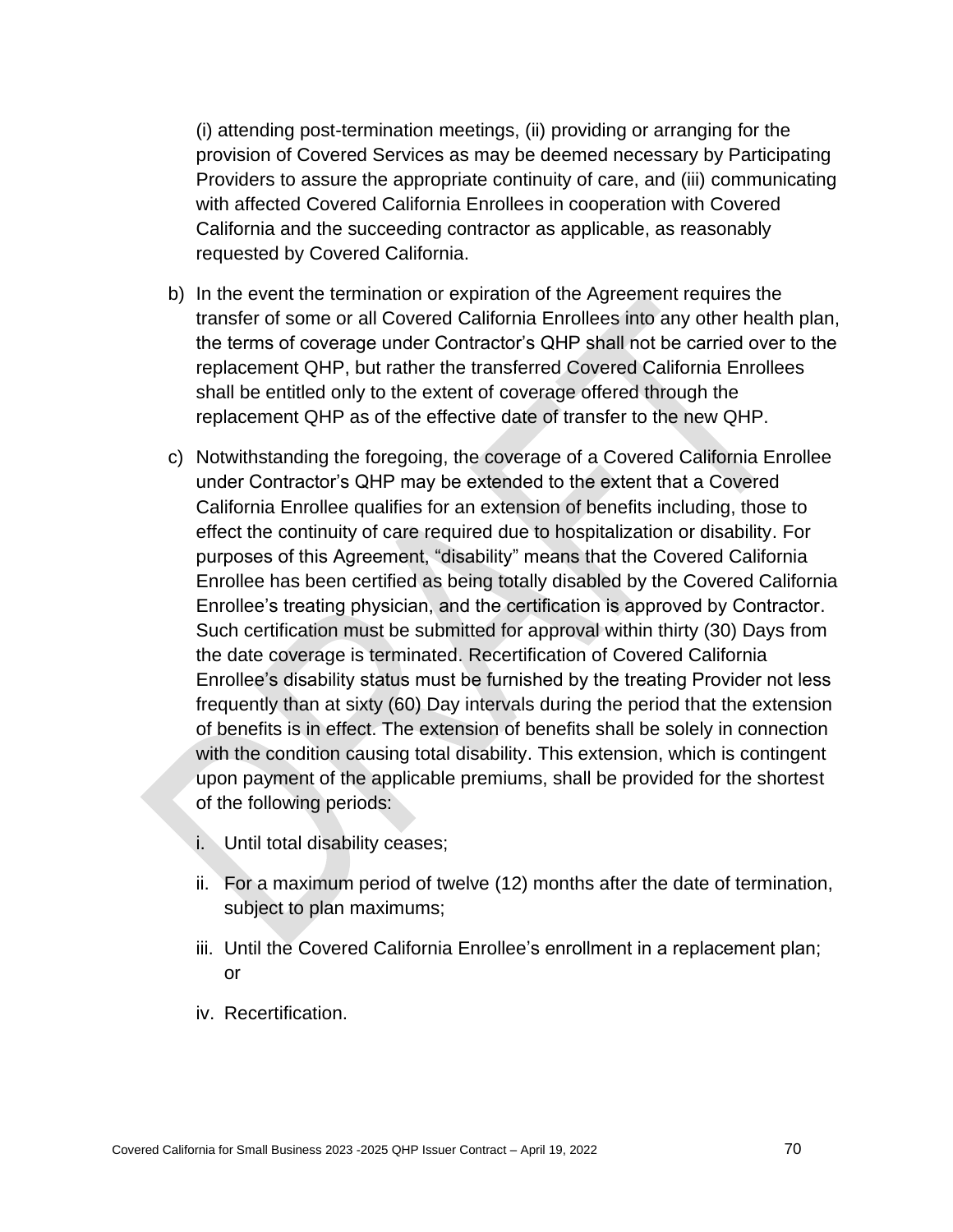(i) attending post-termination meetings, (ii) providing or arranging for the provision of Covered Services as may be deemed necessary by Participating Providers to assure the appropriate continuity of care, and (iii) communicating with affected Covered California Enrollees in cooperation with Covered California and the succeeding contractor as applicable, as reasonably requested by Covered California.

b) In the event the termination or expiration of the Agreement requires the transfer of some or all Covered California Enrollees into any other health plan, the terms of coverage under Contractor's QHP shall not be carried over to the replacement QHP, but rather the transferred Covered California Enrollees shall be entitled only to the extent of coverage offered through the replacement QHP as of the effective date of transfer to the new QHP.

c) Notwithstanding the foregoing, the coverage of a Covered California Enrollee under Contractor's QHP may be extended to the extent that a Covered California Enrollee qualifies for an extension of benefits including, those to effect the continuity of care required due to hospitalization or disability. For purposes of this Agreement, "disability" means that the Covered California Enrollee has been certified as being totally disabled by the Covered California Enrollee's treating physician, and the certification is approved by Contractor. Such certification must be submitted for approval within thirty (30) Days from the date coverage is terminated. Recertification of Covered California Enrollee's disability status must be furnished by the treating Provider not less frequently than at sixty (60) Day intervals during the period that the extension of benefits is in effect. The extension of benefits shall be solely in connection with the condition causing total disability. This extension, which is contingent upon payment of the applicable premiums, shall be provided for the shortest of the following periods:

   i. Until total disability ceases;

   ii. For a maximum period of twelve (12) months after the date of termination, subject to plan maximums;

   iii. Until the Covered California Enrollee's enrollment in a replacement plan; or

   iv. Recertification.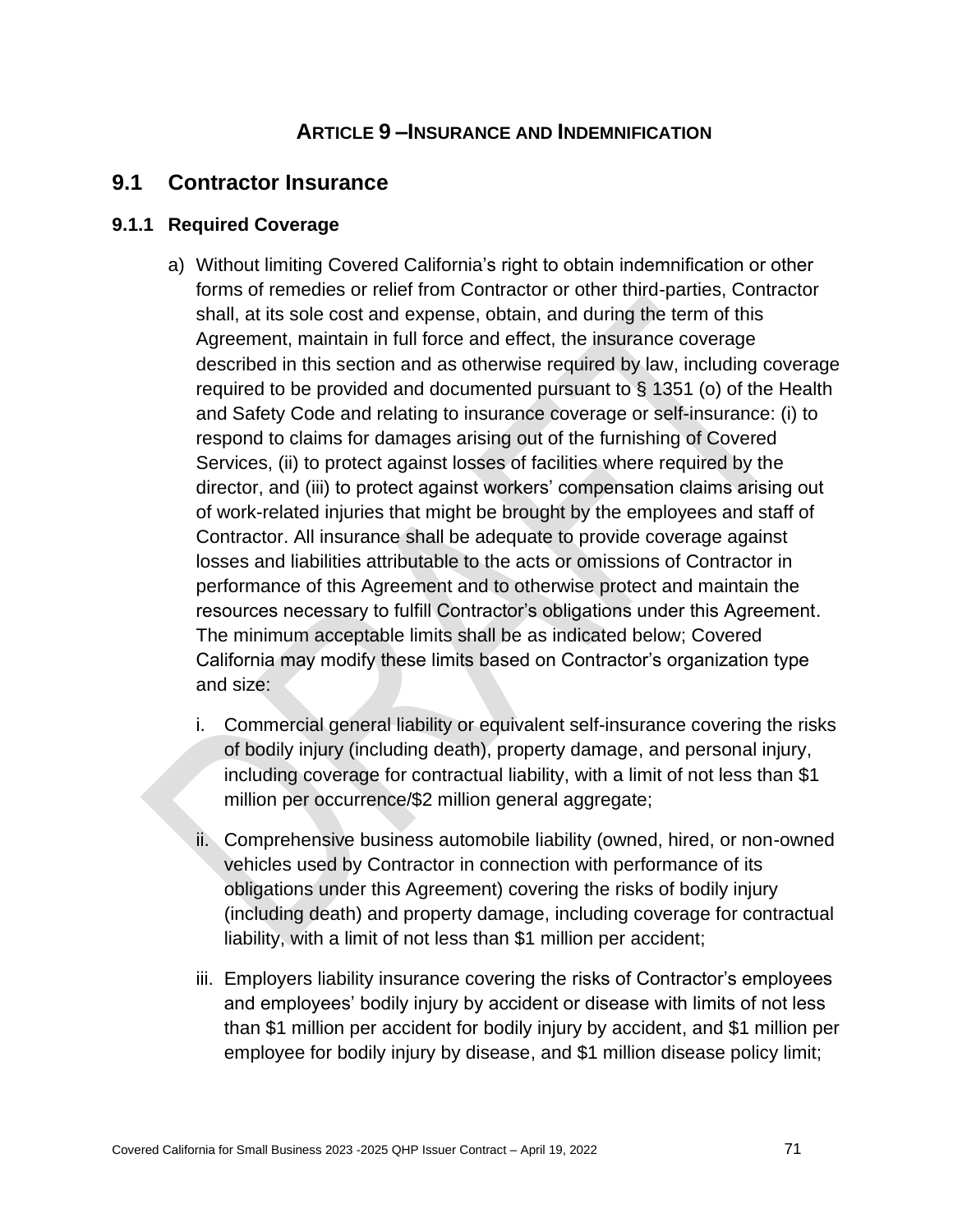# ARTICLE 9 – INSURANCE AND INDEMNIFICATION

## 9.1 Contractor Insurance

### 9.1.1 Required Coverage

a) Without limiting Covered California's right to obtain indemnification or other forms of remedies or relief from Contractor or other third-parties, Contractor shall, at its sole cost and expense, obtain, and during the term of this Agreement, maintain in full force and effect, the insurance coverage described in this section and as otherwise required by law, including coverage required to be provided and documented pursuant to § 1351 (o) of the Health and Safety Code and relating to insurance coverage or self-insurance: (i) to respond to claims for damages arising out of the furnishing of Covered Services, (ii) to protect against losses of facilities where required by the director, and (iii) to protect against workers' compensation claims arising out of work-related injuries that might be brought by the employees and staff of Contractor. All insurance shall be adequate to provide coverage against losses and liabilities attributable to the acts or omissions of Contractor in performance of this Agreement and to otherwise protect and maintain the resources necessary to fulfill Contractor's obligations under this Agreement. The minimum acceptable limits shall be as indicated below; Covered California may modify these limits based on Contractor's organization type and size:

   i. Commercial general liability or equivalent self-insurance covering the risks of bodily injury (including death), property damage, and personal injury, including coverage for contractual liability, with a limit of not less than $1 million per occurrence/$2 million general aggregate;

   ii. Comprehensive business automobile liability (owned, hired, or non-owned vehicles used by Contractor in connection with performance of its obligations under this Agreement) covering the risks of bodily injury (including death) and property damage, including coverage for contractual liability, with a limit of not less than $1 million per accident;

   iii. Employers liability insurance covering the risks of Contractor's employees and employees' bodily injury by accident or disease with limits of not less than $1 million per accident for bodily injury by accident, and $1 million per employee for bodily injury by disease, and $1 million disease policy limit;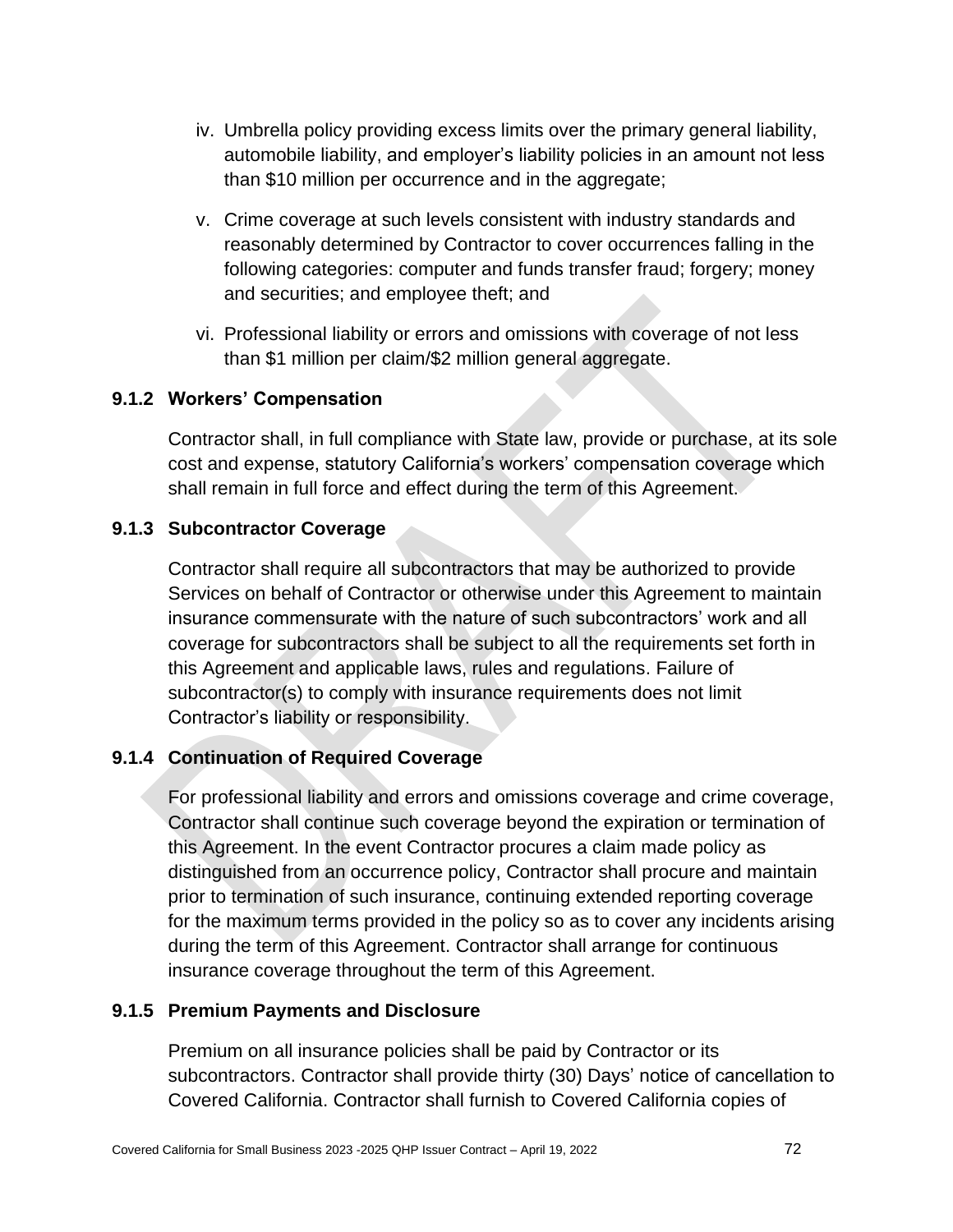iv. Umbrella policy providing excess limits over the primary general liability, automobile liability, and employer's liability policies in an amount not less than $10 million per occurrence and in the aggregate;

v. Crime coverage at such levels consistent with industry standards and reasonably determined by Contractor to cover occurrences falling in the following categories: computer and funds transfer fraud; forgery; money and securities; and employee theft; and

vi. Professional liability or errors and omissions with coverage of not less than $1 million per claim/$2 million general aggregate.

### 9.1.2 Workers' Compensation

Contractor shall, in full compliance with State law, provide or purchase, at its sole cost and expense, statutory California's workers' compensation coverage which shall remain in full force and effect during the term of this Agreement.

### 9.1.3 Subcontractor Coverage

Contractor shall require all subcontractors that may be authorized to provide Services on behalf of Contractor or otherwise under this Agreement to maintain insurance commensurate with the nature of such subcontractors' work and all coverage for subcontractors shall be subject to all the requirements set forth in this Agreement and applicable laws, rules and regulations. Failure of subcontractor(s) to comply with insurance requirements does not limit Contractor's liability or responsibility.

### 9.1.4 Continuation of Required Coverage

For professional liability and errors and omissions coverage and crime coverage, Contractor shall continue such coverage beyond the expiration or termination of this Agreement. In the event Contractor procures a claim made policy as distinguished from an occurrence policy, Contractor shall procure and maintain prior to termination of such insurance, continuing extended reporting coverage for the maximum terms provided in the policy so as to cover any incidents arising during the term of this Agreement. Contractor shall arrange for continuous insurance coverage throughout the term of this Agreement.

### 9.1.5 Premium Payments and Disclosure

Premium on all insurance policies shall be paid by Contractor or its subcontractors. Contractor shall provide thirty (30) Days' notice of cancellation to Covered California. Contractor shall furnish to Covered California copies of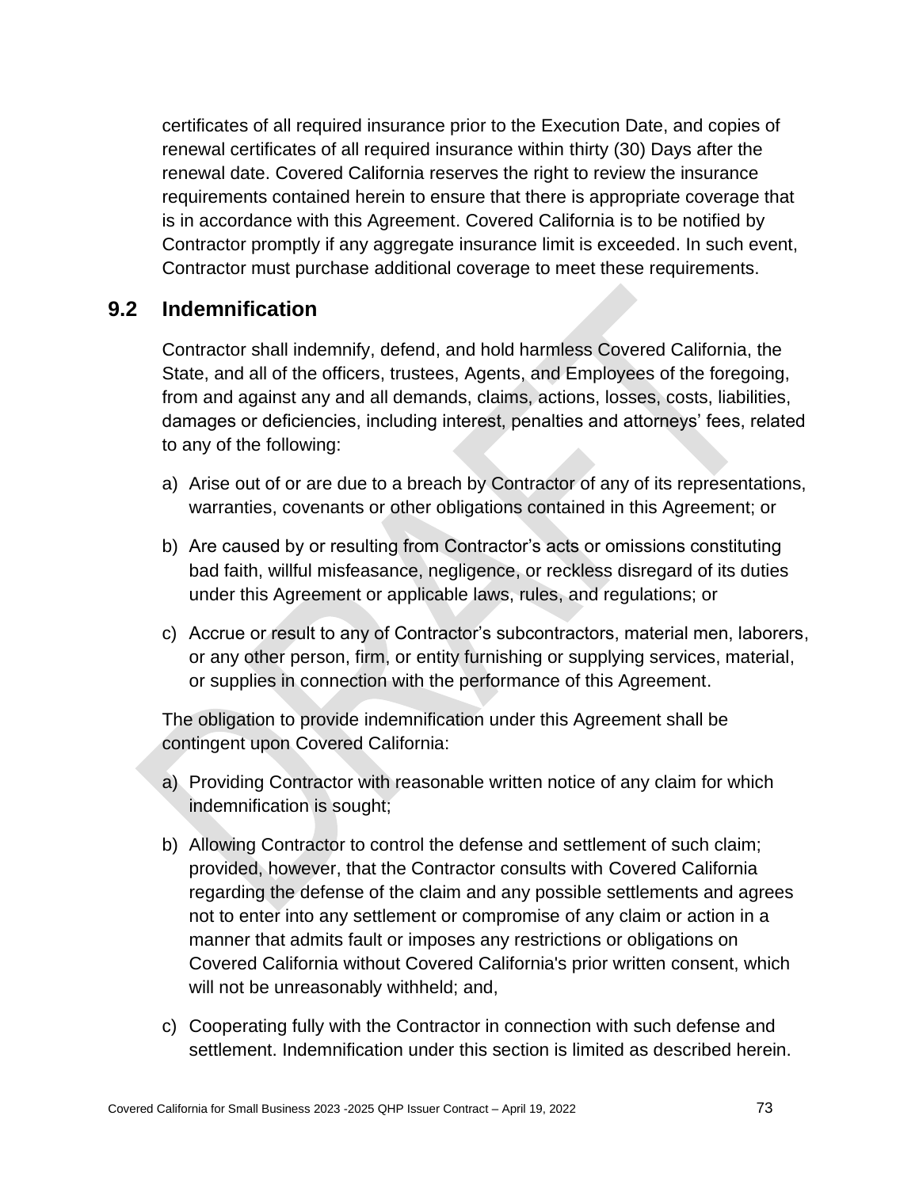certificates of all required insurance prior to the Execution Date, and copies of renewal certificates of all required insurance within thirty (30) Days after the renewal date. Covered California reserves the right to review the insurance requirements contained herein to ensure that there is appropriate coverage that is in accordance with this Agreement. Covered California is to be notified by Contractor promptly if any aggregate insurance limit is exceeded. In such event, Contractor must purchase additional coverage to meet these requirements.

## 9.2 Indemnification

Contractor shall indemnify, defend, and hold harmless Covered California, the State, and all of the officers, trustees, Agents, and Employees of the foregoing, from and against any and all demands, claims, actions, losses, costs, liabilities, damages or deficiencies, including interest, penalties and attorneys' fees, related to any of the following:

a) Arise out of or are due to a breach by Contractor of any of its representations, warranties, covenants or other obligations contained in this Agreement; or

b) Are caused by or resulting from Contractor's acts or omissions constituting bad faith, willful misfeasance, negligence, or reckless disregard of its duties under this Agreement or applicable laws, rules, and regulations; or

c) Accrue or result to any of Contractor's subcontractors, material men, laborers, or any other person, firm, or entity furnishing or supplying services, material, or supplies in connection with the performance of this Agreement.

The obligation to provide indemnification under this Agreement shall be contingent upon Covered California:

a) Providing Contractor with reasonable written notice of any claim for which indemnification is sought;

b) Allowing Contractor to control the defense and settlement of such claim; provided, however, that the Contractor consults with Covered California regarding the defense of the claim and any possible settlements and agrees not to enter into any settlement or compromise of any claim or action in a manner that admits fault or imposes any restrictions or obligations on Covered California without Covered California's prior written consent, which will not be unreasonably withheld; and,

c) Cooperating fully with the Contractor in connection with such defense and settlement. Indemnification under this section is limited as described herein.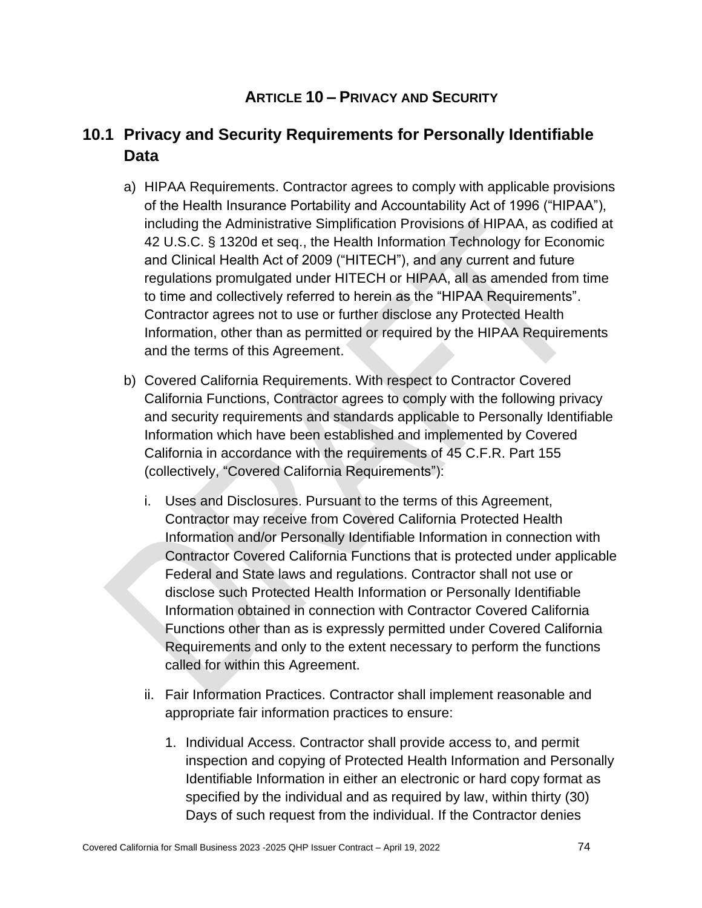## ARTICLE 10 – PRIVACY AND SECURITY

### 10.1 Privacy and Security Requirements for Personally Identifiable Data

a) HIPAA Requirements. Contractor agrees to comply with applicable provisions of the Health Insurance Portability and Accountability Act of 1996 ("HIPAA"), including the Administrative Simplification Provisions of HIPAA, as codified at 42 U.S.C. § 1320d et seq., the Health Information Technology for Economic and Clinical Health Act of 2009 ("HITECH"), and any current and future regulations promulgated under HITECH or HIPAA, all as amended from time to time and collectively referred to herein as the "HIPAA Requirements". Contractor agrees not to use or further disclose any Protected Health Information, other than as permitted or required by the HIPAA Requirements and the terms of this Agreement.

b) Covered California Requirements. With respect to Contractor Covered California Functions, Contractor agrees to comply with the following privacy and security requirements and standards applicable to Personally Identifiable Information which have been established and implemented by Covered California in accordance with the requirements of 45 C.F.R. Part 155 (collectively, "Covered California Requirements"):

   i. Uses and Disclosures. Pursuant to the terms of this Agreement, Contractor may receive from Covered California Protected Health Information and/or Personally Identifiable Information in connection with Contractor Covered California Functions that is protected under applicable Federal and State laws and regulations. Contractor shall not use or disclose such Protected Health Information or Personally Identifiable Information obtained in connection with Contractor Covered California Functions other than as is expressly permitted under Covered California Requirements and only to the extent necessary to perform the functions called for within this Agreement.

   ii. Fair Information Practices. Contractor shall implement reasonable and appropriate fair information practices to ensure:

      1. Individual Access. Contractor shall provide access to, and permit inspection and copying of Protected Health Information and Personally Identifiable Information in either an electronic or hard copy format as specified by the individual and as required by law, within thirty (30) Days of such request from the individual. If the Contractor denies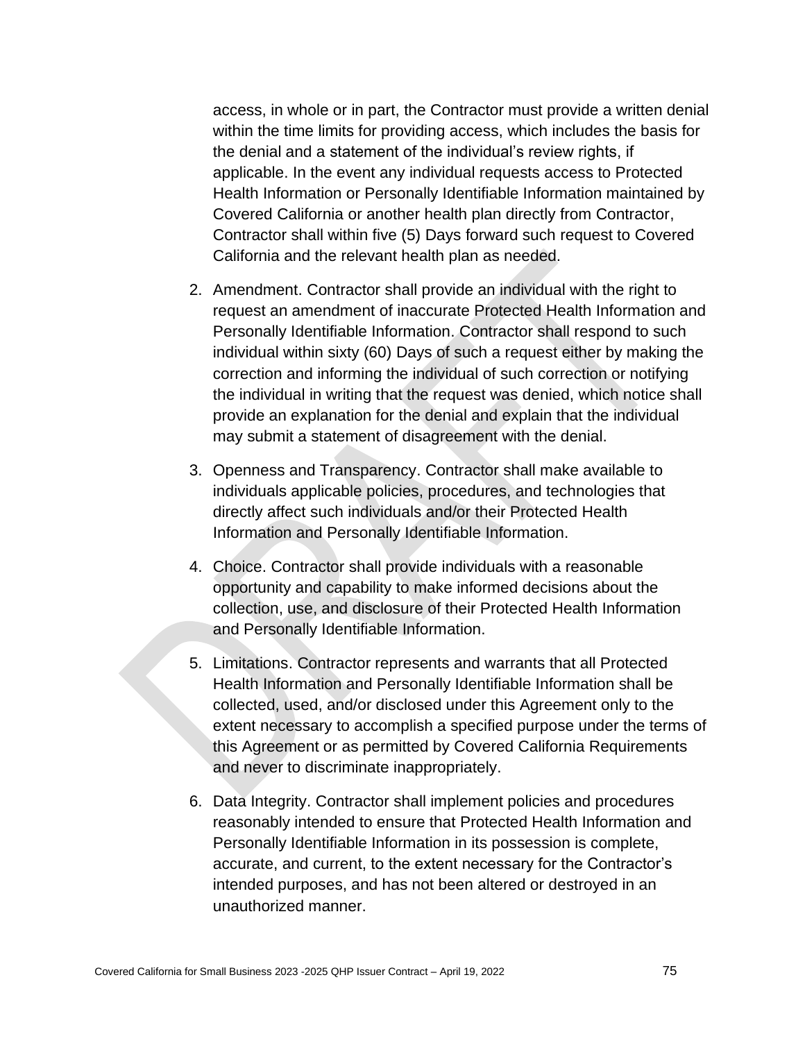access, in whole or in part, the Contractor must provide a written denial within the time limits for providing access, which includes the basis for the denial and a statement of the individual's review rights, if applicable. In the event any individual requests access to Protected Health Information or Personally Identifiable Information maintained by Covered California or another health plan directly from Contractor, Contractor shall within five (5) Days forward such request to Covered California and the relevant health plan as needed.

2. Amendment. Contractor shall provide an individual with the right to request an amendment of inaccurate Protected Health Information and Personally Identifiable Information. Contractor shall respond to such individual within sixty (60) Days of such a request either by making the correction and informing the individual of such correction or notifying the individual in writing that the request was denied, which notice shall provide an explanation for the denial and explain that the individual may submit a statement of disagreement with the denial.

3. Openness and Transparency. Contractor shall make available to individuals applicable policies, procedures, and technologies that directly affect such individuals and/or their Protected Health Information and Personally Identifiable Information.

4. Choice. Contractor shall provide individuals with a reasonable opportunity and capability to make informed decisions about the collection, use, and disclosure of their Protected Health Information and Personally Identifiable Information.

5. Limitations. Contractor represents and warrants that all Protected Health Information and Personally Identifiable Information shall be collected, used, and/or disclosed under this Agreement only to the extent necessary to accomplish a specified purpose under the terms of this Agreement or as permitted by Covered California Requirements and never to discriminate inappropriately.

6. Data Integrity. Contractor shall implement policies and procedures reasonably intended to ensure that Protected Health Information and Personally Identifiable Information in its possession is complete, accurate, and current, to the extent necessary for the Contractor's intended purposes, and has not been altered or destroyed in an unauthorized manner.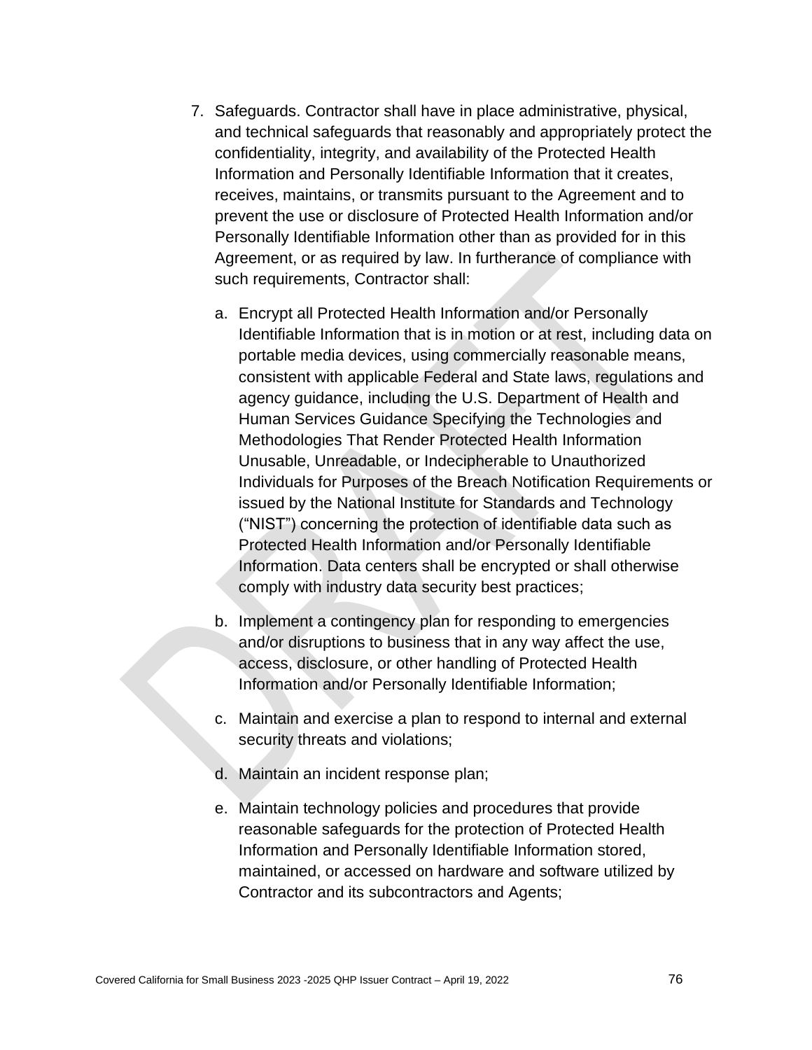7. Safeguards. Contractor shall have in place administrative, physical, and technical safeguards that reasonably and appropriately protect the confidentiality, integrity, and availability of the Protected Health Information and Personally Identifiable Information that it creates, receives, maintains, or transmits pursuant to the Agreement and to prevent the use or disclosure of Protected Health Information and/or Personally Identifiable Information other than as provided for in this Agreement, or as required by law. In furtherance of compliance with such requirements, Contractor shall:

   a. Encrypt all Protected Health Information and/or Personally Identifiable Information that is in motion or at rest, including data on portable media devices, using commercially reasonable means, consistent with applicable Federal and State laws, regulations and agency guidance, including the U.S. Department of Health and Human Services Guidance Specifying the Technologies and Methodologies That Render Protected Health Information Unusable, Unreadable, or Indecipherable to Unauthorized Individuals for Purposes of the Breach Notification Requirements or issued by the National Institute for Standards and Technology ("NIST") concerning the protection of identifiable data such as Protected Health Information and/or Personally Identifiable Information. Data centers shall be encrypted or shall otherwise comply with industry data security best practices;

   b. Implement a contingency plan for responding to emergencies and/or disruptions to business that in any way affect the use, access, disclosure, or other handling of Protected Health Information and/or Personally Identifiable Information;

   c. Maintain and exercise a plan to respond to internal and external security threats and violations;

   d. Maintain an incident response plan;

   e. Maintain technology policies and procedures that provide reasonable safeguards for the protection of Protected Health Information and Personally Identifiable Information stored, maintained, or accessed on hardware and software utilized by Contractor and its subcontractors and Agents;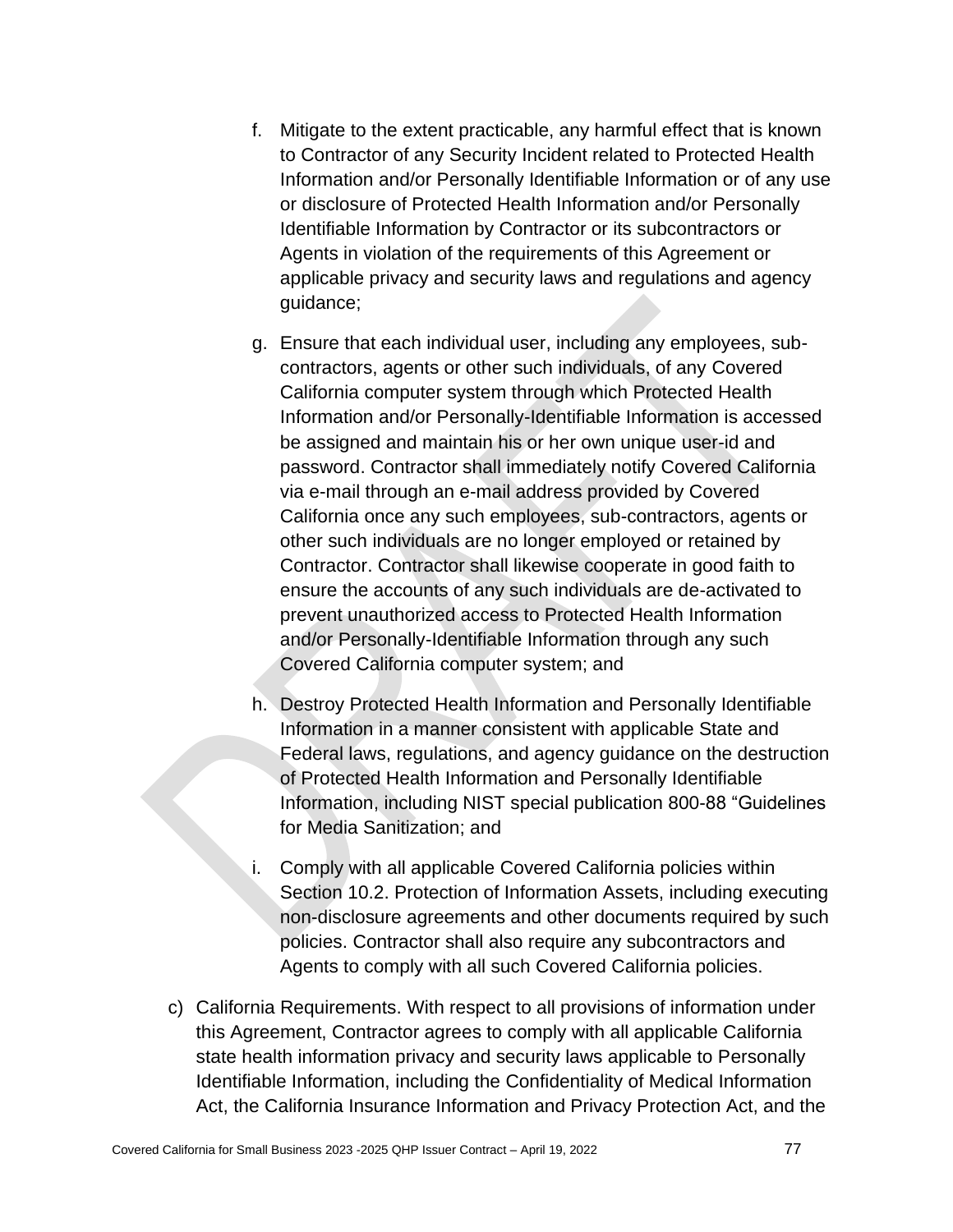f. Mitigate to the extent practicable, any harmful effect that is known to Contractor of any Security Incident related to Protected Health Information and/or Personally Identifiable Information or of any use or disclosure of Protected Health Information and/or Personally Identifiable Information by Contractor or its subcontractors or Agents in violation of the requirements of this Agreement or applicable privacy and security laws and regulations and agency guidance;

g. Ensure that each individual user, including any employees, sub-contractors, agents or other such individuals, of any Covered California computer system through which Protected Health Information and/or Personally-Identifiable Information is accessed be assigned and maintain his or her own unique user-id and password. Contractor shall immediately notify Covered California via e-mail through an e-mail address provided by Covered California once any such employees, sub-contractors, agents or other such individuals are no longer employed or retained by Contractor. Contractor shall likewise cooperate in good faith to ensure the accounts of any such individuals are de-activated to prevent unauthorized access to Protected Health Information and/or Personally-Identifiable Information through any such Covered California computer system; and

h. Destroy Protected Health Information and Personally Identifiable Information in a manner consistent with applicable State and Federal laws, regulations, and agency guidance on the destruction of Protected Health Information and Personally Identifiable Information, including NIST special publication 800-88 "Guidelines for Media Sanitization; and

i. Comply with all applicable Covered California policies within Section 10.2. Protection of Information Assets, including executing non-disclosure agreements and other documents required by such policies. Contractor shall also require any subcontractors and Agents to comply with all such Covered California policies.

c) California Requirements. With respect to all provisions of information under this Agreement, Contractor agrees to comply with all applicable California state health information privacy and security laws applicable to Personally Identifiable Information, including the Confidentiality of Medical Information Act, the California Insurance Information and Privacy Protection Act, and the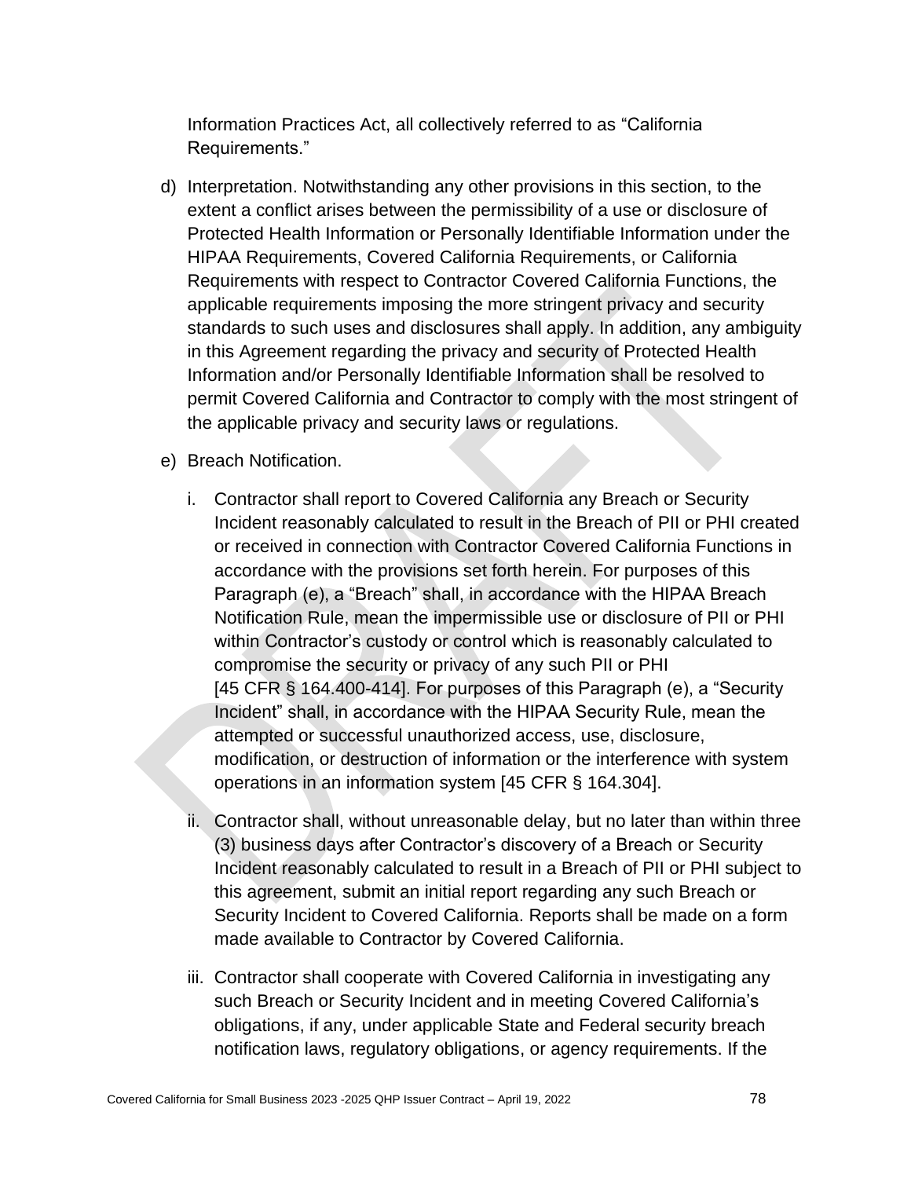Information Practices Act, all collectively referred to as "California Requirements."

d) Interpretation. Notwithstanding any other provisions in this section, to the extent a conflict arises between the permissibility of a use or disclosure of Protected Health Information or Personally Identifiable Information under the HIPAA Requirements, Covered California Requirements, or California Requirements with respect to Contractor Covered California Functions, the applicable requirements imposing the more stringent privacy and security standards to such uses and disclosures shall apply. In addition, any ambiguity in this Agreement regarding the privacy and security of Protected Health Information and/or Personally Identifiable Information shall be resolved to permit Covered California and Contractor to comply with the most stringent of the applicable privacy and security laws or regulations.

e) Breach Notification.

   i. Contractor shall report to Covered California any Breach or Security Incident reasonably calculated to result in the Breach of PII or PHI created or received in connection with Contractor Covered California Functions in accordance with the provisions set forth herein. For purposes of this Paragraph (e), a "Breach" shall, in accordance with the HIPAA Breach Notification Rule, mean the impermissible use or disclosure of PII or PHI within Contractor's custody or control which is reasonably calculated to compromise the security or privacy of any such PII or PHI [45 CFR § 164.400-414]. For purposes of this Paragraph (e), a "Security Incident" shall, in accordance with the HIPAA Security Rule, mean the attempted or successful unauthorized access, use, disclosure, modification, or destruction of information or the interference with system operations in an information system [45 CFR § 164.304].

   ii. Contractor shall, without unreasonable delay, but no later than within three (3) business days after Contractor's discovery of a Breach or Security Incident reasonably calculated to result in a Breach of PII or PHI subject to this agreement, submit an initial report regarding any such Breach or Security Incident to Covered California. Reports shall be made on a form made available to Contractor by Covered California.

   iii. Contractor shall cooperate with Covered California in investigating any such Breach or Security Incident and in meeting Covered California's obligations, if any, under applicable State and Federal security breach notification laws, regulatory obligations, or agency requirements. If the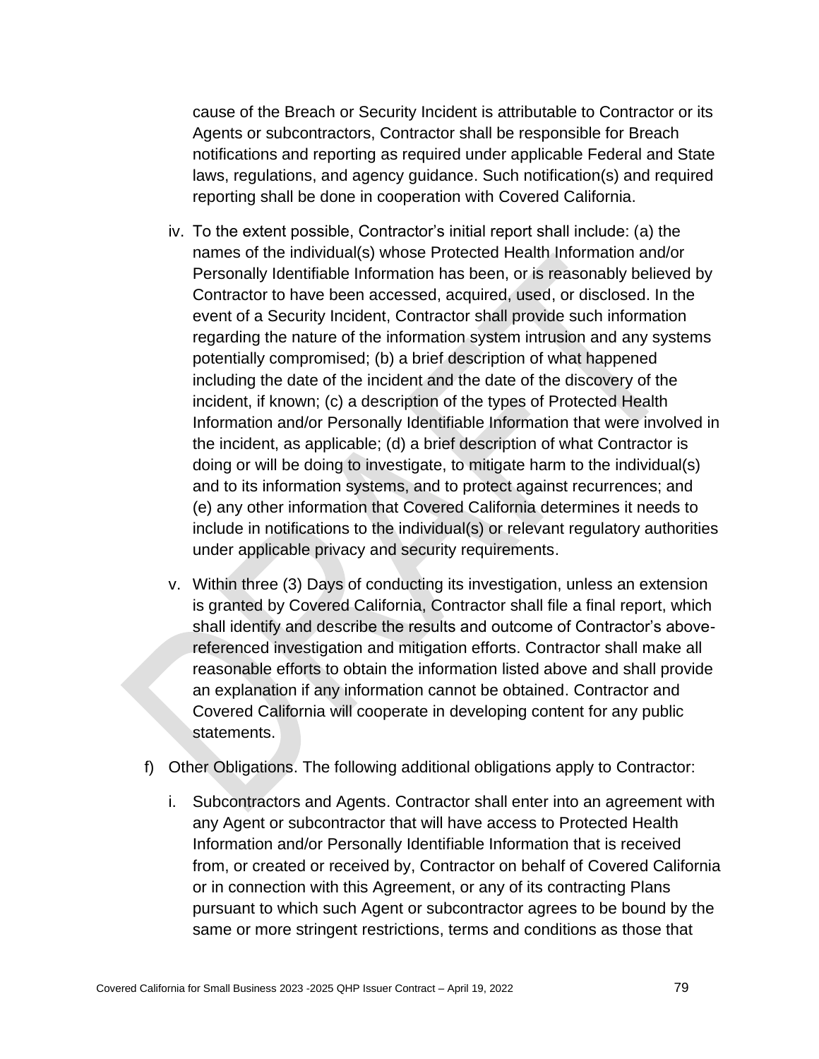cause of the Breach or Security Incident is attributable to Contractor or its Agents or subcontractors, Contractor shall be responsible for Breach notifications and reporting as required under applicable Federal and State laws, regulations, and agency guidance. Such notification(s) and required reporting shall be done in cooperation with Covered California.

iv. To the extent possible, Contractor's initial report shall include: (a) the names of the individual(s) whose Protected Health Information and/or Personally Identifiable Information has been, or is reasonably believed by Contractor to have been accessed, acquired, used, or disclosed. In the event of a Security Incident, Contractor shall provide such information regarding the nature of the information system intrusion and any systems potentially compromised; (b) a brief description of what happened including the date of the incident and the date of the discovery of the incident, if known; (c) a description of the types of Protected Health Information and/or Personally Identifiable Information that were involved in the incident, as applicable; (d) a brief description of what Contractor is doing or will be doing to investigate, to mitigate harm to the individual(s) and to its information systems, and to protect against recurrences; and (e) any other information that Covered California determines it needs to include in notifications to the individual(s) or relevant regulatory authorities under applicable privacy and security requirements.

v. Within three (3) Days of conducting its investigation, unless an extension is granted by Covered California, Contractor shall file a final report, which shall identify and describe the results and outcome of Contractor's above-referenced investigation and mitigation efforts. Contractor shall make all reasonable efforts to obtain the information listed above and shall provide an explanation if any information cannot be obtained. Contractor and Covered California will cooperate in developing content for any public statements.

f) Other Obligations. The following additional obligations apply to Contractor:

i. Subcontractors and Agents. Contractor shall enter into an agreement with any Agent or subcontractor that will have access to Protected Health Information and/or Personally Identifiable Information that is received from, or created or received by, Contractor on behalf of Covered California or in connection with this Agreement, or any of its contracting Plans pursuant to which such Agent or subcontractor agrees to be bound by the same or more stringent restrictions, terms and conditions as those that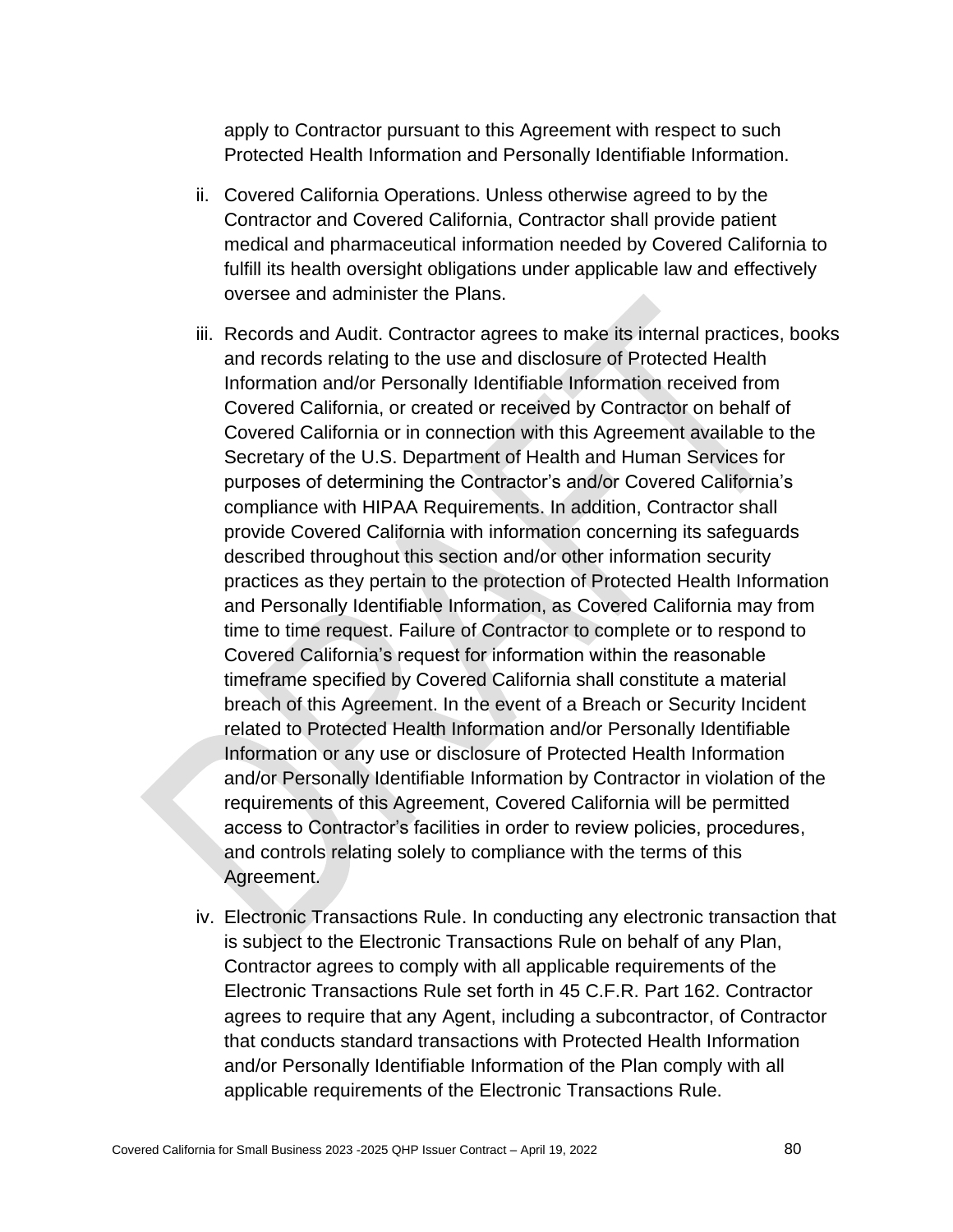apply to Contractor pursuant to this Agreement with respect to such Protected Health Information and Personally Identifiable Information.

ii. Covered California Operations. Unless otherwise agreed to by the Contractor and Covered California, Contractor shall provide patient medical and pharmaceutical information needed by Covered California to fulfill its health oversight obligations under applicable law and effectively oversee and administer the Plans.

iii. Records and Audit. Contractor agrees to make its internal practices, books and records relating to the use and disclosure of Protected Health Information and/or Personally Identifiable Information received from Covered California, or created or received by Contractor on behalf of Covered California or in connection with this Agreement available to the Secretary of the U.S. Department of Health and Human Services for purposes of determining the Contractor's and/or Covered California's compliance with HIPAA Requirements. In addition, Contractor shall provide Covered California with information concerning its safeguards described throughout this section and/or other information security practices as they pertain to the protection of Protected Health Information and Personally Identifiable Information, as Covered California may from time to time request. Failure of Contractor to complete or to respond to Covered California's request for information within the reasonable timeframe specified by Covered California shall constitute a material breach of this Agreement. In the event of a Breach or Security Incident related to Protected Health Information and/or Personally Identifiable Information or any use or disclosure of Protected Health Information and/or Personally Identifiable Information by Contractor in violation of the requirements of this Agreement, Covered California will be permitted access to Contractor's facilities in order to review policies, procedures, and controls relating solely to compliance with the terms of this Agreement.

iv. Electronic Transactions Rule. In conducting any electronic transaction that is subject to the Electronic Transactions Rule on behalf of any Plan, Contractor agrees to comply with all applicable requirements of the Electronic Transactions Rule set forth in 45 C.F.R. Part 162. Contractor agrees to require that any Agent, including a subcontractor, of Contractor that conducts standard transactions with Protected Health Information and/or Personally Identifiable Information of the Plan comply with all applicable requirements of the Electronic Transactions Rule.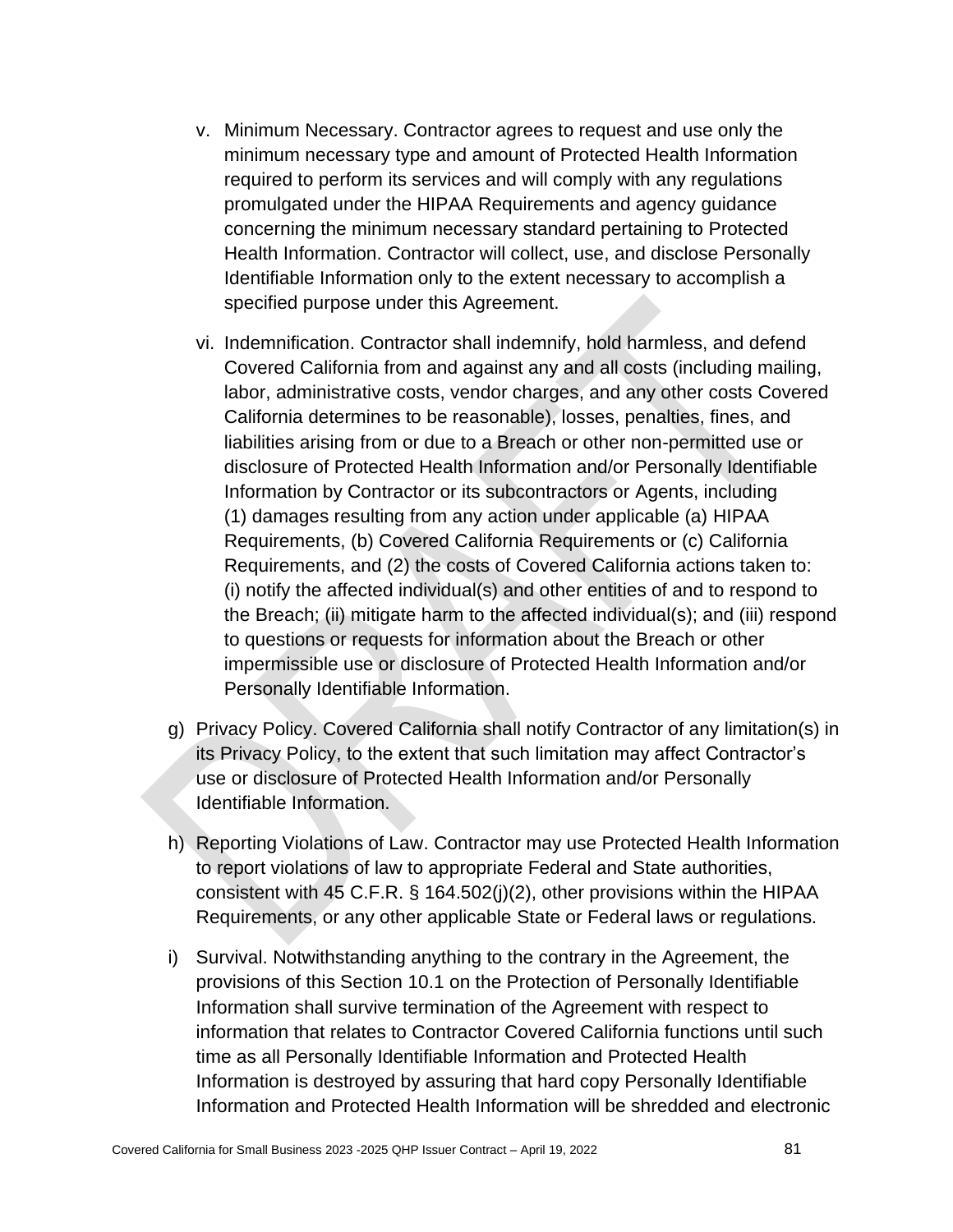v. Minimum Necessary. Contractor agrees to request and use only the minimum necessary type and amount of Protected Health Information required to perform its services and will comply with any regulations promulgated under the HIPAA Requirements and agency guidance concerning the minimum necessary standard pertaining to Protected Health Information. Contractor will collect, use, and disclose Personally Identifiable Information only to the extent necessary to accomplish a specified purpose under this Agreement.

vi. Indemnification. Contractor shall indemnify, hold harmless, and defend Covered California from and against any and all costs (including mailing, labor, administrative costs, vendor charges, and any other costs Covered California determines to be reasonable), losses, penalties, fines, and liabilities arising from or due to a Breach or other non-permitted use or disclosure of Protected Health Information and/or Personally Identifiable Information by Contractor or its subcontractors or Agents, including (1) damages resulting from any action under applicable (a) HIPAA Requirements, (b) Covered California Requirements or (c) California Requirements, and (2) the costs of Covered California actions taken to: (i) notify the affected individual(s) and other entities of and to respond to the Breach; (ii) mitigate harm to the affected individual(s); and (iii) respond to questions or requests for information about the Breach or other impermissible use or disclosure of Protected Health Information and/or Personally Identifiable Information.

g) Privacy Policy. Covered California shall notify Contractor of any limitation(s) in its Privacy Policy, to the extent that such limitation may affect Contractor's use or disclosure of Protected Health Information and/or Personally Identifiable Information.

h) Reporting Violations of Law. Contractor may use Protected Health Information to report violations of law to appropriate Federal and State authorities, consistent with 45 C.F.R. § 164.502(j)(2), other provisions within the HIPAA Requirements, or any other applicable State or Federal laws or regulations.

i) Survival. Notwithstanding anything to the contrary in the Agreement, the provisions of this Section 10.1 on the Protection of Personally Identifiable Information shall survive termination of the Agreement with respect to information that relates to Contractor Covered California functions until such time as all Personally Identifiable Information and Protected Health Information is destroyed by assuring that hard copy Personally Identifiable Information and Protected Health Information will be shredded and electronic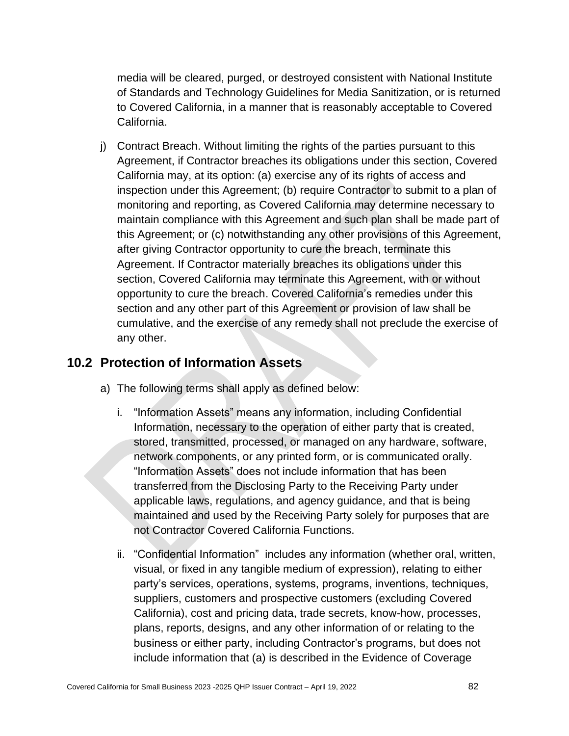media will be cleared, purged, or destroyed consistent with National Institute of Standards and Technology Guidelines for Media Sanitization, or is returned to Covered California, in a manner that is reasonably acceptable to Covered California.

j) Contract Breach. Without limiting the rights of the parties pursuant to this Agreement, if Contractor breaches its obligations under this section, Covered California may, at its option: (a) exercise any of its rights of access and inspection under this Agreement; (b) require Contractor to submit to a plan of monitoring and reporting, as Covered California may determine necessary to maintain compliance with this Agreement and such plan shall be made part of this Agreement; or (c) notwithstanding any other provisions of this Agreement, after giving Contractor opportunity to cure the breach, terminate this Agreement. If Contractor materially breaches its obligations under this section, Covered California may terminate this Agreement, with or without opportunity to cure the breach. Covered California's remedies under this section and any other part of this Agreement or provision of law shall be cumulative, and the exercise of any remedy shall not preclude the exercise of any other.

## 10.2 Protection of Information Assets

a) The following terms shall apply as defined below:

   i. "Information Assets" means any information, including Confidential Information, necessary to the operation of either party that is created, stored, transmitted, processed, or managed on any hardware, software, network components, or any printed form, or is communicated orally. "Information Assets" does not include information that has been transferred from the Disclosing Party to the Receiving Party under applicable laws, regulations, and agency guidance, and that is being maintained and used by the Receiving Party solely for purposes that are not Contractor Covered California Functions.

   ii. "Confidential Information" includes any information (whether oral, written, visual, or fixed in any tangible medium of expression), relating to either party's services, operations, systems, programs, inventions, techniques, suppliers, customers and prospective customers (excluding Covered California), cost and pricing data, trade secrets, know-how, processes, plans, reports, designs, and any other information of or relating to the business or either party, including Contractor's programs, but does not include information that (a) is described in the Evidence of Coverage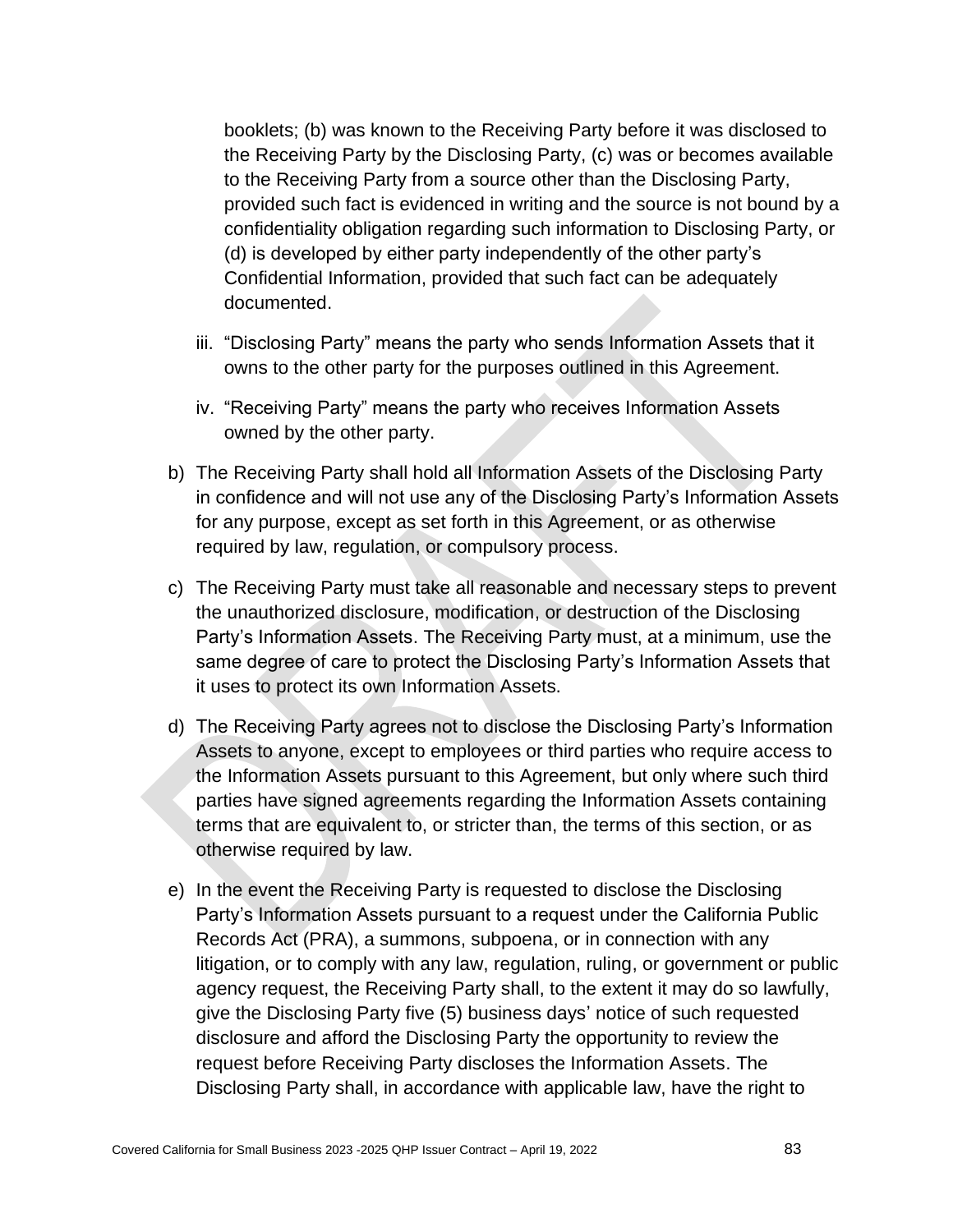booklets; (b) was known to the Receiving Party before it was disclosed to the Receiving Party by the Disclosing Party, (c) was or becomes available to the Receiving Party from a source other than the Disclosing Party, provided such fact is evidenced in writing and the source is not bound by a confidentiality obligation regarding such information to Disclosing Party, or (d) is developed by either party independently of the other party's Confidential Information, provided that such fact can be adequately documented.

iii. "Disclosing Party" means the party who sends Information Assets that it owns to the other party for the purposes outlined in this Agreement.

iv. "Receiving Party" means the party who receives Information Assets owned by the other party.

b) The Receiving Party shall hold all Information Assets of the Disclosing Party in confidence and will not use any of the Disclosing Party's Information Assets for any purpose, except as set forth in this Agreement, or as otherwise required by law, regulation, or compulsory process.

c) The Receiving Party must take all reasonable and necessary steps to prevent the unauthorized disclosure, modification, or destruction of the Disclosing Party's Information Assets. The Receiving Party must, at a minimum, use the same degree of care to protect the Disclosing Party's Information Assets that it uses to protect its own Information Assets.

d) The Receiving Party agrees not to disclose the Disclosing Party's Information Assets to anyone, except to employees or third parties who require access to the Information Assets pursuant to this Agreement, but only where such third parties have signed agreements regarding the Information Assets containing terms that are equivalent to, or stricter than, the terms of this section, or as otherwise required by law.

e) In the event the Receiving Party is requested to disclose the Disclosing Party's Information Assets pursuant to a request under the California Public Records Act (PRA), a summons, subpoena, or in connection with any litigation, or to comply with any law, regulation, ruling, or government or public agency request, the Receiving Party shall, to the extent it may do so lawfully, give the Disclosing Party five (5) business days' notice of such requested disclosure and afford the Disclosing Party the opportunity to review the request before Receiving Party discloses the Information Assets. The Disclosing Party shall, in accordance with applicable law, have the right to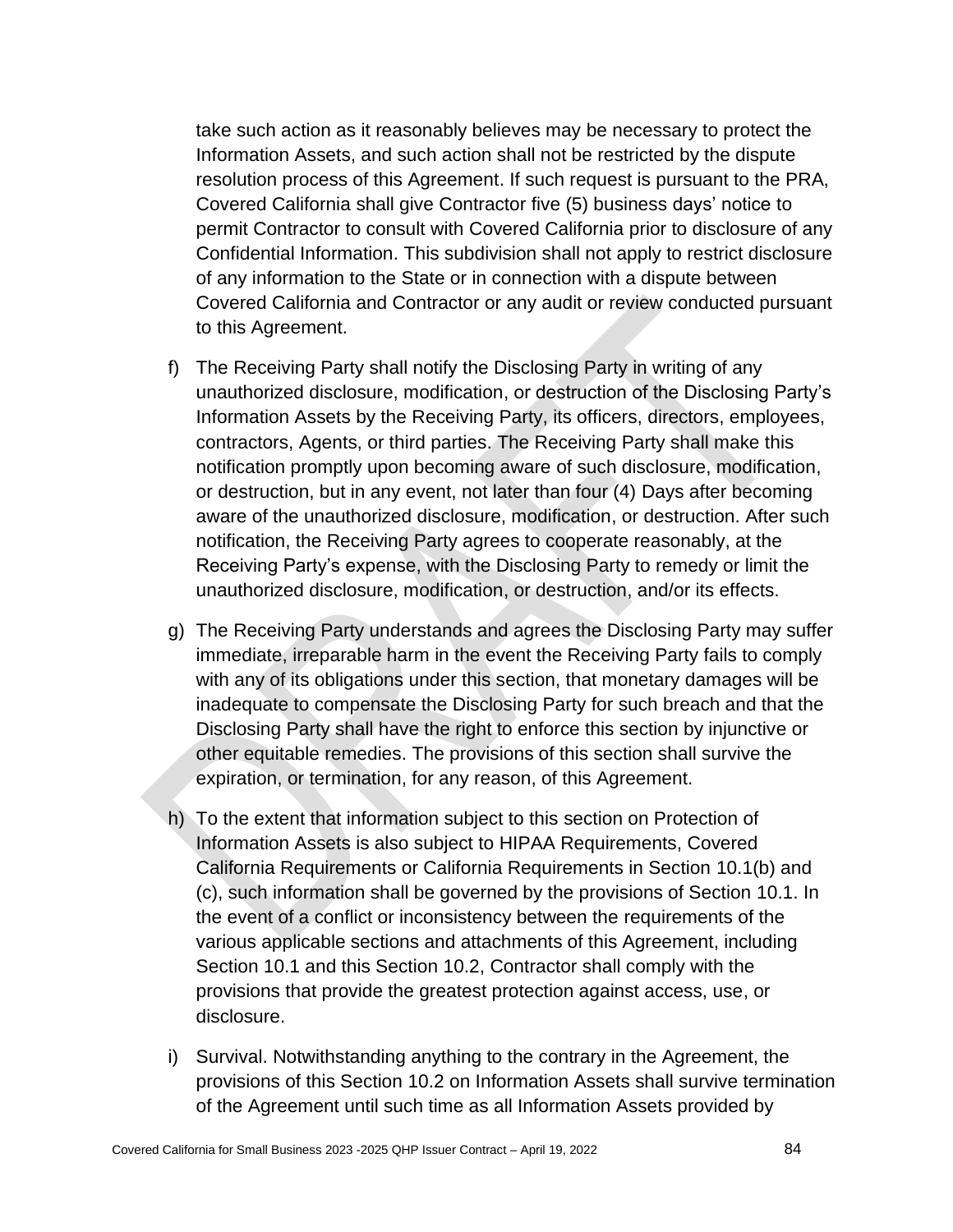take such action as it reasonably believes may be necessary to protect the Information Assets, and such action shall not be restricted by the dispute resolution process of this Agreement. If such request is pursuant to the PRA, Covered California shall give Contractor five (5) business days' notice to permit Contractor to consult with Covered California prior to disclosure of any Confidential Information. This subdivision shall not apply to restrict disclosure of any information to the State or in connection with a dispute between Covered California and Contractor or any audit or review conducted pursuant to this Agreement.

f) The Receiving Party shall notify the Disclosing Party in writing of any unauthorized disclosure, modification, or destruction of the Disclosing Party's Information Assets by the Receiving Party, its officers, directors, employees, contractors, Agents, or third parties. The Receiving Party shall make this notification promptly upon becoming aware of such disclosure, modification, or destruction, but in any event, not later than four (4) Days after becoming aware of the unauthorized disclosure, modification, or destruction. After such notification, the Receiving Party agrees to cooperate reasonably, at the Receiving Party's expense, with the Disclosing Party to remedy or limit the unauthorized disclosure, modification, or destruction, and/or its effects.

g) The Receiving Party understands and agrees the Disclosing Party may suffer immediate, irreparable harm in the event the Receiving Party fails to comply with any of its obligations under this section, that monetary damages will be inadequate to compensate the Disclosing Party for such breach and that the Disclosing Party shall have the right to enforce this section by injunctive or other equitable remedies. The provisions of this section shall survive the expiration, or termination, for any reason, of this Agreement.

h) To the extent that information subject to this section on Protection of Information Assets is also subject to HIPAA Requirements, Covered California Requirements or California Requirements in Section 10.1(b) and (c), such information shall be governed by the provisions of Section 10.1. In the event of a conflict or inconsistency between the requirements of the various applicable sections and attachments of this Agreement, including Section 10.1 and this Section 10.2, Contractor shall comply with the provisions that provide the greatest protection against access, use, or disclosure.

i) Survival. Notwithstanding anything to the contrary in the Agreement, the provisions of this Section 10.2 on Information Assets shall survive termination of the Agreement until such time as all Information Assets provided by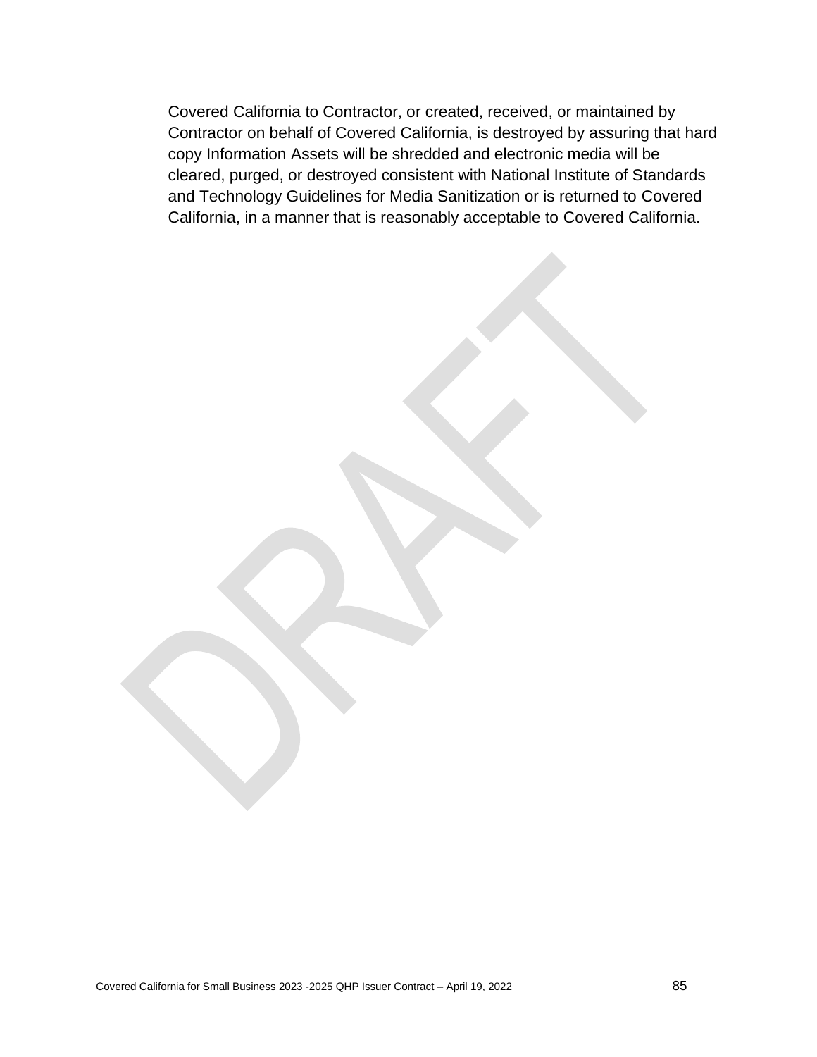Covered California to Contractor, or created, received, or maintained by Contractor on behalf of Covered California, is destroyed by assuring that hard copy Information Assets will be shredded and electronic media will be cleared, purged, or destroyed consistent with National Institute of Standards and Technology Guidelines for Media Sanitization or is returned to Covered California, in a manner that is reasonably acceptable to Covered California.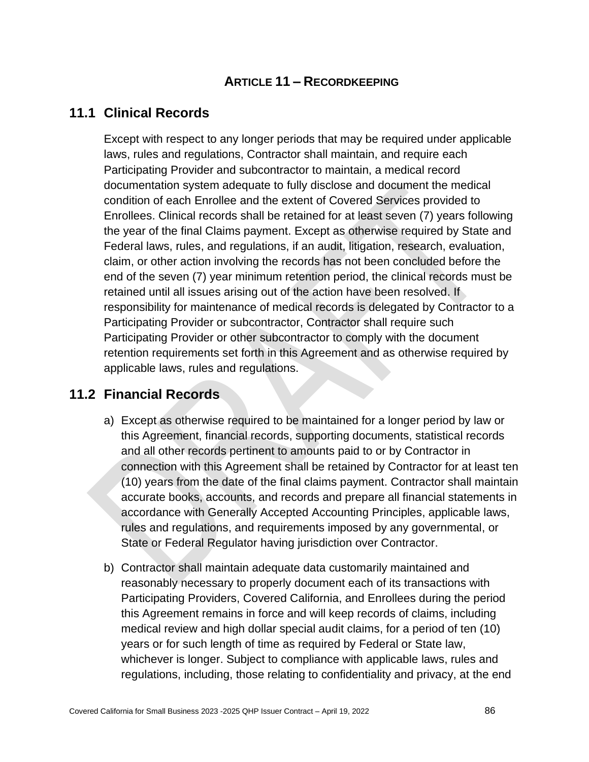# ARTICLE 11 – RECORDKEEPING

## 11.1 Clinical Records

Except with respect to any longer periods that may be required under applicable laws, rules and regulations, Contractor shall maintain, and require each Participating Provider and subcontractor to maintain, a medical record documentation system adequate to fully disclose and document the medical condition of each Enrollee and the extent of Covered Services provided to Enrollees. Clinical records shall be retained for at least seven (7) years following the year of the final Claims payment. Except as otherwise required by State and Federal laws, rules, and regulations, if an audit, litigation, research, evaluation, claim, or other action involving the records has not been concluded before the end of the seven (7) year minimum retention period, the clinical records must be retained until all issues arising out of the action have been resolved. If responsibility for maintenance of medical records is delegated by Contractor to a Participating Provider or subcontractor, Contractor shall require such Participating Provider or other subcontractor to comply with the document retention requirements set forth in this Agreement and as otherwise required by applicable laws, rules and regulations.

## 11.2 Financial Records

a) Except as otherwise required to be maintained for a longer period by law or this Agreement, financial records, supporting documents, statistical records and all other records pertinent to amounts paid to or by Contractor in connection with this Agreement shall be retained by Contractor for at least ten (10) years from the date of the final claims payment. Contractor shall maintain accurate books, accounts, and records and prepare all financial statements in accordance with Generally Accepted Accounting Principles, applicable laws, rules and regulations, and requirements imposed by any governmental, or State or Federal Regulator having jurisdiction over Contractor.

b) Contractor shall maintain adequate data customarily maintained and reasonably necessary to properly document each of its transactions with Participating Providers, Covered California, and Enrollees during the period this Agreement remains in force and will keep records of claims, including medical review and high dollar special audit claims, for a period of ten (10) years or for such length of time as required by Federal or State law, whichever is longer. Subject to compliance with applicable laws, rules and regulations, including, those relating to confidentiality and privacy, at the end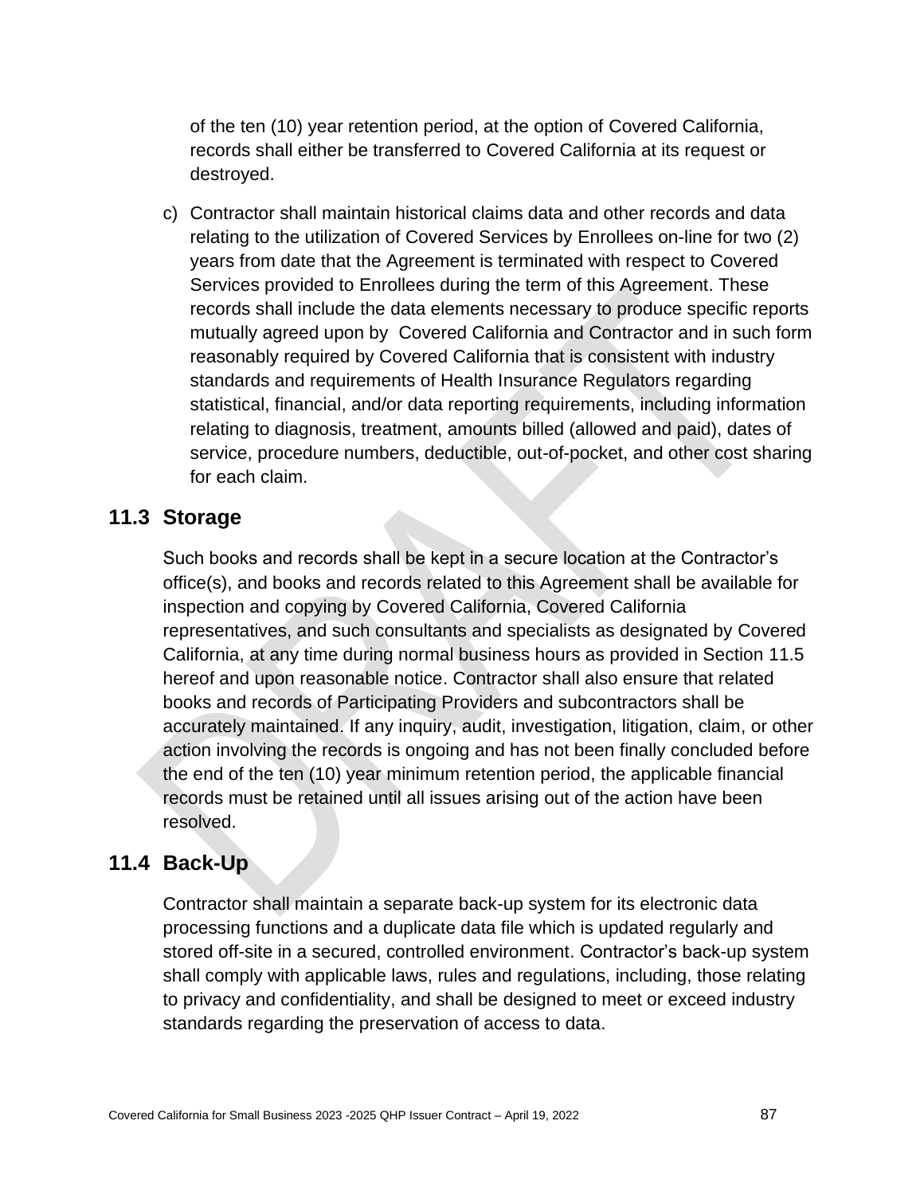of the ten (10) year retention period, at the option of Covered California, records shall either be transferred to Covered California at its request or destroyed.

c) Contractor shall maintain historical claims data and other records and data relating to the utilization of Covered Services by Enrollees on-line for two (2) years from date that the Agreement is terminated with respect to Covered Services provided to Enrollees during the term of this Agreement. These records shall include the data elements necessary to produce specific reports mutually agreed upon by Covered California and Contractor and in such form reasonably required by Covered California that is consistent with industry standards and requirements of Health Insurance Regulators regarding statistical, financial, and/or data reporting requirements, including information relating to diagnosis, treatment, amounts billed (allowed and paid), dates of service, procedure numbers, deductible, out-of-pocket, and other cost sharing for each claim.

## 11.3 Storage

Such books and records shall be kept in a secure location at the Contractor's office(s), and books and records related to this Agreement shall be available for inspection and copying by Covered California, Covered California representatives, and such consultants and specialists as designated by Covered California, at any time during normal business hours as provided in Section 11.5 hereof and upon reasonable notice. Contractor shall also ensure that related books and records of Participating Providers and subcontractors shall be accurately maintained. If any inquiry, audit, investigation, litigation, claim, or other action involving the records is ongoing and has not been finally concluded before the end of the ten (10) year minimum retention period, the applicable financial records must be retained until all issues arising out of the action have been resolved.

## 11.4 Back-Up

Contractor shall maintain a separate back-up system for its electronic data processing functions and a duplicate data file which is updated regularly and stored off-site in a secured, controlled environment. Contractor's back-up system shall comply with applicable laws, rules and regulations, including, those relating to privacy and confidentiality, and shall be designed to meet or exceed industry standards regarding the preservation of access to data.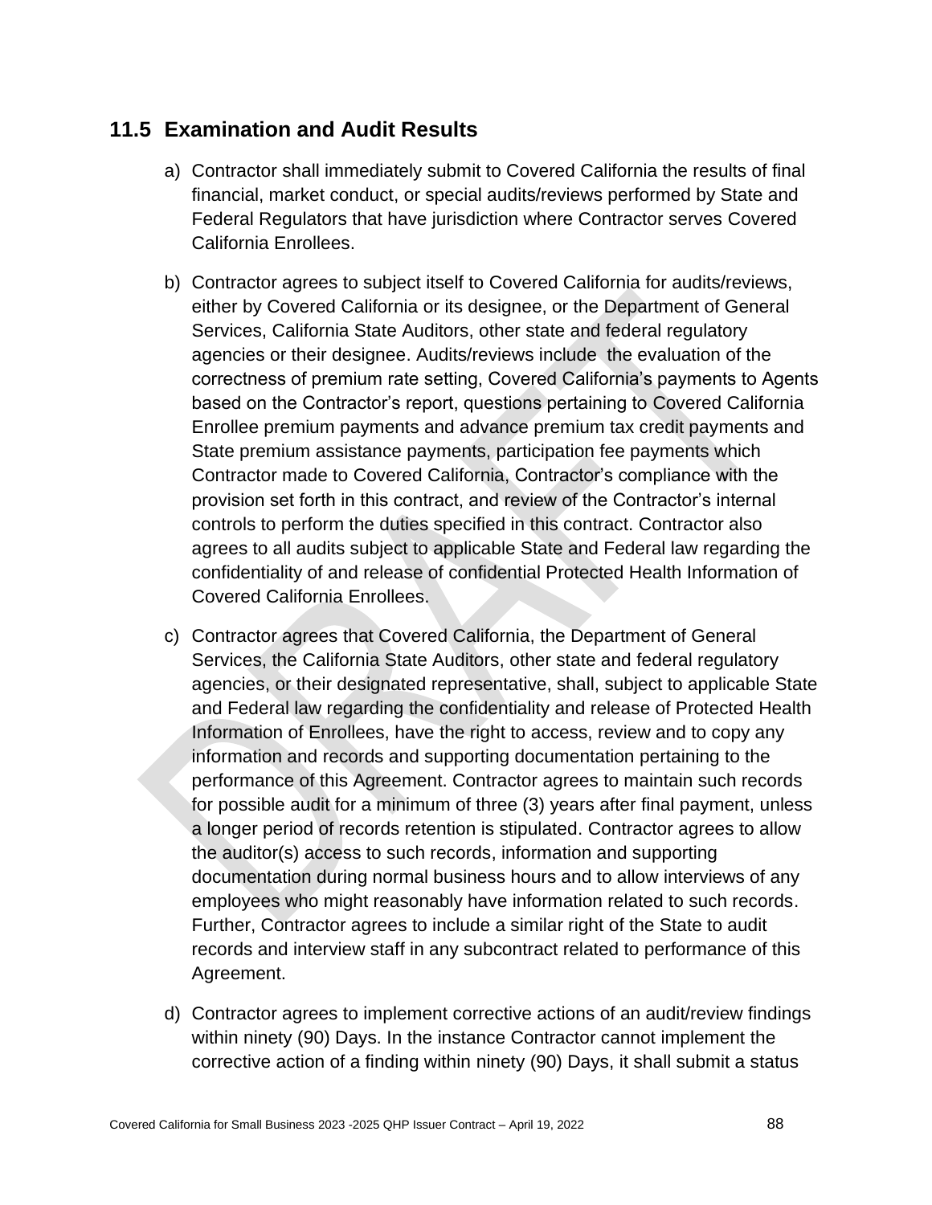## 11.5 Examination and Audit Results

a) Contractor shall immediately submit to Covered California the results of final financial, market conduct, or special audits/reviews performed by State and Federal Regulators that have jurisdiction where Contractor serves Covered California Enrollees.

b) Contractor agrees to subject itself to Covered California for audits/reviews, either by Covered California or its designee, or the Department of General Services, California State Auditors, other state and federal regulatory agencies or their designee. Audits/reviews include the evaluation of the correctness of premium rate setting, Covered California's payments to Agents based on the Contractor's report, questions pertaining to Covered California Enrollee premium payments and advance premium tax credit payments and State premium assistance payments, participation fee payments which Contractor made to Covered California, Contractor's compliance with the provision set forth in this contract, and review of the Contractor's internal controls to perform the duties specified in this contract. Contractor also agrees to all audits subject to applicable State and Federal law regarding the confidentiality of and release of confidential Protected Health Information of Covered California Enrollees.

c) Contractor agrees that Covered California, the Department of General Services, the California State Auditors, other state and federal regulatory agencies, or their designated representative, shall, subject to applicable State and Federal law regarding the confidentiality and release of Protected Health Information of Enrollees, have the right to access, review and to copy any information and records and supporting documentation pertaining to the performance of this Agreement. Contractor agrees to maintain such records for possible audit for a minimum of three (3) years after final payment, unless a longer period of records retention is stipulated. Contractor agrees to allow the auditor(s) access to such records, information and supporting documentation during normal business hours and to allow interviews of any employees who might reasonably have information related to such records. Further, Contractor agrees to include a similar right of the State to audit records and interview staff in any subcontract related to performance of this Agreement.

d) Contractor agrees to implement corrective actions of an audit/review findings within ninety (90) Days. In the instance Contractor cannot implement the corrective action of a finding within ninety (90) Days, it shall submit a status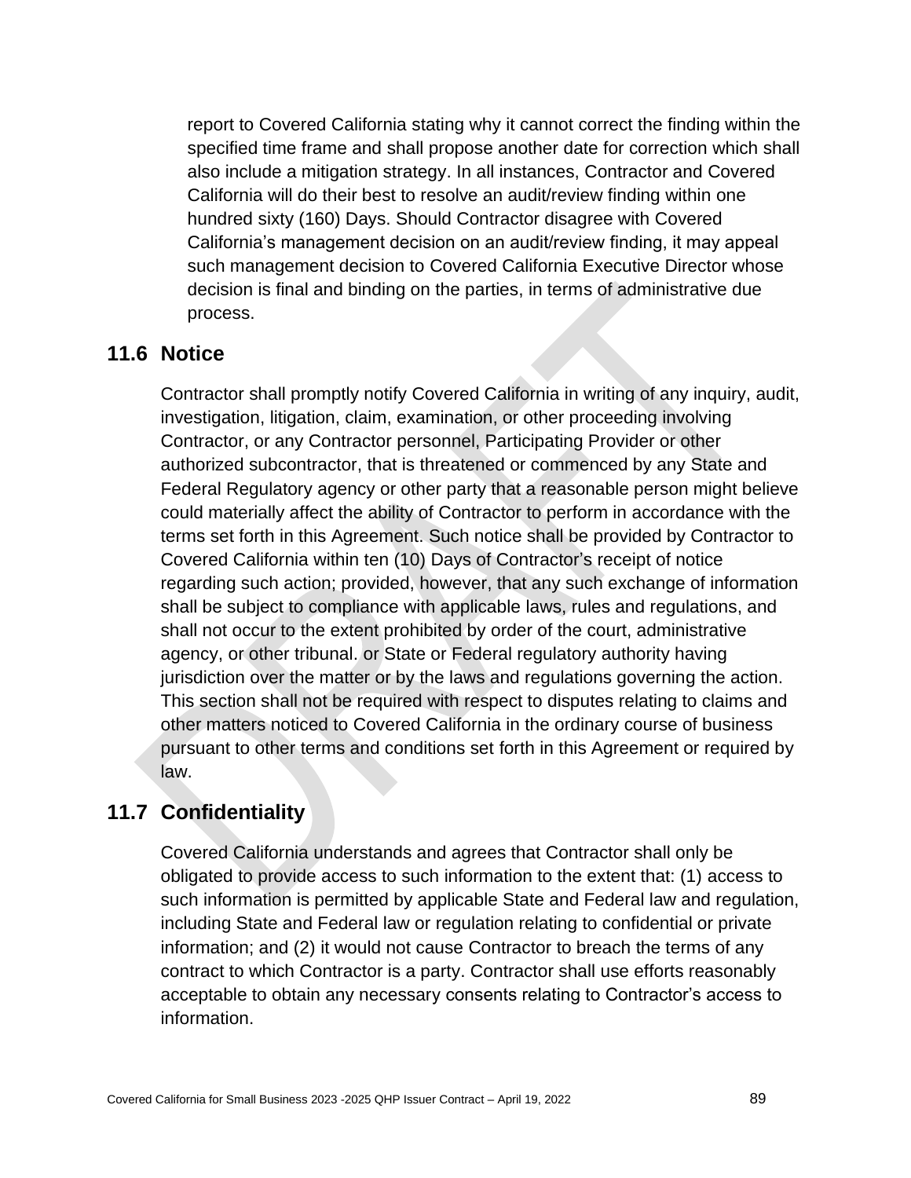report to Covered California stating why it cannot correct the finding within the specified time frame and shall propose another date for correction which shall also include a mitigation strategy. In all instances, Contractor and Covered California will do their best to resolve an audit/review finding within one hundred sixty (160) Days. Should Contractor disagree with Covered California's management decision on an audit/review finding, it may appeal such management decision to Covered California Executive Director whose decision is final and binding on the parties, in terms of administrative due process.

## 11.6 Notice

Contractor shall promptly notify Covered California in writing of any inquiry, audit, investigation, litigation, claim, examination, or other proceeding involving Contractor, or any Contractor personnel, Participating Provider or other authorized subcontractor, that is threatened or commenced by any State and Federal Regulatory agency or other party that a reasonable person might believe could materially affect the ability of Contractor to perform in accordance with the terms set forth in this Agreement. Such notice shall be provided by Contractor to Covered California within ten (10) Days of Contractor's receipt of notice regarding such action; provided, however, that any such exchange of information shall be subject to compliance with applicable laws, rules and regulations, and shall not occur to the extent prohibited by order of the court, administrative agency, or other tribunal. or State or Federal regulatory authority having jurisdiction over the matter or by the laws and regulations governing the action. This section shall not be required with respect to disputes relating to claims and other matters noticed to Covered California in the ordinary course of business pursuant to other terms and conditions set forth in this Agreement or required by law.

## 11.7 Confidentiality

Covered California understands and agrees that Contractor shall only be obligated to provide access to such information to the extent that: (1) access to such information is permitted by applicable State and Federal law and regulation, including State and Federal law or regulation relating to confidential or private information; and (2) it would not cause Contractor to breach the terms of any contract to which Contractor is a party. Contractor shall use efforts reasonably acceptable to obtain any necessary consents relating to Contractor's access to information.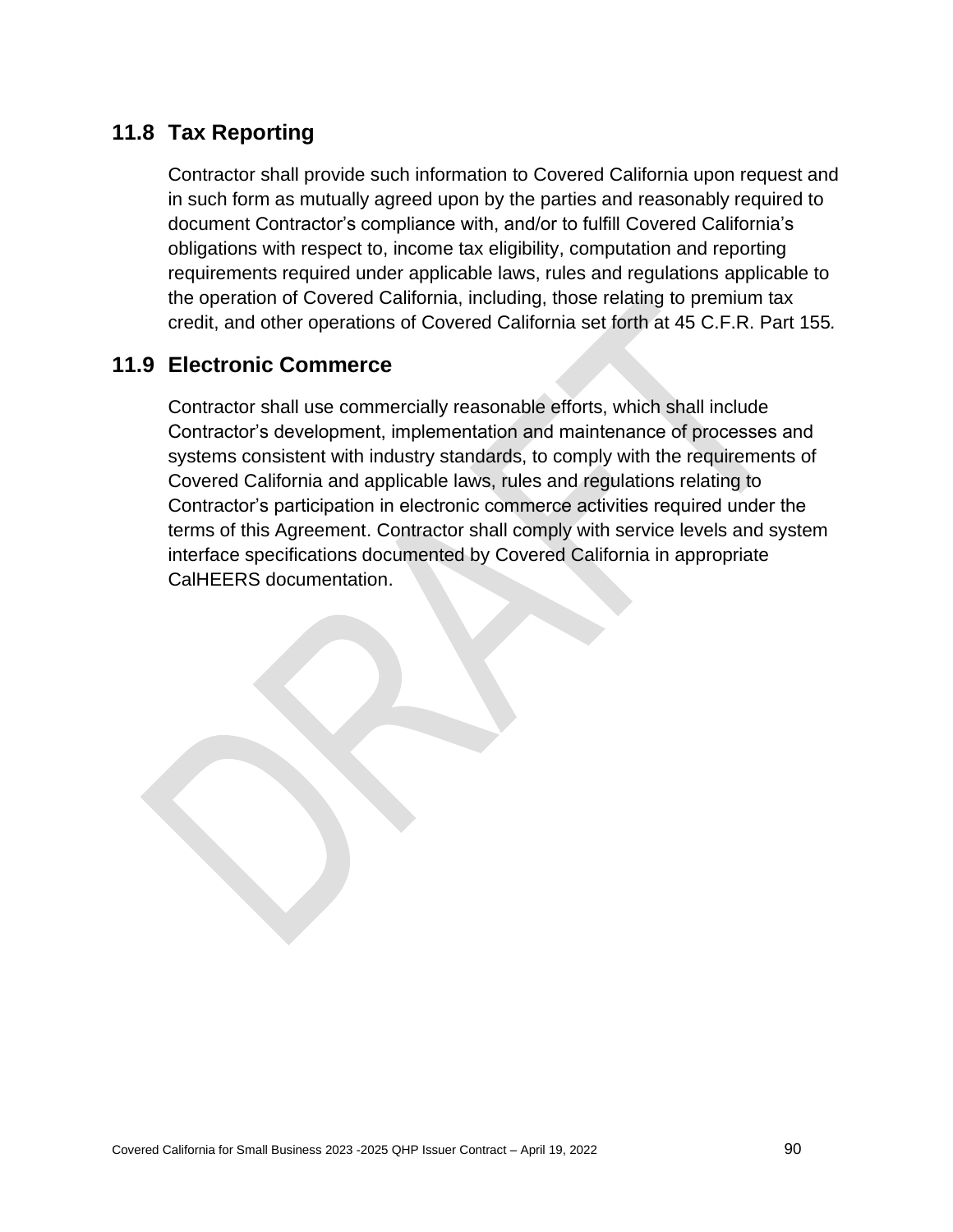## 11.8 Tax Reporting

Contractor shall provide such information to Covered California upon request and in such form as mutually agreed upon by the parties and reasonably required to document Contractor's compliance with, and/or to fulfill Covered California's obligations with respect to, income tax eligibility, computation and reporting requirements required under applicable laws, rules and regulations applicable to the operation of Covered California, including, those relating to premium tax credit, and other operations of Covered California set forth at 45 C.F.R. Part 155.

## 11.9 Electronic Commerce

Contractor shall use commercially reasonable efforts, which shall include Contractor's development, implementation and maintenance of processes and systems consistent with industry standards, to comply with the requirements of Covered California and applicable laws, rules and regulations relating to Contractor's participation in electronic commerce activities required under the terms of this Agreement. Contractor shall comply with service levels and system interface specifications documented by Covered California in appropriate CalHEERS documentation.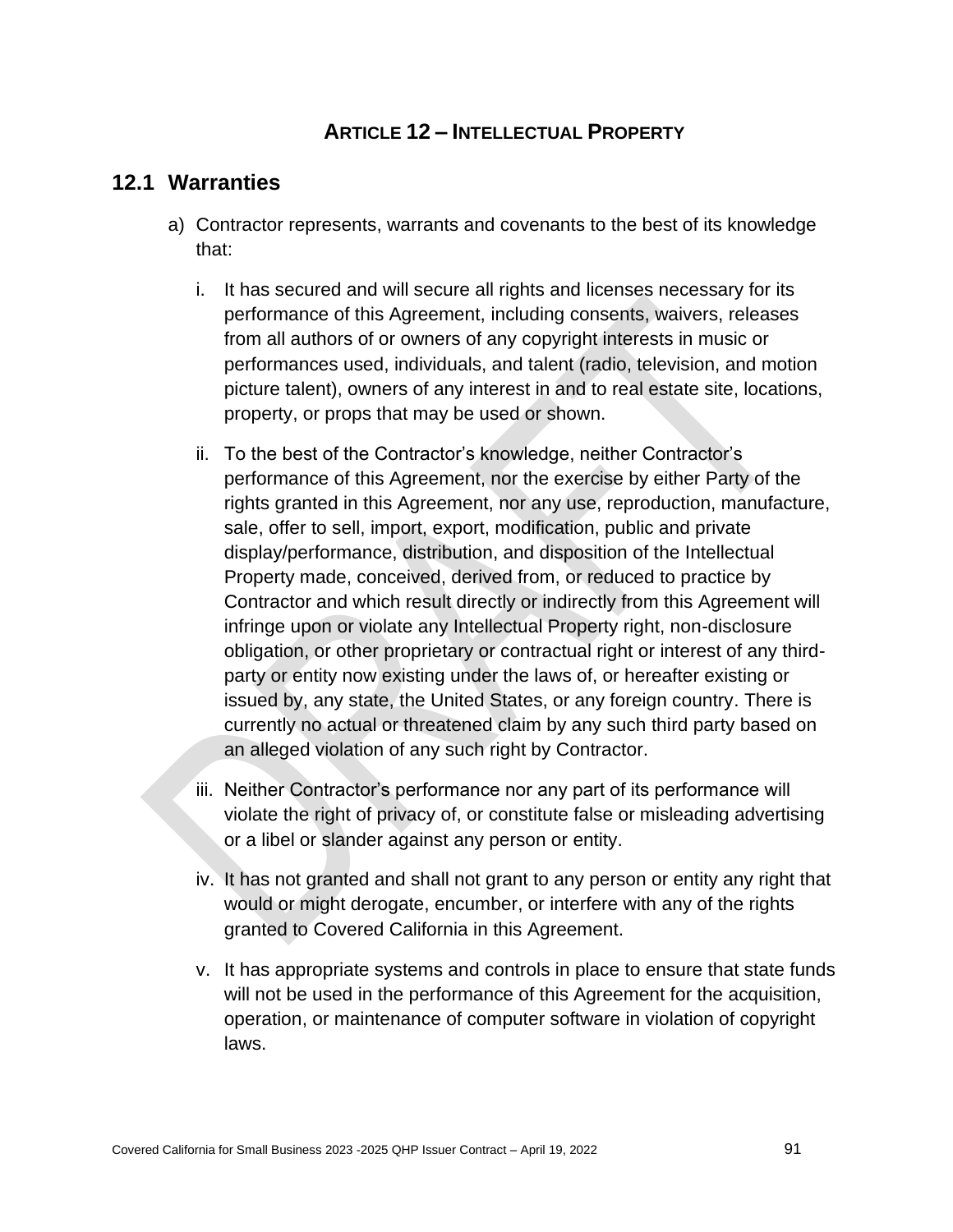# ARTICLE 12 – INTELLECTUAL PROPERTY

## 12.1 Warranties

a) Contractor represents, warrants and covenants to the best of its knowledge that:

   i. It has secured and will secure all rights and licenses necessary for its performance of this Agreement, including consents, waivers, releases from all authors of or owners of any copyright interests in music or performances used, individuals, and talent (radio, television, and motion picture talent), owners of any interest in and to real estate site, locations, property, or props that may be used or shown.

   ii. To the best of the Contractor's knowledge, neither Contractor's performance of this Agreement, nor the exercise by either Party of the rights granted in this Agreement, nor any use, reproduction, manufacture, sale, offer to sell, import, export, modification, public and private display/performance, distribution, and disposition of the Intellectual Property made, conceived, derived from, or reduced to practice by Contractor and which result directly or indirectly from this Agreement will infringe upon or violate any Intellectual Property right, non-disclosure obligation, or other proprietary or contractual right or interest of any third-party or entity now existing under the laws of, or hereafter existing or issued by, any state, the United States, or any foreign country. There is currently no actual or threatened claim by any such third party based on an alleged violation of any such right by Contractor.

   iii. Neither Contractor's performance nor any part of its performance will violate the right of privacy of, or constitute false or misleading advertising or a libel or slander against any person or entity.

   iv. It has not granted and shall not grant to any person or entity any right that would or might derogate, encumber, or interfere with any of the rights granted to Covered California in this Agreement.

   v. It has appropriate systems and controls in place to ensure that state funds will not be used in the performance of this Agreement for the acquisition, operation, or maintenance of computer software in violation of copyright laws.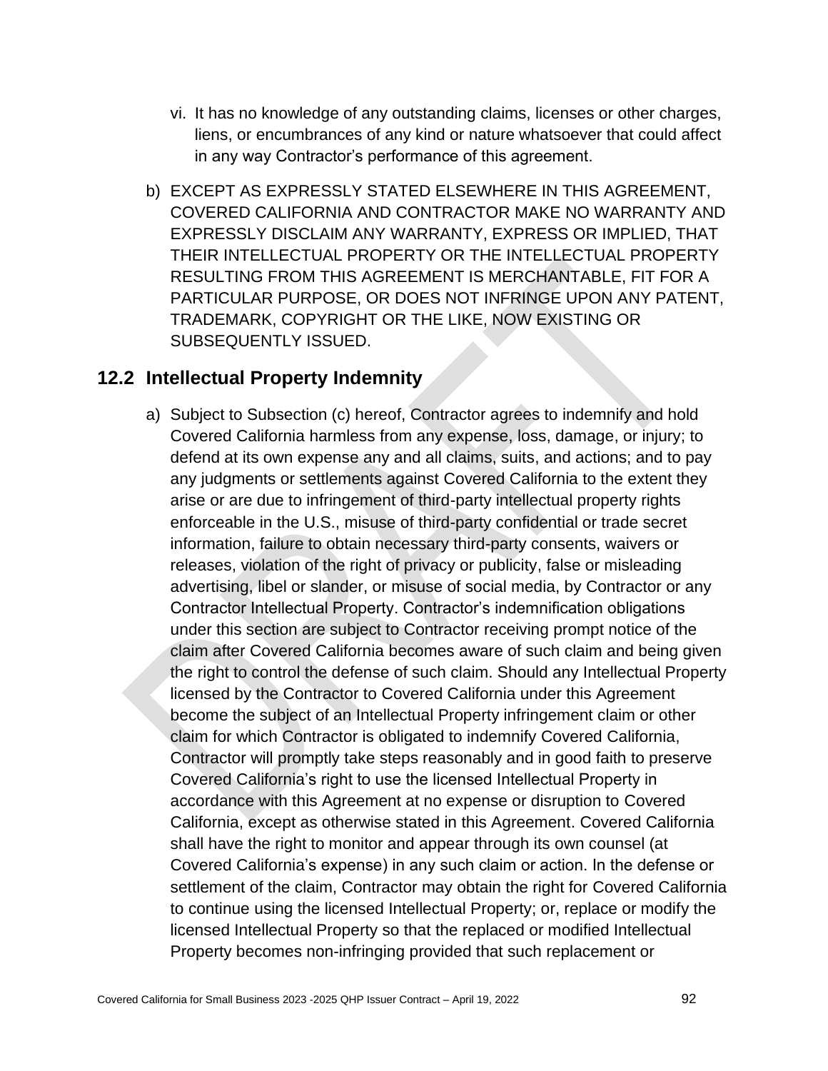vi. It has no knowledge of any outstanding claims, licenses or other charges, liens, or encumbrances of any kind or nature whatsoever that could affect in any way Contractor's performance of this agreement.

b) EXCEPT AS EXPRESSLY STATED ELSEWHERE IN THIS AGREEMENT, COVERED CALIFORNIA AND CONTRACTOR MAKE NO WARRANTY AND EXPRESSLY DISCLAIM ANY WARRANTY, EXPRESS OR IMPLIED, THAT THEIR INTELLECTUAL PROPERTY OR THE INTELLECTUAL PROPERTY RESULTING FROM THIS AGREEMENT IS MERCHANTABLE, FIT FOR A PARTICULAR PURPOSE, OR DOES NOT INFRINGE UPON ANY PATENT, TRADEMARK, COPYRIGHT OR THE LIKE, NOW EXISTING OR SUBSEQUENTLY ISSUED.

## 12.2 Intellectual Property Indemnity

a) Subject to Subsection (c) hereof, Contractor agrees to indemnify and hold Covered California harmless from any expense, loss, damage, or injury; to defend at its own expense any and all claims, suits, and actions; and to pay any judgments or settlements against Covered California to the extent they arise or are due to infringement of third-party intellectual property rights enforceable in the U.S., misuse of third-party confidential or trade secret information, failure to obtain necessary third-party consents, waivers or releases, violation of the right of privacy or publicity, false or misleading advertising, libel or slander, or misuse of social media, by Contractor or any Contractor Intellectual Property. Contractor's indemnification obligations under this section are subject to Contractor receiving prompt notice of the claim after Covered California becomes aware of such claim and being given the right to control the defense of such claim. Should any Intellectual Property licensed by the Contractor to Covered California under this Agreement become the subject of an Intellectual Property infringement claim or other claim for which Contractor is obligated to indemnify Covered California, Contractor will promptly take steps reasonably and in good faith to preserve Covered California's right to use the licensed Intellectual Property in accordance with this Agreement at no expense or disruption to Covered California, except as otherwise stated in this Agreement. Covered California shall have the right to monitor and appear through its own counsel (at Covered California's expense) in any such claim or action. In the defense or settlement of the claim, Contractor may obtain the right for Covered California to continue using the licensed Intellectual Property; or, replace or modify the licensed Intellectual Property so that the replaced or modified Intellectual Property becomes non-infringing provided that such replacement or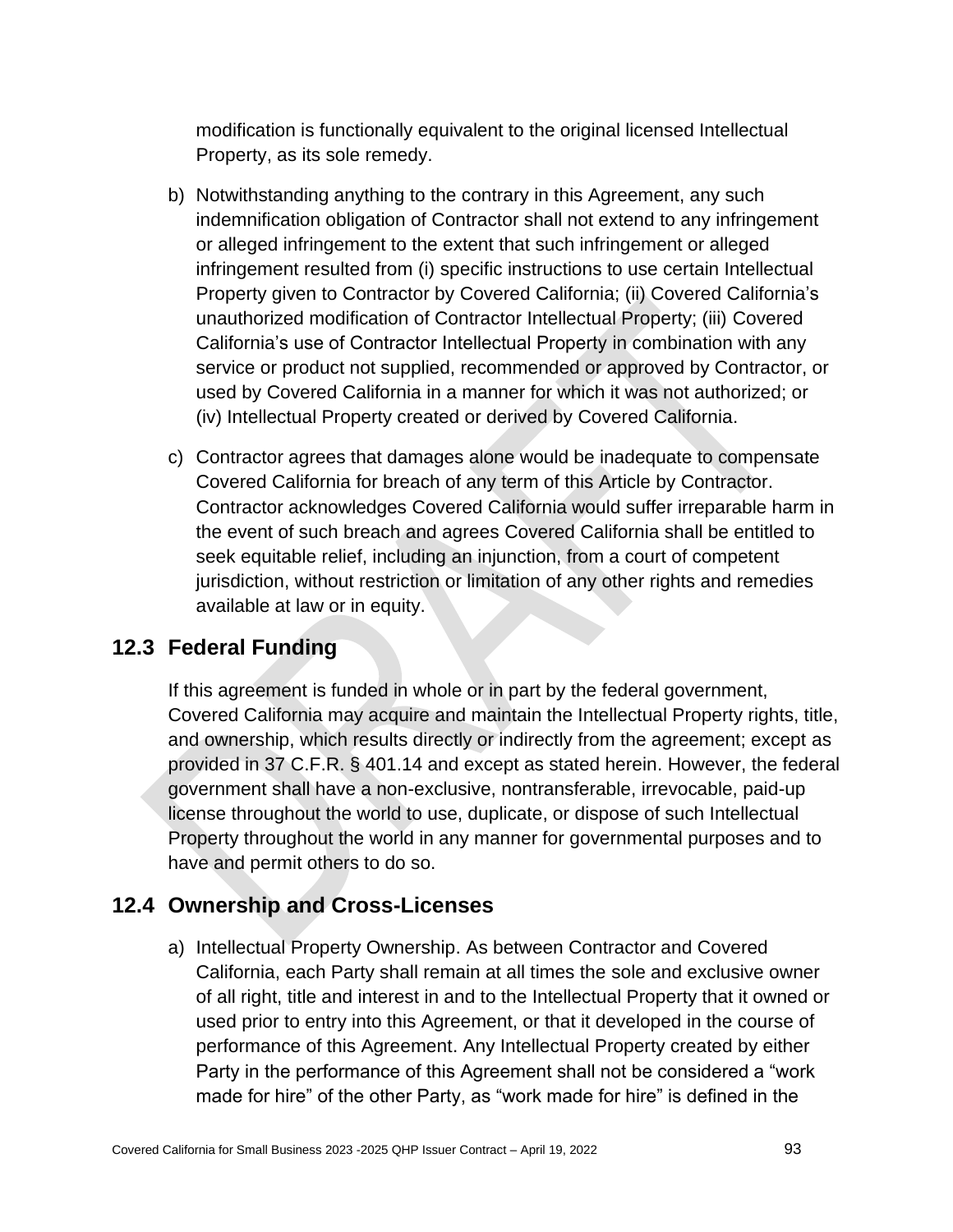modification is functionally equivalent to the original licensed Intellectual Property, as its sole remedy.

b) Notwithstanding anything to the contrary in this Agreement, any such indemnification obligation of Contractor shall not extend to any infringement or alleged infringement to the extent that such infringement or alleged infringement resulted from (i) specific instructions to use certain Intellectual Property given to Contractor by Covered California; (ii) Covered California's unauthorized modification of Contractor Intellectual Property; (iii) Covered California's use of Contractor Intellectual Property in combination with any service or product not supplied, recommended or approved by Contractor, or used by Covered California in a manner for which it was not authorized; or (iv) Intellectual Property created or derived by Covered California.

c) Contractor agrees that damages alone would be inadequate to compensate Covered California for breach of any term of this Article by Contractor. Contractor acknowledges Covered California would suffer irreparable harm in the event of such breach and agrees Covered California shall be entitled to seek equitable relief, including an injunction, from a court of competent jurisdiction, without restriction or limitation of any other rights and remedies available at law or in equity.

## 12.3 Federal Funding

If this agreement is funded in whole or in part by the federal government, Covered California may acquire and maintain the Intellectual Property rights, title, and ownership, which results directly or indirectly from the agreement; except as provided in 37 C.F.R. § 401.14 and except as stated herein. However, the federal government shall have a non-exclusive, nontransferable, irrevocable, paid-up license throughout the world to use, duplicate, or dispose of such Intellectual Property throughout the world in any manner for governmental purposes and to have and permit others to do so.

## 12.4 Ownership and Cross-Licenses

a) Intellectual Property Ownership. As between Contractor and Covered California, each Party shall remain at all times the sole and exclusive owner of all right, title and interest in and to the Intellectual Property that it owned or used prior to entry into this Agreement, or that it developed in the course of performance of this Agreement. Any Intellectual Property created by either Party in the performance of this Agreement shall not be considered a "work made for hire" of the other Party, as "work made for hire" is defined in the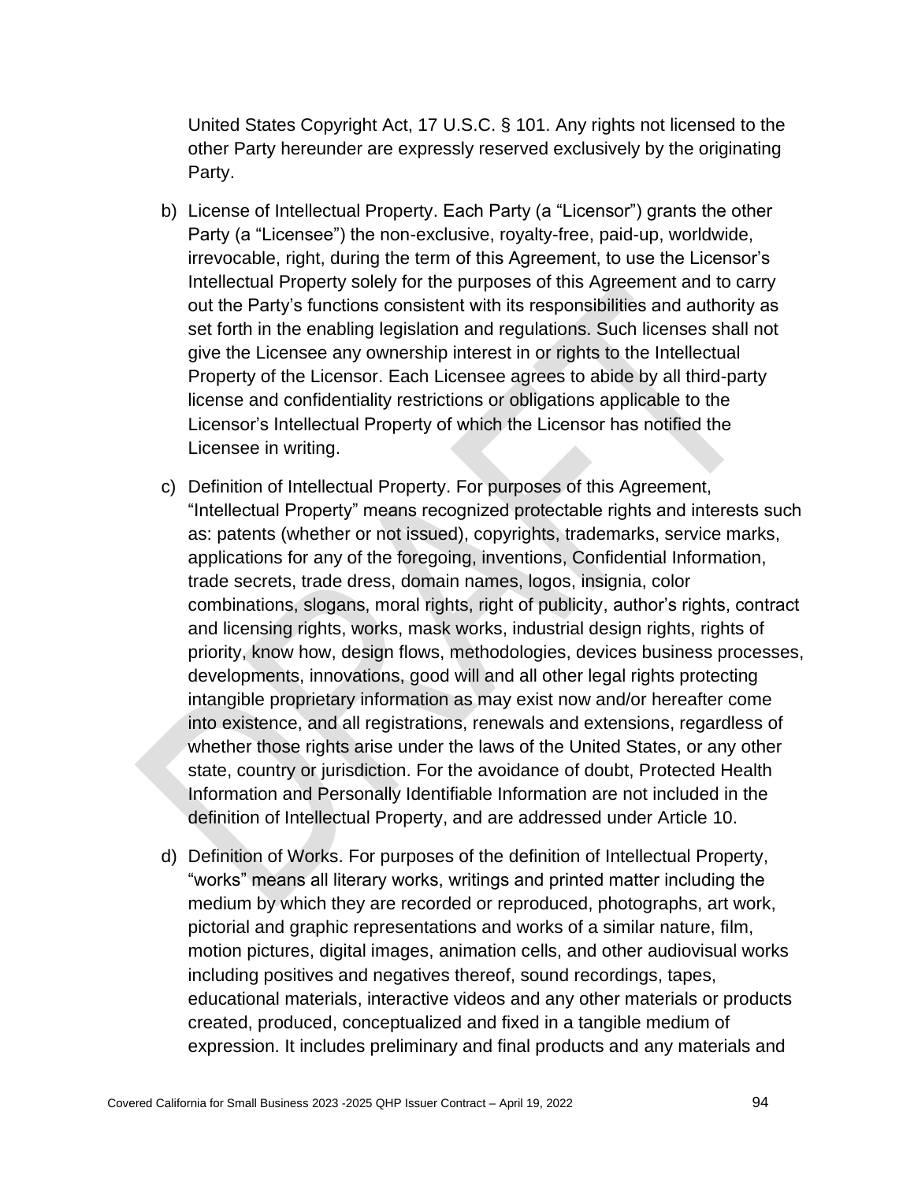United States Copyright Act, 17 U.S.C. § 101. Any rights not licensed to the other Party hereunder are expressly reserved exclusively by the originating Party.

b) License of Intellectual Property. Each Party (a “Licensor”) grants the other Party (a “Licensee”) the non-exclusive, royalty-free, paid-up, worldwide, irrevocable, right, during the term of this Agreement, to use the Licensor’s Intellectual Property solely for the purposes of this Agreement and to carry out the Party’s functions consistent with its responsibilities and authority as set forth in the enabling legislation and regulations. Such licenses shall not give the Licensee any ownership interest in or rights to the Intellectual Property of the Licensor. Each Licensee agrees to abide by all third-party license and confidentiality restrictions or obligations applicable to the Licensor’s Intellectual Property of which the Licensor has notified the Licensee in writing.

c) Definition of Intellectual Property. For purposes of this Agreement, “Intellectual Property” means recognized protectable rights and interests such as: patents (whether or not issued), copyrights, trademarks, service marks, applications for any of the foregoing, inventions, Confidential Information, trade secrets, trade dress, domain names, logos, insignia, color combinations, slogans, moral rights, right of publicity, author’s rights, contract and licensing rights, works, mask works, industrial design rights, rights of priority, know how, design flows, methodologies, devices business processes, developments, innovations, good will and all other legal rights protecting intangible proprietary information as may exist now and/or hereafter come into existence, and all registrations, renewals and extensions, regardless of whether those rights arise under the laws of the United States, or any other state, country or jurisdiction. For the avoidance of doubt, Protected Health Information and Personally Identifiable Information are not included in the definition of Intellectual Property, and are addressed under Article 10.

d) Definition of Works. For purposes of the definition of Intellectual Property, “works” means all literary works, writings and printed matter including the medium by which they are recorded or reproduced, photographs, art work, pictorial and graphic representations and works of a similar nature, film, motion pictures, digital images, animation cells, and other audiovisual works including positives and negatives thereof, sound recordings, tapes, educational materials, interactive videos and any other materials or products created, produced, conceptualized and fixed in a tangible medium of expression. It includes preliminary and final products and any materials and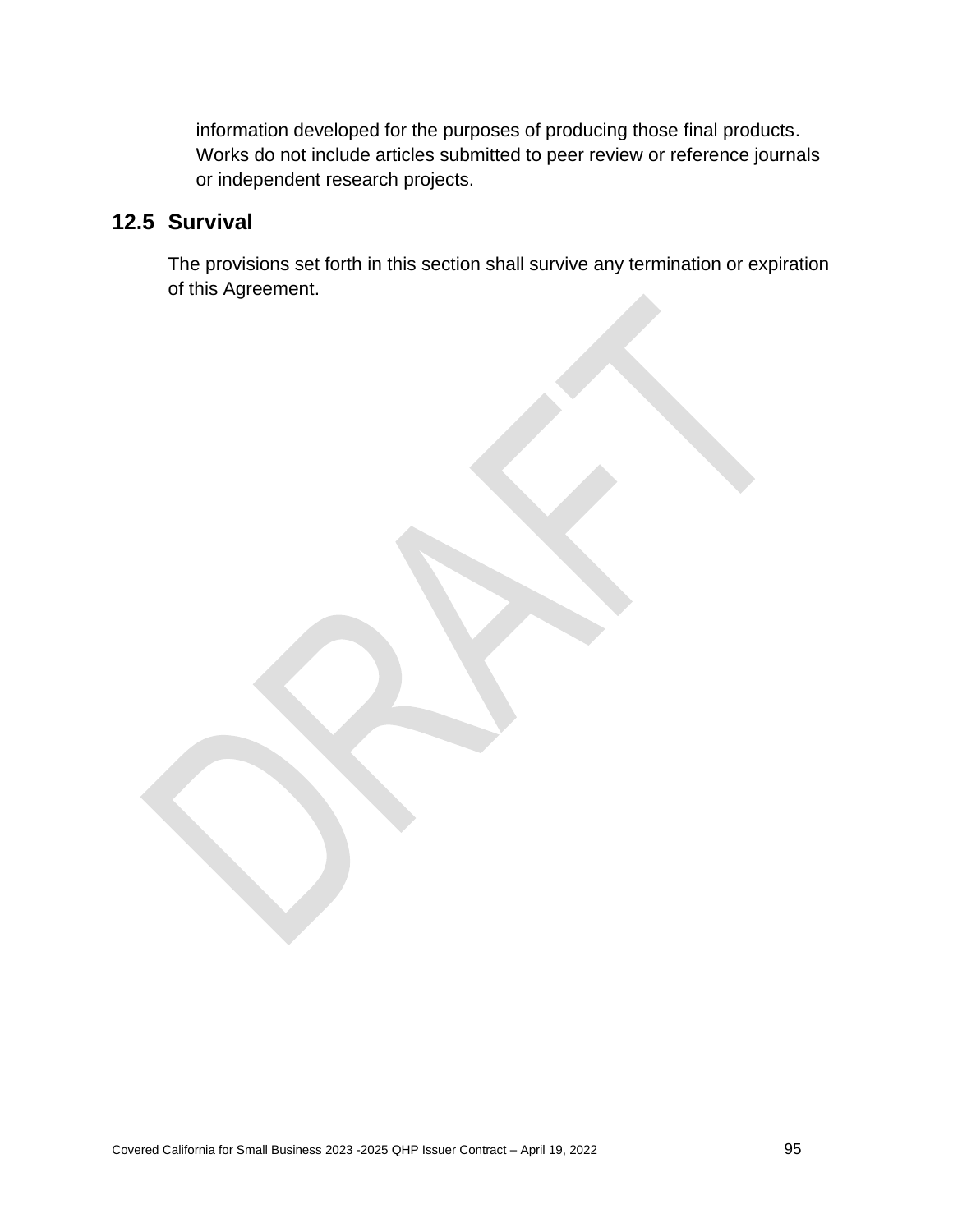information developed for the purposes of producing those final products. Works do not include articles submitted to peer review or reference journals or independent research projects.

## 12.5 Survival

The provisions set forth in this section shall survive any termination or expiration of this Agreement.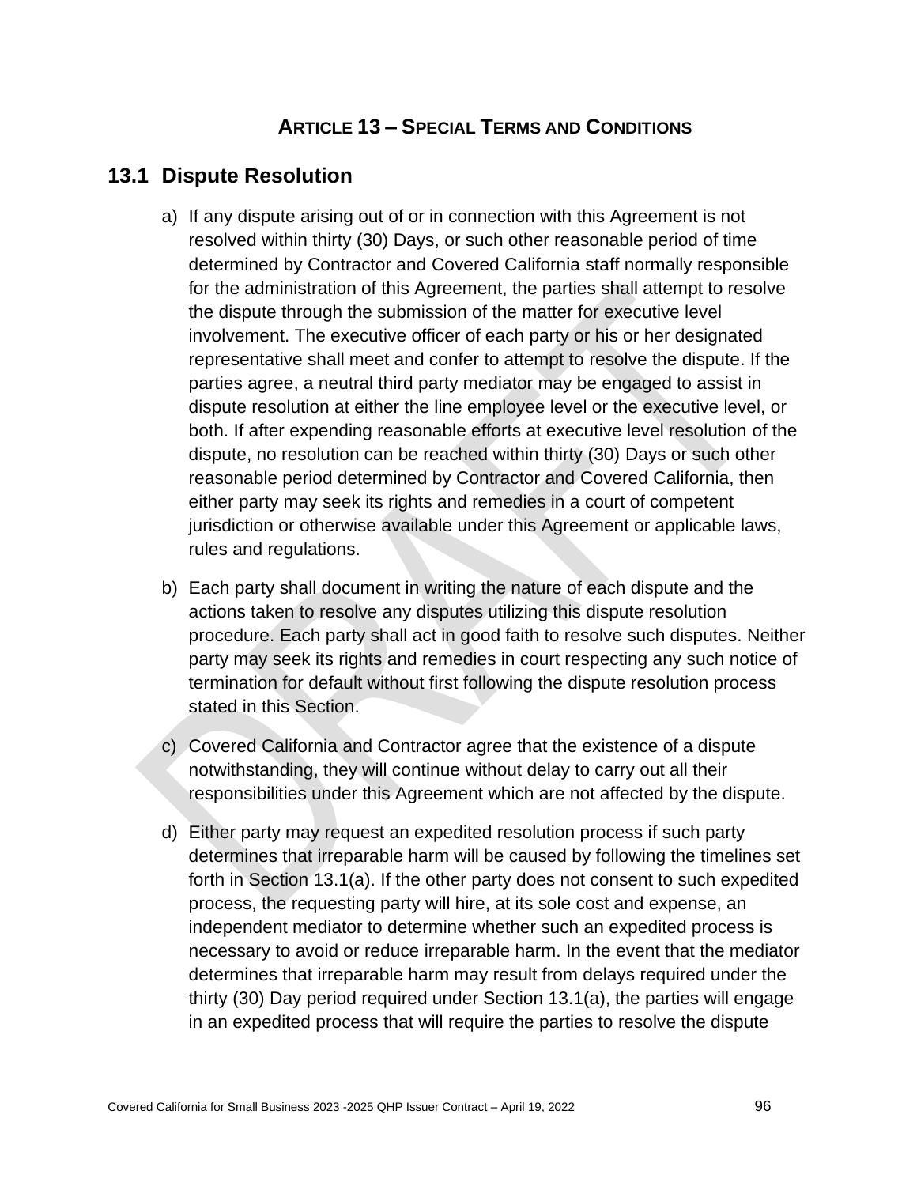# ARTICLE 13 – SPECIAL TERMS AND CONDITIONS

## 13.1 Dispute Resolution

a) If any dispute arising out of or in connection with this Agreement is not resolved within thirty (30) Days, or such other reasonable period of time determined by Contractor and Covered California staff normally responsible for the administration of this Agreement, the parties shall attempt to resolve the dispute through the submission of the matter for executive level involvement. The executive officer of each party or his or her designated representative shall meet and confer to attempt to resolve the dispute. If the parties agree, a neutral third party mediator may be engaged to assist in dispute resolution at either the line employee level or the executive level, or both. If after expending reasonable efforts at executive level resolution of the dispute, no resolution can be reached within thirty (30) Days or such other reasonable period determined by Contractor and Covered California, then either party may seek its rights and remedies in a court of competent jurisdiction or otherwise available under this Agreement or applicable laws, rules and regulations.

b) Each party shall document in writing the nature of each dispute and the actions taken to resolve any disputes utilizing this dispute resolution procedure. Each party shall act in good faith to resolve such disputes. Neither party may seek its rights and remedies in court respecting any such notice of termination for default without first following the dispute resolution process stated in this Section.

c) Covered California and Contractor agree that the existence of a dispute notwithstanding, they will continue without delay to carry out all their responsibilities under this Agreement which are not affected by the dispute.

d) Either party may request an expedited resolution process if such party determines that irreparable harm will be caused by following the timelines set forth in Section 13.1(a). If the other party does not consent to such expedited process, the requesting party will hire, at its sole cost and expense, an independent mediator to determine whether such an expedited process is necessary to avoid or reduce irreparable harm. In the event that the mediator determines that irreparable harm may result from delays required under the thirty (30) Day period required under Section 13.1(a), the parties will engage in an expedited process that will require the parties to resolve the dispute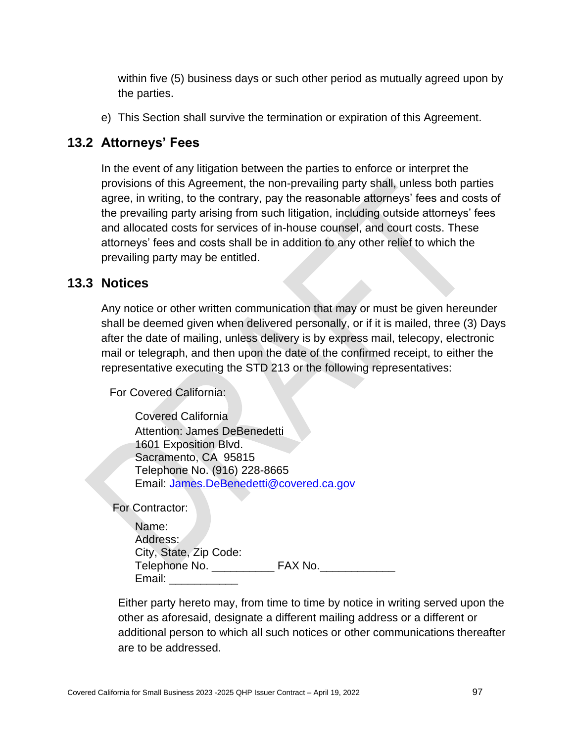within five (5) business days or such other period as mutually agreed upon by the parties.

e) This Section shall survive the termination or expiration of this Agreement.

## 13.2 Attorneys' Fees

In the event of any litigation between the parties to enforce or interpret the provisions of this Agreement, the non-prevailing party shall, unless both parties agree, in writing, to the contrary, pay the reasonable attorneys' fees and costs of the prevailing party arising from such litigation, including outside attorneys' fees and allocated costs for services of in-house counsel, and court costs. These attorneys' fees and costs shall be in addition to any other relief to which the prevailing party may be entitled.

## 13.3 Notices

Any notice or other written communication that may or must be given hereunder shall be deemed given when delivered personally, or if it is mailed, three (3) Days after the date of mailing, unless delivery is by express mail, telecopy, electronic mail or telegraph, and then upon the date of the confirmed receipt, to either the representative executing the STD 213 or the following representatives:

For Covered California:

Covered California
Attention: James DeBenedetti
1601 Exposition Blvd.
Sacramento, CA 95815
Telephone No. (916) 228-8665
Email: James.DeBenedetti@covered.ca.gov

For Contractor:

Name:
Address:
City, State, Zip Code:
Telephone No. __________ FAX No.____________
Email: ___________

Either party hereto may, from time to time by notice in writing served upon the other as aforesaid, designate a different mailing address or a different or additional person to which all such notices or other communications thereafter are to be addressed.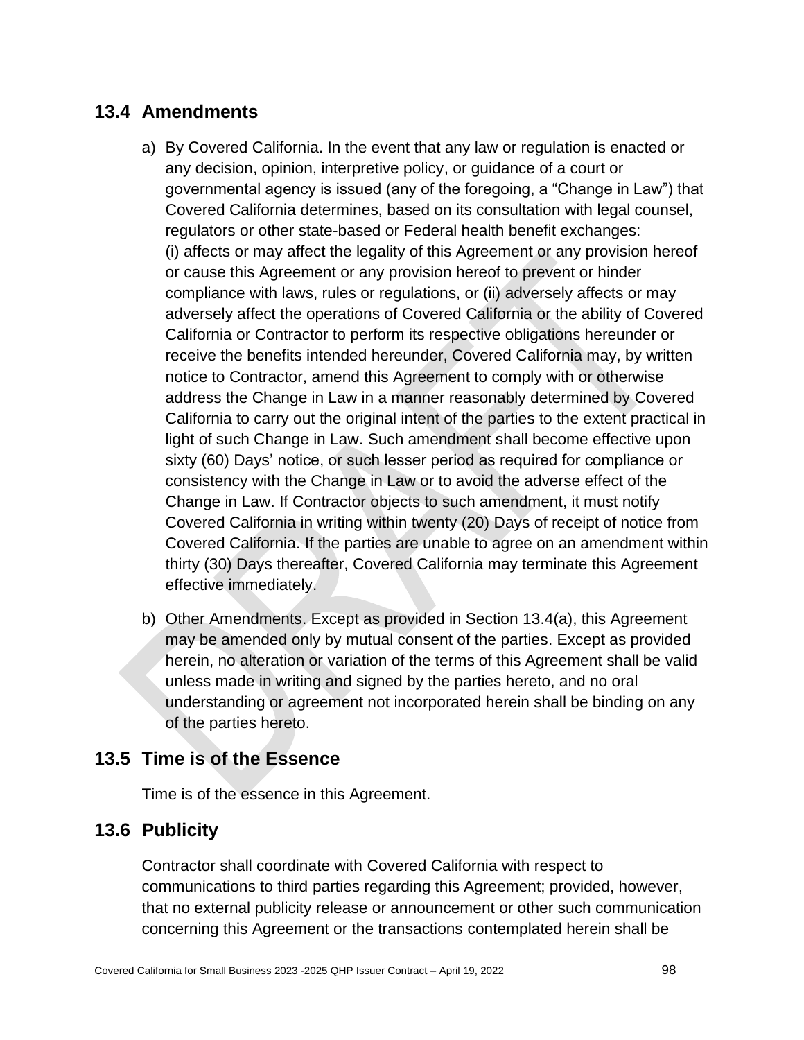## 13.4 Amendments

a) By Covered California. In the event that any law or regulation is enacted or any decision, opinion, interpretive policy, or guidance of a court or governmental agency is issued (any of the foregoing, a "Change in Law") that Covered California determines, based on its consultation with legal counsel, regulators or other state-based or Federal health benefit exchanges: (i) affects or may affect the legality of this Agreement or any provision hereof or cause this Agreement or any provision hereof to prevent or hinder compliance with laws, rules or regulations, or (ii) adversely affects or may adversely affect the operations of Covered California or the ability of Covered California or Contractor to perform its respective obligations hereunder or receive the benefits intended hereunder, Covered California may, by written notice to Contractor, amend this Agreement to comply with or otherwise address the Change in Law in a manner reasonably determined by Covered California to carry out the original intent of the parties to the extent practical in light of such Change in Law. Such amendment shall become effective upon sixty (60) Days' notice, or such lesser period as required for compliance or consistency with the Change in Law or to avoid the adverse effect of the Change in Law. If Contractor objects to such amendment, it must notify Covered California in writing within twenty (20) Days of receipt of notice from Covered California. If the parties are unable to agree on an amendment within thirty (30) Days thereafter, Covered California may terminate this Agreement effective immediately.

b) Other Amendments. Except as provided in Section 13.4(a), this Agreement may be amended only by mutual consent of the parties. Except as provided herein, no alteration or variation of the terms of this Agreement shall be valid unless made in writing and signed by the parties hereto, and no oral understanding or agreement not incorporated herein shall be binding on any of the parties hereto.

## 13.5 Time is of the Essence

Time is of the essence in this Agreement.

## 13.6 Publicity

Contractor shall coordinate with Covered California with respect to communications to third parties regarding this Agreement; provided, however, that no external publicity release or announcement or other such communication concerning this Agreement or the transactions contemplated herein shall be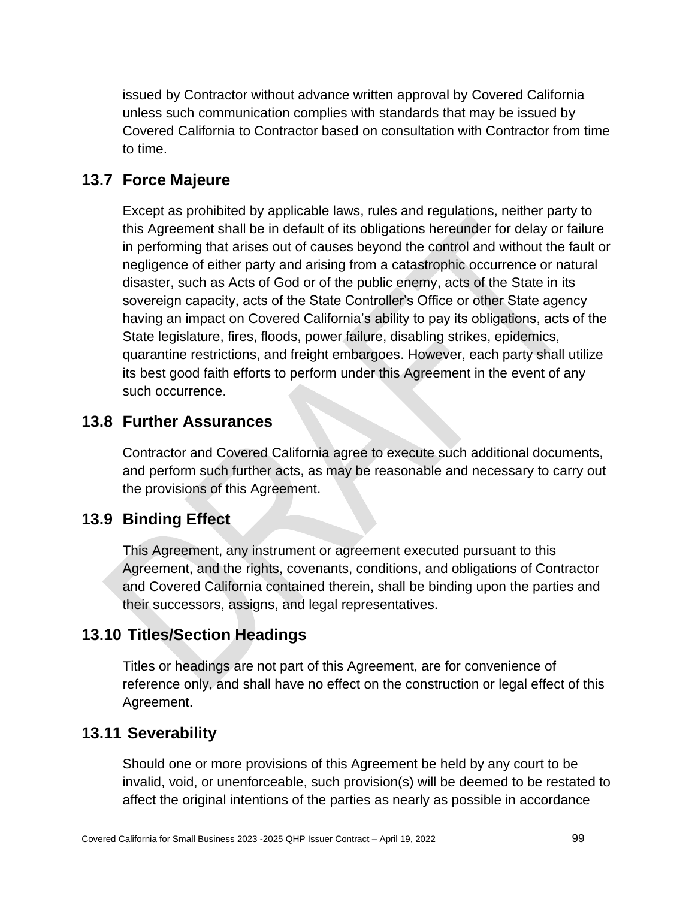issued by Contractor without advance written approval by Covered California unless such communication complies with standards that may be issued by Covered California to Contractor based on consultation with Contractor from time to time.

## 13.7 Force Majeure

Except as prohibited by applicable laws, rules and regulations, neither party to this Agreement shall be in default of its obligations hereunder for delay or failure in performing that arises out of causes beyond the control and without the fault or negligence of either party and arising from a catastrophic occurrence or natural disaster, such as Acts of God or of the public enemy, acts of the State in its sovereign capacity, acts of the State Controller's Office or other State agency having an impact on Covered California's ability to pay its obligations, acts of the State legislature, fires, floods, power failure, disabling strikes, epidemics, quarantine restrictions, and freight embargoes. However, each party shall utilize its best good faith efforts to perform under this Agreement in the event of any such occurrence.

## 13.8 Further Assurances

Contractor and Covered California agree to execute such additional documents, and perform such further acts, as may be reasonable and necessary to carry out the provisions of this Agreement.

## 13.9 Binding Effect

This Agreement, any instrument or agreement executed pursuant to this Agreement, and the rights, covenants, conditions, and obligations of Contractor and Covered California contained therein, shall be binding upon the parties and their successors, assigns, and legal representatives.

## 13.10 Titles/Section Headings

Titles or headings are not part of this Agreement, are for convenience of reference only, and shall have no effect on the construction or legal effect of this Agreement.

## 13.11 Severability

Should one or more provisions of this Agreement be held by any court to be invalid, void, or unenforceable, such provision(s) will be deemed to be restated to affect the original intentions of the parties as nearly as possible in accordance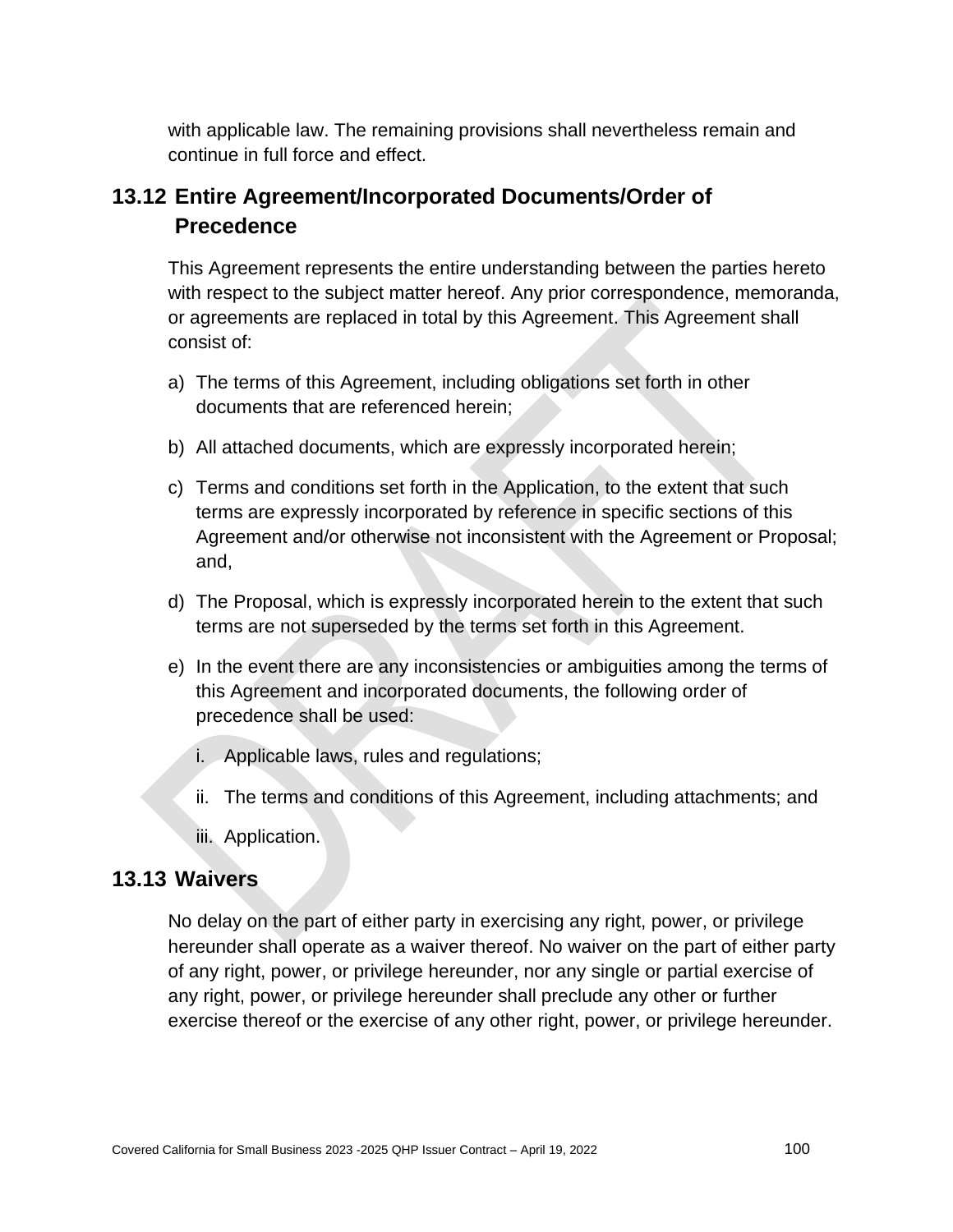with applicable law. The remaining provisions shall nevertheless remain and continue in full force and effect.

## 13.12 Entire Agreement/Incorporated Documents/Order of Precedence

This Agreement represents the entire understanding between the parties hereto with respect to the subject matter hereof. Any prior correspondence, memoranda, or agreements are replaced in total by this Agreement. This Agreement shall consist of:

a) The terms of this Agreement, including obligations set forth in other documents that are referenced herein;

b) All attached documents, which are expressly incorporated herein;

c) Terms and conditions set forth in the Application, to the extent that such terms are expressly incorporated by reference in specific sections of this Agreement and/or otherwise not inconsistent with the Agreement or Proposal; and,

d) The Proposal, which is expressly incorporated herein to the extent that such terms are not superseded by the terms set forth in this Agreement.

e) In the event there are any inconsistencies or ambiguities among the terms of this Agreement and incorporated documents, the following order of precedence shall be used:

   i. Applicable laws, rules and regulations;

   ii. The terms and conditions of this Agreement, including attachments; and

   iii. Application.

## 13.13 Waivers

No delay on the part of either party in exercising any right, power, or privilege hereunder shall operate as a waiver thereof. No waiver on the part of either party of any right, power, or privilege hereunder, nor any single or partial exercise of any right, power, or privilege hereunder shall preclude any other or further exercise thereof or the exercise of any other right, power, or privilege hereunder.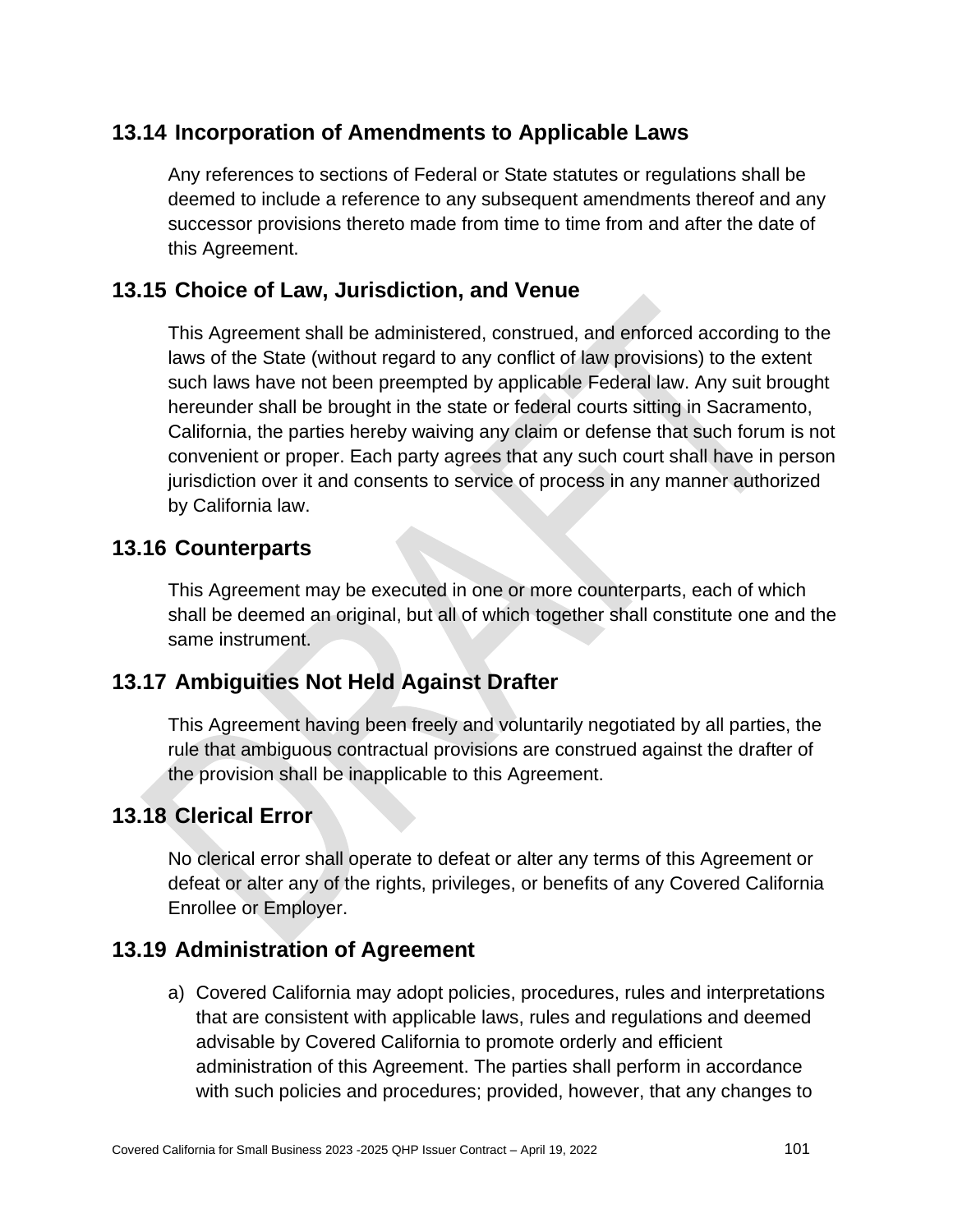## 13.14 Incorporation of Amendments to Applicable Laws

Any references to sections of Federal or State statutes or regulations shall be deemed to include a reference to any subsequent amendments thereof and any successor provisions thereto made from time to time from and after the date of this Agreement.

## 13.15 Choice of Law, Jurisdiction, and Venue

This Agreement shall be administered, construed, and enforced according to the laws of the State (without regard to any conflict of law provisions) to the extent such laws have not been preempted by applicable Federal law. Any suit brought hereunder shall be brought in the state or federal courts sitting in Sacramento, California, the parties hereby waiving any claim or defense that such forum is not convenient or proper. Each party agrees that any such court shall have in person jurisdiction over it and consents to service of process in any manner authorized by California law.

## 13.16 Counterparts

This Agreement may be executed in one or more counterparts, each of which shall be deemed an original, but all of which together shall constitute one and the same instrument.

## 13.17 Ambiguities Not Held Against Drafter

This Agreement having been freely and voluntarily negotiated by all parties, the rule that ambiguous contractual provisions are construed against the drafter of the provision shall be inapplicable to this Agreement.

## 13.18 Clerical Error

No clerical error shall operate to defeat or alter any terms of this Agreement or defeat or alter any of the rights, privileges, or benefits of any Covered California Enrollee or Employer.

## 13.19 Administration of Agreement

a) Covered California may adopt policies, procedures, rules and interpretations that are consistent with applicable laws, rules and regulations and deemed advisable by Covered California to promote orderly and efficient administration of this Agreement. The parties shall perform in accordance with such policies and procedures; provided, however, that any changes to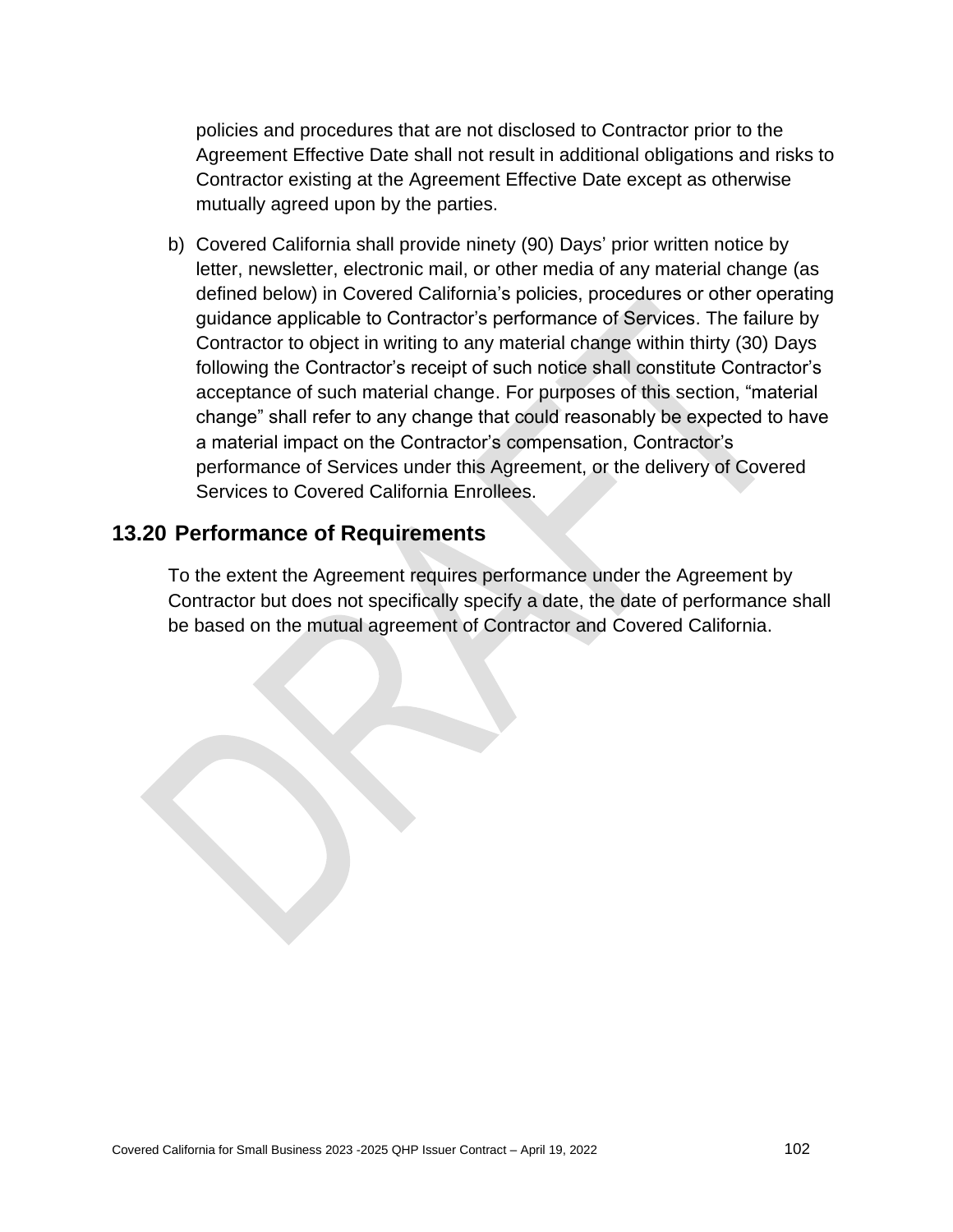policies and procedures that are not disclosed to Contractor prior to the Agreement Effective Date shall not result in additional obligations and risks to Contractor existing at the Agreement Effective Date except as otherwise mutually agreed upon by the parties.

b) Covered California shall provide ninety (90) Days' prior written notice by letter, newsletter, electronic mail, or other media of any material change (as defined below) in Covered California's policies, procedures or other operating guidance applicable to Contractor's performance of Services. The failure by Contractor to object in writing to any material change within thirty (30) Days following the Contractor's receipt of such notice shall constitute Contractor's acceptance of such material change. For purposes of this section, "material change" shall refer to any change that could reasonably be expected to have a material impact on the Contractor's compensation, Contractor's performance of Services under this Agreement, or the delivery of Covered Services to Covered California Enrollees.

## 13.20 Performance of Requirements

To the extent the Agreement requires performance under the Agreement by Contractor but does not specifically specify a date, the date of performance shall be based on the mutual agreement of Contractor and Covered California.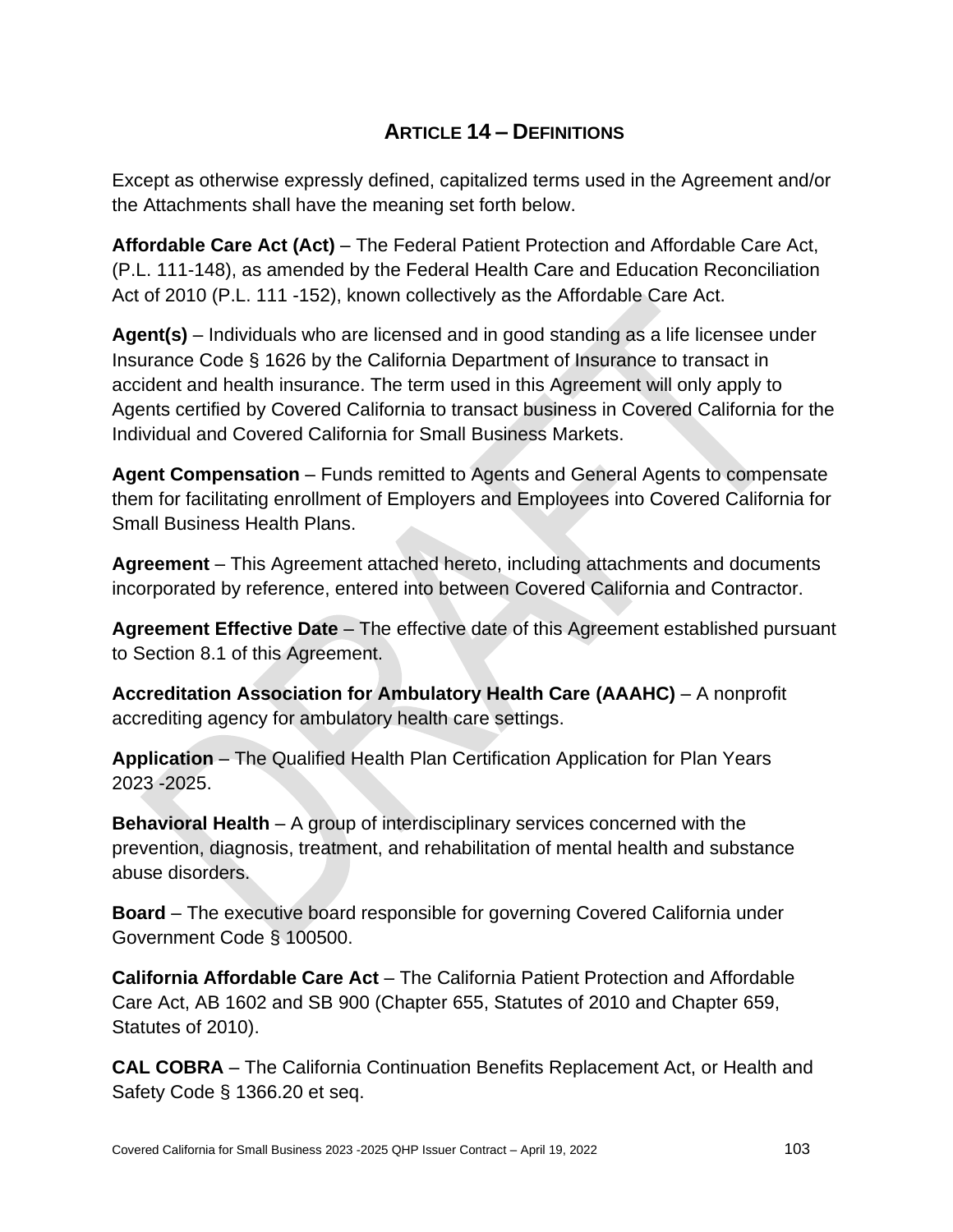## ARTICLE 14 – DEFINITIONS

Except as otherwise expressly defined, capitalized terms used in the Agreement and/or the Attachments shall have the meaning set forth below.

**Affordable Care Act (Act)** – The Federal Patient Protection and Affordable Care Act, (P.L. 111-148), as amended by the Federal Health Care and Education Reconciliation Act of 2010 (P.L. 111 -152), known collectively as the Affordable Care Act.

**Agent(s)** – Individuals who are licensed and in good standing as a life licensee under Insurance Code § 1626 by the California Department of Insurance to transact in accident and health insurance. The term used in this Agreement will only apply to Agents certified by Covered California to transact business in Covered California for the Individual and Covered California for Small Business Markets.

**Agent Compensation** – Funds remitted to Agents and General Agents to compensate them for facilitating enrollment of Employers and Employees into Covered California for Small Business Health Plans.

**Agreement** – This Agreement attached hereto, including attachments and documents incorporated by reference, entered into between Covered California and Contractor.

**Agreement Effective Date** – The effective date of this Agreement established pursuant to Section 8.1 of this Agreement.

**Accreditation Association for Ambulatory Health Care (AAAHC)** – A nonprofit accrediting agency for ambulatory health care settings.

**Application** – The Qualified Health Plan Certification Application for Plan Years 2023 -2025.

**Behavioral Health** – A group of interdisciplinary services concerned with the prevention, diagnosis, treatment, and rehabilitation of mental health and substance abuse disorders.

**Board** – The executive board responsible for governing Covered California under Government Code § 100500.

**California Affordable Care Act** – The California Patient Protection and Affordable Care Act, AB 1602 and SB 900 (Chapter 655, Statutes of 2010 and Chapter 659, Statutes of 2010).

**CAL COBRA** – The California Continuation Benefits Replacement Act, or Health and Safety Code § 1366.20 et seq.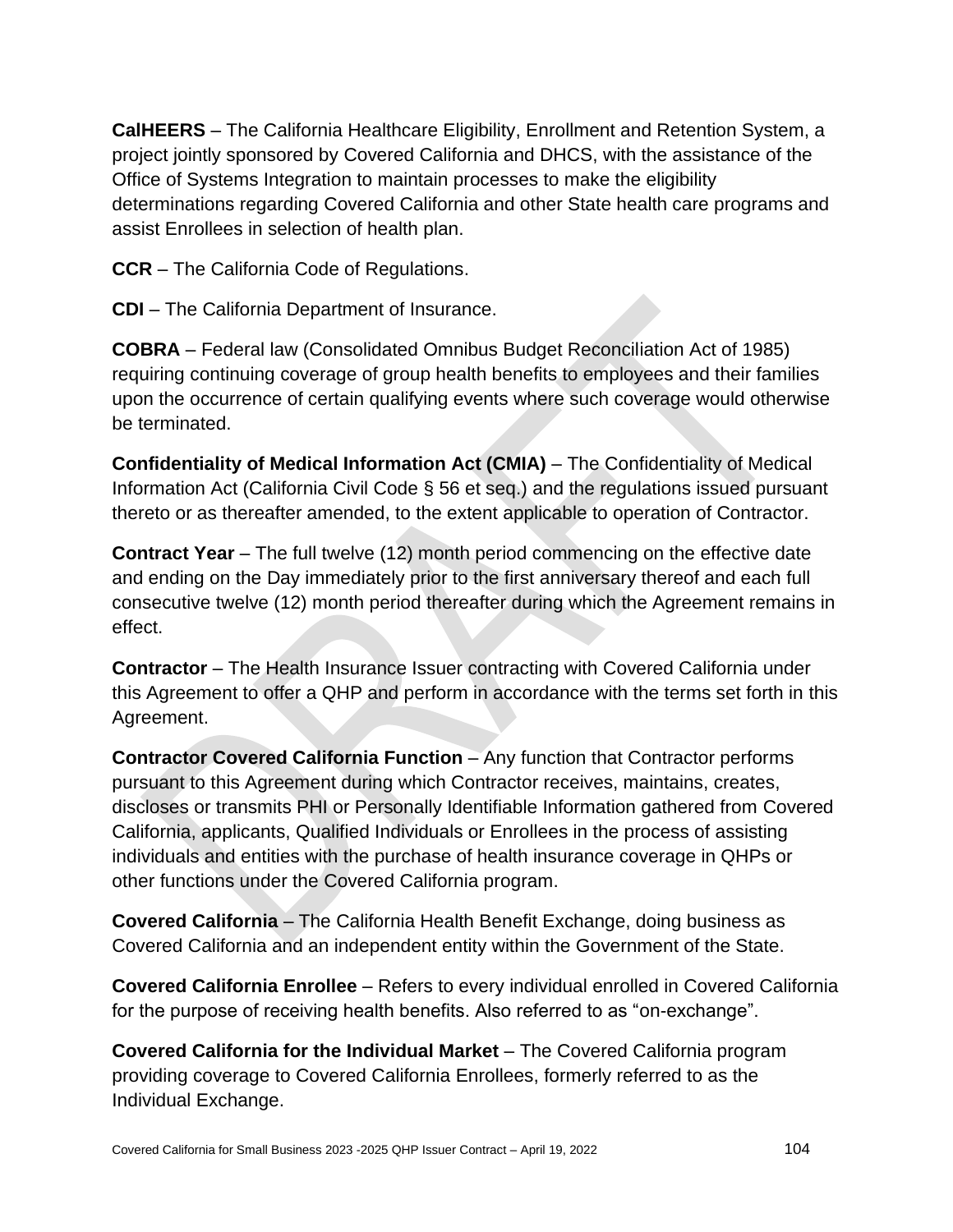**CalHEERS** – The California Healthcare Eligibility, Enrollment and Retention System, a project jointly sponsored by Covered California and DHCS, with the assistance of the Office of Systems Integration to maintain processes to make the eligibility determinations regarding Covered California and other State health care programs and assist Enrollees in selection of health plan.

**CCR** – The California Code of Regulations.

**CDI** – The California Department of Insurance.

**COBRA** – Federal law (Consolidated Omnibus Budget Reconciliation Act of 1985) requiring continuing coverage of group health benefits to employees and their families upon the occurrence of certain qualifying events where such coverage would otherwise be terminated.

**Confidentiality of Medical Information Act (CMIA)** – The Confidentiality of Medical Information Act (California Civil Code § 56 et seq.) and the regulations issued pursuant thereto or as thereafter amended, to the extent applicable to operation of Contractor.

**Contract Year** – The full twelve (12) month period commencing on the effective date and ending on the Day immediately prior to the first anniversary thereof and each full consecutive twelve (12) month period thereafter during which the Agreement remains in effect.

**Contractor** – The Health Insurance Issuer contracting with Covered California under this Agreement to offer a QHP and perform in accordance with the terms set forth in this Agreement.

**Contractor Covered California Function** – Any function that Contractor performs pursuant to this Agreement during which Contractor receives, maintains, creates, discloses or transmits PHI or Personally Identifiable Information gathered from Covered California, applicants, Qualified Individuals or Enrollees in the process of assisting individuals and entities with the purchase of health insurance coverage in QHPs or other functions under the Covered California program.

**Covered California** – The California Health Benefit Exchange, doing business as Covered California and an independent entity within the Government of the State.

**Covered California Enrollee** – Refers to every individual enrolled in Covered California for the purpose of receiving health benefits. Also referred to as "on-exchange".

**Covered California for the Individual Market** – The Covered California program providing coverage to Covered California Enrollees, formerly referred to as the Individual Exchange.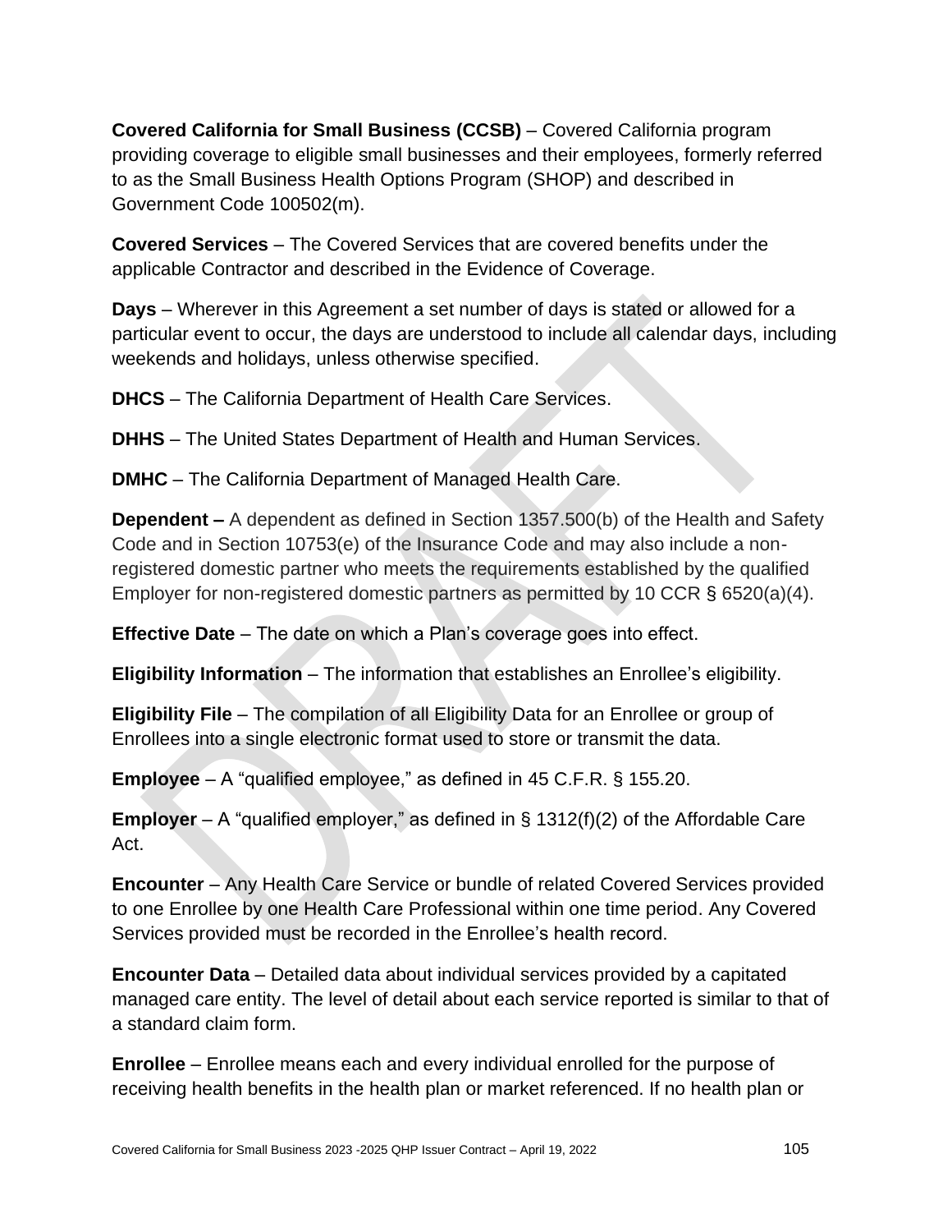**Covered California for Small Business (CCSB)** – Covered California program providing coverage to eligible small businesses and their employees, formerly referred to as the Small Business Health Options Program (SHOP) and described in Government Code 100502(m).

**Covered Services** – The Covered Services that are covered benefits under the applicable Contractor and described in the Evidence of Coverage.

**Days** – Wherever in this Agreement a set number of days is stated or allowed for a particular event to occur, the days are understood to include all calendar days, including weekends and holidays, unless otherwise specified.

**DHCS** – The California Department of Health Care Services.

**DHHS** – The United States Department of Health and Human Services.

**DMHC** – The California Department of Managed Health Care.

**Dependent –** A dependent as defined in Section 1357.500(b) of the Health and Safety Code and in Section 10753(e) of the Insurance Code and may also include a non-registered domestic partner who meets the requirements established by the qualified Employer for non-registered domestic partners as permitted by 10 CCR § 6520(a)(4).

**Effective Date** – The date on which a Plan's coverage goes into effect.

**Eligibility Information** – The information that establishes an Enrollee's eligibility.

**Eligibility File** – The compilation of all Eligibility Data for an Enrollee or group of Enrollees into a single electronic format used to store or transmit the data.

**Employee** – A "qualified employee," as defined in 45 C.F.R. § 155.20.

**Employer** – A "qualified employer," as defined in § 1312(f)(2) of the Affordable Care Act.

**Encounter** – Any Health Care Service or bundle of related Covered Services provided to one Enrollee by one Health Care Professional within one time period. Any Covered Services provided must be recorded in the Enrollee's health record.

**Encounter Data** – Detailed data about individual services provided by a capitated managed care entity. The level of detail about each service reported is similar to that of a standard claim form.

**Enrollee** – Enrollee means each and every individual enrolled for the purpose of receiving health benefits in the health plan or market referenced. If no health plan or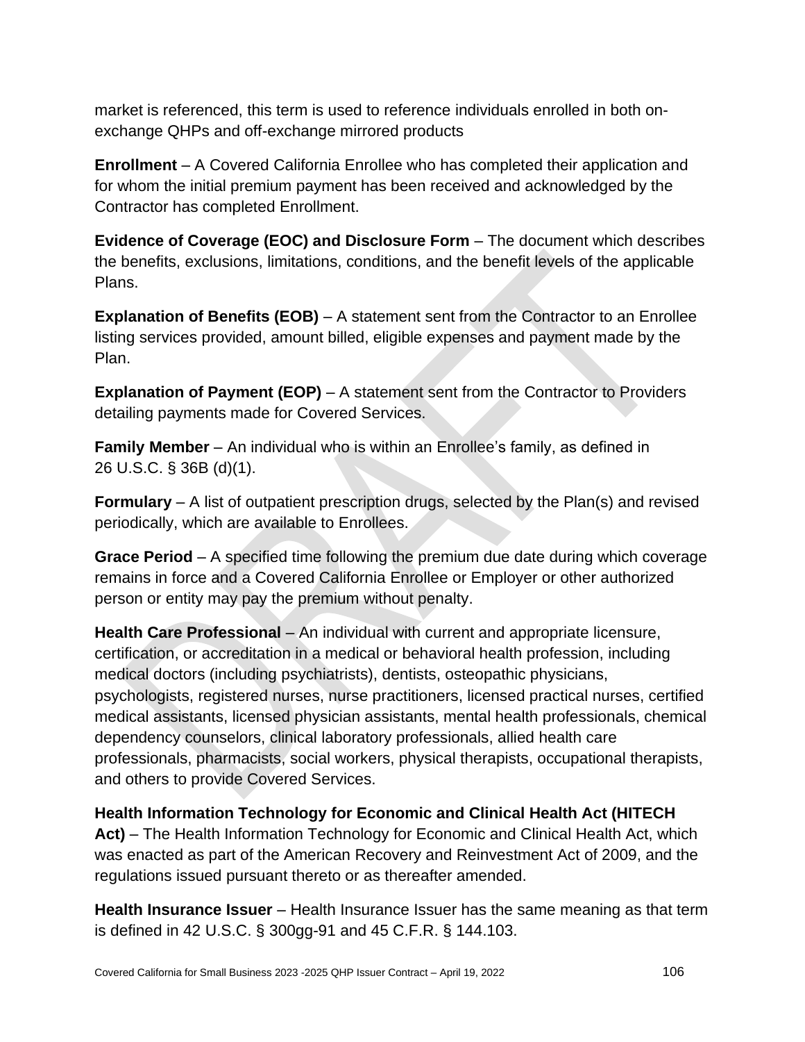market is referenced, this term is used to reference individuals enrolled in both on-exchange QHPs and off-exchange mirrored products

**Enrollment** – A Covered California Enrollee who has completed their application and for whom the initial premium payment has been received and acknowledged by the Contractor has completed Enrollment.

**Evidence of Coverage (EOC) and Disclosure Form** – The document which describes the benefits, exclusions, limitations, conditions, and the benefit levels of the applicable Plans.

**Explanation of Benefits (EOB)** – A statement sent from the Contractor to an Enrollee listing services provided, amount billed, eligible expenses and payment made by the Plan.

**Explanation of Payment (EOP)** – A statement sent from the Contractor to Providers detailing payments made for Covered Services.

**Family Member** – An individual who is within an Enrollee's family, as defined in 26 U.S.C. § 36B (d)(1).

**Formulary** – A list of outpatient prescription drugs, selected by the Plan(s) and revised periodically, which are available to Enrollees.

**Grace Period** – A specified time following the premium due date during which coverage remains in force and a Covered California Enrollee or Employer or other authorized person or entity may pay the premium without penalty.

**Health Care Professional** – An individual with current and appropriate licensure, certification, or accreditation in a medical or behavioral health profession, including medical doctors (including psychiatrists), dentists, osteopathic physicians, psychologists, registered nurses, nurse practitioners, licensed practical nurses, certified medical assistants, licensed physician assistants, mental health professionals, chemical dependency counselors, clinical laboratory professionals, allied health care professionals, pharmacists, social workers, physical therapists, occupational therapists, and others to provide Covered Services.

**Health Information Technology for Economic and Clinical Health Act (HITECH Act)** – The Health Information Technology for Economic and Clinical Health Act, which was enacted as part of the American Recovery and Reinvestment Act of 2009, and the regulations issued pursuant thereto or as thereafter amended.

**Health Insurance Issuer** – Health Insurance Issuer has the same meaning as that term is defined in 42 U.S.C. § 300gg-91 and 45 C.F.R. § 144.103.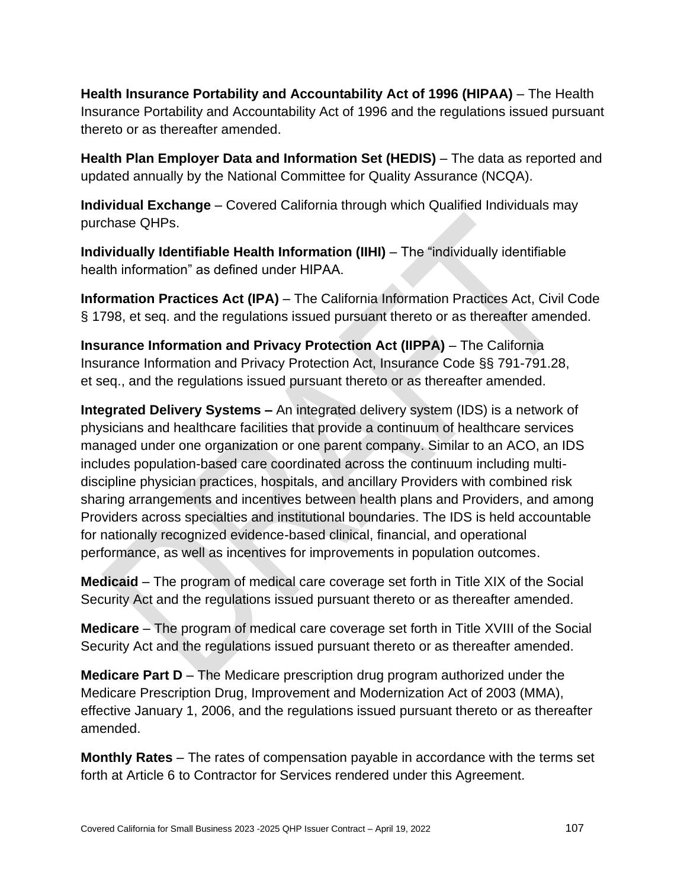**Health Insurance Portability and Accountability Act of 1996 (HIPAA)** – The Health Insurance Portability and Accountability Act of 1996 and the regulations issued pursuant thereto or as thereafter amended.

**Health Plan Employer Data and Information Set (HEDIS)** – The data as reported and updated annually by the National Committee for Quality Assurance (NCQA).

**Individual Exchange** – Covered California through which Qualified Individuals may purchase QHPs.

**Individually Identifiable Health Information (IIHI)** – The "individually identifiable health information" as defined under HIPAA.

**Information Practices Act (IPA)** – The California Information Practices Act, Civil Code § 1798, et seq. and the regulations issued pursuant thereto or as thereafter amended.

**Insurance Information and Privacy Protection Act (IIPPA)** – The California Insurance Information and Privacy Protection Act, Insurance Code §§ 791-791.28, et seq., and the regulations issued pursuant thereto or as thereafter amended.

**Integrated Delivery Systems –** An integrated delivery system (IDS) is a network of physicians and healthcare facilities that provide a continuum of healthcare services managed under one organization or one parent company. Similar to an ACO, an IDS includes population-based care coordinated across the continuum including multi-discipline physician practices, hospitals, and ancillary Providers with combined risk sharing arrangements and incentives between health plans and Providers, and among Providers across specialties and institutional boundaries. The IDS is held accountable for nationally recognized evidence-based clinical, financial, and operational performance, as well as incentives for improvements in population outcomes.

**Medicaid** – The program of medical care coverage set forth in Title XIX of the Social Security Act and the regulations issued pursuant thereto or as thereafter amended.

**Medicare** – The program of medical care coverage set forth in Title XVIII of the Social Security Act and the regulations issued pursuant thereto or as thereafter amended.

**Medicare Part D** – The Medicare prescription drug program authorized under the Medicare Prescription Drug, Improvement and Modernization Act of 2003 (MMA), effective January 1, 2006, and the regulations issued pursuant thereto or as thereafter amended.

**Monthly Rates** – The rates of compensation payable in accordance with the terms set forth at Article 6 to Contractor for Services rendered under this Agreement.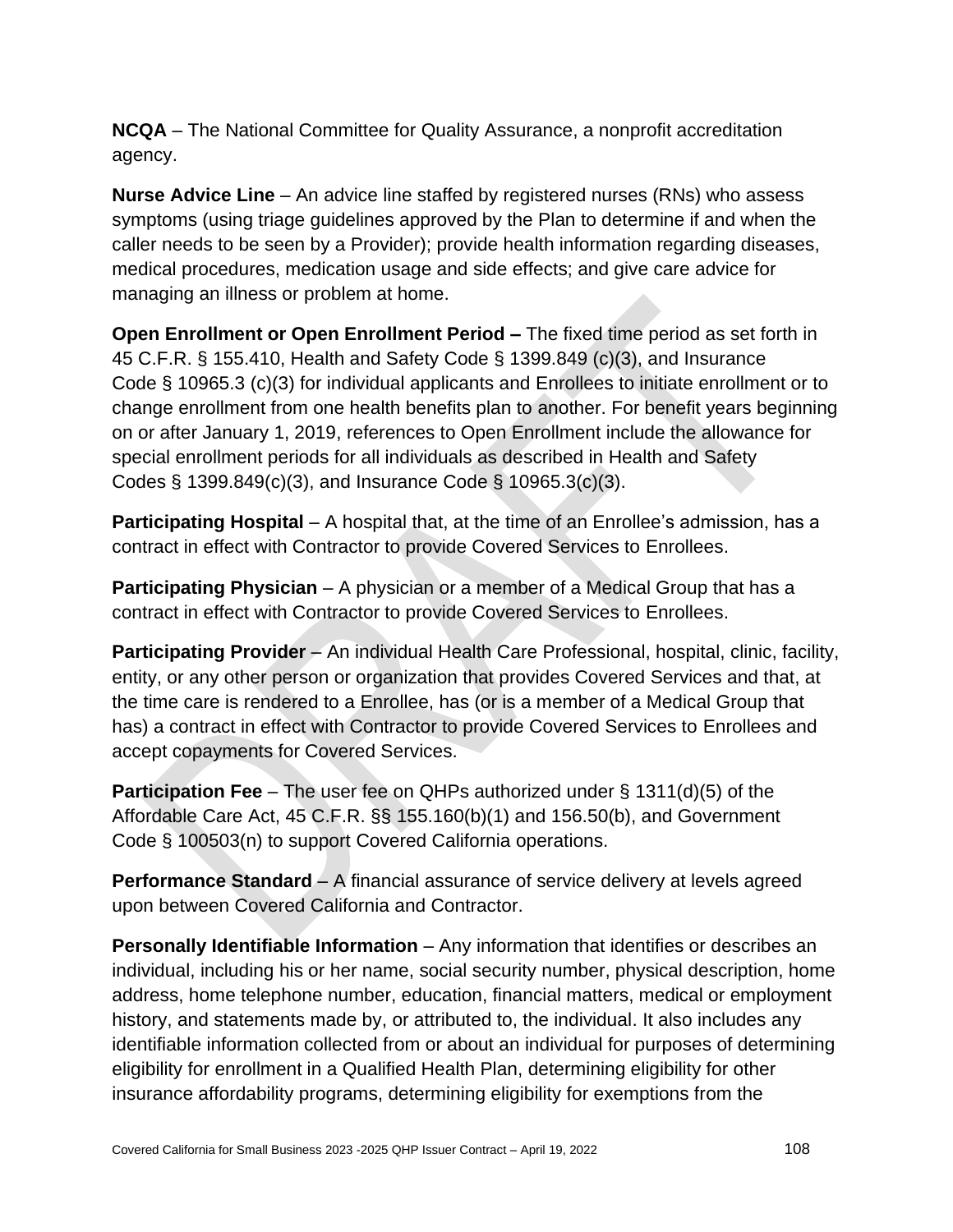**NCQA** – The National Committee for Quality Assurance, a nonprofit accreditation agency.

**Nurse Advice Line** – An advice line staffed by registered nurses (RNs) who assess symptoms (using triage guidelines approved by the Plan to determine if and when the caller needs to be seen by a Provider); provide health information regarding diseases, medical procedures, medication usage and side effects; and give care advice for managing an illness or problem at home.

**Open Enrollment or Open Enrollment Period –** The fixed time period as set forth in 45 C.F.R. § 155.410, Health and Safety Code § 1399.849 (c)(3), and Insurance Code § 10965.3 (c)(3) for individual applicants and Enrollees to initiate enrollment or to change enrollment from one health benefits plan to another. For benefit years beginning on or after January 1, 2019, references to Open Enrollment include the allowance for special enrollment periods for all individuals as described in Health and Safety Codes § 1399.849(c)(3), and Insurance Code § 10965.3(c)(3).

**Participating Hospital** – A hospital that, at the time of an Enrollee's admission, has a contract in effect with Contractor to provide Covered Services to Enrollees.

**Participating Physician** – A physician or a member of a Medical Group that has a contract in effect with Contractor to provide Covered Services to Enrollees.

**Participating Provider** – An individual Health Care Professional, hospital, clinic, facility, entity, or any other person or organization that provides Covered Services and that, at the time care is rendered to a Enrollee, has (or is a member of a Medical Group that has) a contract in effect with Contractor to provide Covered Services to Enrollees and accept copayments for Covered Services.

**Participation Fee** – The user fee on QHPs authorized under § 1311(d)(5) of the Affordable Care Act, 45 C.F.R. §§ 155.160(b)(1) and 156.50(b), and Government Code § 100503(n) to support Covered California operations.

**Performance Standard** – A financial assurance of service delivery at levels agreed upon between Covered California and Contractor.

**Personally Identifiable Information** – Any information that identifies or describes an individual, including his or her name, social security number, physical description, home address, home telephone number, education, financial matters, medical or employment history, and statements made by, or attributed to, the individual. It also includes any identifiable information collected from or about an individual for purposes of determining eligibility for enrollment in a Qualified Health Plan, determining eligibility for other insurance affordability programs, determining eligibility for exemptions from the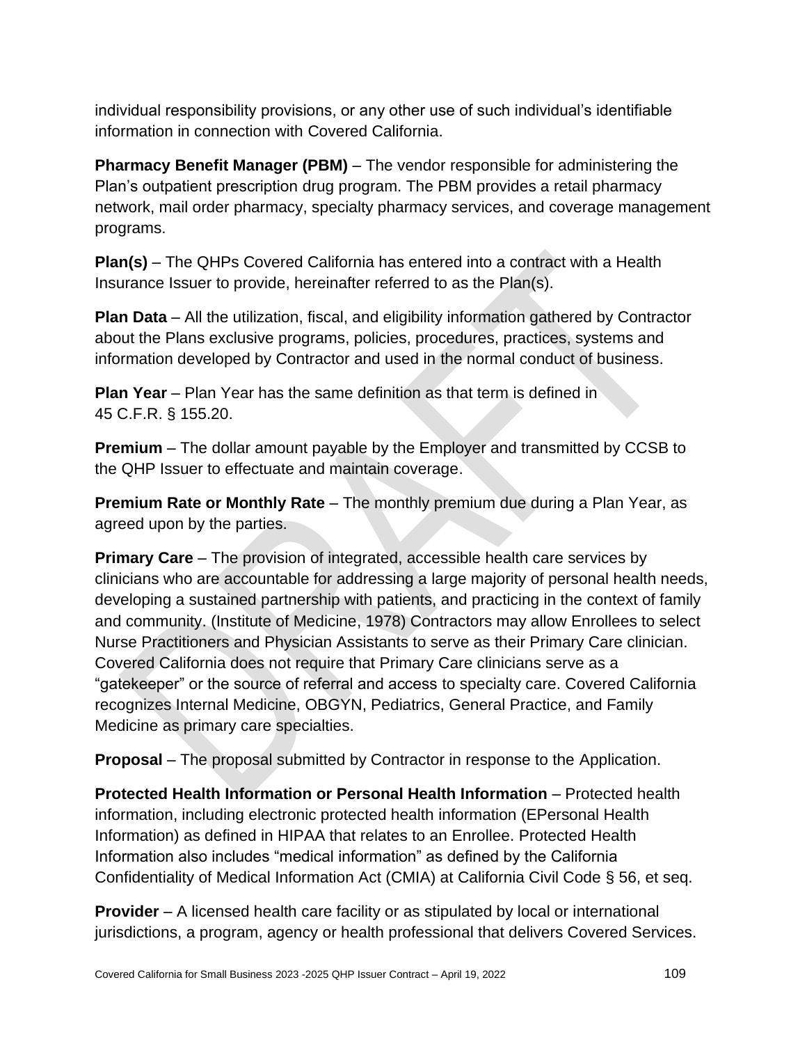individual responsibility provisions, or any other use of such individual's identifiable information in connection with Covered California.

**Pharmacy Benefit Manager (PBM)** – The vendor responsible for administering the Plan's outpatient prescription drug program. The PBM provides a retail pharmacy network, mail order pharmacy, specialty pharmacy services, and coverage management programs.

**Plan(s)** – The QHPs Covered California has entered into a contract with a Health Insurance Issuer to provide, hereinafter referred to as the Plan(s).

**Plan Data** – All the utilization, fiscal, and eligibility information gathered by Contractor about the Plans exclusive programs, policies, procedures, practices, systems and information developed by Contractor and used in the normal conduct of business.

**Plan Year** – Plan Year has the same definition as that term is defined in 45 C.F.R. § 155.20.

**Premium** – The dollar amount payable by the Employer and transmitted by CCSB to the QHP Issuer to effectuate and maintain coverage.

**Premium Rate or Monthly Rate** – The monthly premium due during a Plan Year, as agreed upon by the parties.

**Primary Care** – The provision of integrated, accessible health care services by clinicians who are accountable for addressing a large majority of personal health needs, developing a sustained partnership with patients, and practicing in the context of family and community. (Institute of Medicine, 1978) Contractors may allow Enrollees to select Nurse Practitioners and Physician Assistants to serve as their Primary Care clinician. Covered California does not require that Primary Care clinicians serve as a "gatekeeper" or the source of referral and access to specialty care. Covered California recognizes Internal Medicine, OBGYN, Pediatrics, General Practice, and Family Medicine as primary care specialties.

**Proposal** – The proposal submitted by Contractor in response to the Application.

**Protected Health Information or Personal Health Information** – Protected health information, including electronic protected health information (EPersonal Health Information) as defined in HIPAA that relates to an Enrollee. Protected Health Information also includes "medical information" as defined by the California Confidentiality of Medical Information Act (CMIA) at California Civil Code § 56, et seq.

**Provider** – A licensed health care facility or as stipulated by local or international jurisdictions, a program, agency or health professional that delivers Covered Services.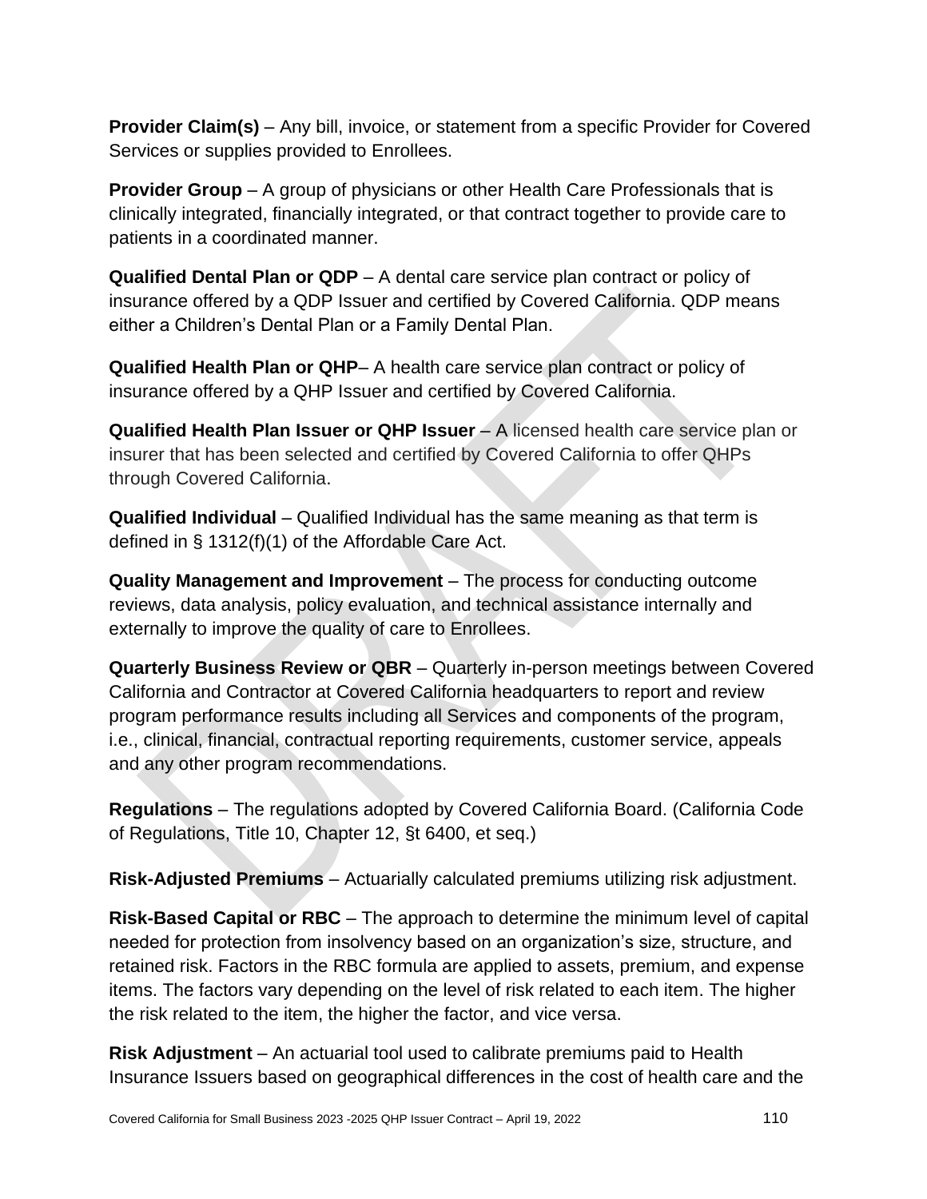**Provider Claim(s)** – Any bill, invoice, or statement from a specific Provider for Covered Services or supplies provided to Enrollees.

**Provider Group** – A group of physicians or other Health Care Professionals that is clinically integrated, financially integrated, or that contract together to provide care to patients in a coordinated manner.

**Qualified Dental Plan or QDP** – A dental care service plan contract or policy of insurance offered by a QDP Issuer and certified by Covered California. QDP means either a Children's Dental Plan or a Family Dental Plan.

**Qualified Health Plan or QHP**– A health care service plan contract or policy of insurance offered by a QHP Issuer and certified by Covered California.

**Qualified Health Plan Issuer or QHP Issuer** – A licensed health care service plan or insurer that has been selected and certified by Covered California to offer QHPs through Covered California.

**Qualified Individual** – Qualified Individual has the same meaning as that term is defined in § 1312(f)(1) of the Affordable Care Act.

**Quality Management and Improvement** – The process for conducting outcome reviews, data analysis, policy evaluation, and technical assistance internally and externally to improve the quality of care to Enrollees.

**Quarterly Business Review or QBR** – Quarterly in-person meetings between Covered California and Contractor at Covered California headquarters to report and review program performance results including all Services and components of the program, i.e., clinical, financial, contractual reporting requirements, customer service, appeals and any other program recommendations.

**Regulations** – The regulations adopted by Covered California Board. (California Code of Regulations, Title 10, Chapter 12, §t 6400, et seq.)

**Risk-Adjusted Premiums** – Actuarially calculated premiums utilizing risk adjustment.

**Risk-Based Capital or RBC** – The approach to determine the minimum level of capital needed for protection from insolvency based on an organization's size, structure, and retained risk. Factors in the RBC formula are applied to assets, premium, and expense items. The factors vary depending on the level of risk related to each item. The higher the risk related to the item, the higher the factor, and vice versa.

**Risk Adjustment** – An actuarial tool used to calibrate premiums paid to Health Insurance Issuers based on geographical differences in the cost of health care and the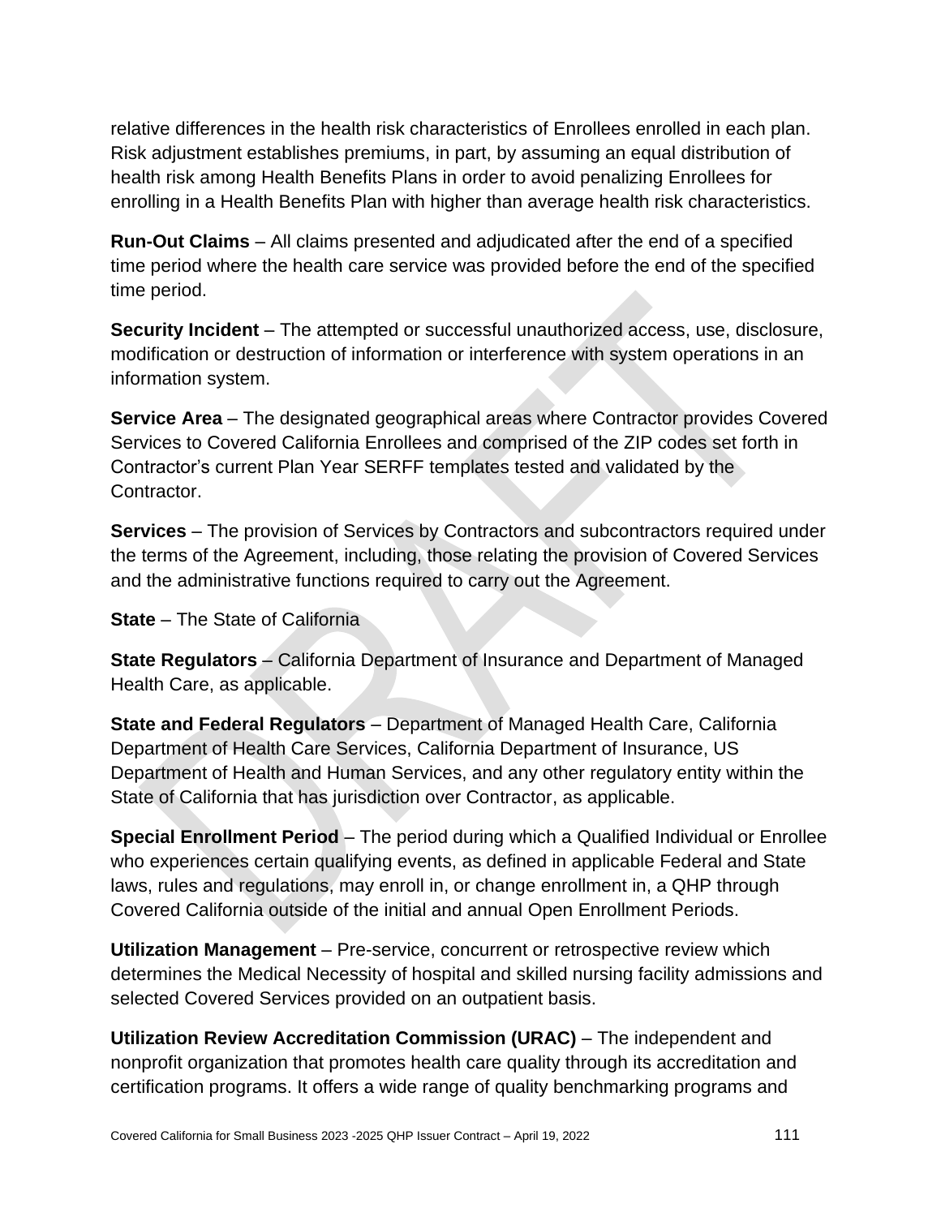relative differences in the health risk characteristics of Enrollees enrolled in each plan. Risk adjustment establishes premiums, in part, by assuming an equal distribution of health risk among Health Benefits Plans in order to avoid penalizing Enrollees for enrolling in a Health Benefits Plan with higher than average health risk characteristics.

**Run-Out Claims** – All claims presented and adjudicated after the end of a specified time period where the health care service was provided before the end of the specified time period.

**Security Incident** – The attempted or successful unauthorized access, use, disclosure, modification or destruction of information or interference with system operations in an information system.

**Service Area** – The designated geographical areas where Contractor provides Covered Services to Covered California Enrollees and comprised of the ZIP codes set forth in Contractor's current Plan Year SERFF templates tested and validated by the Contractor.

**Services** – The provision of Services by Contractors and subcontractors required under the terms of the Agreement, including, those relating the provision of Covered Services and the administrative functions required to carry out the Agreement.

**State** – The State of California

**State Regulators** – California Department of Insurance and Department of Managed Health Care, as applicable.

**State and Federal Regulators** – Department of Managed Health Care, California Department of Health Care Services, California Department of Insurance, US Department of Health and Human Services, and any other regulatory entity within the State of California that has jurisdiction over Contractor, as applicable.

**Special Enrollment Period** – The period during which a Qualified Individual or Enrollee who experiences certain qualifying events, as defined in applicable Federal and State laws, rules and regulations, may enroll in, or change enrollment in, a QHP through Covered California outside of the initial and annual Open Enrollment Periods.

**Utilization Management** – Pre-service, concurrent or retrospective review which determines the Medical Necessity of hospital and skilled nursing facility admissions and selected Covered Services provided on an outpatient basis.

**Utilization Review Accreditation Commission (URAC)** – The independent and nonprofit organization that promotes health care quality through its accreditation and certification programs. It offers a wide range of quality benchmarking programs and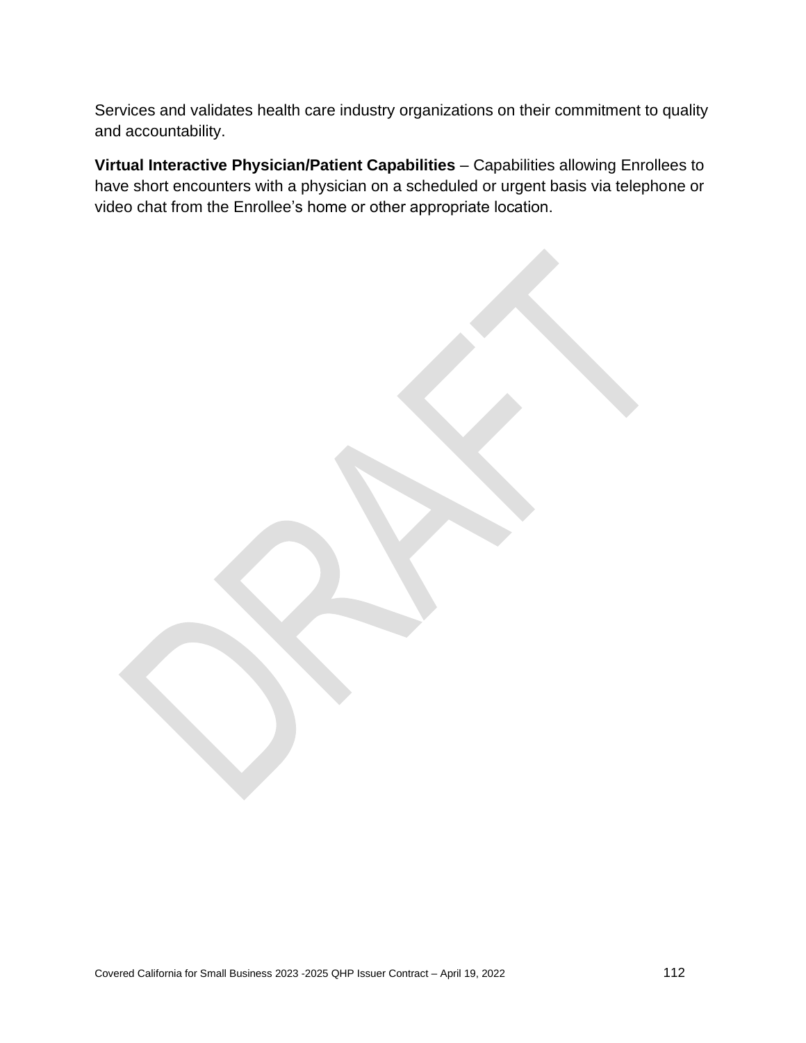Services and validates health care industry organizations on their commitment to quality and accountability.

**Virtual Interactive Physician/Patient Capabilities** – Capabilities allowing Enrollees to have short encounters with a physician on a scheduled or urgent basis via telephone or video chat from the Enrollee's home or other appropriate location.